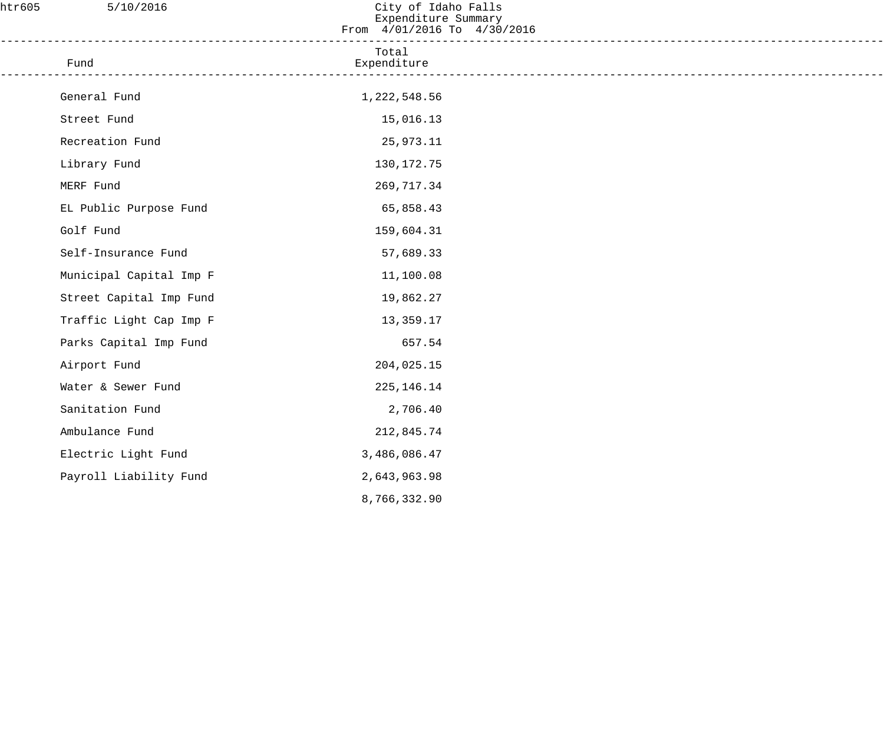htr605 5/10/2016

# City of Idaho Falls
## Expenditure Summary
From 4/01/2016 To 4/30/2016

| Fund | Total Expenditure |
|---|---:|
| General Fund | 1,222,548.56 |
| Street Fund | 15,016.13 |
| Recreation Fund | 25,973.11 |
| Library Fund | 130,172.75 |
| MERF Fund | 269,717.34 |
| EL Public Purpose Fund | 65,858.43 |
| Golf Fund | 159,604.31 |
| Self-Insurance Fund | 57,689.33 |
| Municipal Capital Imp F | 11,100.08 |
| Street Capital Imp Fund | 19,862.27 |
| Traffic Light Cap Imp F | 13,359.17 |
| Parks Capital Imp Fund | 657.54 |
| Airport Fund | 204,025.15 |
| Water & Sewer Fund | 225,146.14 |
| Sanitation Fund | 2,706.40 |
| Ambulance Fund | 212,845.74 |
| Electric Light Fund | 3,486,086.47 |
| Payroll Liability Fund | 2,643,963.98 |
| | 8,766,332.90 |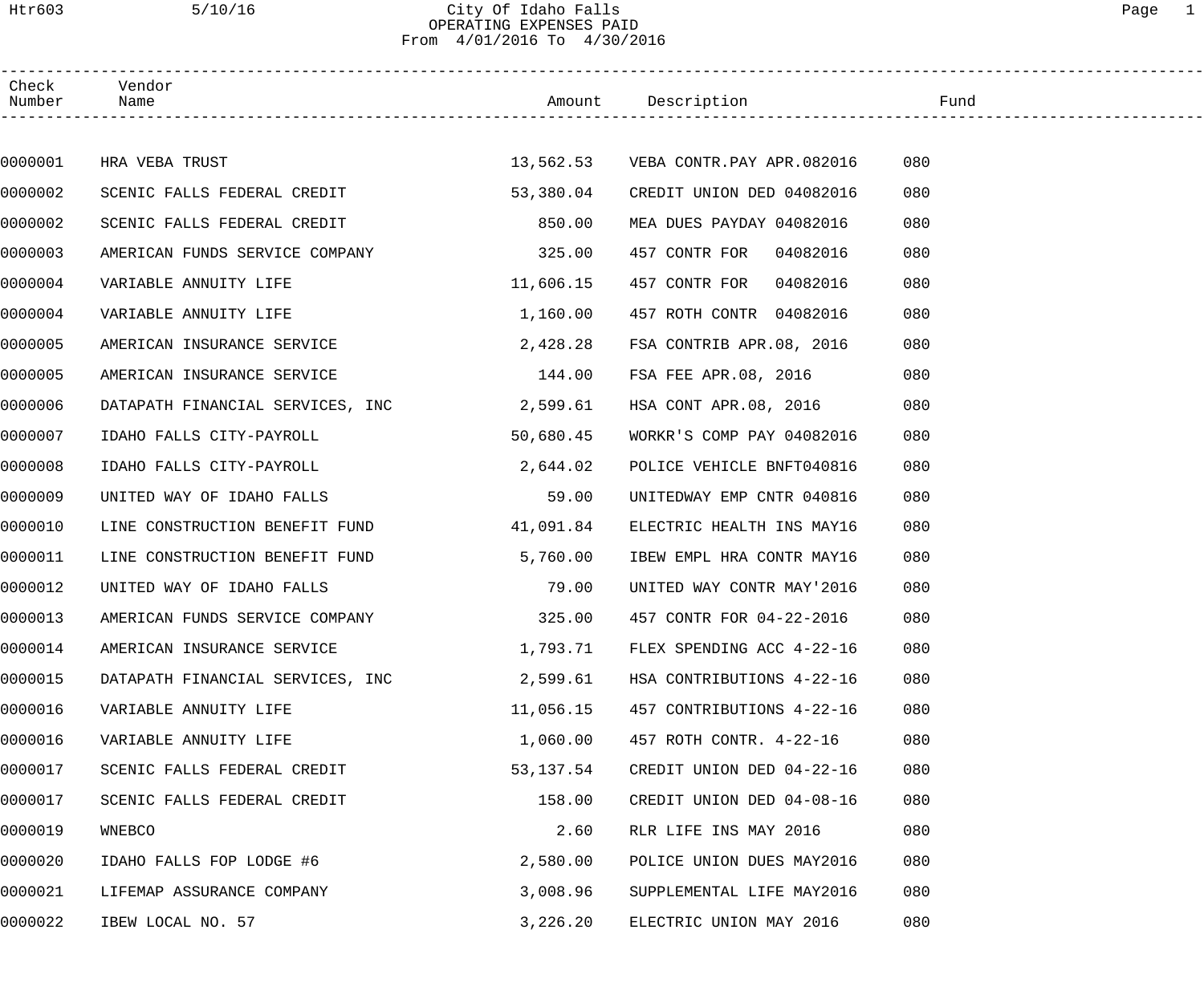# City Of Idaho Falls
## OPERATING EXPENSES PAID
From 4/01/2016 To 4/30/2016

| Check Number | Vendor Name | Amount | Description | Fund |
|---|---|---|---|---|
| 0000001 | HRA VEBA TRUST | 13,562.53 | VEBA CONTR.PAY APR.082016 | 080 |
| 0000002 | SCENIC FALLS FEDERAL CREDIT | 53,380.04 | CREDIT UNION DED 04082016 | 080 |
| 0000002 | SCENIC FALLS FEDERAL CREDIT | 850.00 | MEA DUES PAYDAY 04082016 | 080 |
| 0000003 | AMERICAN FUNDS SERVICE COMPANY | 325.00 | 457 CONTR FOR 04082016 | 080 |
| 0000004 | VARIABLE ANNUITY LIFE | 11,606.15 | 457 CONTR FOR 04082016 | 080 |
| 0000004 | VARIABLE ANNUITY LIFE | 1,160.00 | 457 ROTH CONTR 04082016 | 080 |
| 0000005 | AMERICAN INSURANCE SERVICE | 2,428.28 | FSA CONTRIB APR.08, 2016 | 080 |
| 0000005 | AMERICAN INSURANCE SERVICE | 144.00 | FSA FEE APR.08, 2016 | 080 |
| 0000006 | DATAPATH FINANCIAL SERVICES, INC | 2,599.61 | HSA CONT APR.08, 2016 | 080 |
| 0000007 | IDAHO FALLS CITY-PAYROLL | 50,680.45 | WORKR'S COMP PAY 04082016 | 080 |
| 0000008 | IDAHO FALLS CITY-PAYROLL | 2,644.02 | POLICE VEHICLE BNFT040816 | 080 |
| 0000009 | UNITED WAY OF IDAHO FALLS | 59.00 | UNITEDWAY EMP CNTR 040816 | 080 |
| 0000010 | LINE CONSTRUCTION BENEFIT FUND | 41,091.84 | ELECTRIC HEALTH INS MAY16 | 080 |
| 0000011 | LINE CONSTRUCTION BENEFIT FUND | 5,760.00 | IBEW EMPL HRA CONTR MAY16 | 080 |
| 0000012 | UNITED WAY OF IDAHO FALLS | 79.00 | UNITED WAY CONTR MAY'2016 | 080 |
| 0000013 | AMERICAN FUNDS SERVICE COMPANY | 325.00 | 457 CONTR FOR 04-22-2016 | 080 |
| 0000014 | AMERICAN INSURANCE SERVICE | 1,793.71 | FLEX SPENDING ACC 4-22-16 | 080 |
| 0000015 | DATAPATH FINANCIAL SERVICES, INC | 2,599.61 | HSA CONTRIBUTIONS 4-22-16 | 080 |
| 0000016 | VARIABLE ANNUITY LIFE | 11,056.15 | 457 CONTRIBUTIONS 4-22-16 | 080 |
| 0000016 | VARIABLE ANNUITY LIFE | 1,060.00 | 457 ROTH CONTR. 4-22-16 | 080 |
| 0000017 | SCENIC FALLS FEDERAL CREDIT | 53,137.54 | CREDIT UNION DED 04-22-16 | 080 |
| 0000017 | SCENIC FALLS FEDERAL CREDIT | 158.00 | CREDIT UNION DED 04-08-16 | 080 |
| 0000019 | WNEBCO | 2.60 | RLR LIFE INS MAY 2016 | 080 |
| 0000020 | IDAHO FALLS FOP LODGE #6 | 2,580.00 | POLICE UNION DUES MAY2016 | 080 |
| 0000021 | LIFEMAP ASSURANCE COMPANY | 3,008.96 | SUPPLEMENTAL LIFE MAY2016 | 080 |
| 0000022 | IBEW LOCAL NO. 57 | 3,226.20 | ELECTRIC UNION MAY 2016 | 080 |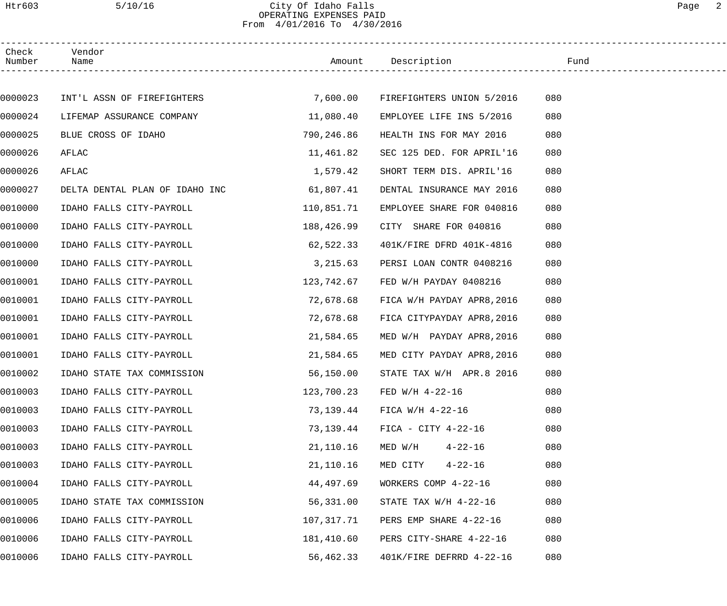| Check Number | Vendor Name | Amount | Description | Fund |
|---|---|---|---|---|
| 0000023 | INT'L ASSN OF FIREFIGHTERS | 7,600.00 | FIREFIGHTERS UNION 5/2016 | 080 |
| 0000024 | LIFEMAP ASSURANCE COMPANY | 11,080.40 | EMPLOYEE LIFE INS 5/2016 | 080 |
| 0000025 | BLUE CROSS OF IDAHO | 790,246.86 | HEALTH INS FOR MAY 2016 | 080 |
| 0000026 | AFLAC | 11,461.82 | SEC 125 DED. FOR APRIL'16 | 080 |
| 0000026 | AFLAC | 1,579.42 | SHORT TERM DIS. APRIL'16 | 080 |
| 0000027 | DELTA DENTAL PLAN OF IDAHO INC | 61,807.41 | DENTAL INSURANCE MAY 2016 | 080 |
| 0010000 | IDAHO FALLS CITY-PAYROLL | 110,851.71 | EMPLOYEE SHARE FOR 040816 | 080 |
| 0010000 | IDAHO FALLS CITY-PAYROLL | 188,426.99 | CITY SHARE FOR 040816 | 080 |
| 0010000 | IDAHO FALLS CITY-PAYROLL | 62,522.33 | 401K/FIRE DFRD 401K-4816 | 080 |
| 0010000 | IDAHO FALLS CITY-PAYROLL | 3,215.63 | PERSI LOAN CONTR 0408216 | 080 |
| 0010001 | IDAHO FALLS CITY-PAYROLL | 123,742.67 | FED W/H PAYDAY 0408216 | 080 |
| 0010001 | IDAHO FALLS CITY-PAYROLL | 72,678.68 | FICA W/H PAYDAY APR8,2016 | 080 |
| 0010001 | IDAHO FALLS CITY-PAYROLL | 72,678.68 | FICA CITYPAYDAY APR8,2016 | 080 |
| 0010001 | IDAHO FALLS CITY-PAYROLL | 21,584.65 | MED W/H PAYDAY APR8,2016 | 080 |
| 0010001 | IDAHO FALLS CITY-PAYROLL | 21,584.65 | MED CITY PAYDAY APR8,2016 | 080 |
| 0010002 | IDAHO STATE TAX COMMISSION | 56,150.00 | STATE TAX W/H APR.8 2016 | 080 |
| 0010003 | IDAHO FALLS CITY-PAYROLL | 123,700.23 | FED W/H 4-22-16 | 080 |
| 0010003 | IDAHO FALLS CITY-PAYROLL | 73,139.44 | FICA W/H 4-22-16 | 080 |
| 0010003 | IDAHO FALLS CITY-PAYROLL | 73,139.44 | FICA - CITY 4-22-16 | 080 |
| 0010003 | IDAHO FALLS CITY-PAYROLL | 21,110.16 | MED W/H 4-22-16 | 080 |
| 0010003 | IDAHO FALLS CITY-PAYROLL | 21,110.16 | MED CITY 4-22-16 | 080 |
| 0010004 | IDAHO FALLS CITY-PAYROLL | 44,497.69 | WORKERS COMP 4-22-16 | 080 |
| 0010005 | IDAHO STATE TAX COMMISSION | 56,331.00 | STATE TAX W/H 4-22-16 | 080 |
| 0010006 | IDAHO FALLS CITY-PAYROLL | 107,317.71 | PERS EMP SHARE 4-22-16 | 080 |
| 0010006 | IDAHO FALLS CITY-PAYROLL | 181,410.60 | PERS CITY-SHARE 4-22-16 | 080 |
| 0010006 | IDAHO FALLS CITY-PAYROLL | 56,462.33 | 401K/FIRE DEFRRD 4-22-16 | 080 |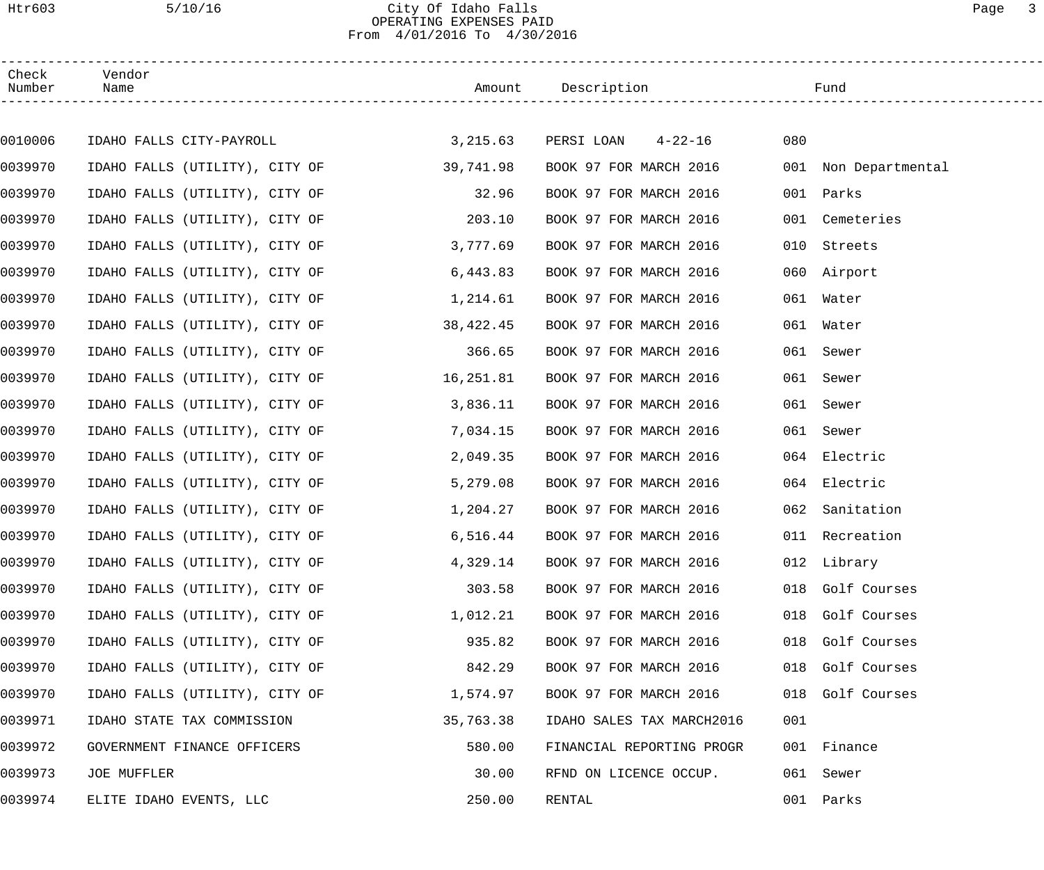# City Of Idaho Falls
## OPERATING EXPENSES PAID
From 4/01/2016 To 4/30/2016

| Check Number | Vendor Name | Amount | Description | Fund | |
|---|---|---|---|---|---|
| 0010006 | IDAHO FALLS CITY-PAYROLL | 3,215.63 | PERSI LOAN 4-22-16 | 080 | |
| 0039970 | IDAHO FALLS (UTILITY), CITY OF | 39,741.98 | BOOK 97 FOR MARCH 2016 | 001 | Non Departmental |
| 0039970 | IDAHO FALLS (UTILITY), CITY OF | 32.96 | BOOK 97 FOR MARCH 2016 | 001 | Parks |
| 0039970 | IDAHO FALLS (UTILITY), CITY OF | 203.10 | BOOK 97 FOR MARCH 2016 | 001 | Cemeteries |
| 0039970 | IDAHO FALLS (UTILITY), CITY OF | 3,777.69 | BOOK 97 FOR MARCH 2016 | 010 | Streets |
| 0039970 | IDAHO FALLS (UTILITY), CITY OF | 6,443.83 | BOOK 97 FOR MARCH 2016 | 060 | Airport |
| 0039970 | IDAHO FALLS (UTILITY), CITY OF | 1,214.61 | BOOK 97 FOR MARCH 2016 | 061 | Water |
| 0039970 | IDAHO FALLS (UTILITY), CITY OF | 38,422.45 | BOOK 97 FOR MARCH 2016 | 061 | Water |
| 0039970 | IDAHO FALLS (UTILITY), CITY OF | 366.65 | BOOK 97 FOR MARCH 2016 | 061 | Sewer |
| 0039970 | IDAHO FALLS (UTILITY), CITY OF | 16,251.81 | BOOK 97 FOR MARCH 2016 | 061 | Sewer |
| 0039970 | IDAHO FALLS (UTILITY), CITY OF | 3,836.11 | BOOK 97 FOR MARCH 2016 | 061 | Sewer |
| 0039970 | IDAHO FALLS (UTILITY), CITY OF | 7,034.15 | BOOK 97 FOR MARCH 2016 | 061 | Sewer |
| 0039970 | IDAHO FALLS (UTILITY), CITY OF | 2,049.35 | BOOK 97 FOR MARCH 2016 | 064 | Electric |
| 0039970 | IDAHO FALLS (UTILITY), CITY OF | 5,279.08 | BOOK 97 FOR MARCH 2016 | 064 | Electric |
| 0039970 | IDAHO FALLS (UTILITY), CITY OF | 1,204.27 | BOOK 97 FOR MARCH 2016 | 062 | Sanitation |
| 0039970 | IDAHO FALLS (UTILITY), CITY OF | 6,516.44 | BOOK 97 FOR MARCH 2016 | 011 | Recreation |
| 0039970 | IDAHO FALLS (UTILITY), CITY OF | 4,329.14 | BOOK 97 FOR MARCH 2016 | 012 | Library |
| 0039970 | IDAHO FALLS (UTILITY), CITY OF | 303.58 | BOOK 97 FOR MARCH 2016 | 018 | Golf Courses |
| 0039970 | IDAHO FALLS (UTILITY), CITY OF | 1,012.21 | BOOK 97 FOR MARCH 2016 | 018 | Golf Courses |
| 0039970 | IDAHO FALLS (UTILITY), CITY OF | 935.82 | BOOK 97 FOR MARCH 2016 | 018 | Golf Courses |
| 0039970 | IDAHO FALLS (UTILITY), CITY OF | 842.29 | BOOK 97 FOR MARCH 2016 | 018 | Golf Courses |
| 0039970 | IDAHO FALLS (UTILITY), CITY OF | 1,574.97 | BOOK 97 FOR MARCH 2016 | 018 | Golf Courses |
| 0039971 | IDAHO STATE TAX COMMISSION | 35,763.38 | IDAHO SALES TAX MARCH2016 | 001 | |
| 0039972 | GOVERNMENT FINANCE OFFICERS | 580.00 | FINANCIAL REPORTING PROGR | 001 | Finance |
| 0039973 | JOE MUFFLER | 30.00 | RFND ON LICENCE OCCUP. | 061 | Sewer |
| 0039974 | ELITE IDAHO EVENTS, LLC | 250.00 | RENTAL | 001 | Parks |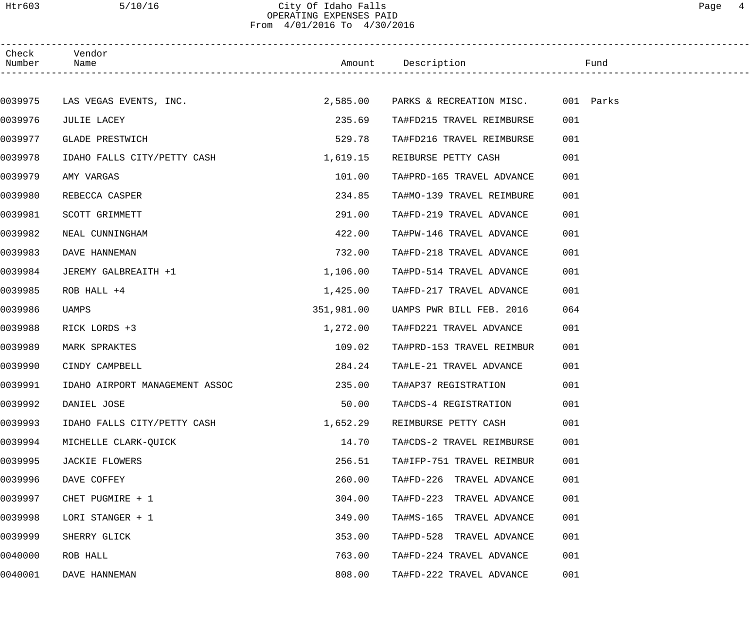City Of Idaho Falls
OPERATING EXPENSES PAID
From 4/01/2016 To 4/30/2016

| Check Number | Vendor Name | Amount | Description | Fund |
|---|---|---|---|---|
| 0039975 | LAS VEGAS EVENTS, INC. | 2,585.00 | PARKS & RECREATION MISC. | 001 Parks |
| 0039976 | JULIE LACEY | 235.69 | TA#FD215 TRAVEL REIMBURSE | 001 |
| 0039977 | GLADE PRESTWICH | 529.78 | TA#FD216 TRAVEL REIMBURSE | 001 |
| 0039978 | IDAHO FALLS CITY/PETTY CASH | 1,619.15 | REIBURSE PETTY CASH | 001 |
| 0039979 | AMY VARGAS | 101.00 | TA#PRD-165 TRAVEL ADVANCE | 001 |
| 0039980 | REBECCA CASPER | 234.85 | TA#MO-139 TRAVEL REIMBURE | 001 |
| 0039981 | SCOTT GRIMMETT | 291.00 | TA#FD-219 TRAVEL ADVANCE | 001 |
| 0039982 | NEAL CUNNINGHAM | 422.00 | TA#PW-146 TRAVEL ADVANCE | 001 |
| 0039983 | DAVE HANNEMAN | 732.00 | TA#FD-218 TRAVEL ADVANCE | 001 |
| 0039984 | JEREMY GALBREAITH +1 | 1,106.00 | TA#PD-514 TRAVEL ADVANCE | 001 |
| 0039985 | ROB HALL +4 | 1,425.00 | TA#FD-217 TRAVEL ADVANCE | 001 |
| 0039986 | UAMPS | 351,981.00 | UAMPS PWR BILL FEB. 2016 | 064 |
| 0039988 | RICK LORDS +3 | 1,272.00 | TA#FD221 TRAVEL ADVANCE | 001 |
| 0039989 | MARK SPRAKTES | 109.02 | TA#PRD-153 TRAVEL REIMBUR | 001 |
| 0039990 | CINDY CAMPBELL | 284.24 | TA#LE-21 TRAVEL ADVANCE | 001 |
| 0039991 | IDAHO AIRPORT MANAGEMENT ASSOC | 235.00 | TA#AP37 REGISTRATION | 001 |
| 0039992 | DANIEL JOSE | 50.00 | TA#CDS-4 REGISTRATION | 001 |
| 0039993 | IDAHO FALLS CITY/PETTY CASH | 1,652.29 | REIMBURSE PETTY CASH | 001 |
| 0039994 | MICHELLE CLARK-QUICK | 14.70 | TA#CDS-2 TRAVEL REIMBURSE | 001 |
| 0039995 | JACKIE FLOWERS | 256.51 | TA#IFP-751 TRAVEL REIMBUR | 001 |
| 0039996 | DAVE COFFEY | 260.00 | TA#FD-226 TRAVEL ADVANCE | 001 |
| 0039997 | CHET PUGMIRE + 1 | 304.00 | TA#FD-223 TRAVEL ADVANCE | 001 |
| 0039998 | LORI STANGER + 1 | 349.00 | TA#MS-165 TRAVEL ADVANCE | 001 |
| 0039999 | SHERRY GLICK | 353.00 | TA#PD-528 TRAVEL ADVANCE | 001 |
| 0040000 | ROB HALL | 763.00 | TA#FD-224 TRAVEL ADVANCE | 001 |
| 0040001 | DAVE HANNEMAN | 808.00 | TA#FD-222 TRAVEL ADVANCE | 001 |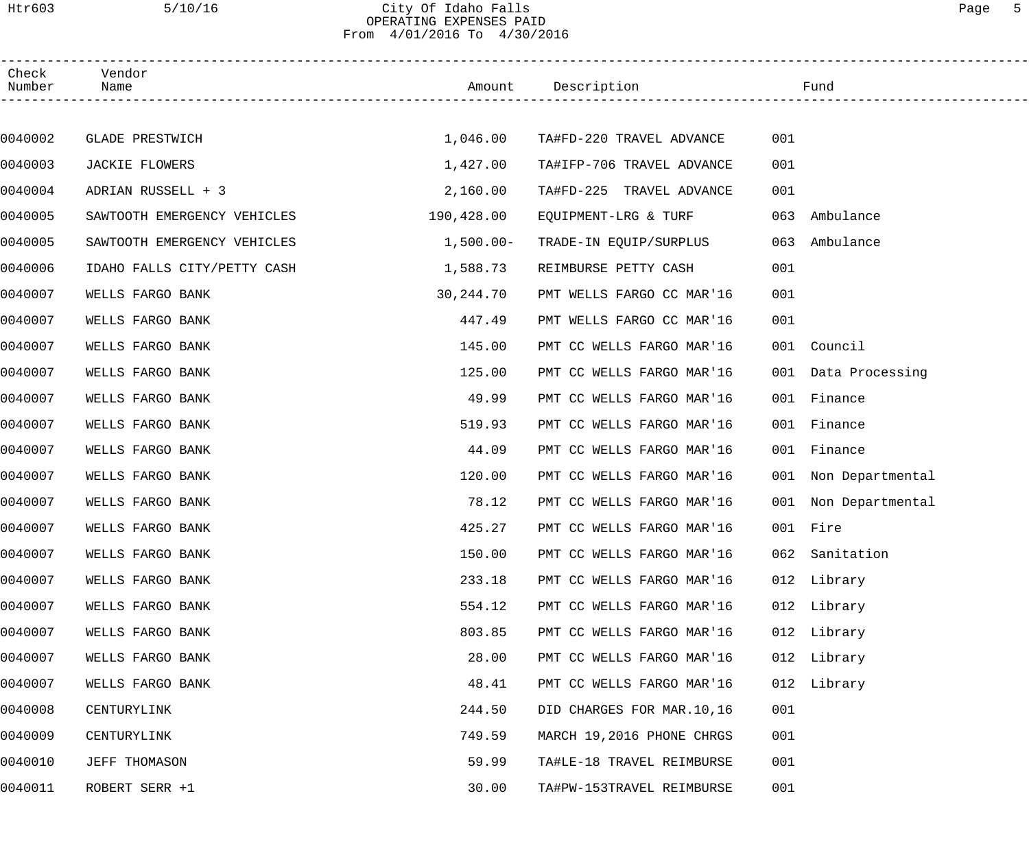# City Of Idaho Falls

## OPERATING EXPENSES PAID

From 4/01/2016 To 4/30/2016

| Check Number | Vendor Name | Amount | Description | Fund | |
|---|---|---|---|---|---|
| 0040002 | GLADE PRESTWICH | 1,046.00 | TA#FD-220 TRAVEL ADVANCE | 001 | |
| 0040003 | JACKIE FLOWERS | 1,427.00 | TA#IFP-706 TRAVEL ADVANCE | 001 | |
| 0040004 | ADRIAN RUSSELL + 3 | 2,160.00 | TA#FD-225 TRAVEL ADVANCE | 001 | |
| 0040005 | SAWTOOTH EMERGENCY VEHICLES | 190,428.00 | EQUIPMENT-LRG & TURF | 063 | Ambulance |
| 0040005 | SAWTOOTH EMERGENCY VEHICLES | 1,500.00- | TRADE-IN EQUIP/SURPLUS | 063 | Ambulance |
| 0040006 | IDAHO FALLS CITY/PETTY CASH | 1,588.73 | REIMBURSE PETTY CASH | 001 | |
| 0040007 | WELLS FARGO BANK | 30,244.70 | PMT WELLS FARGO CC MAR'16 | 001 | |
| 0040007 | WELLS FARGO BANK | 447.49 | PMT WELLS FARGO CC MAR'16 | 001 | |
| 0040007 | WELLS FARGO BANK | 145.00 | PMT CC WELLS FARGO MAR'16 | 001 | Council |
| 0040007 | WELLS FARGO BANK | 125.00 | PMT CC WELLS FARGO MAR'16 | 001 | Data Processing |
| 0040007 | WELLS FARGO BANK | 49.99 | PMT CC WELLS FARGO MAR'16 | 001 | Finance |
| 0040007 | WELLS FARGO BANK | 519.93 | PMT CC WELLS FARGO MAR'16 | 001 | Finance |
| 0040007 | WELLS FARGO BANK | 44.09 | PMT CC WELLS FARGO MAR'16 | 001 | Finance |
| 0040007 | WELLS FARGO BANK | 120.00 | PMT CC WELLS FARGO MAR'16 | 001 | Non Departmental |
| 0040007 | WELLS FARGO BANK | 78.12 | PMT CC WELLS FARGO MAR'16 | 001 | Non Departmental |
| 0040007 | WELLS FARGO BANK | 425.27 | PMT CC WELLS FARGO MAR'16 | 001 | Fire |
| 0040007 | WELLS FARGO BANK | 150.00 | PMT CC WELLS FARGO MAR'16 | 062 | Sanitation |
| 0040007 | WELLS FARGO BANK | 233.18 | PMT CC WELLS FARGO MAR'16 | 012 | Library |
| 0040007 | WELLS FARGO BANK | 554.12 | PMT CC WELLS FARGO MAR'16 | 012 | Library |
| 0040007 | WELLS FARGO BANK | 803.85 | PMT CC WELLS FARGO MAR'16 | 012 | Library |
| 0040007 | WELLS FARGO BANK | 28.00 | PMT CC WELLS FARGO MAR'16 | 012 | Library |
| 0040007 | WELLS FARGO BANK | 48.41 | PMT CC WELLS FARGO MAR'16 | 012 | Library |
| 0040008 | CENTURYLINK | 244.50 | DID CHARGES FOR MAR.10,16 | 001 | |
| 0040009 | CENTURYLINK | 749.59 | MARCH 19,2016 PHONE CHRGS | 001 | |
| 0040010 | JEFF THOMASON | 59.99 | TA#LE-18 TRAVEL REIMBURSE | 001 | |
| 0040011 | ROBERT SERR +1 | 30.00 | TA#PW-153TRAVEL REIMBURSE | 001 | |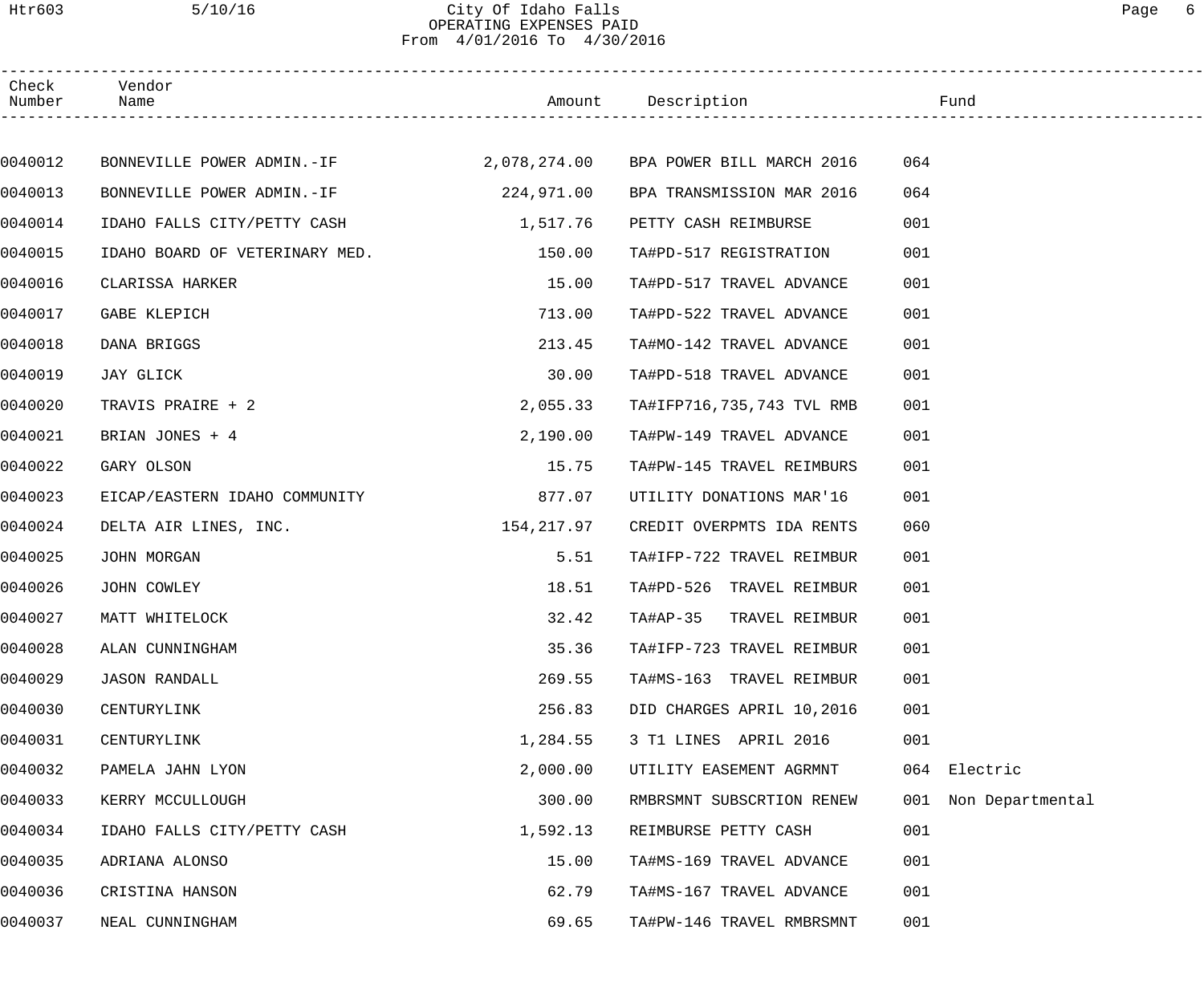# City Of Idaho Falls
## OPERATING EXPENSES PAID
From 4/01/2016 To 4/30/2016

| Check Number | Vendor Name | Amount | Description | Fund |
|---|---|---|---|---|
| 0040012 | BONNEVILLE POWER ADMIN.-IF | 2,078,274.00 | BPA POWER BILL MARCH 2016 | 064 |
| 0040013 | BONNEVILLE POWER ADMIN.-IF | 224,971.00 | BPA TRANSMISSION MAR 2016 | 064 |
| 0040014 | IDAHO FALLS CITY/PETTY CASH | 1,517.76 | PETTY CASH REIMBURSE | 001 |
| 0040015 | IDAHO BOARD OF VETERINARY MED. | 150.00 | TA#PD-517 REGISTRATION | 001 |
| 0040016 | CLARISSA HARKER | 15.00 | TA#PD-517 TRAVEL ADVANCE | 001 |
| 0040017 | GABE KLEPICH | 713.00 | TA#PD-522 TRAVEL ADVANCE | 001 |
| 0040018 | DANA BRIGGS | 213.45 | TA#MO-142 TRAVEL ADVANCE | 001 |
| 0040019 | JAY GLICK | 30.00 | TA#PD-518 TRAVEL ADVANCE | 001 |
| 0040020 | TRAVIS PRAIRE + 2 | 2,055.33 | TA#IFP716,735,743 TVL RMB | 001 |
| 0040021 | BRIAN JONES + 4 | 2,190.00 | TA#PW-149 TRAVEL ADVANCE | 001 |
| 0040022 | GARY OLSON | 15.75 | TA#PW-145 TRAVEL REIMBURS | 001 |
| 0040023 | EICAP/EASTERN IDAHO COMMUNITY | 877.07 | UTILITY DONATIONS MAR'16 | 001 |
| 0040024 | DELTA AIR LINES, INC. | 154,217.97 | CREDIT OVERPMTS IDA RENTS | 060 |
| 0040025 | JOHN MORGAN | 5.51 | TA#IFP-722 TRAVEL REIMBUR | 001 |
| 0040026 | JOHN COWLEY | 18.51 | TA#PD-526 TRAVEL REIMBUR | 001 |
| 0040027 | MATT WHITELOCK | 32.42 | TA#AP-35 TRAVEL REIMBUR | 001 |
| 0040028 | ALAN CUNNINGHAM | 35.36 | TA#IFP-723 TRAVEL REIMBUR | 001 |
| 0040029 | JASON RANDALL | 269.55 | TA#MS-163 TRAVEL REIMBUR | 001 |
| 0040030 | CENTURYLINK | 256.83 | DID CHARGES APRIL 10,2016 | 001 |
| 0040031 | CENTURYLINK | 1,284.55 | 3 T1 LINES APRIL 2016 | 001 |
| 0040032 | PAMELA JAHN LYON | 2,000.00 | UTILITY EASEMENT AGRMNT | 064 Electric |
| 0040033 | KERRY MCCULLOUGH | 300.00 | RMBRSMNT SUBSCRTION RENEW | 001 Non Departmental |
| 0040034 | IDAHO FALLS CITY/PETTY CASH | 1,592.13 | REIMBURSE PETTY CASH | 001 |
| 0040035 | ADRIANA ALONSO | 15.00 | TA#MS-169 TRAVEL ADVANCE | 001 |
| 0040036 | CRISTINA HANSON | 62.79 | TA#MS-167 TRAVEL ADVANCE | 001 |
| 0040037 | NEAL CUNNINGHAM | 69.65 | TA#PW-146 TRAVEL RMBRSMNT | 001 |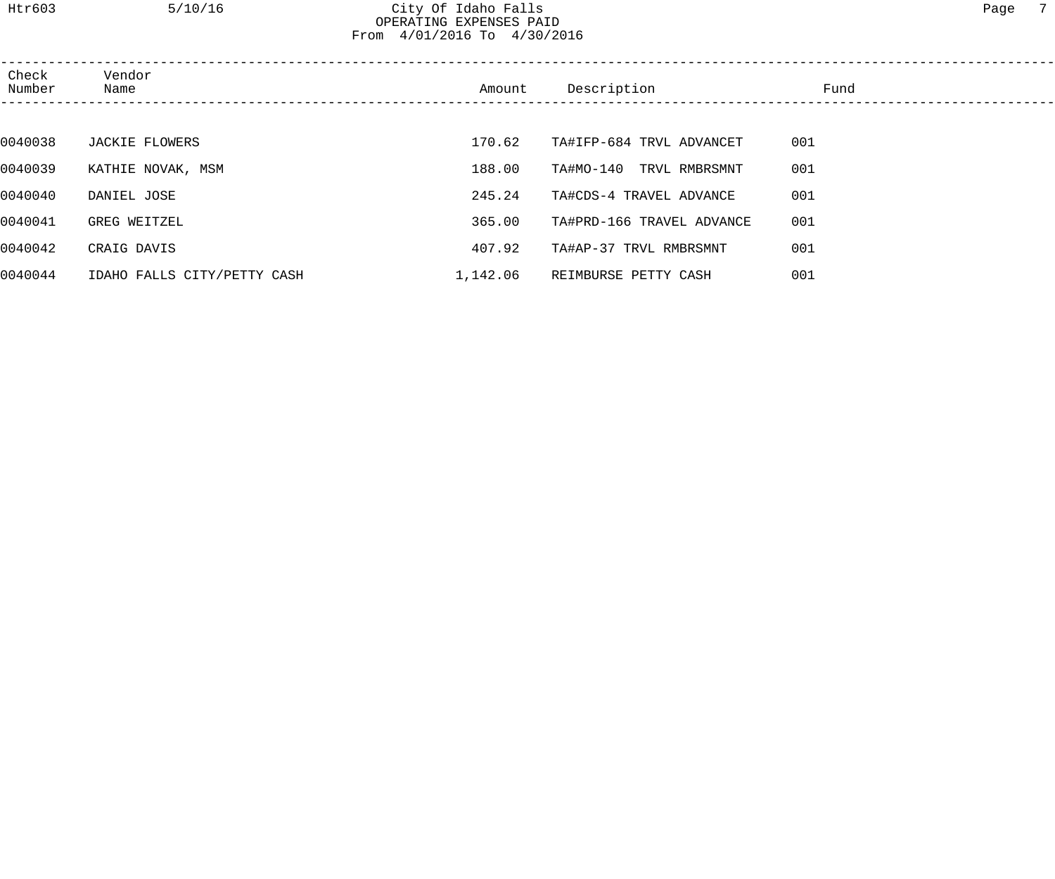City Of Idaho Falls
OPERATING EXPENSES PAID
From 4/01/2016 To 4/30/2016

| Check Number | Vendor Name | Amount | Description | Fund |
|---|---|---|---|---|
| 0040038 | JACKIE FLOWERS | 170.62 | TA#IFP-684 TRVL ADVANCET | 001 |
| 0040039 | KATHIE NOVAK, MSM | 188.00 | TA#MO-140 TRVL RMBRSMNT | 001 |
| 0040040 | DANIEL JOSE | 245.24 | TA#CDS-4 TRAVEL ADVANCE | 001 |
| 0040041 | GREG WEITZEL | 365.00 | TA#PRD-166 TRAVEL ADVANCE | 001 |
| 0040042 | CRAIG DAVIS | 407.92 | TA#AP-37 TRVL RMBRSMNT | 001 |
| 0040044 | IDAHO FALLS CITY/PETTY CASH | 1,142.06 | REIMBURSE PETTY CASH | 001 |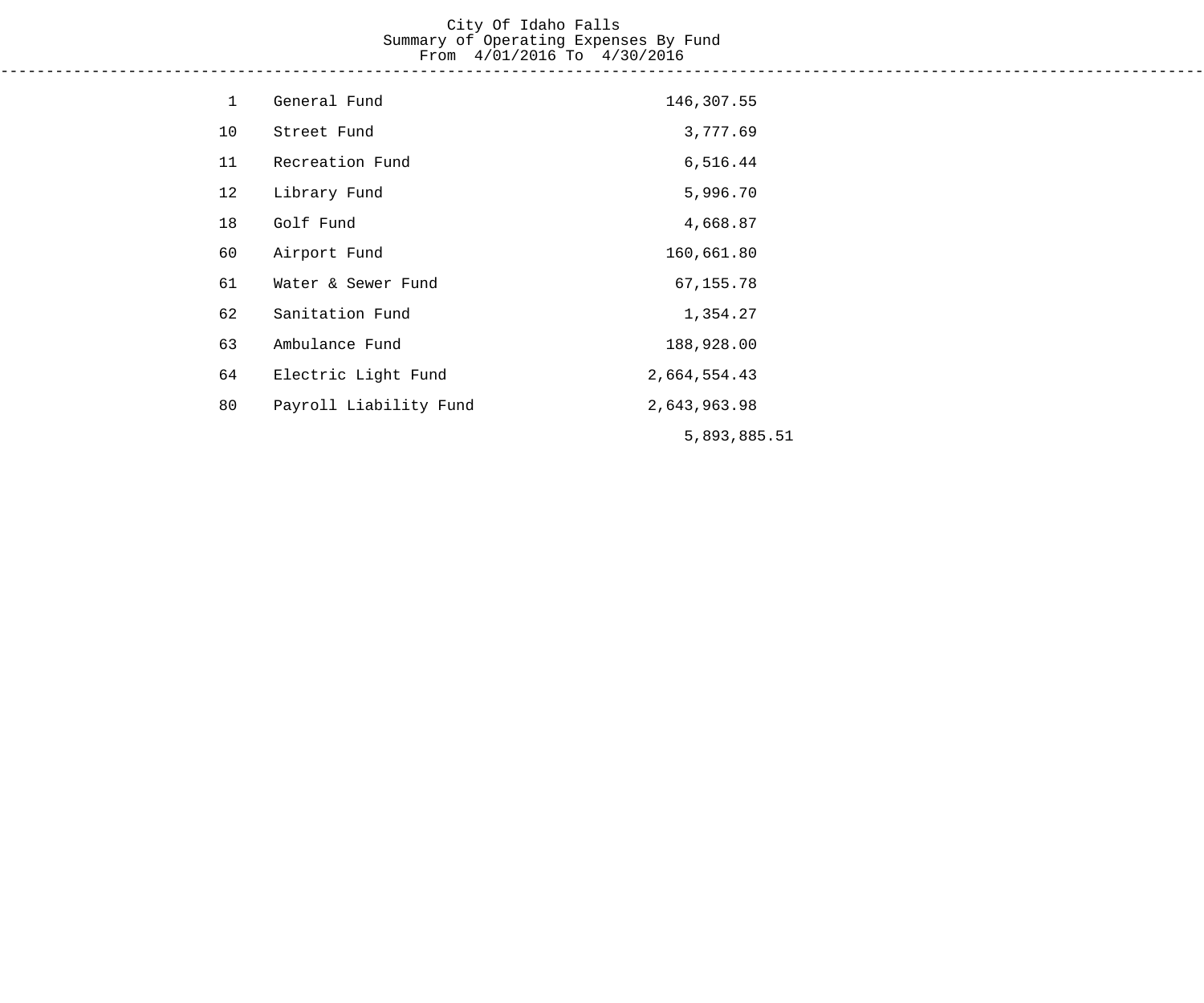# City Of Idaho Falls

## Summary of Operating Expenses By Fund

From 4/01/2016 To 4/30/2016

| Fund No. | Fund | Amount |
|---|---|---|
| 1 | General Fund | 146,307.55 |
| 10 | Street Fund | 3,777.69 |
| 11 | Recreation Fund | 6,516.44 |
| 12 | Library Fund | 5,996.70 |
| 18 | Golf Fund | 4,668.87 |
| 60 | Airport Fund | 160,661.80 |
| 61 | Water & Sewer Fund | 67,155.78 |
| 62 | Sanitation Fund | 1,354.27 |
| 63 | Ambulance Fund | 188,928.00 |
| 64 | Electric Light Fund | 2,664,554.43 |
| 80 | Payroll Liability Fund | 2,643,963.98 |
| | | 5,893,885.51 |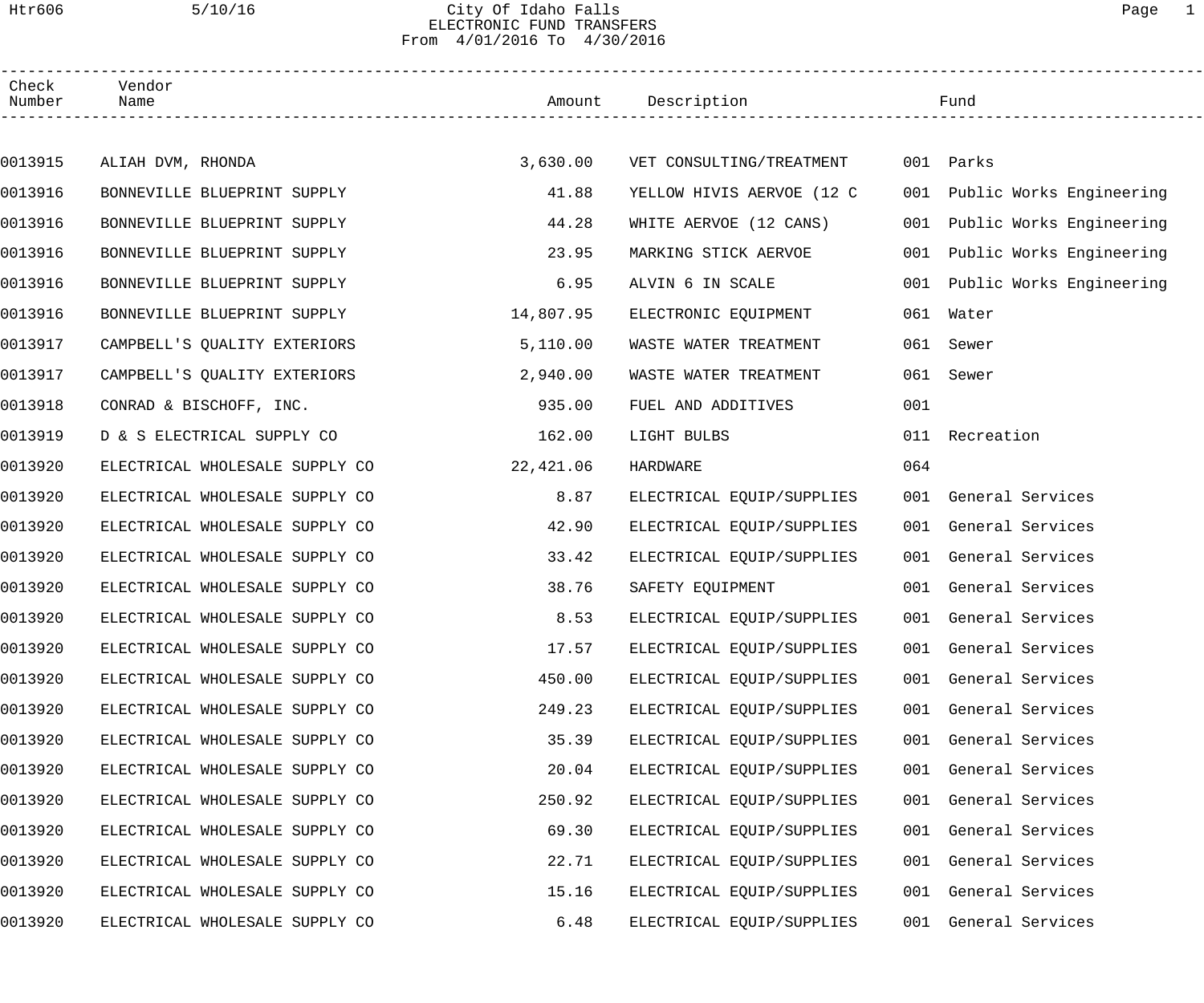City Of Idaho Falls
ELECTRONIC FUND TRANSFERS
From 4/01/2016 To 4/30/2016

| Check Number | Vendor Name | Amount | Description | Fund |
|---|---|---|---|---|
| 0013915 | ALIAH DVM, RHONDA | 3,630.00 | VET CONSULTING/TREATMENT | 001 Parks |
| 0013916 | BONNEVILLE BLUEPRINT SUPPLY | 41.88 | YELLOW HIVIS AERVOE (12 C | 001 Public Works Engineering |
| 0013916 | BONNEVILLE BLUEPRINT SUPPLY | 44.28 | WHITE AERVOE (12 CANS) | 001 Public Works Engineering |
| 0013916 | BONNEVILLE BLUEPRINT SUPPLY | 23.95 | MARKING STICK AERVOE | 001 Public Works Engineering |
| 0013916 | BONNEVILLE BLUEPRINT SUPPLY | 6.95 | ALVIN 6 IN SCALE | 001 Public Works Engineering |
| 0013916 | BONNEVILLE BLUEPRINT SUPPLY | 14,807.95 | ELECTRONIC EQUIPMENT | 061 Water |
| 0013917 | CAMPBELL'S QUALITY EXTERIORS | 5,110.00 | WASTE WATER TREATMENT | 061 Sewer |
| 0013917 | CAMPBELL'S QUALITY EXTERIORS | 2,940.00 | WASTE WATER TREATMENT | 061 Sewer |
| 0013918 | CONRAD & BISCHOFF, INC. | 935.00 | FUEL AND ADDITIVES | 001 |
| 0013919 | D & S ELECTRICAL SUPPLY CO | 162.00 | LIGHT BULBS | 011 Recreation |
| 0013920 | ELECTRICAL WHOLESALE SUPPLY CO | 22,421.06 | HARDWARE | 064 |
| 0013920 | ELECTRICAL WHOLESALE SUPPLY CO | 8.87 | ELECTRICAL EQUIP/SUPPLIES | 001 General Services |
| 0013920 | ELECTRICAL WHOLESALE SUPPLY CO | 42.90 | ELECTRICAL EQUIP/SUPPLIES | 001 General Services |
| 0013920 | ELECTRICAL WHOLESALE SUPPLY CO | 33.42 | ELECTRICAL EQUIP/SUPPLIES | 001 General Services |
| 0013920 | ELECTRICAL WHOLESALE SUPPLY CO | 38.76 | SAFETY EQUIPMENT | 001 General Services |
| 0013920 | ELECTRICAL WHOLESALE SUPPLY CO | 8.53 | ELECTRICAL EQUIP/SUPPLIES | 001 General Services |
| 0013920 | ELECTRICAL WHOLESALE SUPPLY CO | 17.57 | ELECTRICAL EQUIP/SUPPLIES | 001 General Services |
| 0013920 | ELECTRICAL WHOLESALE SUPPLY CO | 450.00 | ELECTRICAL EQUIP/SUPPLIES | 001 General Services |
| 0013920 | ELECTRICAL WHOLESALE SUPPLY CO | 249.23 | ELECTRICAL EQUIP/SUPPLIES | 001 General Services |
| 0013920 | ELECTRICAL WHOLESALE SUPPLY CO | 35.39 | ELECTRICAL EQUIP/SUPPLIES | 001 General Services |
| 0013920 | ELECTRICAL WHOLESALE SUPPLY CO | 20.04 | ELECTRICAL EQUIP/SUPPLIES | 001 General Services |
| 0013920 | ELECTRICAL WHOLESALE SUPPLY CO | 250.92 | ELECTRICAL EQUIP/SUPPLIES | 001 General Services |
| 0013920 | ELECTRICAL WHOLESALE SUPPLY CO | 69.30 | ELECTRICAL EQUIP/SUPPLIES | 001 General Services |
| 0013920 | ELECTRICAL WHOLESALE SUPPLY CO | 22.71 | ELECTRICAL EQUIP/SUPPLIES | 001 General Services |
| 0013920 | ELECTRICAL WHOLESALE SUPPLY CO | 15.16 | ELECTRICAL EQUIP/SUPPLIES | 001 General Services |
| 0013920 | ELECTRICAL WHOLESALE SUPPLY CO | 6.48 | ELECTRICAL EQUIP/SUPPLIES | 001 General Services |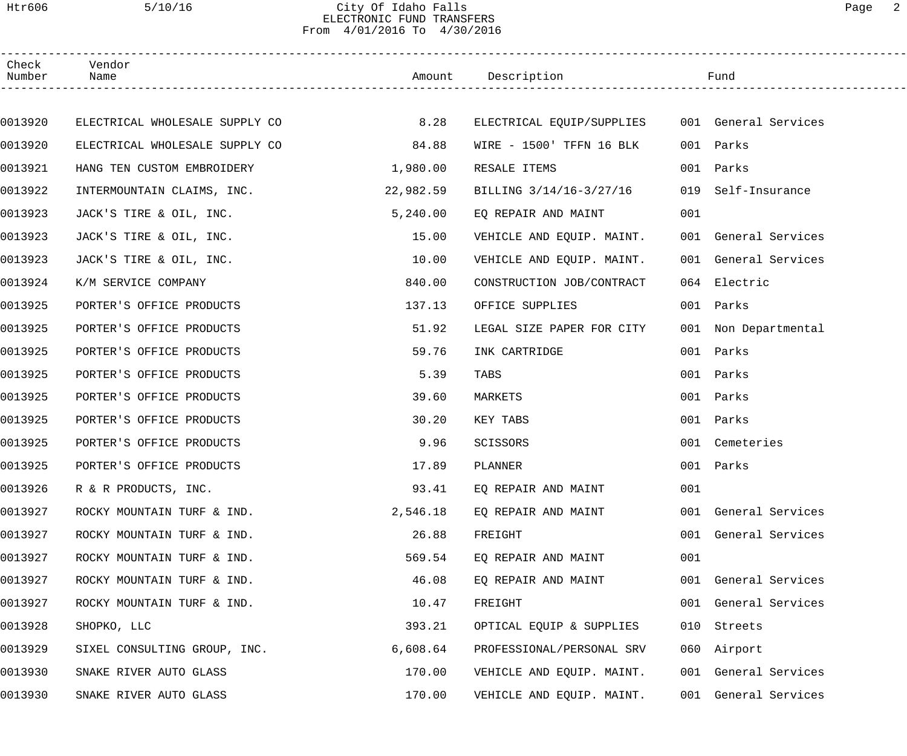# City Of Idaho Falls

## ELECTRONIC FUND TRANSFERS

From 4/01/2016 To 4/30/2016

| Check Number | Vendor Name | Amount | Description | Fund |
|---|---|---|---|---|
| 0013920 | ELECTRICAL WHOLESALE SUPPLY CO | 8.28 | ELECTRICAL EQUIP/SUPPLIES | 001 General Services |
| 0013920 | ELECTRICAL WHOLESALE SUPPLY CO | 84.88 | WIRE - 1500' TFFN 16 BLK | 001 Parks |
| 0013921 | HANG TEN CUSTOM EMBROIDERY | 1,980.00 | RESALE ITEMS | 001 Parks |
| 0013922 | INTERMOUNTAIN CLAIMS, INC. | 22,982.59 | BILLING 3/14/16-3/27/16 | 019 Self-Insurance |
| 0013923 | JACK'S TIRE & OIL, INC. | 5,240.00 | EQ REPAIR AND MAINT | 001 |
| 0013923 | JACK'S TIRE & OIL, INC. | 15.00 | VEHICLE AND EQUIP. MAINT. | 001 General Services |
| 0013923 | JACK'S TIRE & OIL, INC. | 10.00 | VEHICLE AND EQUIP. MAINT. | 001 General Services |
| 0013924 | K/M SERVICE COMPANY | 840.00 | CONSTRUCTION JOB/CONTRACT | 064 Electric |
| 0013925 | PORTER'S OFFICE PRODUCTS | 137.13 | OFFICE SUPPLIES | 001 Parks |
| 0013925 | PORTER'S OFFICE PRODUCTS | 51.92 | LEGAL SIZE PAPER FOR CITY | 001 Non Departmental |
| 0013925 | PORTER'S OFFICE PRODUCTS | 59.76 | INK CARTRIDGE | 001 Parks |
| 0013925 | PORTER'S OFFICE PRODUCTS | 5.39 | TABS | 001 Parks |
| 0013925 | PORTER'S OFFICE PRODUCTS | 39.60 | MARKETS | 001 Parks |
| 0013925 | PORTER'S OFFICE PRODUCTS | 30.20 | KEY TABS | 001 Parks |
| 0013925 | PORTER'S OFFICE PRODUCTS | 9.96 | SCISSORS | 001 Cemeteries |
| 0013925 | PORTER'S OFFICE PRODUCTS | 17.89 | PLANNER | 001 Parks |
| 0013926 | R & R PRODUCTS, INC. | 93.41 | EQ REPAIR AND MAINT | 001 |
| 0013927 | ROCKY MOUNTAIN TURF & IND. | 2,546.18 | EQ REPAIR AND MAINT | 001 General Services |
| 0013927 | ROCKY MOUNTAIN TURF & IND. | 26.88 | FREIGHT | 001 General Services |
| 0013927 | ROCKY MOUNTAIN TURF & IND. | 569.54 | EQ REPAIR AND MAINT | 001 |
| 0013927 | ROCKY MOUNTAIN TURF & IND. | 46.08 | EQ REPAIR AND MAINT | 001 General Services |
| 0013927 | ROCKY MOUNTAIN TURF & IND. | 10.47 | FREIGHT | 001 General Services |
| 0013928 | SHOPKO, LLC | 393.21 | OPTICAL EQUIP & SUPPLIES | 010 Streets |
| 0013929 | SIXEL CONSULTING GROUP, INC. | 6,608.64 | PROFESSIONAL/PERSONAL SRV | 060 Airport |
| 0013930 | SNAKE RIVER AUTO GLASS | 170.00 | VEHICLE AND EQUIP. MAINT. | 001 General Services |
| 0013930 | SNAKE RIVER AUTO GLASS | 170.00 | VEHICLE AND EQUIP. MAINT. | 001 General Services |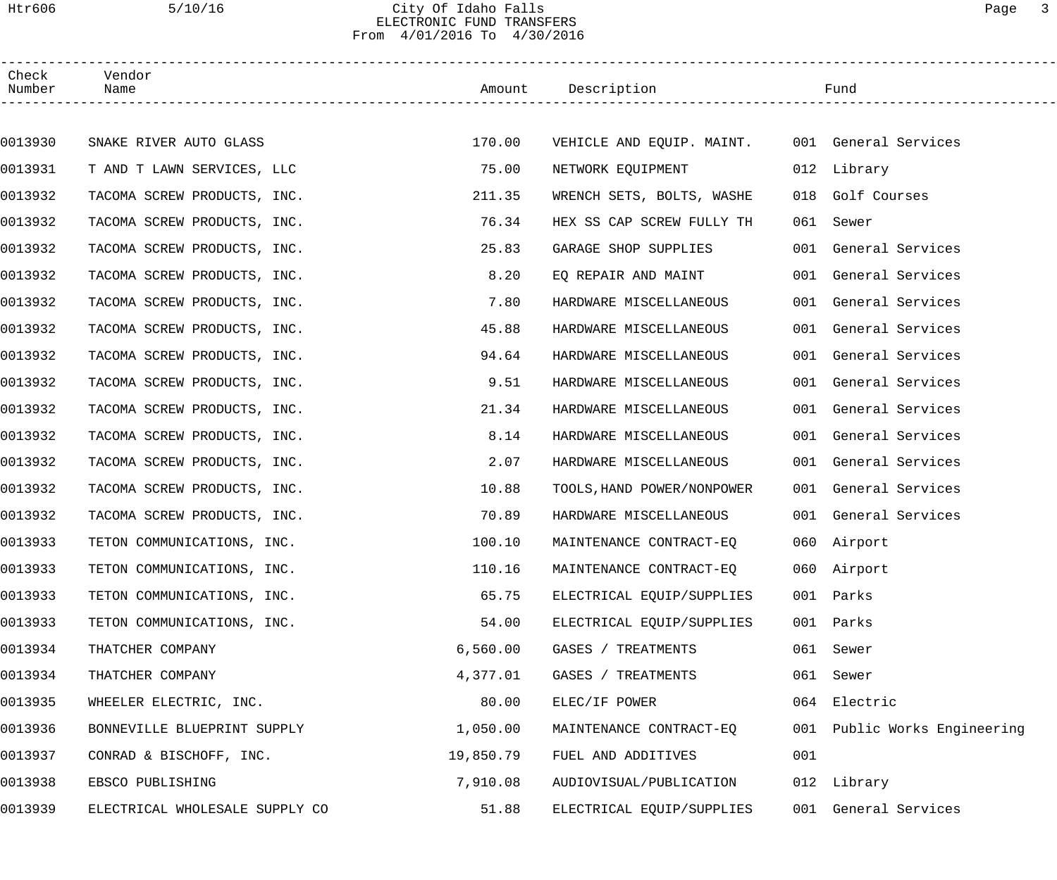City Of Idaho Falls
ELECTRONIC FUND TRANSFERS
From 4/01/2016 To 4/30/2016

| Check Number | Vendor Name | Amount | Description | Fund |
|---|---|---|---|---|
| 0013930 | SNAKE RIVER AUTO GLASS | 170.00 | VEHICLE AND EQUIP. MAINT. | 001 General Services |
| 0013931 | T AND T LAWN SERVICES, LLC | 75.00 | NETWORK EQUIPMENT | 012 Library |
| 0013932 | TACOMA SCREW PRODUCTS, INC. | 211.35 | WRENCH SETS, BOLTS, WASHE | 018 Golf Courses |
| 0013932 | TACOMA SCREW PRODUCTS, INC. | 76.34 | HEX SS CAP SCREW FULLY TH | 061 Sewer |
| 0013932 | TACOMA SCREW PRODUCTS, INC. | 25.83 | GARAGE SHOP SUPPLIES | 001 General Services |
| 0013932 | TACOMA SCREW PRODUCTS, INC. | 8.20 | EQ REPAIR AND MAINT | 001 General Services |
| 0013932 | TACOMA SCREW PRODUCTS, INC. | 7.80 | HARDWARE MISCELLANEOUS | 001 General Services |
| 0013932 | TACOMA SCREW PRODUCTS, INC. | 45.88 | HARDWARE MISCELLANEOUS | 001 General Services |
| 0013932 | TACOMA SCREW PRODUCTS, INC. | 94.64 | HARDWARE MISCELLANEOUS | 001 General Services |
| 0013932 | TACOMA SCREW PRODUCTS, INC. | 9.51 | HARDWARE MISCELLANEOUS | 001 General Services |
| 0013932 | TACOMA SCREW PRODUCTS, INC. | 21.34 | HARDWARE MISCELLANEOUS | 001 General Services |
| 0013932 | TACOMA SCREW PRODUCTS, INC. | 8.14 | HARDWARE MISCELLANEOUS | 001 General Services |
| 0013932 | TACOMA SCREW PRODUCTS, INC. | 2.07 | HARDWARE MISCELLANEOUS | 001 General Services |
| 0013932 | TACOMA SCREW PRODUCTS, INC. | 10.88 | TOOLS,HAND POWER/NONPOWER | 001 General Services |
| 0013932 | TACOMA SCREW PRODUCTS, INC. | 70.89 | HARDWARE MISCELLANEOUS | 001 General Services |
| 0013933 | TETON COMMUNICATIONS, INC. | 100.10 | MAINTENANCE CONTRACT-EQ | 060 Airport |
| 0013933 | TETON COMMUNICATIONS, INC. | 110.16 | MAINTENANCE CONTRACT-EQ | 060 Airport |
| 0013933 | TETON COMMUNICATIONS, INC. | 65.75 | ELECTRICAL EQUIP/SUPPLIES | 001 Parks |
| 0013933 | TETON COMMUNICATIONS, INC. | 54.00 | ELECTRICAL EQUIP/SUPPLIES | 001 Parks |
| 0013934 | THATCHER COMPANY | 6,560.00 | GASES / TREATMENTS | 061 Sewer |
| 0013934 | THATCHER COMPANY | 4,377.01 | GASES / TREATMENTS | 061 Sewer |
| 0013935 | WHEELER ELECTRIC, INC. | 80.00 | ELEC/IF POWER | 064 Electric |
| 0013936 | BONNEVILLE BLUEPRINT SUPPLY | 1,050.00 | MAINTENANCE CONTRACT-EQ | 001 Public Works Engineering |
| 0013937 | CONRAD & BISCHOFF, INC. | 19,850.79 | FUEL AND ADDITIVES | 001 |
| 0013938 | EBSCO PUBLISHING | 7,910.08 | AUDIOVISUAL/PUBLICATION | 012 Library |
| 0013939 | ELECTRICAL WHOLESALE SUPPLY CO | 51.88 | ELECTRICAL EQUIP/SUPPLIES | 001 General Services |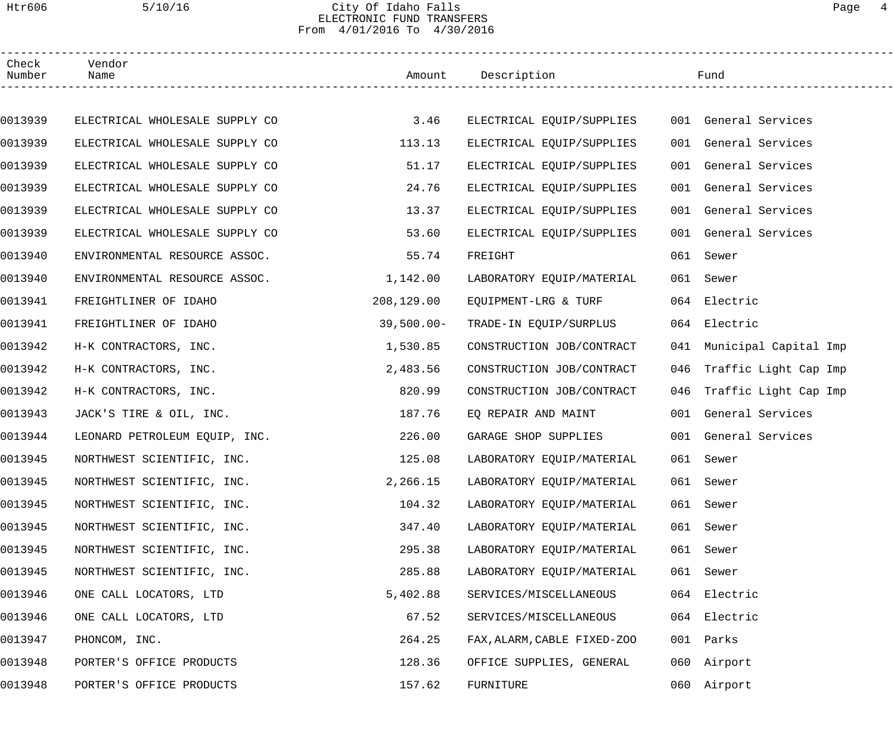City Of Idaho Falls
ELECTRONIC FUND TRANSFERS
From 4/01/2016 To 4/30/2016

| Check Number | Vendor Name | Amount | Description | Fund |
|---|---|---|---|---|
| 0013939 | ELECTRICAL WHOLESALE SUPPLY CO | 3.46 | ELECTRICAL EQUIP/SUPPLIES | 001 General Services |
| 0013939 | ELECTRICAL WHOLESALE SUPPLY CO | 113.13 | ELECTRICAL EQUIP/SUPPLIES | 001 General Services |
| 0013939 | ELECTRICAL WHOLESALE SUPPLY CO | 51.17 | ELECTRICAL EQUIP/SUPPLIES | 001 General Services |
| 0013939 | ELECTRICAL WHOLESALE SUPPLY CO | 24.76 | ELECTRICAL EQUIP/SUPPLIES | 001 General Services |
| 0013939 | ELECTRICAL WHOLESALE SUPPLY CO | 13.37 | ELECTRICAL EQUIP/SUPPLIES | 001 General Services |
| 0013939 | ELECTRICAL WHOLESALE SUPPLY CO | 53.60 | ELECTRICAL EQUIP/SUPPLIES | 001 General Services |
| 0013940 | ENVIRONMENTAL RESOURCE ASSOC. | 55.74 | FREIGHT | 061 Sewer |
| 0013940 | ENVIRONMENTAL RESOURCE ASSOC. | 1,142.00 | LABORATORY EQUIP/MATERIAL | 061 Sewer |
| 0013941 | FREIGHTLINER OF IDAHO | 208,129.00 | EQUIPMENT-LRG & TURF | 064 Electric |
| 0013941 | FREIGHTLINER OF IDAHO | 39,500.00- | TRADE-IN EQUIP/SURPLUS | 064 Electric |
| 0013942 | H-K CONTRACTORS, INC. | 1,530.85 | CONSTRUCTION JOB/CONTRACT | 041 Municipal Capital Imp |
| 0013942 | H-K CONTRACTORS, INC. | 2,483.56 | CONSTRUCTION JOB/CONTRACT | 046 Traffic Light Cap Imp |
| 0013942 | H-K CONTRACTORS, INC. | 820.99 | CONSTRUCTION JOB/CONTRACT | 046 Traffic Light Cap Imp |
| 0013943 | JACK'S TIRE & OIL, INC. | 187.76 | EQ REPAIR AND MAINT | 001 General Services |
| 0013944 | LEONARD PETROLEUM EQUIP, INC. | 226.00 | GARAGE SHOP SUPPLIES | 001 General Services |
| 0013945 | NORTHWEST SCIENTIFIC, INC. | 125.08 | LABORATORY EQUIP/MATERIAL | 061 Sewer |
| 0013945 | NORTHWEST SCIENTIFIC, INC. | 2,266.15 | LABORATORY EQUIP/MATERIAL | 061 Sewer |
| 0013945 | NORTHWEST SCIENTIFIC, INC. | 104.32 | LABORATORY EQUIP/MATERIAL | 061 Sewer |
| 0013945 | NORTHWEST SCIENTIFIC, INC. | 347.40 | LABORATORY EQUIP/MATERIAL | 061 Sewer |
| 0013945 | NORTHWEST SCIENTIFIC, INC. | 295.38 | LABORATORY EQUIP/MATERIAL | 061 Sewer |
| 0013945 | NORTHWEST SCIENTIFIC, INC. | 285.88 | LABORATORY EQUIP/MATERIAL | 061 Sewer |
| 0013946 | ONE CALL LOCATORS, LTD | 5,402.88 | SERVICES/MISCELLANEOUS | 064 Electric |
| 0013946 | ONE CALL LOCATORS, LTD | 67.52 | SERVICES/MISCELLANEOUS | 064 Electric |
| 0013947 | PHONCOM, INC. | 264.25 | FAX,ALARM,CABLE FIXED-ZOO | 001 Parks |
| 0013948 | PORTER'S OFFICE PRODUCTS | 128.36 | OFFICE SUPPLIES, GENERAL | 060 Airport |
| 0013948 | PORTER'S OFFICE PRODUCTS | 157.62 | FURNITURE | 060 Airport |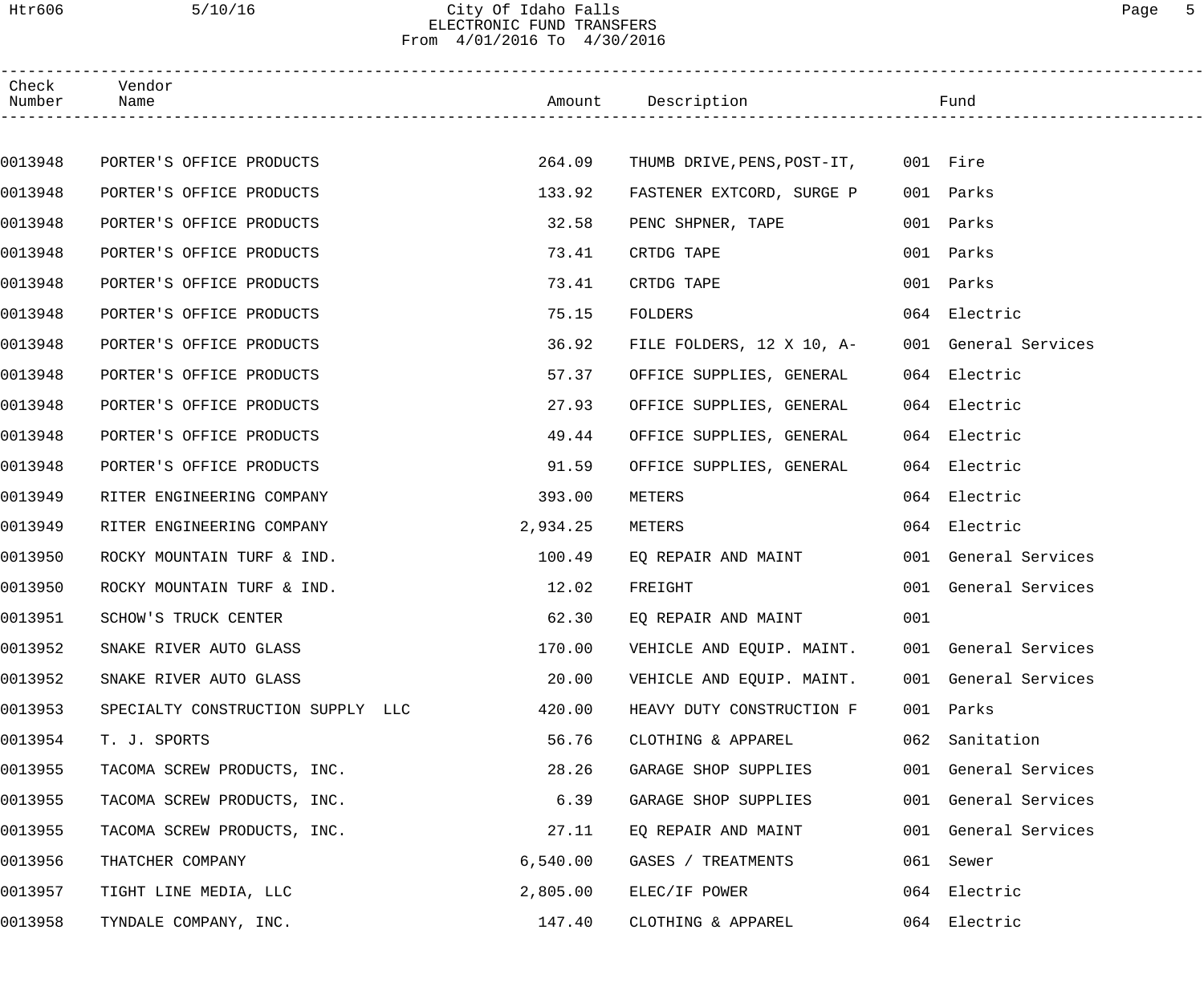# City Of Idaho Falls
## ELECTRONIC FUND TRANSFERS
From 4/01/2016 To 4/30/2016

| Check Number | Vendor Name | Amount | Description | Fund |
|---|---|---|---|---|
| 0013948 | PORTER'S OFFICE PRODUCTS | 264.09 | THUMB DRIVE,PENS,POST-IT, | 001 Fire |
| 0013948 | PORTER'S OFFICE PRODUCTS | 133.92 | FASTENER EXTCORD, SURGE P | 001 Parks |
| 0013948 | PORTER'S OFFICE PRODUCTS | 32.58 | PENC SHPNER, TAPE | 001 Parks |
| 0013948 | PORTER'S OFFICE PRODUCTS | 73.41 | CRTDG TAPE | 001 Parks |
| 0013948 | PORTER'S OFFICE PRODUCTS | 73.41 | CRTDG TAPE | 001 Parks |
| 0013948 | PORTER'S OFFICE PRODUCTS | 75.15 | FOLDERS | 064 Electric |
| 0013948 | PORTER'S OFFICE PRODUCTS | 36.92 | FILE FOLDERS, 12 X 10, A- | 001 General Services |
| 0013948 | PORTER'S OFFICE PRODUCTS | 57.37 | OFFICE SUPPLIES, GENERAL | 064 Electric |
| 0013948 | PORTER'S OFFICE PRODUCTS | 27.93 | OFFICE SUPPLIES, GENERAL | 064 Electric |
| 0013948 | PORTER'S OFFICE PRODUCTS | 49.44 | OFFICE SUPPLIES, GENERAL | 064 Electric |
| 0013948 | PORTER'S OFFICE PRODUCTS | 91.59 | OFFICE SUPPLIES, GENERAL | 064 Electric |
| 0013949 | RITER ENGINEERING COMPANY | 393.00 | METERS | 064 Electric |
| 0013949 | RITER ENGINEERING COMPANY | 2,934.25 | METERS | 064 Electric |
| 0013950 | ROCKY MOUNTAIN TURF & IND. | 100.49 | EQ REPAIR AND MAINT | 001 General Services |
| 0013950 | ROCKY MOUNTAIN TURF & IND. | 12.02 | FREIGHT | 001 General Services |
| 0013951 | SCHOW'S TRUCK CENTER | 62.30 | EQ REPAIR AND MAINT | 001 |
| 0013952 | SNAKE RIVER AUTO GLASS | 170.00 | VEHICLE AND EQUIP. MAINT. | 001 General Services |
| 0013952 | SNAKE RIVER AUTO GLASS | 20.00 | VEHICLE AND EQUIP. MAINT. | 001 General Services |
| 0013953 | SPECIALTY CONSTRUCTION SUPPLY LLC | 420.00 | HEAVY DUTY CONSTRUCTION F | 001 Parks |
| 0013954 | T. J. SPORTS | 56.76 | CLOTHING & APPAREL | 062 Sanitation |
| 0013955 | TACOMA SCREW PRODUCTS, INC. | 28.26 | GARAGE SHOP SUPPLIES | 001 General Services |
| 0013955 | TACOMA SCREW PRODUCTS, INC. | 6.39 | GARAGE SHOP SUPPLIES | 001 General Services |
| 0013955 | TACOMA SCREW PRODUCTS, INC. | 27.11 | EQ REPAIR AND MAINT | 001 General Services |
| 0013956 | THATCHER COMPANY | 6,540.00 | GASES / TREATMENTS | 061 Sewer |
| 0013957 | TIGHT LINE MEDIA, LLC | 2,805.00 | ELEC/IF POWER | 064 Electric |
| 0013958 | TYNDALE COMPANY, INC. | 147.40 | CLOTHING & APPAREL | 064 Electric |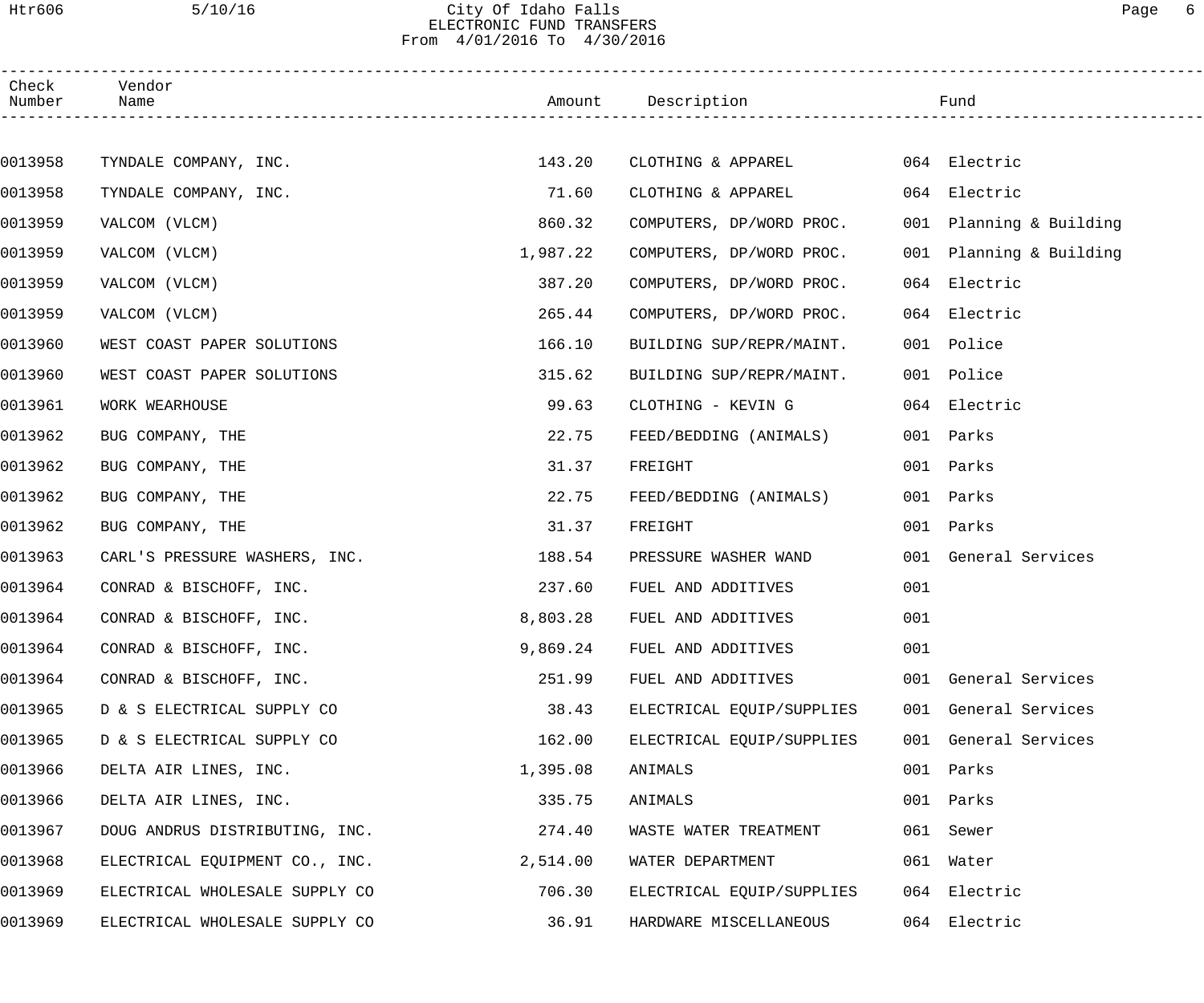City Of Idaho Falls
ELECTRONIC FUND TRANSFERS
From 4/01/2016 To 4/30/2016

| Check Number | Vendor Name | Amount | Description | Fund |
|---|---|---|---|---|
| 0013958 | TYNDALE COMPANY, INC. | 143.20 | CLOTHING & APPAREL | 064 Electric |
| 0013958 | TYNDALE COMPANY, INC. | 71.60 | CLOTHING & APPAREL | 064 Electric |
| 0013959 | VALCOM (VLCM) | 860.32 | COMPUTERS, DP/WORD PROC. | 001 Planning & Building |
| 0013959 | VALCOM (VLCM) | 1,987.22 | COMPUTERS, DP/WORD PROC. | 001 Planning & Building |
| 0013959 | VALCOM (VLCM) | 387.20 | COMPUTERS, DP/WORD PROC. | 064 Electric |
| 0013959 | VALCOM (VLCM) | 265.44 | COMPUTERS, DP/WORD PROC. | 064 Electric |
| 0013960 | WEST COAST PAPER SOLUTIONS | 166.10 | BUILDING SUP/REPR/MAINT. | 001 Police |
| 0013960 | WEST COAST PAPER SOLUTIONS | 315.62 | BUILDING SUP/REPR/MAINT. | 001 Police |
| 0013961 | WORK WEARHOUSE | 99.63 | CLOTHING - KEVIN G | 064 Electric |
| 0013962 | BUG COMPANY, THE | 22.75 | FEED/BEDDING (ANIMALS) | 001 Parks |
| 0013962 | BUG COMPANY, THE | 31.37 | FREIGHT | 001 Parks |
| 0013962 | BUG COMPANY, THE | 22.75 | FEED/BEDDING (ANIMALS) | 001 Parks |
| 0013962 | BUG COMPANY, THE | 31.37 | FREIGHT | 001 Parks |
| 0013963 | CARL'S PRESSURE WASHERS, INC. | 188.54 | PRESSURE WASHER WAND | 001 General Services |
| 0013964 | CONRAD & BISCHOFF, INC. | 237.60 | FUEL AND ADDITIVES | 001 |
| 0013964 | CONRAD & BISCHOFF, INC. | 8,803.28 | FUEL AND ADDITIVES | 001 |
| 0013964 | CONRAD & BISCHOFF, INC. | 9,869.24 | FUEL AND ADDITIVES | 001 |
| 0013964 | CONRAD & BISCHOFF, INC. | 251.99 | FUEL AND ADDITIVES | 001 General Services |
| 0013965 | D & S ELECTRICAL SUPPLY CO | 38.43 | ELECTRICAL EQUIP/SUPPLIES | 001 General Services |
| 0013965 | D & S ELECTRICAL SUPPLY CO | 162.00 | ELECTRICAL EQUIP/SUPPLIES | 001 General Services |
| 0013966 | DELTA AIR LINES, INC. | 1,395.08 | ANIMALS | 001 Parks |
| 0013966 | DELTA AIR LINES, INC. | 335.75 | ANIMALS | 001 Parks |
| 0013967 | DOUG ANDRUS DISTRIBUTING, INC. | 274.40 | WASTE WATER TREATMENT | 061 Sewer |
| 0013968 | ELECTRICAL EQUIPMENT CO., INC. | 2,514.00 | WATER DEPARTMENT | 061 Water |
| 0013969 | ELECTRICAL WHOLESALE SUPPLY CO | 706.30 | ELECTRICAL EQUIP/SUPPLIES | 064 Electric |
| 0013969 | ELECTRICAL WHOLESALE SUPPLY CO | 36.91 | HARDWARE MISCELLANEOUS | 064 Electric |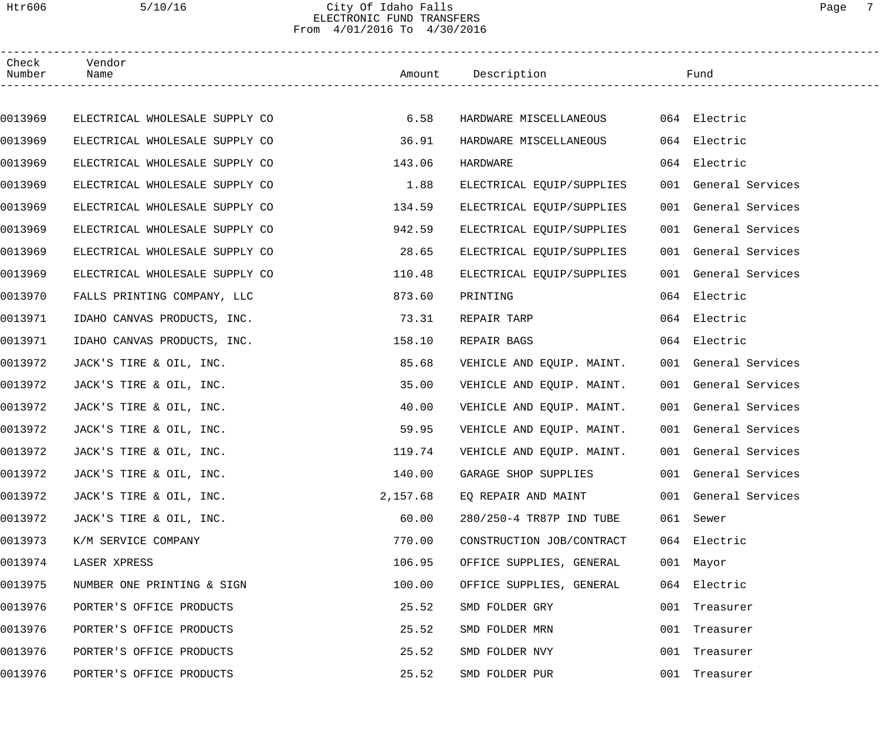| Check Number | Vendor Name | Amount | Description | Fund |
|---|---|---|---|---|
| 0013969 | ELECTRICAL WHOLESALE SUPPLY CO | 6.58 | HARDWARE MISCELLANEOUS | 064 Electric |
| 0013969 | ELECTRICAL WHOLESALE SUPPLY CO | 36.91 | HARDWARE MISCELLANEOUS | 064 Electric |
| 0013969 | ELECTRICAL WHOLESALE SUPPLY CO | 143.06 | HARDWARE | 064 Electric |
| 0013969 | ELECTRICAL WHOLESALE SUPPLY CO | 1.88 | ELECTRICAL EQUIP/SUPPLIES | 001 General Services |
| 0013969 | ELECTRICAL WHOLESALE SUPPLY CO | 134.59 | ELECTRICAL EQUIP/SUPPLIES | 001 General Services |
| 0013969 | ELECTRICAL WHOLESALE SUPPLY CO | 942.59 | ELECTRICAL EQUIP/SUPPLIES | 001 General Services |
| 0013969 | ELECTRICAL WHOLESALE SUPPLY CO | 28.65 | ELECTRICAL EQUIP/SUPPLIES | 001 General Services |
| 0013969 | ELECTRICAL WHOLESALE SUPPLY CO | 110.48 | ELECTRICAL EQUIP/SUPPLIES | 001 General Services |
| 0013970 | FALLS PRINTING COMPANY, LLC | 873.60 | PRINTING | 064 Electric |
| 0013971 | IDAHO CANVAS PRODUCTS, INC. | 73.31 | REPAIR TARP | 064 Electric |
| 0013971 | IDAHO CANVAS PRODUCTS, INC. | 158.10 | REPAIR BAGS | 064 Electric |
| 0013972 | JACK'S TIRE & OIL, INC. | 85.68 | VEHICLE AND EQUIP. MAINT. | 001 General Services |
| 0013972 | JACK'S TIRE & OIL, INC. | 35.00 | VEHICLE AND EQUIP. MAINT. | 001 General Services |
| 0013972 | JACK'S TIRE & OIL, INC. | 40.00 | VEHICLE AND EQUIP. MAINT. | 001 General Services |
| 0013972 | JACK'S TIRE & OIL, INC. | 59.95 | VEHICLE AND EQUIP. MAINT. | 001 General Services |
| 0013972 | JACK'S TIRE & OIL, INC. | 119.74 | VEHICLE AND EQUIP. MAINT. | 001 General Services |
| 0013972 | JACK'S TIRE & OIL, INC. | 140.00 | GARAGE SHOP SUPPLIES | 001 General Services |
| 0013972 | JACK'S TIRE & OIL, INC. | 2,157.68 | EQ REPAIR AND MAINT | 001 General Services |
| 0013972 | JACK'S TIRE & OIL, INC. | 60.00 | 280/250-4 TR87P IND TUBE | 061 Sewer |
| 0013973 | K/M SERVICE COMPANY | 770.00 | CONSTRUCTION JOB/CONTRACT | 064 Electric |
| 0013974 | LASER XPRESS | 106.95 | OFFICE SUPPLIES, GENERAL | 001 Mayor |
| 0013975 | NUMBER ONE PRINTING & SIGN | 100.00 | OFFICE SUPPLIES, GENERAL | 064 Electric |
| 0013976 | PORTER'S OFFICE PRODUCTS | 25.52 | SMD FOLDER GRY | 001 Treasurer |
| 0013976 | PORTER'S OFFICE PRODUCTS | 25.52 | SMD FOLDER MRN | 001 Treasurer |
| 0013976 | PORTER'S OFFICE PRODUCTS | 25.52 | SMD FOLDER NVY | 001 Treasurer |
| 0013976 | PORTER'S OFFICE PRODUCTS | 25.52 | SMD FOLDER PUR | 001 Treasurer |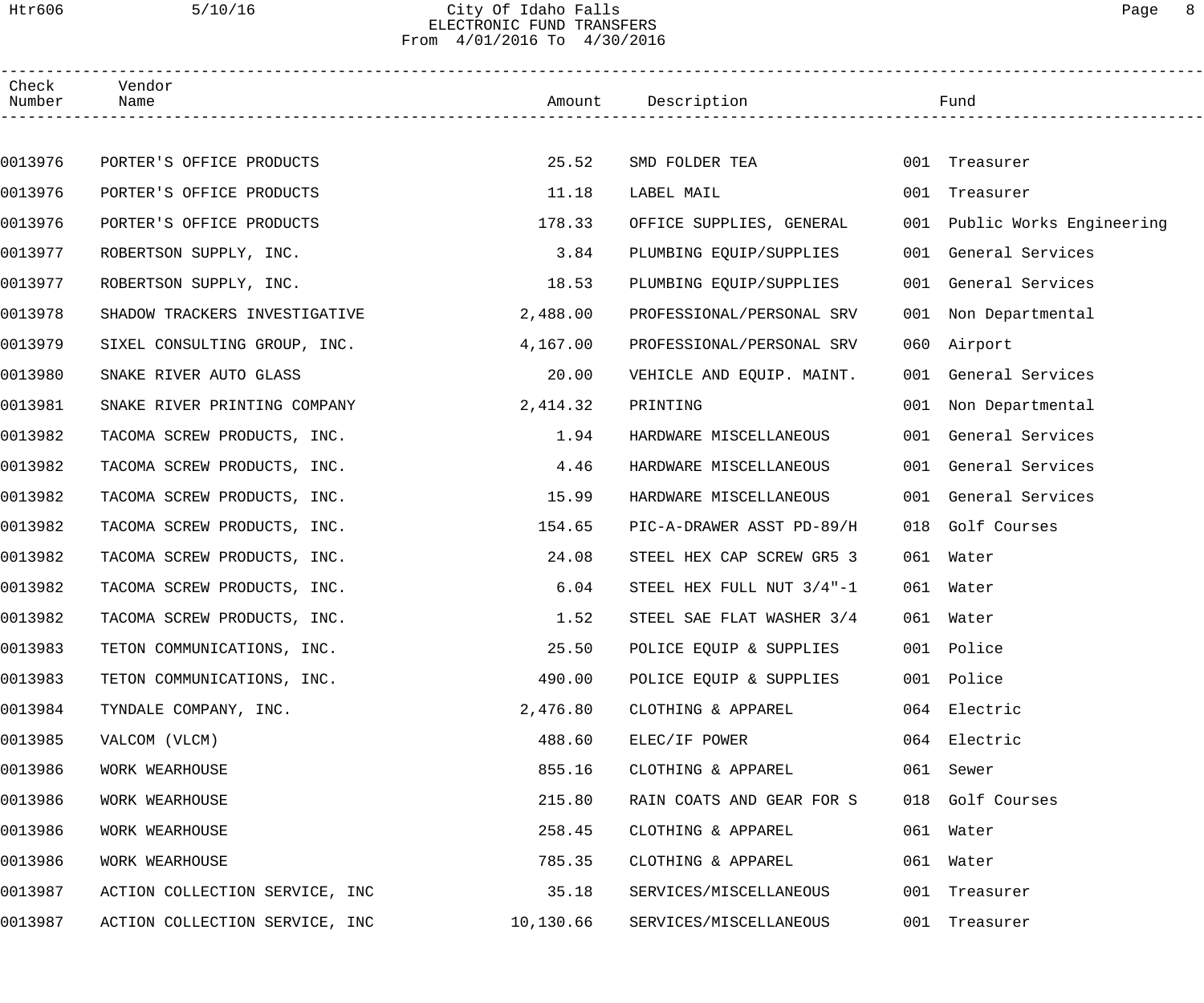City Of Idaho Falls
ELECTRONIC FUND TRANSFERS
From 4/01/2016 To 4/30/2016

| Check Number | Vendor Name | Amount | Description | Fund |
|---|---|---|---|---|
| 0013976 | PORTER'S OFFICE PRODUCTS | 25.52 | SMD FOLDER TEA | 001 Treasurer |
| 0013976 | PORTER'S OFFICE PRODUCTS | 11.18 | LABEL MAIL | 001 Treasurer |
| 0013976 | PORTER'S OFFICE PRODUCTS | 178.33 | OFFICE SUPPLIES, GENERAL | 001 Public Works Engineering |
| 0013977 | ROBERTSON SUPPLY, INC. | 3.84 | PLUMBING EQUIP/SUPPLIES | 001 General Services |
| 0013977 | ROBERTSON SUPPLY, INC. | 18.53 | PLUMBING EQUIP/SUPPLIES | 001 General Services |
| 0013978 | SHADOW TRACKERS INVESTIGATIVE | 2,488.00 | PROFESSIONAL/PERSONAL SRV | 001 Non Departmental |
| 0013979 | SIXEL CONSULTING GROUP, INC. | 4,167.00 | PROFESSIONAL/PERSONAL SRV | 060 Airport |
| 0013980 | SNAKE RIVER AUTO GLASS | 20.00 | VEHICLE AND EQUIP. MAINT. | 001 General Services |
| 0013981 | SNAKE RIVER PRINTING COMPANY | 2,414.32 | PRINTING | 001 Non Departmental |
| 0013982 | TACOMA SCREW PRODUCTS, INC. | 1.94 | HARDWARE MISCELLANEOUS | 001 General Services |
| 0013982 | TACOMA SCREW PRODUCTS, INC. | 4.46 | HARDWARE MISCELLANEOUS | 001 General Services |
| 0013982 | TACOMA SCREW PRODUCTS, INC. | 15.99 | HARDWARE MISCELLANEOUS | 001 General Services |
| 0013982 | TACOMA SCREW PRODUCTS, INC. | 154.65 | PIC-A-DRAWER ASST PD-89/H | 018 Golf Courses |
| 0013982 | TACOMA SCREW PRODUCTS, INC. | 24.08 | STEEL HEX CAP SCREW GR5 3 | 061 Water |
| 0013982 | TACOMA SCREW PRODUCTS, INC. | 6.04 | STEEL HEX FULL NUT 3/4"-1 | 061 Water |
| 0013982 | TACOMA SCREW PRODUCTS, INC. | 1.52 | STEEL SAE FLAT WASHER 3/4 | 061 Water |
| 0013983 | TETON COMMUNICATIONS, INC. | 25.50 | POLICE EQUIP & SUPPLIES | 001 Police |
| 0013983 | TETON COMMUNICATIONS, INC. | 490.00 | POLICE EQUIP & SUPPLIES | 001 Police |
| 0013984 | TYNDALE COMPANY, INC. | 2,476.80 | CLOTHING & APPAREL | 064 Electric |
| 0013985 | VALCOM (VLCM) | 488.60 | ELEC/IF POWER | 064 Electric |
| 0013986 | WORK WEARHOUSE | 855.16 | CLOTHING & APPAREL | 061 Sewer |
| 0013986 | WORK WEARHOUSE | 215.80 | RAIN COATS AND GEAR FOR S | 018 Golf Courses |
| 0013986 | WORK WEARHOUSE | 258.45 | CLOTHING & APPAREL | 061 Water |
| 0013986 | WORK WEARHOUSE | 785.35 | CLOTHING & APPAREL | 061 Water |
| 0013987 | ACTION COLLECTION SERVICE, INC | 35.18 | SERVICES/MISCELLANEOUS | 001 Treasurer |
| 0013987 | ACTION COLLECTION SERVICE, INC | 10,130.66 | SERVICES/MISCELLANEOUS | 001 Treasurer |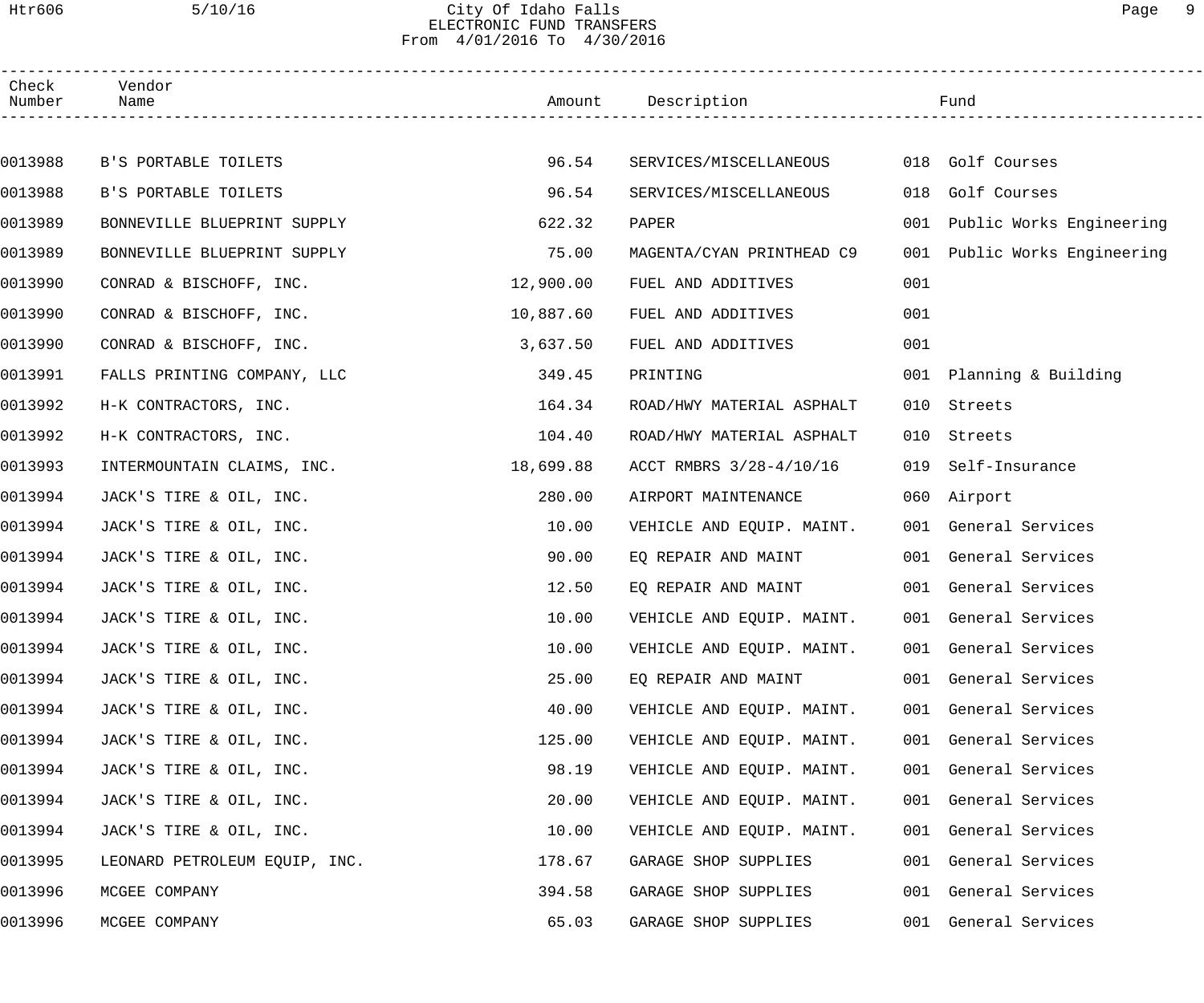City Of Idaho Falls
ELECTRONIC FUND TRANSFERS
From 4/01/2016 To 4/30/2016

| Check Number | Vendor Name | Amount | Description | Fund | |
|---|---|---|---|---|---|
| 0013988 | B'S PORTABLE TOILETS | 96.54 | SERVICES/MISCELLANEOUS | 018 | Golf Courses |
| 0013988 | B'S PORTABLE TOILETS | 96.54 | SERVICES/MISCELLANEOUS | 018 | Golf Courses |
| 0013989 | BONNEVILLE BLUEPRINT SUPPLY | 622.32 | PAPER | 001 | Public Works Engineering |
| 0013989 | BONNEVILLE BLUEPRINT SUPPLY | 75.00 | MAGENTA/CYAN PRINTHEAD C9 | 001 | Public Works Engineering |
| 0013990 | CONRAD & BISCHOFF, INC. | 12,900.00 | FUEL AND ADDITIVES | 001 | |
| 0013990 | CONRAD & BISCHOFF, INC. | 10,887.60 | FUEL AND ADDITIVES | 001 | |
| 0013990 | CONRAD & BISCHOFF, INC. | 3,637.50 | FUEL AND ADDITIVES | 001 | |
| 0013991 | FALLS PRINTING COMPANY, LLC | 349.45 | PRINTING | 001 | Planning & Building |
| 0013992 | H-K CONTRACTORS, INC. | 164.34 | ROAD/HWY MATERIAL ASPHALT | 010 | Streets |
| 0013992 | H-K CONTRACTORS, INC. | 104.40 | ROAD/HWY MATERIAL ASPHALT | 010 | Streets |
| 0013993 | INTERMOUNTAIN CLAIMS, INC. | 18,699.88 | ACCT RMBRS 3/28-4/10/16 | 019 | Self-Insurance |
| 0013994 | JACK'S TIRE & OIL, INC. | 280.00 | AIRPORT MAINTENANCE | 060 | Airport |
| 0013994 | JACK'S TIRE & OIL, INC. | 10.00 | VEHICLE AND EQUIP. MAINT. | 001 | General Services |
| 0013994 | JACK'S TIRE & OIL, INC. | 90.00 | EQ REPAIR AND MAINT | 001 | General Services |
| 0013994 | JACK'S TIRE & OIL, INC. | 12.50 | EQ REPAIR AND MAINT | 001 | General Services |
| 0013994 | JACK'S TIRE & OIL, INC. | 10.00 | VEHICLE AND EQUIP. MAINT. | 001 | General Services |
| 0013994 | JACK'S TIRE & OIL, INC. | 10.00 | VEHICLE AND EQUIP. MAINT. | 001 | General Services |
| 0013994 | JACK'S TIRE & OIL, INC. | 25.00 | EQ REPAIR AND MAINT | 001 | General Services |
| 0013994 | JACK'S TIRE & OIL, INC. | 40.00 | VEHICLE AND EQUIP. MAINT. | 001 | General Services |
| 0013994 | JACK'S TIRE & OIL, INC. | 125.00 | VEHICLE AND EQUIP. MAINT. | 001 | General Services |
| 0013994 | JACK'S TIRE & OIL, INC. | 98.19 | VEHICLE AND EQUIP. MAINT. | 001 | General Services |
| 0013994 | JACK'S TIRE & OIL, INC. | 20.00 | VEHICLE AND EQUIP. MAINT. | 001 | General Services |
| 0013994 | JACK'S TIRE & OIL, INC. | 10.00 | VEHICLE AND EQUIP. MAINT. | 001 | General Services |
| 0013995 | LEONARD PETROLEUM EQUIP, INC. | 178.67 | GARAGE SHOP SUPPLIES | 001 | General Services |
| 0013996 | MCGEE COMPANY | 394.58 | GARAGE SHOP SUPPLIES | 001 | General Services |
| 0013996 | MCGEE COMPANY | 65.03 | GARAGE SHOP SUPPLIES | 001 | General Services |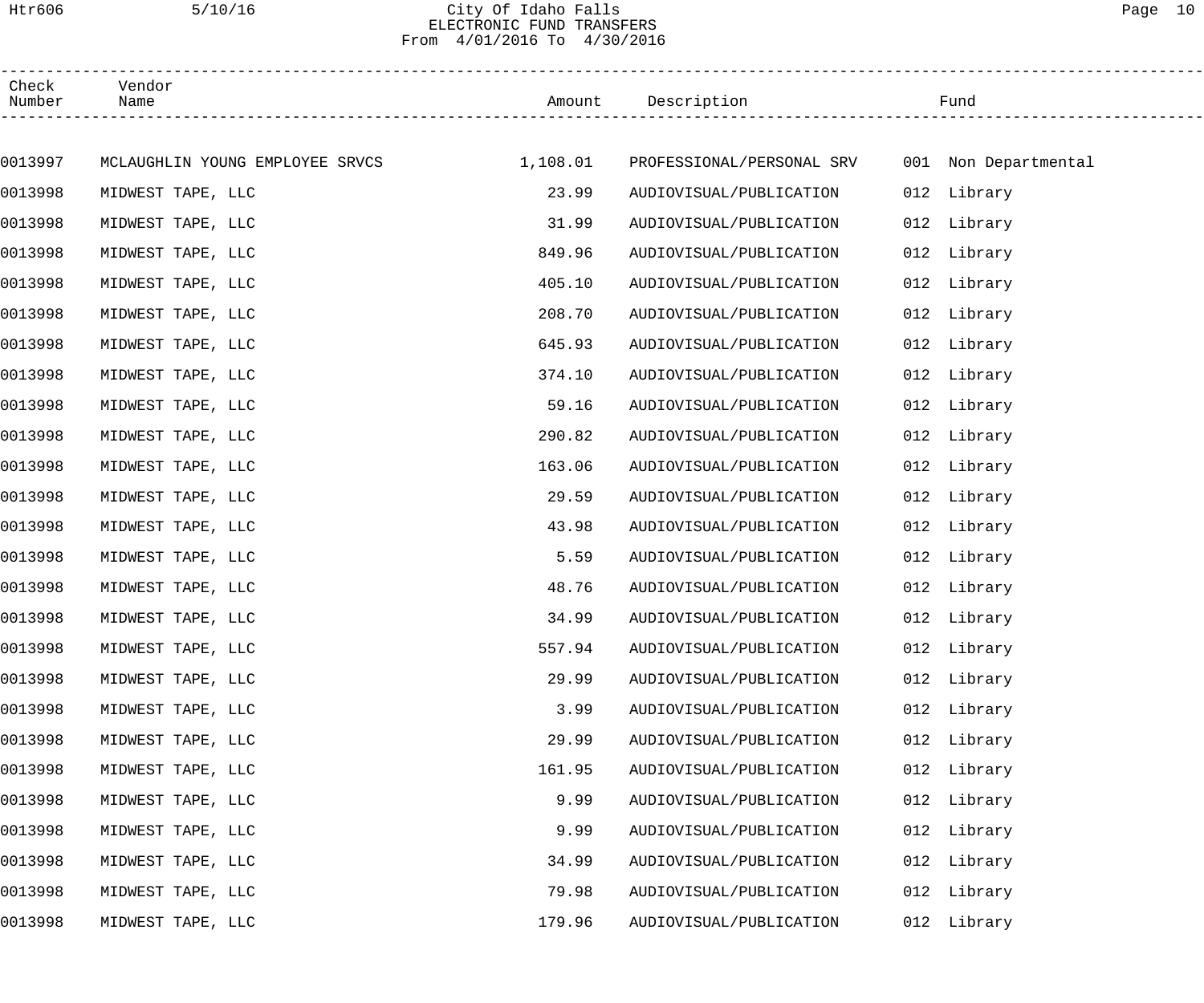# City Of Idaho Falls
## ELECTRONIC FUND TRANSFERS
From 4/01/2016 To 4/30/2016

| Check Number | Vendor Name | Amount | Description | Fund |
|---|---|---|---|---|
| 0013997 | MCLAUGHLIN YOUNG EMPLOYEE SRVCS | 1,108.01 | PROFESSIONAL/PERSONAL SRV | 001 Non Departmental |
| 0013998 | MIDWEST TAPE, LLC | 23.99 | AUDIOVISUAL/PUBLICATION | 012 Library |
| 0013998 | MIDWEST TAPE, LLC | 31.99 | AUDIOVISUAL/PUBLICATION | 012 Library |
| 0013998 | MIDWEST TAPE, LLC | 849.96 | AUDIOVISUAL/PUBLICATION | 012 Library |
| 0013998 | MIDWEST TAPE, LLC | 405.10 | AUDIOVISUAL/PUBLICATION | 012 Library |
| 0013998 | MIDWEST TAPE, LLC | 208.70 | AUDIOVISUAL/PUBLICATION | 012 Library |
| 0013998 | MIDWEST TAPE, LLC | 645.93 | AUDIOVISUAL/PUBLICATION | 012 Library |
| 0013998 | MIDWEST TAPE, LLC | 374.10 | AUDIOVISUAL/PUBLICATION | 012 Library |
| 0013998 | MIDWEST TAPE, LLC | 59.16 | AUDIOVISUAL/PUBLICATION | 012 Library |
| 0013998 | MIDWEST TAPE, LLC | 290.82 | AUDIOVISUAL/PUBLICATION | 012 Library |
| 0013998 | MIDWEST TAPE, LLC | 163.06 | AUDIOVISUAL/PUBLICATION | 012 Library |
| 0013998 | MIDWEST TAPE, LLC | 29.59 | AUDIOVISUAL/PUBLICATION | 012 Library |
| 0013998 | MIDWEST TAPE, LLC | 43.98 | AUDIOVISUAL/PUBLICATION | 012 Library |
| 0013998 | MIDWEST TAPE, LLC | 5.59 | AUDIOVISUAL/PUBLICATION | 012 Library |
| 0013998 | MIDWEST TAPE, LLC | 48.76 | AUDIOVISUAL/PUBLICATION | 012 Library |
| 0013998 | MIDWEST TAPE, LLC | 34.99 | AUDIOVISUAL/PUBLICATION | 012 Library |
| 0013998 | MIDWEST TAPE, LLC | 557.94 | AUDIOVISUAL/PUBLICATION | 012 Library |
| 0013998 | MIDWEST TAPE, LLC | 29.99 | AUDIOVISUAL/PUBLICATION | 012 Library |
| 0013998 | MIDWEST TAPE, LLC | 3.99 | AUDIOVISUAL/PUBLICATION | 012 Library |
| 0013998 | MIDWEST TAPE, LLC | 29.99 | AUDIOVISUAL/PUBLICATION | 012 Library |
| 0013998 | MIDWEST TAPE, LLC | 161.95 | AUDIOVISUAL/PUBLICATION | 012 Library |
| 0013998 | MIDWEST TAPE, LLC | 9.99 | AUDIOVISUAL/PUBLICATION | 012 Library |
| 0013998 | MIDWEST TAPE, LLC | 9.99 | AUDIOVISUAL/PUBLICATION | 012 Library |
| 0013998 | MIDWEST TAPE, LLC | 34.99 | AUDIOVISUAL/PUBLICATION | 012 Library |
| 0013998 | MIDWEST TAPE, LLC | 79.98 | AUDIOVISUAL/PUBLICATION | 012 Library |
| 0013998 | MIDWEST TAPE, LLC | 179.96 | AUDIOVISUAL/PUBLICATION | 012 Library |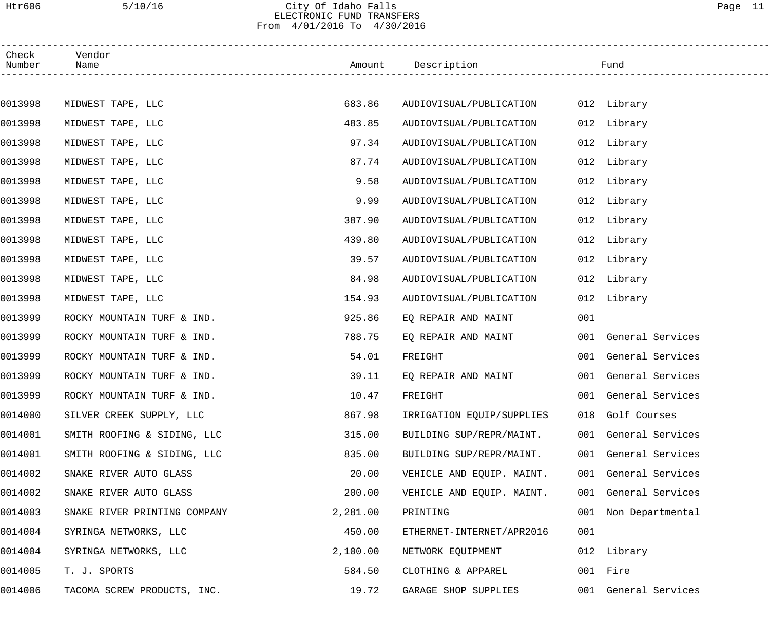# City Of Idaho Falls
## ELECTRONIC FUND TRANSFERS
### From 4/01/2016 To 4/30/2016

| Check Number | Vendor Name | Amount | Description | Fund | |
|---|---|---|---|---|---|
| 0013998 | MIDWEST TAPE, LLC | 683.86 | AUDIOVISUAL/PUBLICATION | 012 | Library |
| 0013998 | MIDWEST TAPE, LLC | 483.85 | AUDIOVISUAL/PUBLICATION | 012 | Library |
| 0013998 | MIDWEST TAPE, LLC | 97.34 | AUDIOVISUAL/PUBLICATION | 012 | Library |
| 0013998 | MIDWEST TAPE, LLC | 87.74 | AUDIOVISUAL/PUBLICATION | 012 | Library |
| 0013998 | MIDWEST TAPE, LLC | 9.58 | AUDIOVISUAL/PUBLICATION | 012 | Library |
| 0013998 | MIDWEST TAPE, LLC | 9.99 | AUDIOVISUAL/PUBLICATION | 012 | Library |
| 0013998 | MIDWEST TAPE, LLC | 387.90 | AUDIOVISUAL/PUBLICATION | 012 | Library |
| 0013998 | MIDWEST TAPE, LLC | 439.80 | AUDIOVISUAL/PUBLICATION | 012 | Library |
| 0013998 | MIDWEST TAPE, LLC | 39.57 | AUDIOVISUAL/PUBLICATION | 012 | Library |
| 0013998 | MIDWEST TAPE, LLC | 84.98 | AUDIOVISUAL/PUBLICATION | 012 | Library |
| 0013998 | MIDWEST TAPE, LLC | 154.93 | AUDIOVISUAL/PUBLICATION | 012 | Library |
| 0013999 | ROCKY MOUNTAIN TURF & IND. | 925.86 | EQ REPAIR AND MAINT | 001 | |
| 0013999 | ROCKY MOUNTAIN TURF & IND. | 788.75 | EQ REPAIR AND MAINT | 001 | General Services |
| 0013999 | ROCKY MOUNTAIN TURF & IND. | 54.01 | FREIGHT | 001 | General Services |
| 0013999 | ROCKY MOUNTAIN TURF & IND. | 39.11 | EQ REPAIR AND MAINT | 001 | General Services |
| 0013999 | ROCKY MOUNTAIN TURF & IND. | 10.47 | FREIGHT | 001 | General Services |
| 0014000 | SILVER CREEK SUPPLY, LLC | 867.98 | IRRIGATION EQUIP/SUPPLIES | 018 | Golf Courses |
| 0014001 | SMITH ROOFING & SIDING, LLC | 315.00 | BUILDING SUP/REPR/MAINT. | 001 | General Services |
| 0014001 | SMITH ROOFING & SIDING, LLC | 835.00 | BUILDING SUP/REPR/MAINT. | 001 | General Services |
| 0014002 | SNAKE RIVER AUTO GLASS | 20.00 | VEHICLE AND EQUIP. MAINT. | 001 | General Services |
| 0014002 | SNAKE RIVER AUTO GLASS | 200.00 | VEHICLE AND EQUIP. MAINT. | 001 | General Services |
| 0014003 | SNAKE RIVER PRINTING COMPANY | 2,281.00 | PRINTING | 001 | Non Departmental |
| 0014004 | SYRINGA NETWORKS, LLC | 450.00 | ETHERNET-INTERNET/APR2016 | 001 | |
| 0014004 | SYRINGA NETWORKS, LLC | 2,100.00 | NETWORK EQUIPMENT | 012 | Library |
| 0014005 | T. J. SPORTS | 584.50 | CLOTHING & APPAREL | 001 | Fire |
| 0014006 | TACOMA SCREW PRODUCTS, INC. | 19.72 | GARAGE SHOP SUPPLIES | 001 | General Services |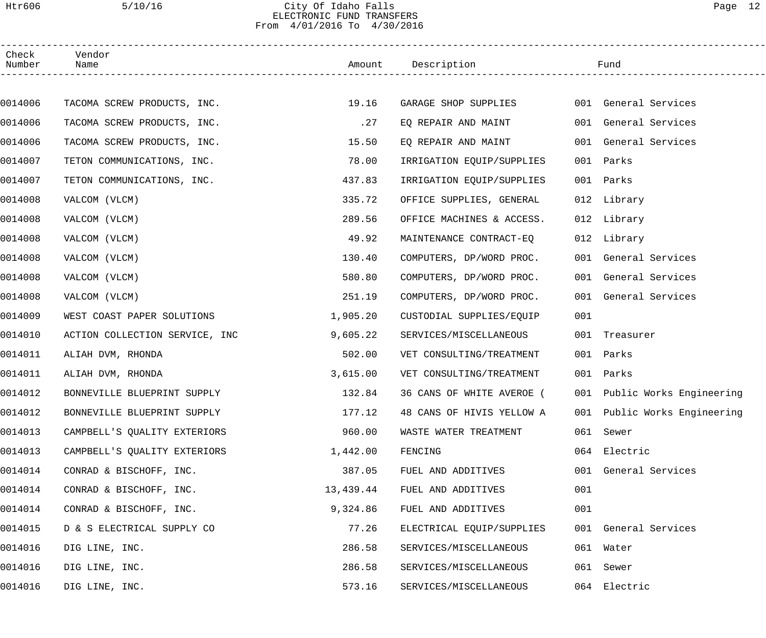# City Of Idaho Falls

## ELECTRONIC FUND TRANSFERS

From 4/01/2016 To 4/30/2016

| Check Number | Vendor Name | Amount | Description | Fund |
|---|---|---|---|---|
| 0014006 | TACOMA SCREW PRODUCTS, INC. | 19.16 | GARAGE SHOP SUPPLIES | 001 General Services |
| 0014006 | TACOMA SCREW PRODUCTS, INC. | .27 | EQ REPAIR AND MAINT | 001 General Services |
| 0014006 | TACOMA SCREW PRODUCTS, INC. | 15.50 | EQ REPAIR AND MAINT | 001 General Services |
| 0014007 | TETON COMMUNICATIONS, INC. | 78.00 | IRRIGATION EQUIP/SUPPLIES | 001 Parks |
| 0014007 | TETON COMMUNICATIONS, INC. | 437.83 | IRRIGATION EQUIP/SUPPLIES | 001 Parks |
| 0014008 | VALCOM (VLCM) | 335.72 | OFFICE SUPPLIES, GENERAL | 012 Library |
| 0014008 | VALCOM (VLCM) | 289.56 | OFFICE MACHINES & ACCESS. | 012 Library |
| 0014008 | VALCOM (VLCM) | 49.92 | MAINTENANCE CONTRACT-EQ | 012 Library |
| 0014008 | VALCOM (VLCM) | 130.40 | COMPUTERS, DP/WORD PROC. | 001 General Services |
| 0014008 | VALCOM (VLCM) | 580.80 | COMPUTERS, DP/WORD PROC. | 001 General Services |
| 0014008 | VALCOM (VLCM) | 251.19 | COMPUTERS, DP/WORD PROC. | 001 General Services |
| 0014009 | WEST COAST PAPER SOLUTIONS | 1,905.20 | CUSTODIAL SUPPLIES/EQUIP | 001 |
| 0014010 | ACTION COLLECTION SERVICE, INC | 9,605.22 | SERVICES/MISCELLANEOUS | 001 Treasurer |
| 0014011 | ALIAH DVM, RHONDA | 502.00 | VET CONSULTING/TREATMENT | 001 Parks |
| 0014011 | ALIAH DVM, RHONDA | 3,615.00 | VET CONSULTING/TREATMENT | 001 Parks |
| 0014012 | BONNEVILLE BLUEPRINT SUPPLY | 132.84 | 36 CANS OF WHITE AVEROE ( | 001 Public Works Engineering |
| 0014012 | BONNEVILLE BLUEPRINT SUPPLY | 177.12 | 48 CANS OF HIVIS YELLOW A | 001 Public Works Engineering |
| 0014013 | CAMPBELL'S QUALITY EXTERIORS | 960.00 | WASTE WATER TREATMENT | 061 Sewer |
| 0014013 | CAMPBELL'S QUALITY EXTERIORS | 1,442.00 | FENCING | 064 Electric |
| 0014014 | CONRAD & BISCHOFF, INC. | 387.05 | FUEL AND ADDITIVES | 001 General Services |
| 0014014 | CONRAD & BISCHOFF, INC. | 13,439.44 | FUEL AND ADDITIVES | 001 |
| 0014014 | CONRAD & BISCHOFF, INC. | 9,324.86 | FUEL AND ADDITIVES | 001 |
| 0014015 | D & S ELECTRICAL SUPPLY CO | 77.26 | ELECTRICAL EQUIP/SUPPLIES | 001 General Services |
| 0014016 | DIG LINE, INC. | 286.58 | SERVICES/MISCELLANEOUS | 061 Water |
| 0014016 | DIG LINE, INC. | 286.58 | SERVICES/MISCELLANEOUS | 061 Sewer |
| 0014016 | DIG LINE, INC. | 573.16 | SERVICES/MISCELLANEOUS | 064 Electric |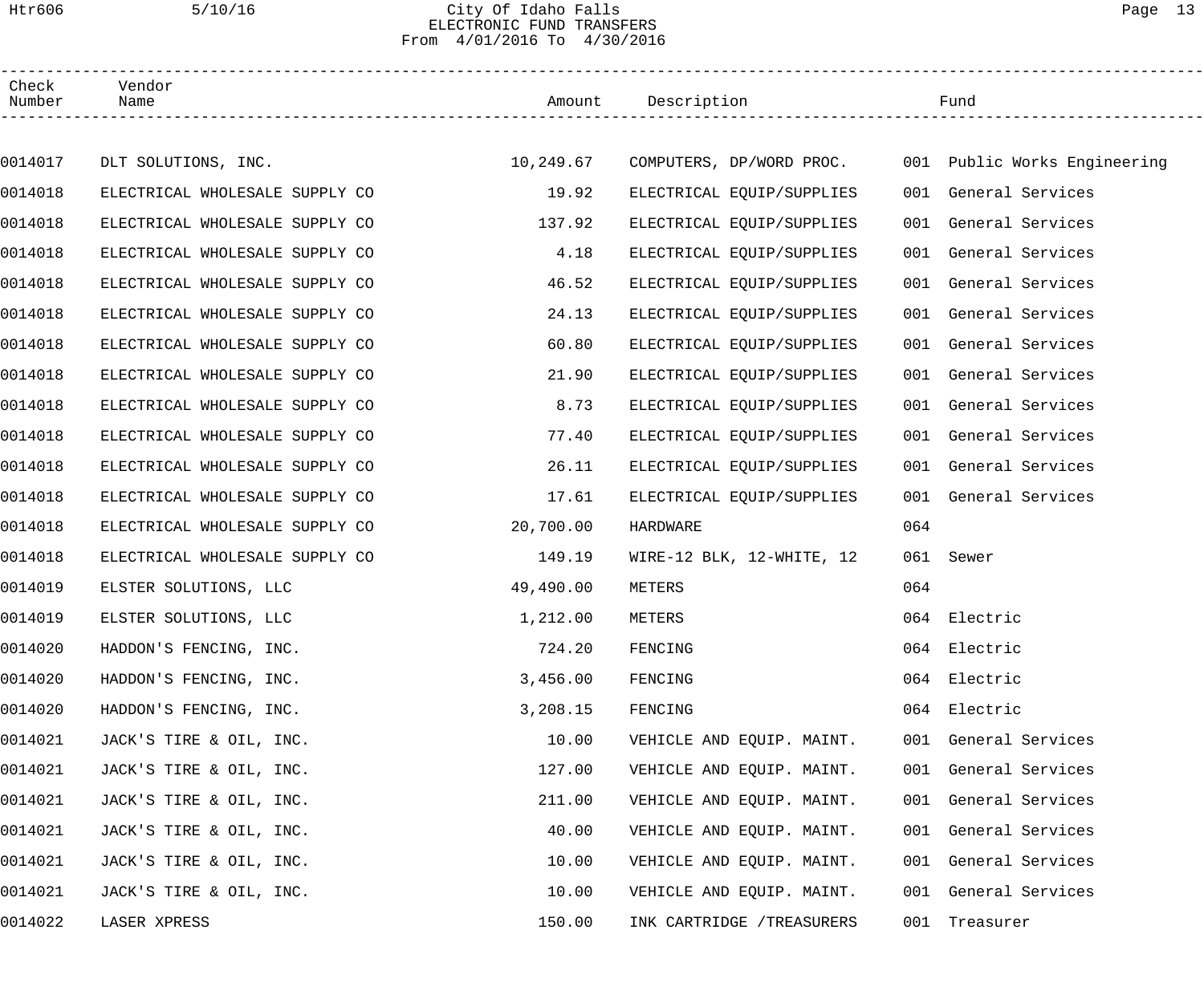City Of Idaho Falls
ELECTRONIC FUND TRANSFERS
From 4/01/2016 To 4/30/2016

| Check Number | Vendor Name | Amount | Description | Fund |
|---|---|---|---|---|
| 0014017 | DLT SOLUTIONS, INC. | 10,249.67 | COMPUTERS, DP/WORD PROC. | 001 Public Works Engineering |
| 0014018 | ELECTRICAL WHOLESALE SUPPLY CO | 19.92 | ELECTRICAL EQUIP/SUPPLIES | 001 General Services |
| 0014018 | ELECTRICAL WHOLESALE SUPPLY CO | 137.92 | ELECTRICAL EQUIP/SUPPLIES | 001 General Services |
| 0014018 | ELECTRICAL WHOLESALE SUPPLY CO | 4.18 | ELECTRICAL EQUIP/SUPPLIES | 001 General Services |
| 0014018 | ELECTRICAL WHOLESALE SUPPLY CO | 46.52 | ELECTRICAL EQUIP/SUPPLIES | 001 General Services |
| 0014018 | ELECTRICAL WHOLESALE SUPPLY CO | 24.13 | ELECTRICAL EQUIP/SUPPLIES | 001 General Services |
| 0014018 | ELECTRICAL WHOLESALE SUPPLY CO | 60.80 | ELECTRICAL EQUIP/SUPPLIES | 001 General Services |
| 0014018 | ELECTRICAL WHOLESALE SUPPLY CO | 21.90 | ELECTRICAL EQUIP/SUPPLIES | 001 General Services |
| 0014018 | ELECTRICAL WHOLESALE SUPPLY CO | 8.73 | ELECTRICAL EQUIP/SUPPLIES | 001 General Services |
| 0014018 | ELECTRICAL WHOLESALE SUPPLY CO | 77.40 | ELECTRICAL EQUIP/SUPPLIES | 001 General Services |
| 0014018 | ELECTRICAL WHOLESALE SUPPLY CO | 26.11 | ELECTRICAL EQUIP/SUPPLIES | 001 General Services |
| 0014018 | ELECTRICAL WHOLESALE SUPPLY CO | 17.61 | ELECTRICAL EQUIP/SUPPLIES | 001 General Services |
| 0014018 | ELECTRICAL WHOLESALE SUPPLY CO | 20,700.00 | HARDWARE | 064 |
| 0014018 | ELECTRICAL WHOLESALE SUPPLY CO | 149.19 | WIRE-12 BLK, 12-WHITE, 12 | 061 Sewer |
| 0014019 | ELSTER SOLUTIONS, LLC | 49,490.00 | METERS | 064 |
| 0014019 | ELSTER SOLUTIONS, LLC | 1,212.00 | METERS | 064 Electric |
| 0014020 | HADDON'S FENCING, INC. | 724.20 | FENCING | 064 Electric |
| 0014020 | HADDON'S FENCING, INC. | 3,456.00 | FENCING | 064 Electric |
| 0014020 | HADDON'S FENCING, INC. | 3,208.15 | FENCING | 064 Electric |
| 0014021 | JACK'S TIRE & OIL, INC. | 10.00 | VEHICLE AND EQUIP. MAINT. | 001 General Services |
| 0014021 | JACK'S TIRE & OIL, INC. | 127.00 | VEHICLE AND EQUIP. MAINT. | 001 General Services |
| 0014021 | JACK'S TIRE & OIL, INC. | 211.00 | VEHICLE AND EQUIP. MAINT. | 001 General Services |
| 0014021 | JACK'S TIRE & OIL, INC. | 40.00 | VEHICLE AND EQUIP. MAINT. | 001 General Services |
| 0014021 | JACK'S TIRE & OIL, INC. | 10.00 | VEHICLE AND EQUIP. MAINT. | 001 General Services |
| 0014021 | JACK'S TIRE & OIL, INC. | 10.00 | VEHICLE AND EQUIP. MAINT. | 001 General Services |
| 0014022 | LASER XPRESS | 150.00 | INK CARTRIDGE /TREASURERS | 001 Treasurer |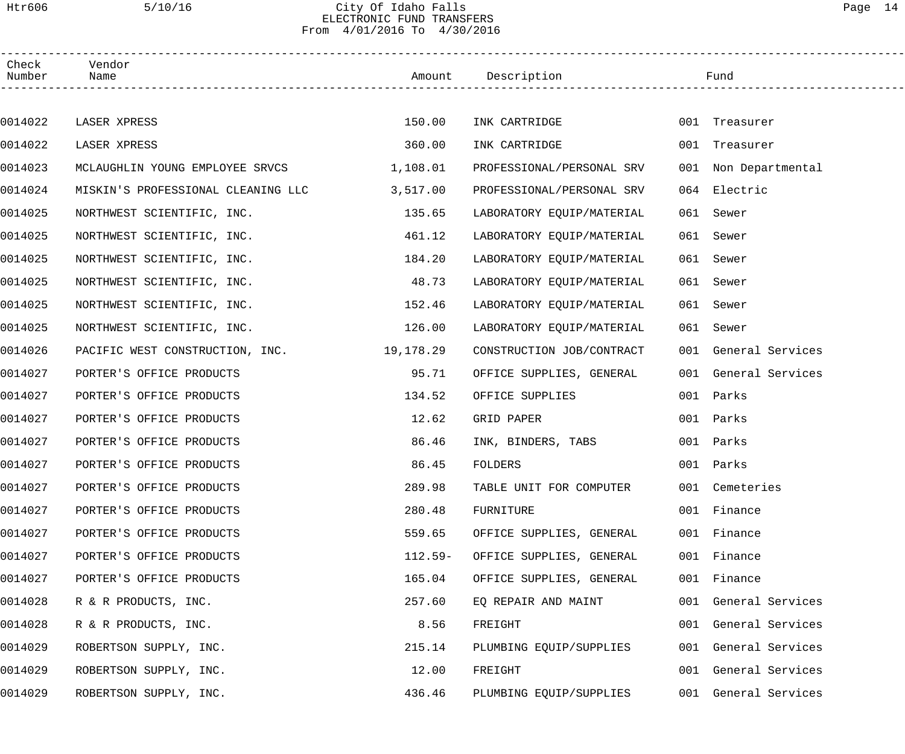# City Of Idaho Falls
## ELECTRONIC FUND TRANSFERS
From 4/01/2016 To 4/30/2016

| Check Number | Vendor Name | Amount | Description | Fund |
|---|---|---|---|---|
| 0014022 | LASER XPRESS | 150.00 | INK CARTRIDGE | 001 Treasurer |
| 0014022 | LASER XPRESS | 360.00 | INK CARTRIDGE | 001 Treasurer |
| 0014023 | MCLAUGHLIN YOUNG EMPLOYEE SRVCS | 1,108.01 | PROFESSIONAL/PERSONAL SRV | 001 Non Departmental |
| 0014024 | MISKIN'S PROFESSIONAL CLEANING LLC | 3,517.00 | PROFESSIONAL/PERSONAL SRV | 064 Electric |
| 0014025 | NORTHWEST SCIENTIFIC, INC. | 135.65 | LABORATORY EQUIP/MATERIAL | 061 Sewer |
| 0014025 | NORTHWEST SCIENTIFIC, INC. | 461.12 | LABORATORY EQUIP/MATERIAL | 061 Sewer |
| 0014025 | NORTHWEST SCIENTIFIC, INC. | 184.20 | LABORATORY EQUIP/MATERIAL | 061 Sewer |
| 0014025 | NORTHWEST SCIENTIFIC, INC. | 48.73 | LABORATORY EQUIP/MATERIAL | 061 Sewer |
| 0014025 | NORTHWEST SCIENTIFIC, INC. | 152.46 | LABORATORY EQUIP/MATERIAL | 061 Sewer |
| 0014025 | NORTHWEST SCIENTIFIC, INC. | 126.00 | LABORATORY EQUIP/MATERIAL | 061 Sewer |
| 0014026 | PACIFIC WEST CONSTRUCTION, INC. | 19,178.29 | CONSTRUCTION JOB/CONTRACT | 001 General Services |
| 0014027 | PORTER'S OFFICE PRODUCTS | 95.71 | OFFICE SUPPLIES, GENERAL | 001 General Services |
| 0014027 | PORTER'S OFFICE PRODUCTS | 134.52 | OFFICE SUPPLIES | 001 Parks |
| 0014027 | PORTER'S OFFICE PRODUCTS | 12.62 | GRID PAPER | 001 Parks |
| 0014027 | PORTER'S OFFICE PRODUCTS | 86.46 | INK, BINDERS, TABS | 001 Parks |
| 0014027 | PORTER'S OFFICE PRODUCTS | 86.45 | FOLDERS | 001 Parks |
| 0014027 | PORTER'S OFFICE PRODUCTS | 289.98 | TABLE UNIT FOR COMPUTER | 001 Cemeteries |
| 0014027 | PORTER'S OFFICE PRODUCTS | 280.48 | FURNITURE | 001 Finance |
| 0014027 | PORTER'S OFFICE PRODUCTS | 559.65 | OFFICE SUPPLIES, GENERAL | 001 Finance |
| 0014027 | PORTER'S OFFICE PRODUCTS | 112.59- | OFFICE SUPPLIES, GENERAL | 001 Finance |
| 0014027 | PORTER'S OFFICE PRODUCTS | 165.04 | OFFICE SUPPLIES, GENERAL | 001 Finance |
| 0014028 | R & R PRODUCTS, INC. | 257.60 | EQ REPAIR AND MAINT | 001 General Services |
| 0014028 | R & R PRODUCTS, INC. | 8.56 | FREIGHT | 001 General Services |
| 0014029 | ROBERTSON SUPPLY, INC. | 215.14 | PLUMBING EQUIP/SUPPLIES | 001 General Services |
| 0014029 | ROBERTSON SUPPLY, INC. | 12.00 | FREIGHT | 001 General Services |
| 0014029 | ROBERTSON SUPPLY, INC. | 436.46 | PLUMBING EQUIP/SUPPLIES | 001 General Services |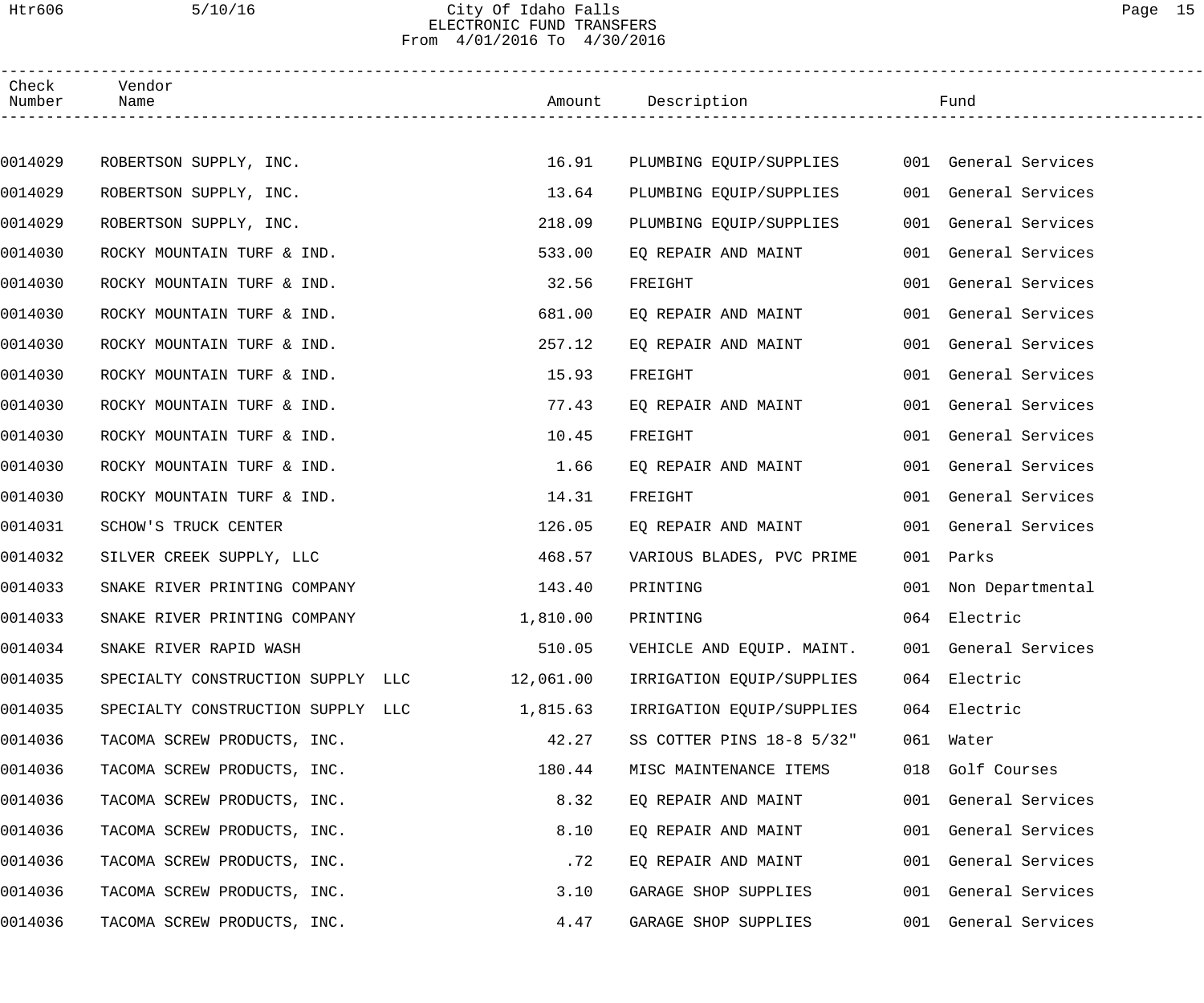# City Of Idaho Falls
## ELECTRONIC FUND TRANSFERS
### From 4/01/2016 To 4/30/2016

| Check Number | Vendor Name | Amount | Description | Fund |
|---|---|---|---|---|
| 0014029 | ROBERTSON SUPPLY, INC. | 16.91 | PLUMBING EQUIP/SUPPLIES | 001 General Services |
| 0014029 | ROBERTSON SUPPLY, INC. | 13.64 | PLUMBING EQUIP/SUPPLIES | 001 General Services |
| 0014029 | ROBERTSON SUPPLY, INC. | 218.09 | PLUMBING EQUIP/SUPPLIES | 001 General Services |
| 0014030 | ROCKY MOUNTAIN TURF & IND. | 533.00 | EQ REPAIR AND MAINT | 001 General Services |
| 0014030 | ROCKY MOUNTAIN TURF & IND. | 32.56 | FREIGHT | 001 General Services |
| 0014030 | ROCKY MOUNTAIN TURF & IND. | 681.00 | EQ REPAIR AND MAINT | 001 General Services |
| 0014030 | ROCKY MOUNTAIN TURF & IND. | 257.12 | EQ REPAIR AND MAINT | 001 General Services |
| 0014030 | ROCKY MOUNTAIN TURF & IND. | 15.93 | FREIGHT | 001 General Services |
| 0014030 | ROCKY MOUNTAIN TURF & IND. | 77.43 | EQ REPAIR AND MAINT | 001 General Services |
| 0014030 | ROCKY MOUNTAIN TURF & IND. | 10.45 | FREIGHT | 001 General Services |
| 0014030 | ROCKY MOUNTAIN TURF & IND. | 1.66 | EQ REPAIR AND MAINT | 001 General Services |
| 0014030 | ROCKY MOUNTAIN TURF & IND. | 14.31 | FREIGHT | 001 General Services |
| 0014031 | SCHOW'S TRUCK CENTER | 126.05 | EQ REPAIR AND MAINT | 001 General Services |
| 0014032 | SILVER CREEK SUPPLY, LLC | 468.57 | VARIOUS BLADES, PVC PRIME | 001 Parks |
| 0014033 | SNAKE RIVER PRINTING COMPANY | 143.40 | PRINTING | 001 Non Departmental |
| 0014033 | SNAKE RIVER PRINTING COMPANY | 1,810.00 | PRINTING | 064 Electric |
| 0014034 | SNAKE RIVER RAPID WASH | 510.05 | VEHICLE AND EQUIP. MAINT. | 001 General Services |
| 0014035 | SPECIALTY CONSTRUCTION SUPPLY LLC | 12,061.00 | IRRIGATION EQUIP/SUPPLIES | 064 Electric |
| 0014035 | SPECIALTY CONSTRUCTION SUPPLY LLC | 1,815.63 | IRRIGATION EQUIP/SUPPLIES | 064 Electric |
| 0014036 | TACOMA SCREW PRODUCTS, INC. | 42.27 | SS COTTER PINS 18-8 5/32" | 061 Water |
| 0014036 | TACOMA SCREW PRODUCTS, INC. | 180.44 | MISC MAINTENANCE ITEMS | 018 Golf Courses |
| 0014036 | TACOMA SCREW PRODUCTS, INC. | 8.32 | EQ REPAIR AND MAINT | 001 General Services |
| 0014036 | TACOMA SCREW PRODUCTS, INC. | 8.10 | EQ REPAIR AND MAINT | 001 General Services |
| 0014036 | TACOMA SCREW PRODUCTS, INC. | .72 | EQ REPAIR AND MAINT | 001 General Services |
| 0014036 | TACOMA SCREW PRODUCTS, INC. | 3.10 | GARAGE SHOP SUPPLIES | 001 General Services |
| 0014036 | TACOMA SCREW PRODUCTS, INC. | 4.47 | GARAGE SHOP SUPPLIES | 001 General Services |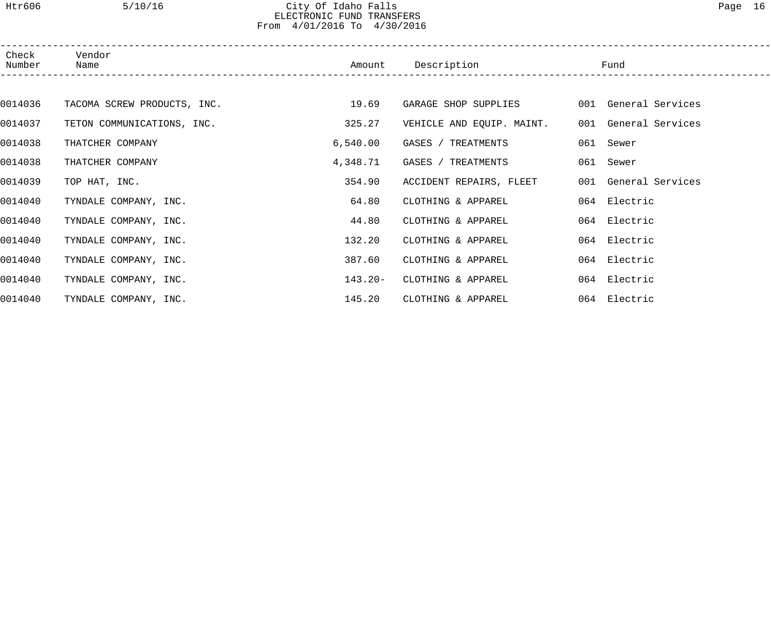| Check Number | Vendor Name | Amount | Description | Fund |
| --- | --- | --- | --- | --- |
| 0014036 | TACOMA SCREW PRODUCTS, INC. | 19.69 | GARAGE SHOP SUPPLIES | 001 General Services |
| 0014037 | TETON COMMUNICATIONS, INC. | 325.27 | VEHICLE AND EQUIP. MAINT. | 001 General Services |
| 0014038 | THATCHER COMPANY | 6,540.00 | GASES / TREATMENTS | 061 Sewer |
| 0014038 | THATCHER COMPANY | 4,348.71 | GASES / TREATMENTS | 061 Sewer |
| 0014039 | TOP HAT, INC. | 354.90 | ACCIDENT REPAIRS, FLEET | 001 General Services |
| 0014040 | TYNDALE COMPANY, INC. | 64.80 | CLOTHING & APPAREL | 064 Electric |
| 0014040 | TYNDALE COMPANY, INC. | 44.80 | CLOTHING & APPAREL | 064 Electric |
| 0014040 | TYNDALE COMPANY, INC. | 132.20 | CLOTHING & APPAREL | 064 Electric |
| 0014040 | TYNDALE COMPANY, INC. | 387.60 | CLOTHING & APPAREL | 064 Electric |
| 0014040 | TYNDALE COMPANY, INC. | 143.20- | CLOTHING & APPAREL | 064 Electric |
| 0014040 | TYNDALE COMPANY, INC. | 145.20 | CLOTHING & APPAREL | 064 Electric |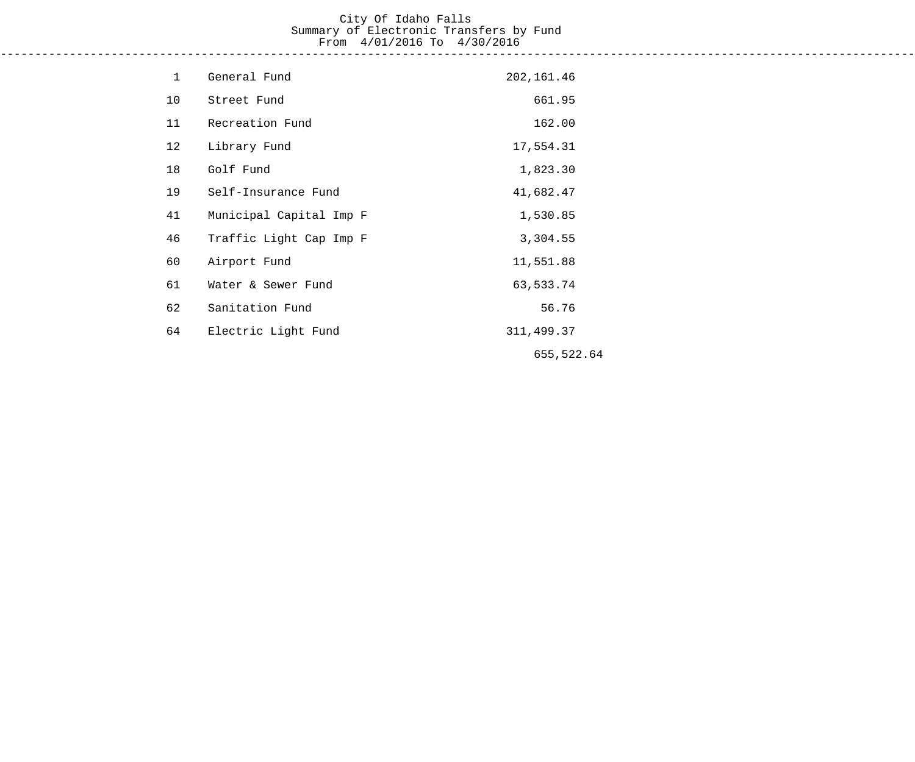# City Of Idaho Falls

## Summary of Electronic Transfers by Fund

### From 4/01/2016 To 4/30/2016

| Fund | Fund Name | Amount | Total |
|---|---|---|---|
| 1 | General Fund | 202,161.46 | |
| 10 | Street Fund | 661.95 | |
| 11 | Recreation Fund | 162.00 | |
| 12 | Library Fund | 17,554.31 | |
| 18 | Golf Fund | 1,823.30 | |
| 19 | Self-Insurance Fund | 41,682.47 | |
| 41 | Municipal Capital Imp F | 1,530.85 | |
| 46 | Traffic Light Cap Imp F | 3,304.55 | |
| 60 | Airport Fund | 11,551.88 | |
| 61 | Water & Sewer Fund | 63,533.74 | |
| 62 | Sanitation Fund | 56.76 | |
| 64 | Electric Light Fund | 311,499.37 | |
| | | | 655,522.64 |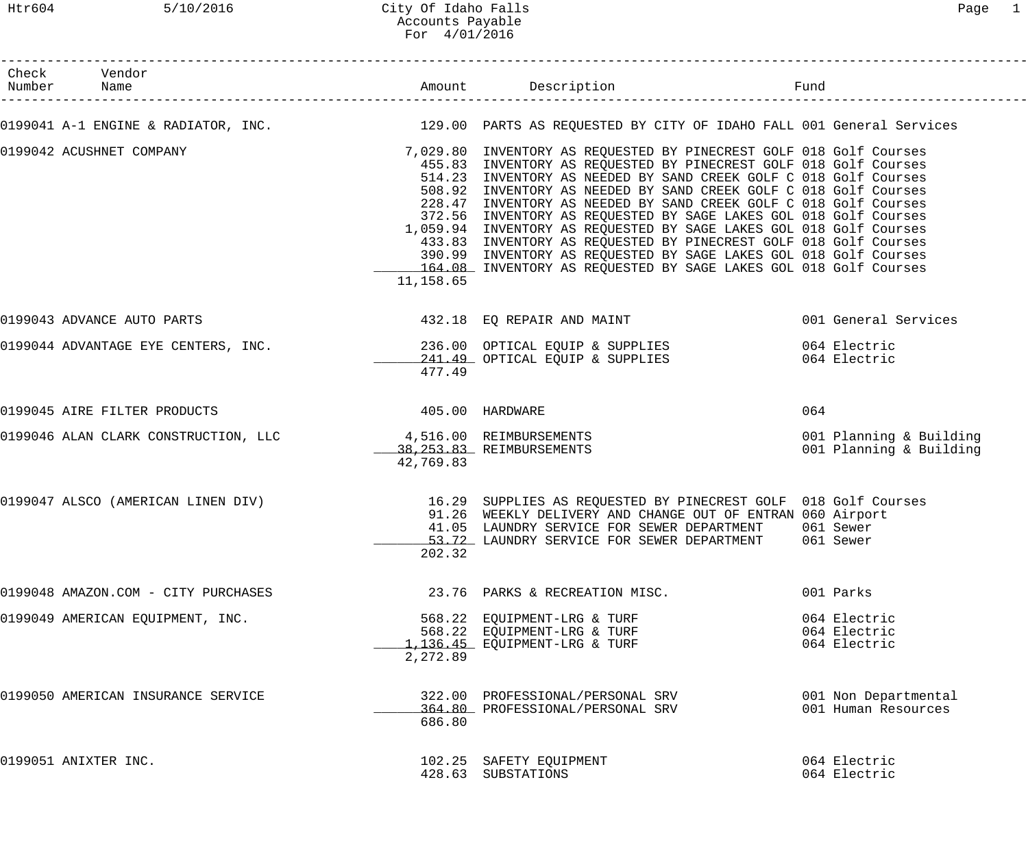City Of Idaho Falls
Accounts Payable
For 4/01/2016

| Check Number | Vendor Name | Amount | Description | Fund |
|---|---|---|---|---|
| 0199041 | A-1 ENGINE & RADIATOR, INC. | 129.00 | PARTS AS REQUESTED BY CITY OF IDAHO FALL | 001 General Services |
| 0199042 | ACUSHNET COMPANY | 7,029.80 | INVENTORY AS REQUESTED BY PINECREST GOLF | 018 Golf Courses |
| | | 455.83 | INVENTORY AS REQUESTED BY PINECREST GOLF | 018 Golf Courses |
| | | 514.23 | INVENTORY AS NEEDED BY SAND CREEK GOLF C | 018 Golf Courses |
| | | 508.92 | INVENTORY AS NEEDED BY SAND CREEK GOLF C | 018 Golf Courses |
| | | 228.47 | INVENTORY AS NEEDED BY SAND CREEK GOLF C | 018 Golf Courses |
| | | 372.56 | INVENTORY AS REQUESTED BY SAGE LAKES GOL | 018 Golf Courses |
| | | 1,059.94 | INVENTORY AS REQUESTED BY SAGE LAKES GOL | 018 Golf Courses |
| | | 433.83 | INVENTORY AS REQUESTED BY PINECREST GOLF | 018 Golf Courses |
| | | 390.99 | INVENTORY AS REQUESTED BY SAGE LAKES GOL | 018 Golf Courses |
| | | 164.08 | INVENTORY AS REQUESTED BY SAGE LAKES GOL | 018 Golf Courses |
| | | 11,158.65 | | |
| 0199043 | ADVANCE AUTO PARTS | 432.18 | EQ REPAIR AND MAINT | 001 General Services |
| 0199044 | ADVANTAGE EYE CENTERS, INC. | 236.00 | OPTICAL EQUIP & SUPPLIES | 064 Electric |
| | | 241.49 | OPTICAL EQUIP & SUPPLIES | 064 Electric |
| | | 477.49 | | |
| 0199045 | AIRE FILTER PRODUCTS | 405.00 | HARDWARE | 064 |
| 0199046 | ALAN CLARK CONSTRUCTION, LLC | 4,516.00 | REIMBURSEMENTS | 001 Planning & Building |
| | | 38,253.83 | REIMBURSEMENTS | 001 Planning & Building |
| | | 42,769.83 | | |
| 0199047 | ALSCO (AMERICAN LINEN DIV) | 16.29 | SUPPLIES AS REQUESTED BY PINECREST GOLF | 018 Golf Courses |
| | | 91.26 | WEEKLY DELIVERY AND CHANGE OUT OF ENTRAN | 060 Airport |
| | | 41.05 | LAUNDRY SERVICE FOR SEWER DEPARTMENT | 061 Sewer |
| | | 53.72 | LAUNDRY SERVICE FOR SEWER DEPARTMENT | 061 Sewer |
| | | 202.32 | | |
| 0199048 | AMAZON.COM - CITY PURCHASES | 23.76 | PARKS & RECREATION MISC. | 001 Parks |
| 0199049 | AMERICAN EQUIPMENT, INC. | 568.22 | EQUIPMENT-LRG & TURF | 064 Electric |
| | | 568.22 | EQUIPMENT-LRG & TURF | 064 Electric |
| | | 1,136.45 | EQUIPMENT-LRG & TURF | 064 Electric |
| | | 2,272.89 | | |
| 0199050 | AMERICAN INSURANCE SERVICE | 322.00 | PROFESSIONAL/PERSONAL SRV | 001 Non Departmental |
| | | 364.80 | PROFESSIONAL/PERSONAL SRV | 001 Human Resources |
| | | 686.80 | | |
| 0199051 | ANIXTER INC. | 102.25 | SAFETY EQUIPMENT | 064 Electric |
| | | 428.63 | SUBSTATIONS | 064 Electric |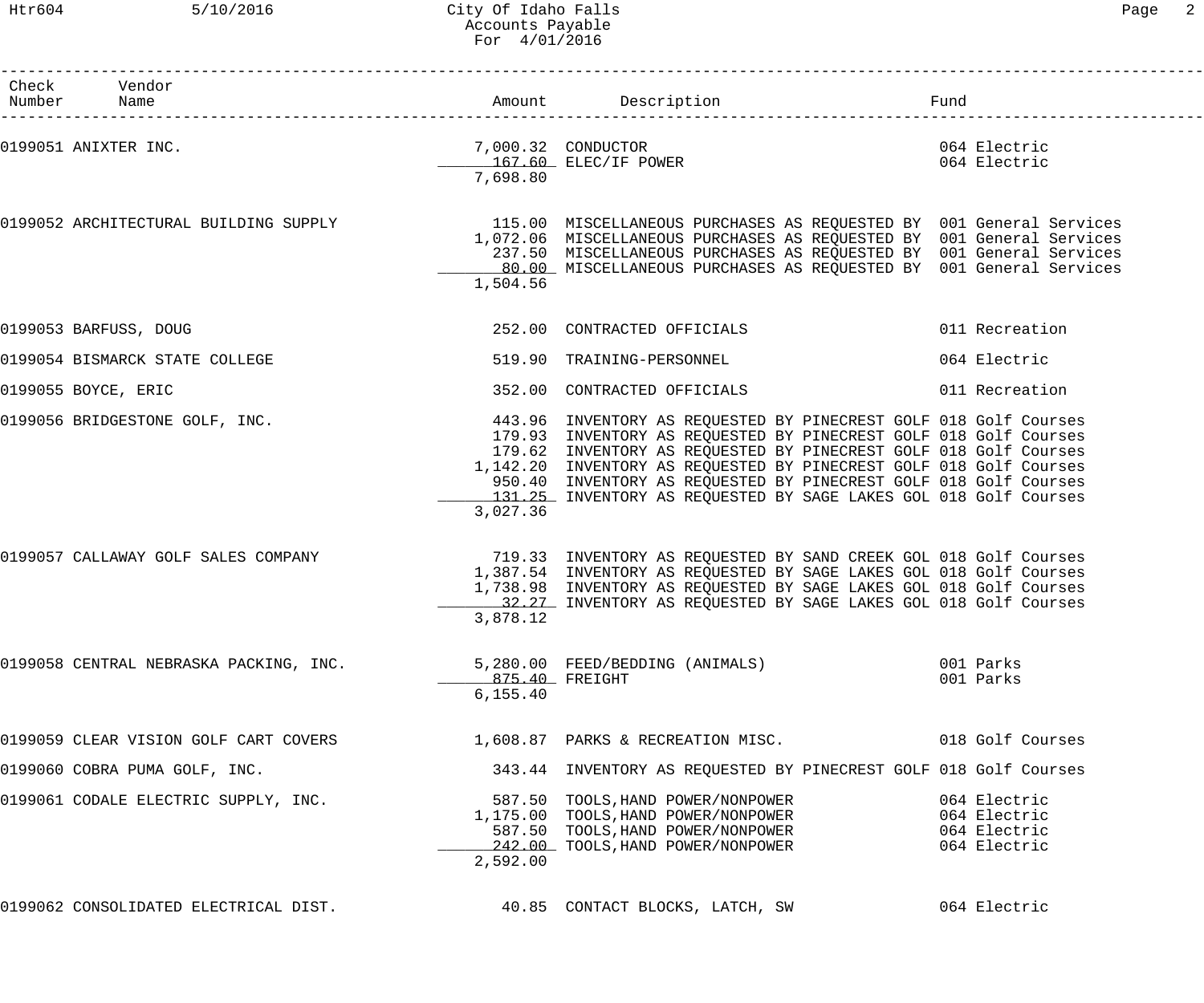# City Of Idaho Falls
## Accounts Payable
### For 4/01/2016

| Check Number | Vendor Name | Amount | Description | Fund |
|---|---|---|---|---|
| 0199051 | ANIXTER INC. | 7,000.32 | CONDUCTOR | 064 Electric |
| | | 167.60 | ELEC/IF POWER | 064 Electric |
| | | 7,698.80 | | |
| 0199052 | ARCHITECTURAL BUILDING SUPPLY | 115.00 | MISCELLANEOUS PURCHASES AS REQUESTED BY | 001 General Services |
| | | 1,072.06 | MISCELLANEOUS PURCHASES AS REQUESTED BY | 001 General Services |
| | | 237.50 | MISCELLANEOUS PURCHASES AS REQUESTED BY | 001 General Services |
| | | 80.00 | MISCELLANEOUS PURCHASES AS REQUESTED BY | 001 General Services |
| | | 1,504.56 | | |
| 0199053 | BARFUSS, DOUG | 252.00 | CONTRACTED OFFICIALS | 011 Recreation |
| 0199054 | BISMARCK STATE COLLEGE | 519.90 | TRAINING-PERSONNEL | 064 Electric |
| 0199055 | BOYCE, ERIC | 352.00 | CONTRACTED OFFICIALS | 011 Recreation |
| 0199056 | BRIDGESTONE GOLF, INC. | 443.96 | INVENTORY AS REQUESTED BY PINECREST GOLF | 018 Golf Courses |
| | | 179.93 | INVENTORY AS REQUESTED BY PINECREST GOLF | 018 Golf Courses |
| | | 179.62 | INVENTORY AS REQUESTED BY PINECREST GOLF | 018 Golf Courses |
| | | 1,142.20 | INVENTORY AS REQUESTED BY PINECREST GOLF | 018 Golf Courses |
| | | 950.40 | INVENTORY AS REQUESTED BY PINECREST GOLF | 018 Golf Courses |
| | | 131.25 | INVENTORY AS REQUESTED BY SAGE LAKES GOL | 018 Golf Courses |
| | | 3,027.36 | | |
| 0199057 | CALLAWAY GOLF SALES COMPANY | 719.33 | INVENTORY AS REQUESTED BY SAND CREEK GOL | 018 Golf Courses |
| | | 1,387.54 | INVENTORY AS REQUESTED BY SAGE LAKES GOL | 018 Golf Courses |
| | | 1,738.98 | INVENTORY AS REQUESTED BY SAGE LAKES GOL | 018 Golf Courses |
| | | 32.27 | INVENTORY AS REQUESTED BY SAGE LAKES GOL | 018 Golf Courses |
| | | 3,878.12 | | |
| 0199058 | CENTRAL NEBRASKA PACKING, INC. | 5,280.00 | FEED/BEDDING (ANIMALS) | 001 Parks |
| | | 875.40 | FREIGHT | 001 Parks |
| | | 6,155.40 | | |
| 0199059 | CLEAR VISION GOLF CART COVERS | 1,608.87 | PARKS & RECREATION MISC. | 018 Golf Courses |
| 0199060 | COBRA PUMA GOLF, INC. | 343.44 | INVENTORY AS REQUESTED BY PINECREST GOLF | 018 Golf Courses |
| 0199061 | CODALE ELECTRIC SUPPLY, INC. | 587.50 | TOOLS,HAND POWER/NONPOWER | 064 Electric |
| | | 1,175.00 | TOOLS,HAND POWER/NONPOWER | 064 Electric |
| | | 587.50 | TOOLS,HAND POWER/NONPOWER | 064 Electric |
| | | 242.00 | TOOLS,HAND POWER/NONPOWER | 064 Electric |
| | | 2,592.00 | | |
| 0199062 | CONSOLIDATED ELECTRICAL DIST. | 40.85 | CONTACT BLOCKS, LATCH, SW | 064 Electric |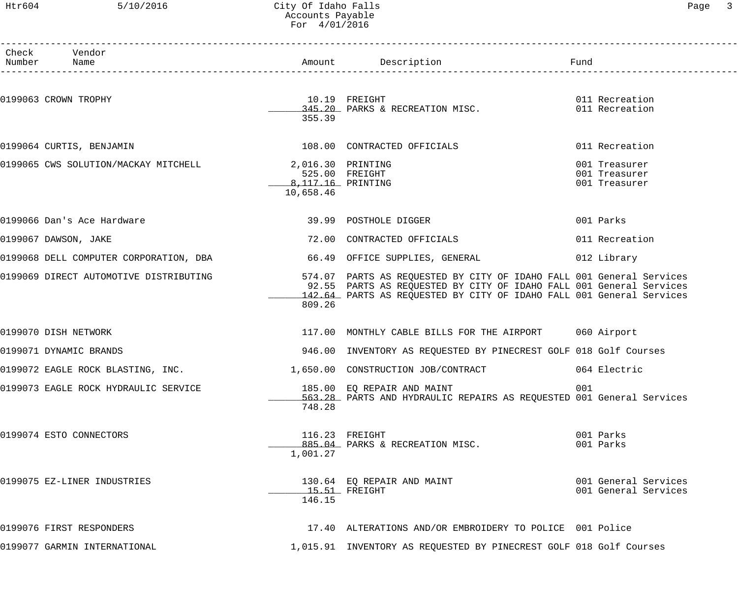# City Of Idaho Falls
## Accounts Payable
### For 4/01/2016

| Check Number | Vendor Name | Amount | Description | Fund |
|---|---|---|---|---|
| 0199063 | CROWN TROPHY | 10.19 | FREIGHT | 011 Recreation |
| | | 345.20 | PARKS & RECREATION MISC. | 011 Recreation |
| | | 355.39 | | |
| 0199064 | CURTIS, BENJAMIN | 108.00 | CONTRACTED OFFICIALS | 011 Recreation |
| 0199065 | CWS SOLUTION/MACKAY MITCHELL | 2,016.30 | PRINTING | 001 Treasurer |
| | | 525.00 | FREIGHT | 001 Treasurer |
| | | 8,117.16 | PRINTING | 001 Treasurer |
| | | 10,658.46 | | |
| 0199066 | Dan's Ace Hardware | 39.99 | POSTHOLE DIGGER | 001 Parks |
| 0199067 | DAWSON, JAKE | 72.00 | CONTRACTED OFFICIALS | 011 Recreation |
| 0199068 | DELL COMPUTER CORPORATION, DBA | 66.49 | OFFICE SUPPLIES, GENERAL | 012 Library |
| 0199069 | DIRECT AUTOMOTIVE DISTRIBUTING | 574.07 | PARTS AS REQUESTED BY CITY OF IDAHO FALL | 001 General Services |
| | | 92.55 | PARTS AS REQUESTED BY CITY OF IDAHO FALL | 001 General Services |
| | | 142.64 | PARTS AS REQUESTED BY CITY OF IDAHO FALL | 001 General Services |
| | | 809.26 | | |
| 0199070 | DISH NETWORK | 117.00 | MONTHLY CABLE BILLS FOR THE AIRPORT | 060 Airport |
| 0199071 | DYNAMIC BRANDS | 946.00 | INVENTORY AS REQUESTED BY PINECREST GOLF | 018 Golf Courses |
| 0199072 | EAGLE ROCK BLASTING, INC. | 1,650.00 | CONSTRUCTION JOB/CONTRACT | 064 Electric |
| 0199073 | EAGLE ROCK HYDRAULIC SERVICE | 185.00 | EQ REPAIR AND MAINT | 001 |
| | | 563.28 | PARTS AND HYDRAULIC REPAIRS AS REQUESTED | 001 General Services |
| | | 748.28 | | |
| 0199074 | ESTO CONNECTORS | 116.23 | FREIGHT | 001 Parks |
| | | 885.04 | PARKS & RECREATION MISC. | 001 Parks |
| | | 1,001.27 | | |
| 0199075 | EZ-LINER INDUSTRIES | 130.64 | EQ REPAIR AND MAINT | 001 General Services |
| | | 15.51 | FREIGHT | 001 General Services |
| | | 146.15 | | |
| 0199076 | FIRST RESPONDERS | 17.40 | ALTERATIONS AND/OR EMBROIDERY TO POLICE | 001 Police |
| 0199077 | GARMIN INTERNATIONAL | 1,015.91 | INVENTORY AS REQUESTED BY PINECREST GOLF | 018 Golf Courses |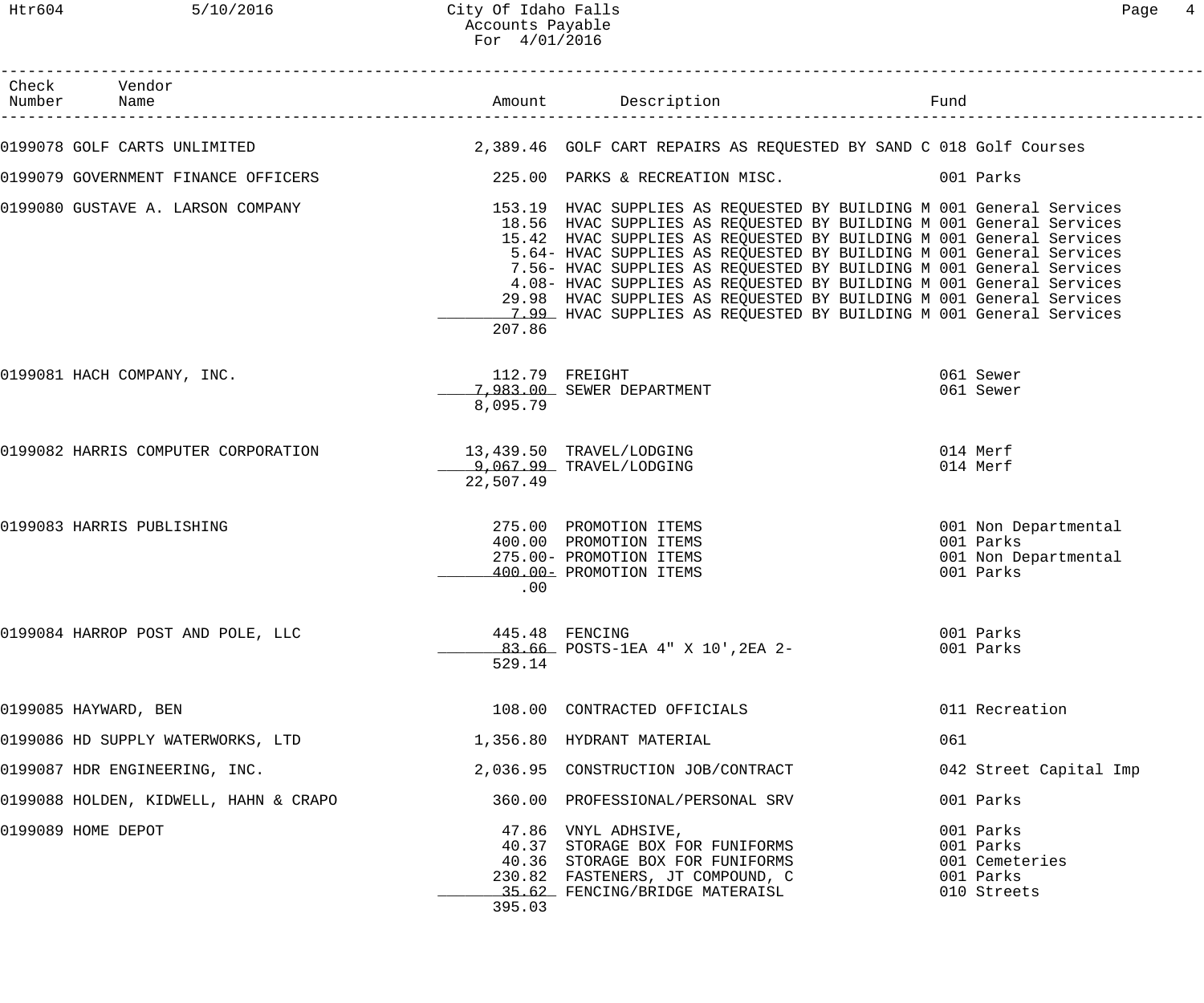# City Of Idaho Falls
## Accounts Payable
### For 4/01/2016

| Check Number | Vendor Name | Amount | Description | Fund |
|---|---|---|---|---|
| 0199078 | GOLF CARTS UNLIMITED | 2,389.46 | GOLF CART REPAIRS AS REQUESTED BY SAND C | 018 Golf Courses |
| 0199079 | GOVERNMENT FINANCE OFFICERS | 225.00 | PARKS & RECREATION MISC. | 001 Parks |
| 0199080 | GUSTAVE A. LARSON COMPANY | 153.19 | HVAC SUPPLIES AS REQUESTED BY BUILDING M | 001 General Services |
| | | 18.56 | HVAC SUPPLIES AS REQUESTED BY BUILDING M | 001 General Services |
| | | 15.42 | HVAC SUPPLIES AS REQUESTED BY BUILDING M | 001 General Services |
| | | 5.64- | HVAC SUPPLIES AS REQUESTED BY BUILDING M | 001 General Services |
| | | 7.56- | HVAC SUPPLIES AS REQUESTED BY BUILDING M | 001 General Services |
| | | 4.08- | HVAC SUPPLIES AS REQUESTED BY BUILDING M | 001 General Services |
| | | 29.98 | HVAC SUPPLIES AS REQUESTED BY BUILDING M | 001 General Services |
| | | 7.99 | HVAC SUPPLIES AS REQUESTED BY BUILDING M | 001 General Services |
| | | 207.86 | | |
| 0199081 | HACH COMPANY, INC. | 112.79 | FREIGHT | 061 Sewer |
| | | 7,983.00 | SEWER DEPARTMENT | 061 Sewer |
| | | 8,095.79 | | |
| 0199082 | HARRIS COMPUTER CORPORATION | 13,439.50 | TRAVEL/LODGING | 014 Merf |
| | | 9,067.99 | TRAVEL/LODGING | 014 Merf |
| | | 22,507.49 | | |
| 0199083 | HARRIS PUBLISHING | 275.00 | PROMOTION ITEMS | 001 Non Departmental |
| | | 400.00 | PROMOTION ITEMS | 001 Parks |
| | | 275.00- | PROMOTION ITEMS | 001 Non Departmental |
| | | 400.00- | PROMOTION ITEMS | 001 Parks |
| | | .00 | | |
| 0199084 | HARROP POST AND POLE, LLC | 445.48 | FENCING | 001 Parks |
| | | 83.66 | POSTS-1EA 4" X 10',2EA 2- | 001 Parks |
| | | 529.14 | | |
| 0199085 | HAYWARD, BEN | 108.00 | CONTRACTED OFFICIALS | 011 Recreation |
| 0199086 | HD SUPPLY WATERWORKS, LTD | 1,356.80 | HYDRANT MATERIAL | 061 |
| 0199087 | HDR ENGINEERING, INC. | 2,036.95 | CONSTRUCTION JOB/CONTRACT | 042 Street Capital Imp |
| 0199088 | HOLDEN, KIDWELL, HAHN & CRAPO | 360.00 | PROFESSIONAL/PERSONAL SRV | 001 Parks |
| 0199089 | HOME DEPOT | 47.86 | VNYL ADHSIVE, | 001 Parks |
| | | 40.37 | STORAGE BOX FOR FUNIFORMS | 001 Parks |
| | | 40.36 | STORAGE BOX FOR FUNIFORMS | 001 Cemeteries |
| | | 230.82 | FASTENERS, JT COMPOUND, C | 001 Parks |
| | | 35.62 | FENCING/BRIDGE MATERAISL | 010 Streets |
| | | 395.03 | | |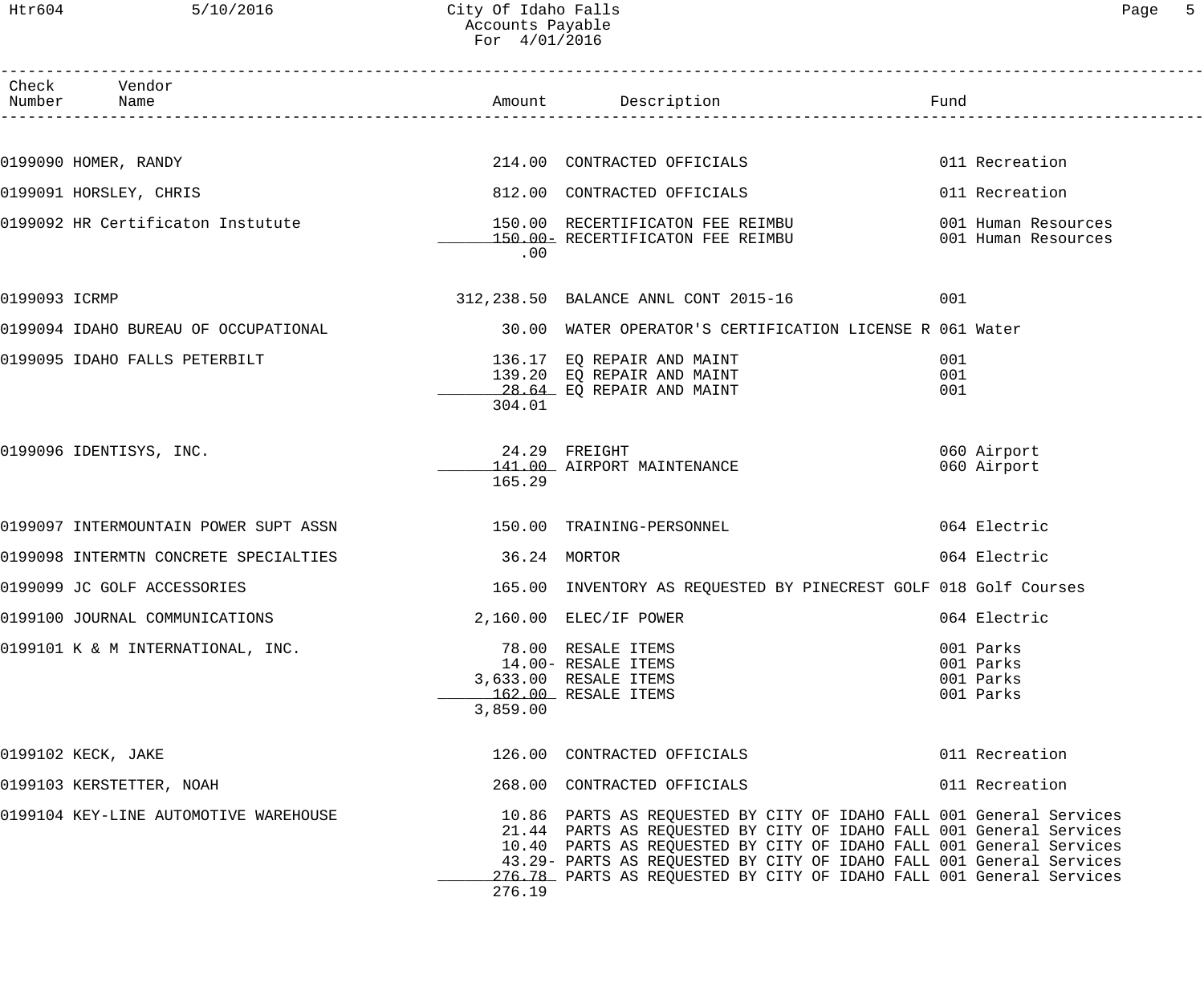| Check Number | Vendor Name | Amount | Description | Fund |
|---|---|---|---|---|
| 0199090 | HOMER, RANDY | 214.00 | CONTRACTED OFFICIALS | 011 Recreation |
| 0199091 | HORSLEY, CHRIS | 812.00 | CONTRACTED OFFICIALS | 011 Recreation |
| 0199092 | HR Certificaton Instutute | 150.00 | RECERTIFICATON FEE REIMBU | 001 Human Resources |
| | | 150.00- | RECERTIFICATON FEE REIMBU | 001 Human Resources |
| | | .00 | | |
| 0199093 | ICRMP | 312,238.50 | BALANCE ANNL CONT 2015-16 | 001 |
| 0199094 | IDAHO BUREAU OF OCCUPATIONAL | 30.00 | WATER OPERATOR'S CERTIFICATION LICENSE R | 061 Water |
| 0199095 | IDAHO FALLS PETERBILT | 136.17 | EQ REPAIR AND MAINT | 001 |
| | | 139.20 | EQ REPAIR AND MAINT | 001 |
| | | 28.64 | EQ REPAIR AND MAINT | 001 |
| | | 304.01 | | |
| 0199096 | IDENTISYS, INC. | 24.29 | FREIGHT | 060 Airport |
| | | 141.00 | AIRPORT MAINTENANCE | 060 Airport |
| | | 165.29 | | |
| 0199097 | INTERMOUNTAIN POWER SUPT ASSN | 150.00 | TRAINING-PERSONNEL | 064 Electric |
| 0199098 | INTERMTN CONCRETE SPECIALTIES | 36.24 | MORTOR | 064 Electric |
| 0199099 | JC GOLF ACCESSORIES | 165.00 | INVENTORY AS REQUESTED BY PINECREST GOLF | 018 Golf Courses |
| 0199100 | JOURNAL COMMUNICATIONS | 2,160.00 | ELEC/IF POWER | 064 Electric |
| 0199101 | K & M INTERNATIONAL, INC. | 78.00 | RESALE ITEMS | 001 Parks |
| | | 14.00- | RESALE ITEMS | 001 Parks |
| | | 3,633.00 | RESALE ITEMS | 001 Parks |
| | | 162.00 | RESALE ITEMS | 001 Parks |
| | | 3,859.00 | | |
| 0199102 | KECK, JAKE | 126.00 | CONTRACTED OFFICIALS | 011 Recreation |
| 0199103 | KERSTETTER, NOAH | 268.00 | CONTRACTED OFFICIALS | 011 Recreation |
| 0199104 | KEY-LINE AUTOMOTIVE WAREHOUSE | 10.86 | PARTS AS REQUESTED BY CITY OF IDAHO FALL | 001 General Services |
| | | 21.44 | PARTS AS REQUESTED BY CITY OF IDAHO FALL | 001 General Services |
| | | 10.40 | PARTS AS REQUESTED BY CITY OF IDAHO FALL | 001 General Services |
| | | 43.29- | PARTS AS REQUESTED BY CITY OF IDAHO FALL | 001 General Services |
| | | 276.78 | PARTS AS REQUESTED BY CITY OF IDAHO FALL | 001 General Services |
| | | 276.19 | | |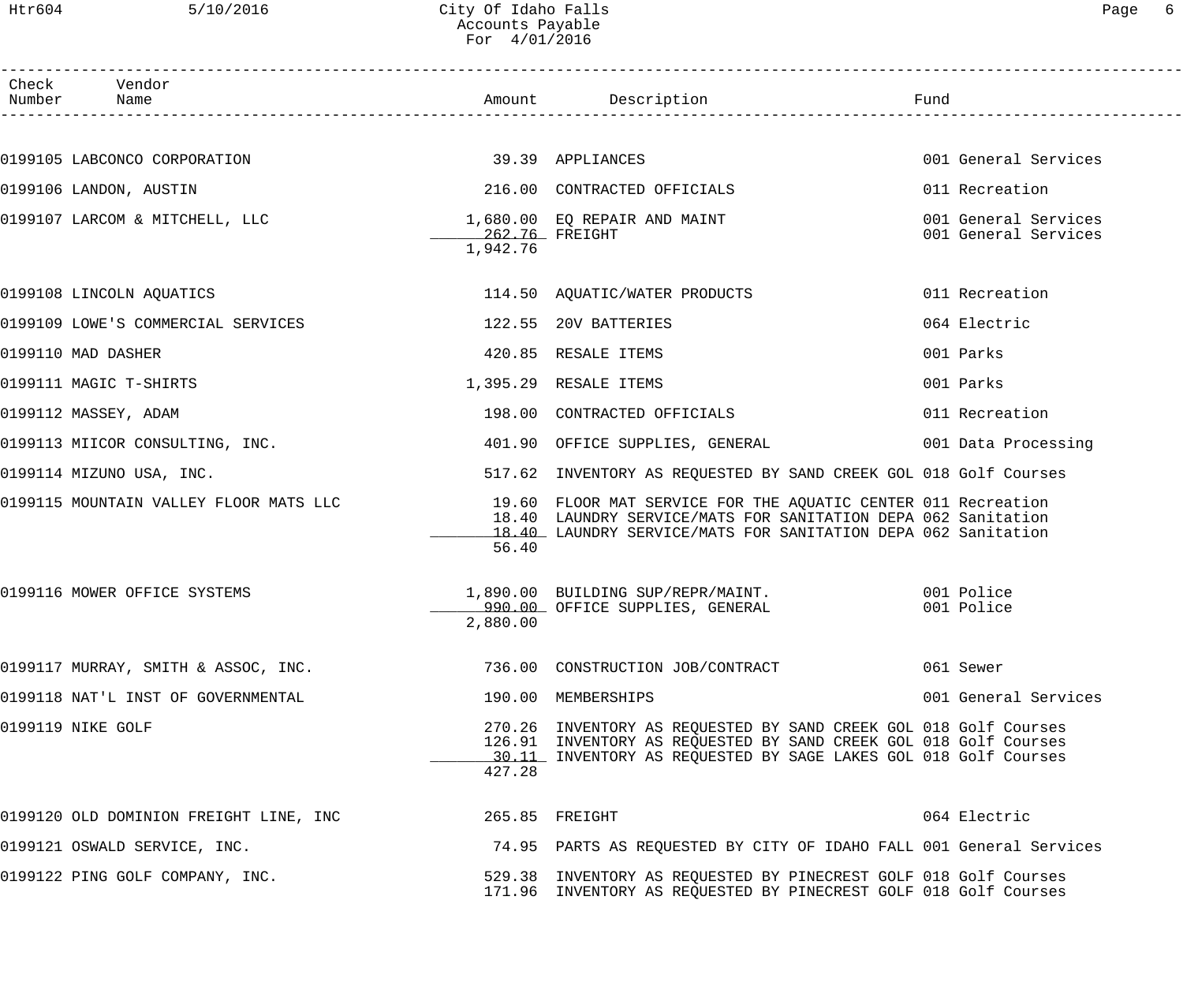| Check Number | Vendor Name | Amount | Description | Fund |
|---|---|---|---|---|
| 0199105 | LABCONCO CORPORATION | 39.39 | APPLIANCES | 001 General Services |
| 0199106 | LANDON, AUSTIN | 216.00 | CONTRACTED OFFICIALS | 011 Recreation |
| 0199107 | LARCOM & MITCHELL, LLC | 1,680.00 | EQ REPAIR AND MAINT | 001 General Services |
| | | 262.76 | FREIGHT | 001 General Services |
| | | 1,942.76 | | |
| 0199108 | LINCOLN AQUATICS | 114.50 | AQUATIC/WATER PRODUCTS | 011 Recreation |
| 0199109 | LOWE'S COMMERCIAL SERVICES | 122.55 | 20V BATTERIES | 064 Electric |
| 0199110 | MAD DASHER | 420.85 | RESALE ITEMS | 001 Parks |
| 0199111 | MAGIC T-SHIRTS | 1,395.29 | RESALE ITEMS | 001 Parks |
| 0199112 | MASSEY, ADAM | 198.00 | CONTRACTED OFFICIALS | 011 Recreation |
| 0199113 | MIICOR CONSULTING, INC. | 401.90 | OFFICE SUPPLIES, GENERAL | 001 Data Processing |
| 0199114 | MIZUNO USA, INC. | 517.62 | INVENTORY AS REQUESTED BY SAND CREEK GOL | 018 Golf Courses |
| 0199115 | MOUNTAIN VALLEY FLOOR MATS LLC | 19.60 | FLOOR MAT SERVICE FOR THE AQUATIC CENTER | 011 Recreation |
| | | 18.40 | LAUNDRY SERVICE/MATS FOR SANITATION DEPA | 062 Sanitation |
| | | 18.40 | LAUNDRY SERVICE/MATS FOR SANITATION DEPA | 062 Sanitation |
| | | 56.40 | | |
| 0199116 | MOWER OFFICE SYSTEMS | 1,890.00 | BUILDING SUP/REPR/MAINT. | 001 Police |
| | | 990.00 | OFFICE SUPPLIES, GENERAL | 001 Police |
| | | 2,880.00 | | |
| 0199117 | MURRAY, SMITH & ASSOC, INC. | 736.00 | CONSTRUCTION JOB/CONTRACT | 061 Sewer |
| 0199118 | NAT'L INST OF GOVERNMENTAL | 190.00 | MEMBERSHIPS | 001 General Services |
| 0199119 | NIKE GOLF | 270.26 | INVENTORY AS REQUESTED BY SAND CREEK GOL | 018 Golf Courses |
| | | 126.91 | INVENTORY AS REQUESTED BY SAND CREEK GOL | 018 Golf Courses |
| | | 30.11 | INVENTORY AS REQUESTED BY SAGE LAKES GOL | 018 Golf Courses |
| | | 427.28 | | |
| 0199120 | OLD DOMINION FREIGHT LINE, INC | 265.85 | FREIGHT | 064 Electric |
| 0199121 | OSWALD SERVICE, INC. | 74.95 | PARTS AS REQUESTED BY CITY OF IDAHO FALL | 001 General Services |
| 0199122 | PING GOLF COMPANY, INC. | 529.38 | INVENTORY AS REQUESTED BY PINECREST GOLF | 018 Golf Courses |
| | | 171.96 | INVENTORY AS REQUESTED BY PINECREST GOLF | 018 Golf Courses |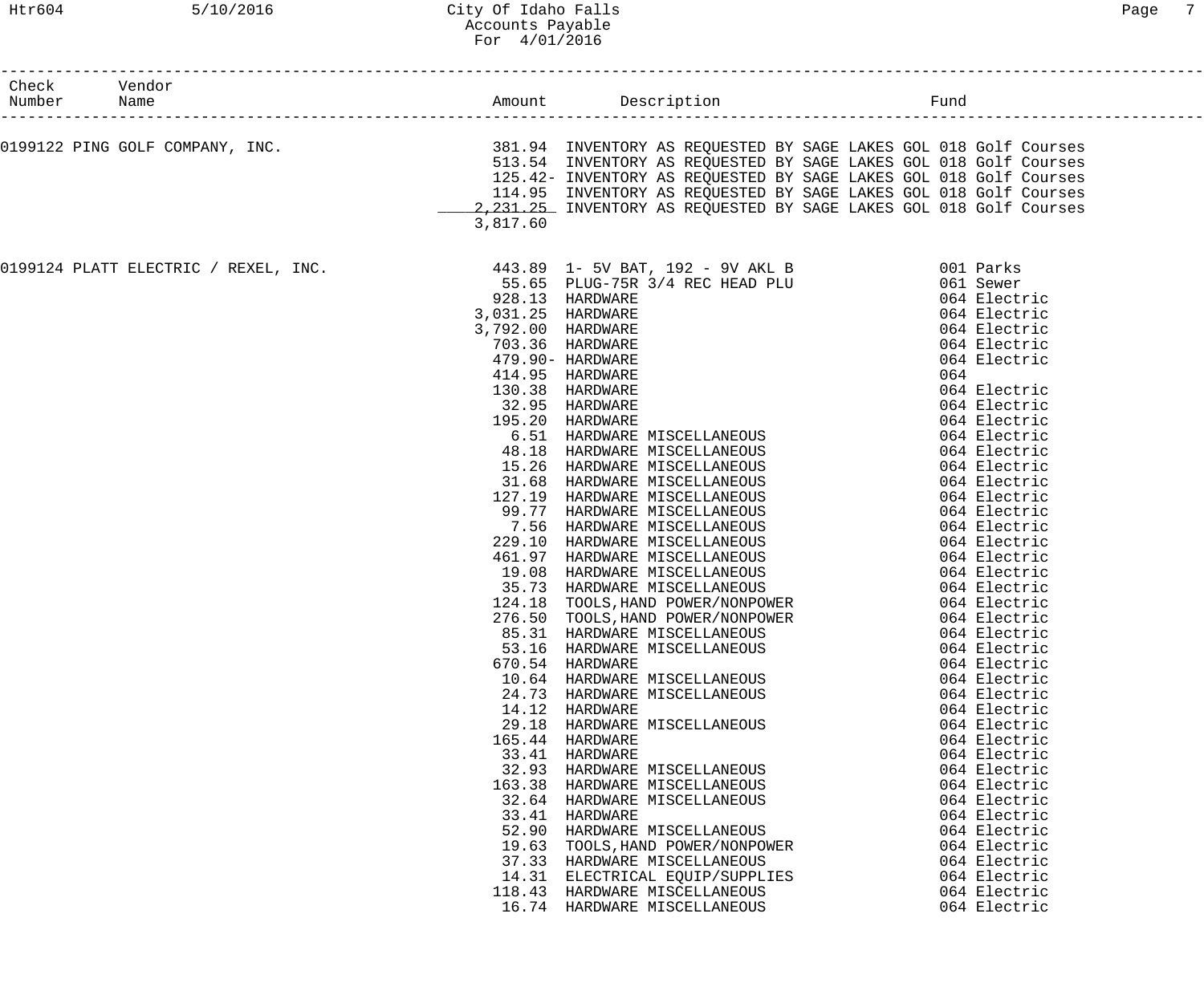City Of Idaho Falls
Accounts Payable
For 4/01/2016

| Check Number | Vendor Name | Amount | Description | Fund |
|---|---|---|---|---|
| 0199122 | PING GOLF COMPANY, INC. | 381.94 | INVENTORY AS REQUESTED BY SAGE LAKES GOL | 018 Golf Courses |
| | | 513.54 | INVENTORY AS REQUESTED BY SAGE LAKES GOL | 018 Golf Courses |
| | | 125.42- | INVENTORY AS REQUESTED BY SAGE LAKES GOL | 018 Golf Courses |
| | | 114.95 | INVENTORY AS REQUESTED BY SAGE LAKES GOL | 018 Golf Courses |
| | | 2,231.25 | INVENTORY AS REQUESTED BY SAGE LAKES GOL | 018 Golf Courses |
| | | 3,817.60 | | |
| 0199124 | PLATT ELECTRIC / REXEL, INC. | 443.89 | 1- 5V BAT, 192 - 9V AKL B | 001 Parks |
| | | 55.65 | PLUG-75R 3/4 REC HEAD PLU | 061 Sewer |
| | | 928.13 | HARDWARE | 064 Electric |
| | | 3,031.25 | HARDWARE | 064 Electric |
| | | 3,792.00 | HARDWARE | 064 Electric |
| | | 703.36 | HARDWARE | 064 Electric |
| | | 479.90- | HARDWARE | 064 Electric |
| | | 414.95 | HARDWARE | 064 |
| | | 130.38 | HARDWARE | 064 Electric |
| | | 32.95 | HARDWARE | 064 Electric |
| | | 195.20 | HARDWARE | 064 Electric |
| | | 6.51 | HARDWARE MISCELLANEOUS | 064 Electric |
| | | 48.18 | HARDWARE MISCELLANEOUS | 064 Electric |
| | | 15.26 | HARDWARE MISCELLANEOUS | 064 Electric |
| | | 31.68 | HARDWARE MISCELLANEOUS | 064 Electric |
| | | 127.19 | HARDWARE MISCELLANEOUS | 064 Electric |
| | | 99.77 | HARDWARE MISCELLANEOUS | 064 Electric |
| | | 7.56 | HARDWARE MISCELLANEOUS | 064 Electric |
| | | 229.10 | HARDWARE MISCELLANEOUS | 064 Electric |
| | | 461.97 | HARDWARE MISCELLANEOUS | 064 Electric |
| | | 19.08 | HARDWARE MISCELLANEOUS | 064 Electric |
| | | 35.73 | HARDWARE MISCELLANEOUS | 064 Electric |
| | | 124.18 | TOOLS,HAND POWER/NONPOWER | 064 Electric |
| | | 276.50 | TOOLS,HAND POWER/NONPOWER | 064 Electric |
| | | 85.31 | HARDWARE MISCELLANEOUS | 064 Electric |
| | | 53.16 | HARDWARE MISCELLANEOUS | 064 Electric |
| | | 670.54 | HARDWARE | 064 Electric |
| | | 10.64 | HARDWARE MISCELLANEOUS | 064 Electric |
| | | 24.73 | HARDWARE MISCELLANEOUS | 064 Electric |
| | | 14.12 | HARDWARE | 064 Electric |
| | | 29.18 | HARDWARE MISCELLANEOUS | 064 Electric |
| | | 165.44 | HARDWARE | 064 Electric |
| | | 33.41 | HARDWARE | 064 Electric |
| | | 32.93 | HARDWARE MISCELLANEOUS | 064 Electric |
| | | 163.38 | HARDWARE MISCELLANEOUS | 064 Electric |
| | | 32.64 | HARDWARE MISCELLANEOUS | 064 Electric |
| | | 33.41 | HARDWARE | 064 Electric |
| | | 52.90 | HARDWARE MISCELLANEOUS | 064 Electric |
| | | 19.63 | TOOLS,HAND POWER/NONPOWER | 064 Electric |
| | | 37.33 | HARDWARE MISCELLANEOUS | 064 Electric |
| | | 14.31 | ELECTRICAL EQUIP/SUPPLIES | 064 Electric |
| | | 118.43 | HARDWARE MISCELLANEOUS | 064 Electric |
| | | 16.74 | HARDWARE MISCELLANEOUS | 064 Electric |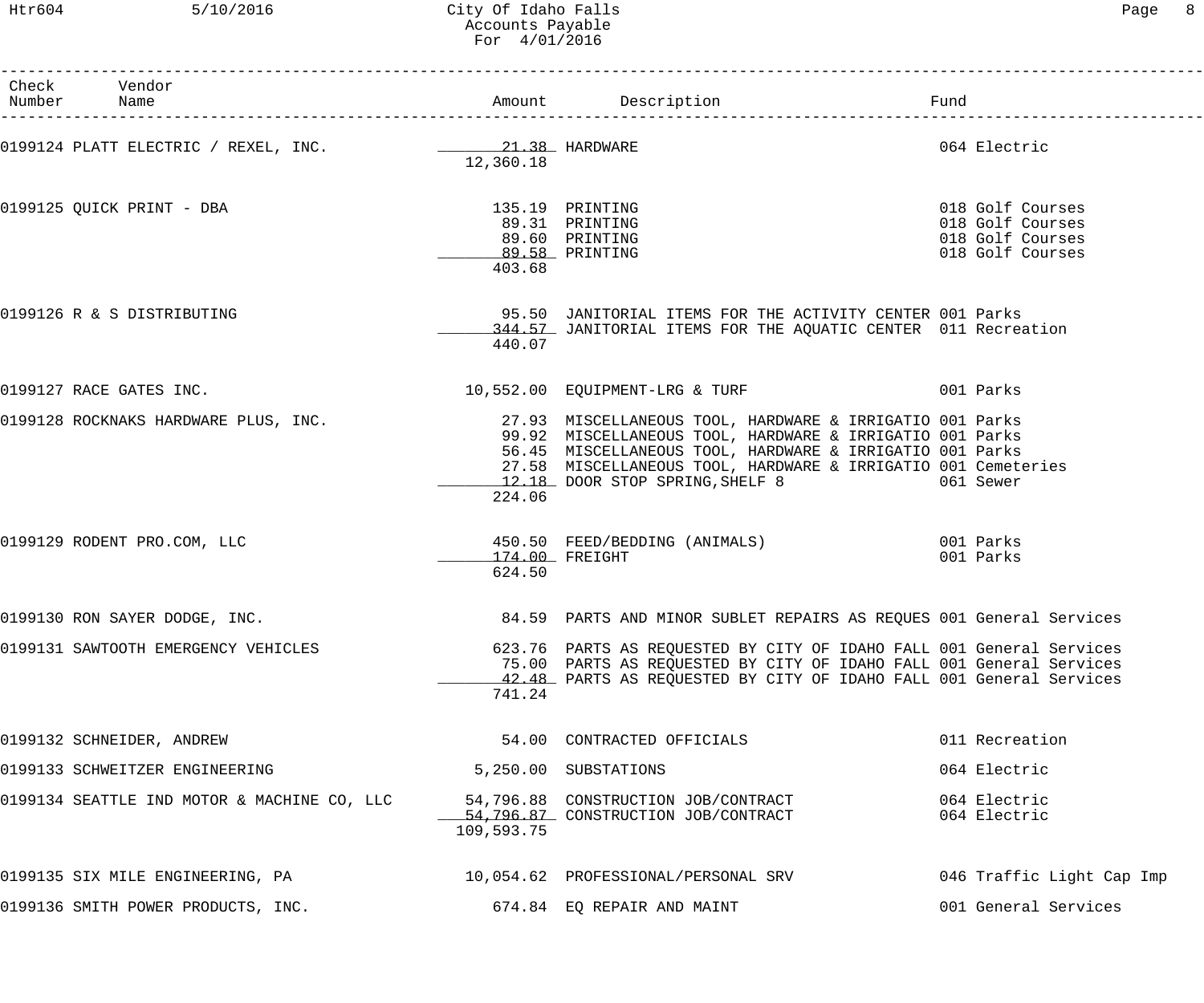| Check Number | Vendor Name | Amount | Description | Fund |
|---|---|---|---|---|
| 0199124 | PLATT ELECTRIC / REXEL, INC. | 21.38 | HARDWARE | 064 Electric |
| | | 12,360.18 | | |
| 0199125 | QUICK PRINT - DBA | 135.19 | PRINTING | 018 Golf Courses |
| | | 89.31 | PRINTING | 018 Golf Courses |
| | | 89.60 | PRINTING | 018 Golf Courses |
| | | 89.58 | PRINTING | 018 Golf Courses |
| | | 403.68 | | |
| 0199126 | R & S DISTRIBUTING | 95.50 | JANITORIAL ITEMS FOR THE ACTIVITY CENTER | 001 Parks |
| | | 344.57 | JANITORIAL ITEMS FOR THE AQUATIC CENTER | 011 Recreation |
| | | 440.07 | | |
| 0199127 | RACE GATES INC. | 10,552.00 | EQUIPMENT-LRG & TURF | 001 Parks |
| 0199128 | ROCKNAKS HARDWARE PLUS, INC. | 27.93 | MISCELLANEOUS TOOL, HARDWARE & IRRIGATIO | 001 Parks |
| | | 99.92 | MISCELLANEOUS TOOL, HARDWARE & IRRIGATIO | 001 Parks |
| | | 56.45 | MISCELLANEOUS TOOL, HARDWARE & IRRIGATIO | 001 Parks |
| | | 27.58 | MISCELLANEOUS TOOL, HARDWARE & IRRIGATIO | 001 Cemeteries |
| | | 12.18 | DOOR STOP SPRING,SHELF 8 | 061 Sewer |
| | | 224.06 | | |
| 0199129 | RODENT PRO.COM, LLC | 450.50 | FEED/BEDDING (ANIMALS) | 001 Parks |
| | | 174.00 | FREIGHT | 001 Parks |
| | | 624.50 | | |
| 0199130 | RON SAYER DODGE, INC. | 84.59 | PARTS AND MINOR SUBLET REPAIRS AS REQUES | 001 General Services |
| 0199131 | SAWTOOTH EMERGENCY VEHICLES | 623.76 | PARTS AS REQUESTED BY CITY OF IDAHO FALL | 001 General Services |
| | | 75.00 | PARTS AS REQUESTED BY CITY OF IDAHO FALL | 001 General Services |
| | | 42.48 | PARTS AS REQUESTED BY CITY OF IDAHO FALL | 001 General Services |
| | | 741.24 | | |
| 0199132 | SCHNEIDER, ANDREW | 54.00 | CONTRACTED OFFICIALS | 011 Recreation |
| 0199133 | SCHWEITZER ENGINEERING | 5,250.00 | SUBSTATIONS | 064 Electric |
| 0199134 | SEATTLE IND MOTOR & MACHINE CO, LLC | 54,796.88 | CONSTRUCTION JOB/CONTRACT | 064 Electric |
| | | 54,796.87 | CONSTRUCTION JOB/CONTRACT | 064 Electric |
| | | 109,593.75 | | |
| 0199135 | SIX MILE ENGINEERING, PA | 10,054.62 | PROFESSIONAL/PERSONAL SRV | 046 Traffic Light Cap Imp |
| 0199136 | SMITH POWER PRODUCTS, INC. | 674.84 | EQ REPAIR AND MAINT | 001 General Services |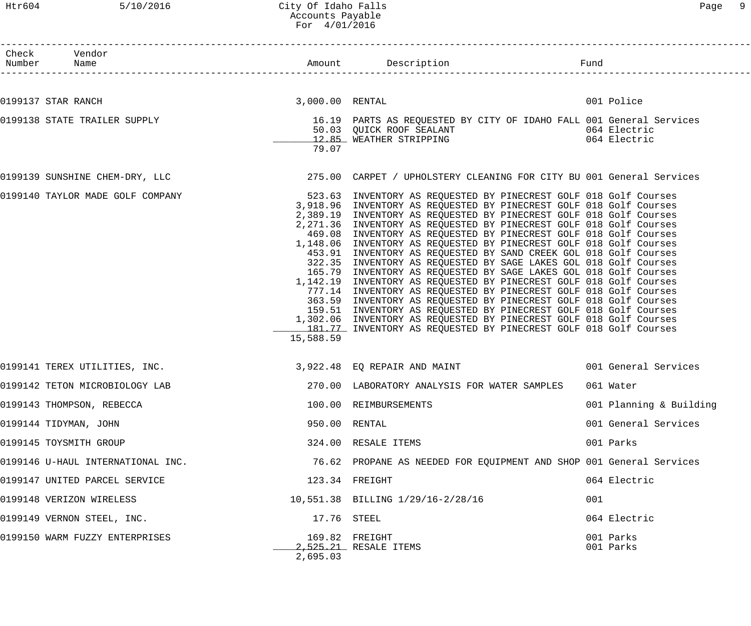| Check Number | Vendor Name | Amount | Description | Fund |
|---|---|---|---|---|
| 0199137 | STAR RANCH | 3,000.00 | RENTAL | 001 Police |
| 0199138 | STATE TRAILER SUPPLY | 16.19 | PARTS AS REQUESTED BY CITY OF IDAHO FALL | 001 General Services |
| | | 50.03 | QUICK ROOF SEALANT | 064 Electric |
| | | 12.85 | WEATHER STRIPPING | 064 Electric |
| | | 79.07 | | |
| 0199139 | SUNSHINE CHEM-DRY, LLC | 275.00 | CARPET / UPHOLSTERY CLEANING FOR CITY BU | 001 General Services |
| 0199140 | TAYLOR MADE GOLF COMPANY | 523.63 | INVENTORY AS REQUESTED BY PINECREST GOLF | 018 Golf Courses |
| | | 3,918.96 | INVENTORY AS REQUESTED BY PINECREST GOLF | 018 Golf Courses |
| | | 2,389.19 | INVENTORY AS REQUESTED BY PINECREST GOLF | 018 Golf Courses |
| | | 2,271.36 | INVENTORY AS REQUESTED BY PINECREST GOLF | 018 Golf Courses |
| | | 469.08 | INVENTORY AS REQUESTED BY PINECREST GOLF | 018 Golf Courses |
| | | 1,148.06 | INVENTORY AS REQUESTED BY PINECREST GOLF | 018 Golf Courses |
| | | 453.91 | INVENTORY AS REQUESTED BY SAND CREEK GOL | 018 Golf Courses |
| | | 322.35 | INVENTORY AS REQUESTED BY SAGE LAKES GOL | 018 Golf Courses |
| | | 165.79 | INVENTORY AS REQUESTED BY SAGE LAKES GOL | 018 Golf Courses |
| | | 1,142.19 | INVENTORY AS REQUESTED BY PINECREST GOLF | 018 Golf Courses |
| | | 777.14 | INVENTORY AS REQUESTED BY PINECREST GOLF | 018 Golf Courses |
| | | 363.59 | INVENTORY AS REQUESTED BY PINECREST GOLF | 018 Golf Courses |
| | | 159.51 | INVENTORY AS REQUESTED BY PINECREST GOLF | 018 Golf Courses |
| | | 1,302.06 | INVENTORY AS REQUESTED BY PINECREST GOLF | 018 Golf Courses |
| | | 181.77 | INVENTORY AS REQUESTED BY PINECREST GOLF | 018 Golf Courses |
| | | 15,588.59 | | |
| 0199141 | TEREX UTILITIES, INC. | 3,922.48 | EQ REPAIR AND MAINT | 001 General Services |
| 0199142 | TETON MICROBIOLOGY LAB | 270.00 | LABORATORY ANALYSIS FOR WATER SAMPLES | 061 Water |
| 0199143 | THOMPSON, REBECCA | 100.00 | REIMBURSEMENTS | 001 Planning & Building |
| 0199144 | TIDYMAN, JOHN | 950.00 | RENTAL | 001 General Services |
| 0199145 | TOYSMITH GROUP | 324.00 | RESALE ITEMS | 001 Parks |
| 0199146 | U-HAUL INTERNATIONAL INC. | 76.62 | PROPANE AS NEEDED FOR EQUIPMENT AND SHOP | 001 General Services |
| 0199147 | UNITED PARCEL SERVICE | 123.34 | FREIGHT | 064 Electric |
| 0199148 | VERIZON WIRELESS | 10,551.38 | BILLING 1/29/16-2/28/16 | 001 |
| 0199149 | VERNON STEEL, INC. | 17.76 | STEEL | 064 Electric |
| 0199150 | WARM FUZZY ENTERPRISES | 169.82 | FREIGHT | 001 Parks |
| | | 2,525.21 | RESALE ITEMS | 001 Parks |
| | | 2,695.03 | | |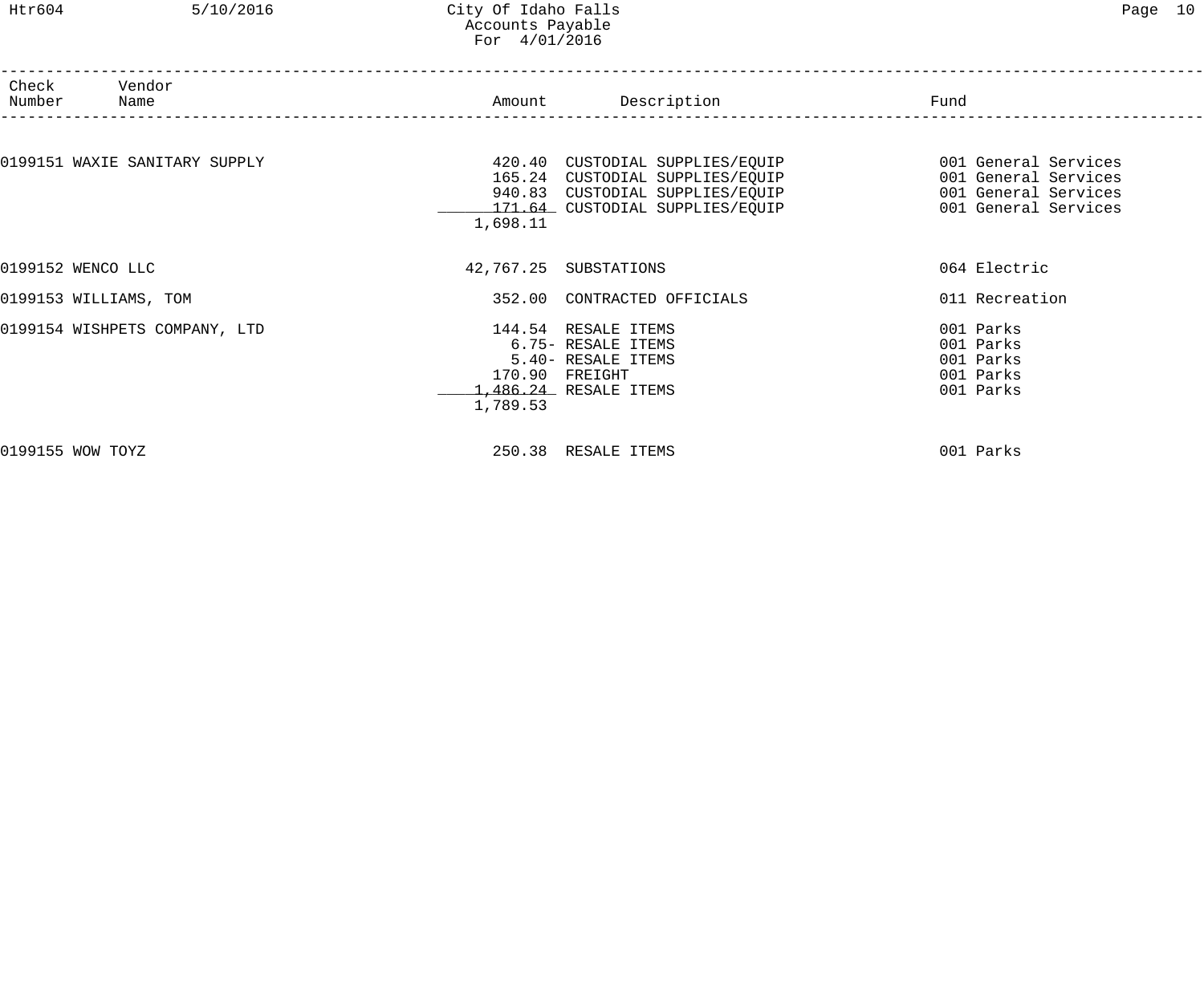| Check Number | Vendor Name | Amount | Description | Fund |
|---|---|---|---|---|
| 0199151 | WAXIE SANITARY SUPPLY | 420.40 | CUSTODIAL SUPPLIES/EQUIP | 001 General Services |
| | | 165.24 | CUSTODIAL SUPPLIES/EQUIP | 001 General Services |
| | | 940.83 | CUSTODIAL SUPPLIES/EQUIP | 001 General Services |
| | | 171.64 | CUSTODIAL SUPPLIES/EQUIP | 001 General Services |
| | | 1,698.11 | | |
| 0199152 | WENCO LLC | 42,767.25 | SUBSTATIONS | 064 Electric |
| 0199153 | WILLIAMS, TOM | 352.00 | CONTRACTED OFFICIALS | 011 Recreation |
| 0199154 | WISHPETS COMPANY, LTD | 144.54 | RESALE ITEMS | 001 Parks |
| | | 6.75- | RESALE ITEMS | 001 Parks |
| | | 5.40- | RESALE ITEMS | 001 Parks |
| | | 170.90 | FREIGHT | 001 Parks |
| | | 1,486.24 | RESALE ITEMS | 001 Parks |
| | | 1,789.53 | | |
| 0199155 | WOW TOYZ | 250.38 | RESALE ITEMS | 001 Parks |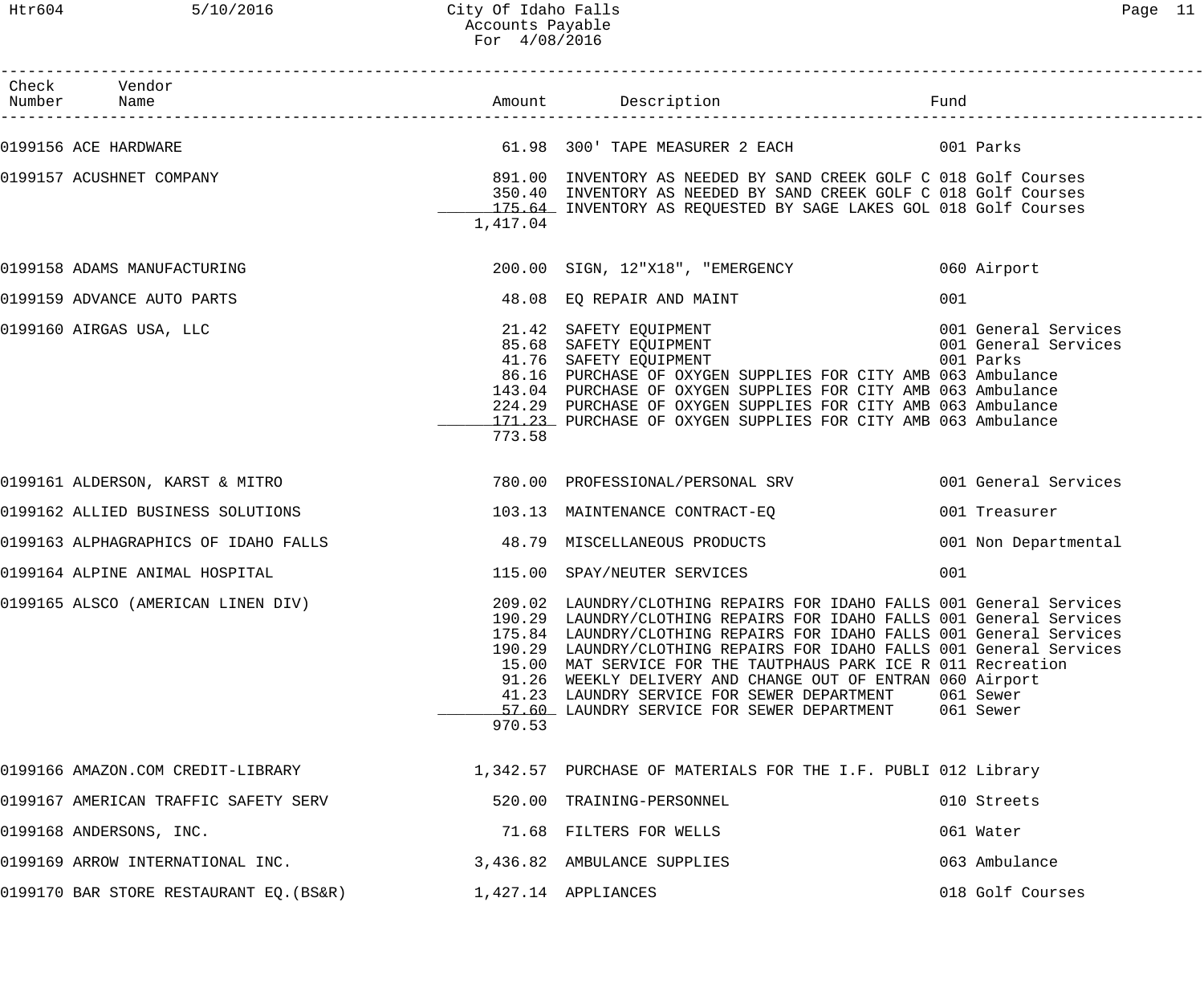City Of Idaho Falls
Accounts Payable
For 4/08/2016

| Check Number | Vendor Name | Amount | Description | Fund |
|---|---|---|---|---|
| 0199156 | ACE HARDWARE | 61.98 | 300' TAPE MEASURER 2 EACH | 001 Parks |
| 0199157 | ACUSHNET COMPANY | 891.00 | INVENTORY AS NEEDED BY SAND CREEK GOLF C | 018 Golf Courses |
| | | 350.40 | INVENTORY AS NEEDED BY SAND CREEK GOLF C | 018 Golf Courses |
| | | 175.64 | INVENTORY AS REQUESTED BY SAGE LAKES GOL | 018 Golf Courses |
| | | 1,417.04 | | |
| 0199158 | ADAMS MANUFACTURING | 200.00 | SIGN, 12"X18", "EMERGENCY | 060 Airport |
| 0199159 | ADVANCE AUTO PARTS | 48.08 | EQ REPAIR AND MAINT | 001 |
| 0199160 | AIRGAS USA, LLC | 21.42 | SAFETY EQUIPMENT | 001 General Services |
| | | 85.68 | SAFETY EQUIPMENT | 001 General Services |
| | | 41.76 | SAFETY EQUIPMENT | 001 Parks |
| | | 86.16 | PURCHASE OF OXYGEN SUPPLIES FOR CITY AMB | 063 Ambulance |
| | | 143.04 | PURCHASE OF OXYGEN SUPPLIES FOR CITY AMB | 063 Ambulance |
| | | 224.29 | PURCHASE OF OXYGEN SUPPLIES FOR CITY AMB | 063 Ambulance |
| | | 171.23 | PURCHASE OF OXYGEN SUPPLIES FOR CITY AMB | 063 Ambulance |
| | | 773.58 | | |
| 0199161 | ALDERSON, KARST & MITRO | 780.00 | PROFESSIONAL/PERSONAL SRV | 001 General Services |
| 0199162 | ALLIED BUSINESS SOLUTIONS | 103.13 | MAINTENANCE CONTRACT-EQ | 001 Treasurer |
| 0199163 | ALPHAGRAPHICS OF IDAHO FALLS | 48.79 | MISCELLANEOUS PRODUCTS | 001 Non Departmental |
| 0199164 | ALPINE ANIMAL HOSPITAL | 115.00 | SPAY/NEUTER SERVICES | 001 |
| 0199165 | ALSCO (AMERICAN LINEN DIV) | 209.02 | LAUNDRY/CLOTHING REPAIRS FOR IDAHO FALLS | 001 General Services |
| | | 190.29 | LAUNDRY/CLOTHING REPAIRS FOR IDAHO FALLS | 001 General Services |
| | | 175.84 | LAUNDRY/CLOTHING REPAIRS FOR IDAHO FALLS | 001 General Services |
| | | 190.29 | LAUNDRY/CLOTHING REPAIRS FOR IDAHO FALLS | 001 General Services |
| | | 15.00 | MAT SERVICE FOR THE TAUTPHAUS PARK ICE R | 011 Recreation |
| | | 91.26 | WEEKLY DELIVERY AND CHANGE OUT OF ENTRAN | 060 Airport |
| | | 41.23 | LAUNDRY SERVICE FOR SEWER DEPARTMENT | 061 Sewer |
| | | 57.60 | LAUNDRY SERVICE FOR SEWER DEPARTMENT | 061 Sewer |
| | | 970.53 | | |
| 0199166 | AMAZON.COM CREDIT-LIBRARY | 1,342.57 | PURCHASE OF MATERIALS FOR THE I.F. PUBLI | 012 Library |
| 0199167 | AMERICAN TRAFFIC SAFETY SERV | 520.00 | TRAINING-PERSONNEL | 010 Streets |
| 0199168 | ANDERSONS, INC. | 71.68 | FILTERS FOR WELLS | 061 Water |
| 0199169 | ARROW INTERNATIONAL INC. | 3,436.82 | AMBULANCE SUPPLIES | 063 Ambulance |
| 0199170 | BAR STORE RESTAURANT EQ.(BS&R) | 1,427.14 | APPLIANCES | 018 Golf Courses |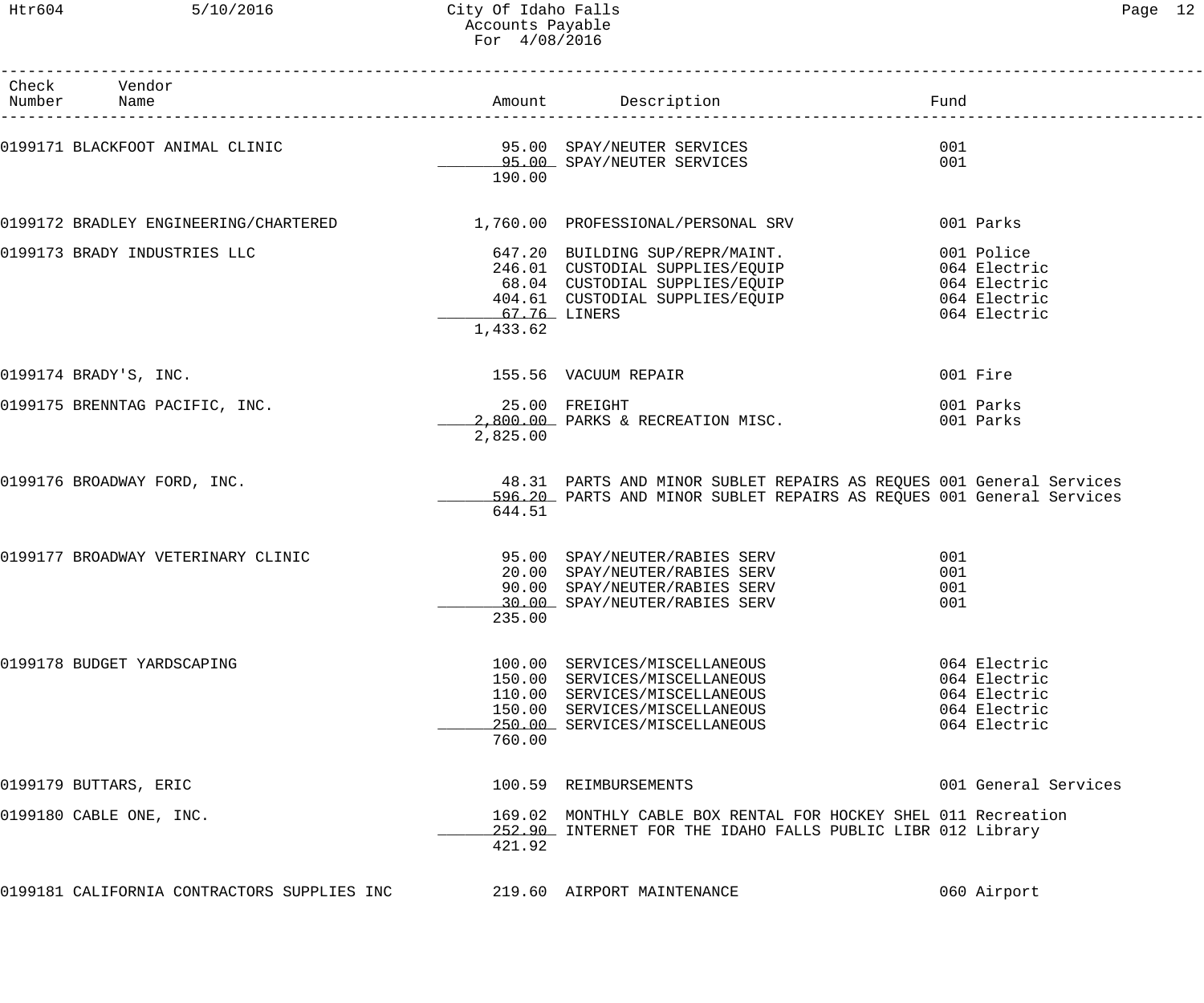# City Of Idaho Falls
## Accounts Payable
## For 4/08/2016

| Check Number | Vendor Name | Amount | Description | Fund |
|---|---|---|---|---|
| 0199171 | BLACKFOOT ANIMAL CLINIC | 95.00 | SPAY/NEUTER SERVICES | 001 |
| | | 95.00 | SPAY/NEUTER SERVICES | 001 |
| | | 190.00 | | |
| 0199172 | BRADLEY ENGINEERING/CHARTERED | 1,760.00 | PROFESSIONAL/PERSONAL SRV | 001 Parks |
| 0199173 | BRADY INDUSTRIES LLC | 647.20 | BUILDING SUP/REPR/MAINT. | 001 Police |
| | | 246.01 | CUSTODIAL SUPPLIES/EQUIP | 064 Electric |
| | | 68.04 | CUSTODIAL SUPPLIES/EQUIP | 064 Electric |
| | | 404.61 | CUSTODIAL SUPPLIES/EQUIP | 064 Electric |
| | | 67.76 | LINERS | 064 Electric |
| | | 1,433.62 | | |
| 0199174 | BRADY'S, INC. | 155.56 | VACUUM REPAIR | 001 Fire |
| 0199175 | BRENNTAG PACIFIC, INC. | 25.00 | FREIGHT | 001 Parks |
| | | 2,800.00 | PARKS & RECREATION MISC. | 001 Parks |
| | | 2,825.00 | | |
| 0199176 | BROADWAY FORD, INC. | 48.31 | PARTS AND MINOR SUBLET REPAIRS AS REQUES | 001 General Services |
| | | 596.20 | PARTS AND MINOR SUBLET REPAIRS AS REQUES | 001 General Services |
| | | 644.51 | | |
| 0199177 | BROADWAY VETERINARY CLINIC | 95.00 | SPAY/NEUTER/RABIES SERV | 001 |
| | | 20.00 | SPAY/NEUTER/RABIES SERV | 001 |
| | | 90.00 | SPAY/NEUTER/RABIES SERV | 001 |
| | | 30.00 | SPAY/NEUTER/RABIES SERV | 001 |
| | | 235.00 | | |
| 0199178 | BUDGET YARDSCAPING | 100.00 | SERVICES/MISCELLANEOUS | 064 Electric |
| | | 150.00 | SERVICES/MISCELLANEOUS | 064 Electric |
| | | 110.00 | SERVICES/MISCELLANEOUS | 064 Electric |
| | | 150.00 | SERVICES/MISCELLANEOUS | 064 Electric |
| | | 250.00 | SERVICES/MISCELLANEOUS | 064 Electric |
| | | 760.00 | | |
| 0199179 | BUTTARS, ERIC | 100.59 | REIMBURSEMENTS | 001 General Services |
| 0199180 | CABLE ONE, INC. | 169.02 | MONTHLY CABLE BOX RENTAL FOR HOCKEY SHEL | 011 Recreation |
| | | 252.90 | INTERNET FOR THE IDAHO FALLS PUBLIC LIBR | 012 Library |
| | | 421.92 | | |
| 0199181 | CALIFORNIA CONTRACTORS SUPPLIES INC | 219.60 | AIRPORT MAINTENANCE | 060 Airport |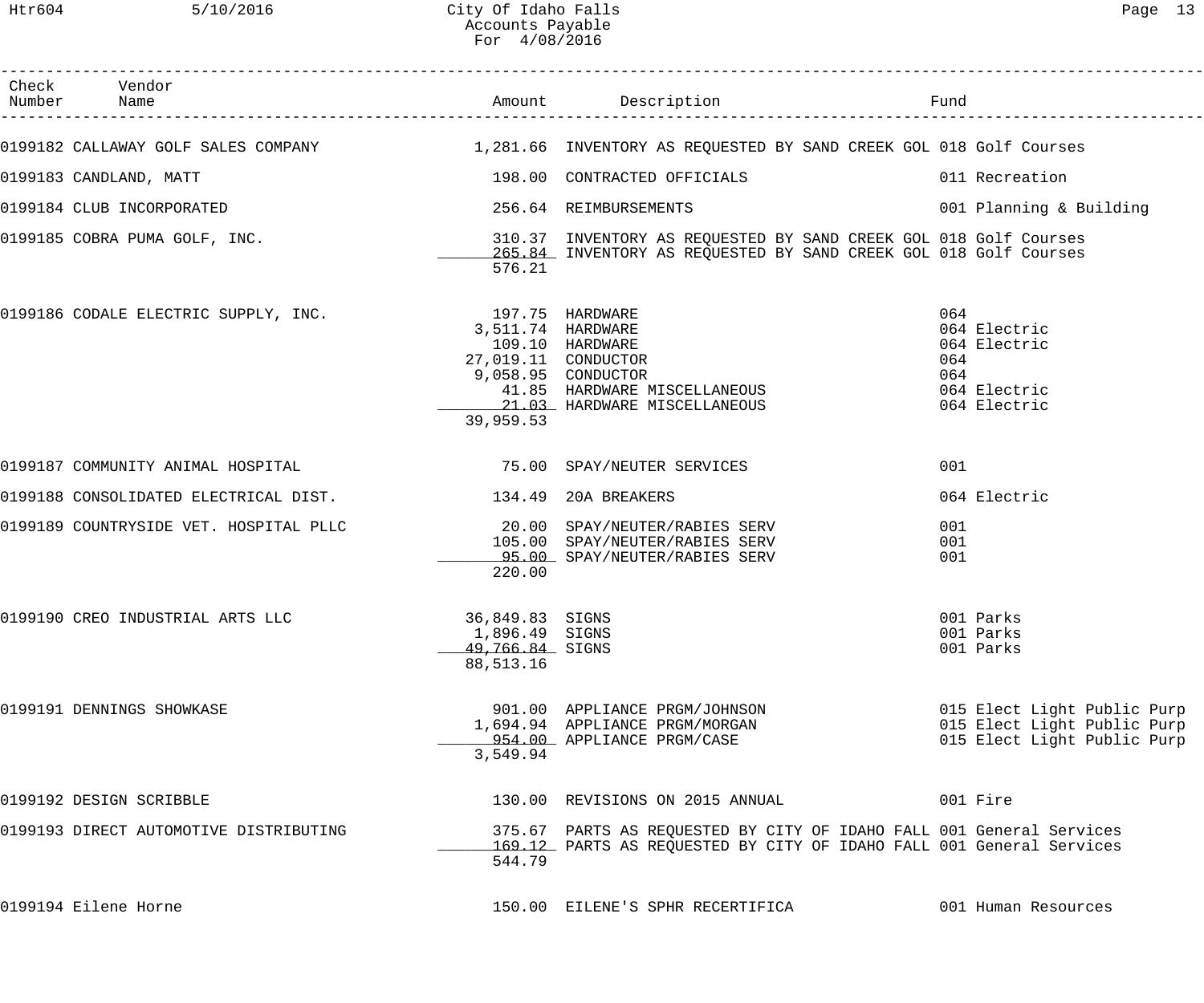# City Of Idaho Falls
## Accounts Payable
### For 4/08/2016

| Check Number | Vendor Name | Amount | Description | Fund |
|---|---|---|---|---|
| 0199182 | CALLAWAY GOLF SALES COMPANY | 1,281.66 | INVENTORY AS REQUESTED BY SAND CREEK GOL | 018 Golf Courses |
| 0199183 | CANDLAND, MATT | 198.00 | CONTRACTED OFFICIALS | 011 Recreation |
| 0199184 | CLUB INCORPORATED | 256.64 | REIMBURSEMENTS | 001 Planning & Building |
| 0199185 | COBRA PUMA GOLF, INC. | 310.37 | INVENTORY AS REQUESTED BY SAND CREEK GOL | 018 Golf Courses |
| | | 265.84 | INVENTORY AS REQUESTED BY SAND CREEK GOL | 018 Golf Courses |
| | | 576.21 | | |
| 0199186 | CODALE ELECTRIC SUPPLY, INC. | 197.75 | HARDWARE | 064 |
| | | 3,511.74 | HARDWARE | 064 Electric |
| | | 109.10 | HARDWARE | 064 Electric |
| | | 27,019.11 | CONDUCTOR | 064 |
| | | 9,058.95 | CONDUCTOR | 064 |
| | | 41.85 | HARDWARE MISCELLANEOUS | 064 Electric |
| | | 21.03 | HARDWARE MISCELLANEOUS | 064 Electric |
| | | 39,959.53 | | |
| 0199187 | COMMUNITY ANIMAL HOSPITAL | 75.00 | SPAY/NEUTER SERVICES | 001 |
| 0199188 | CONSOLIDATED ELECTRICAL DIST. | 134.49 | 20A BREAKERS | 064 Electric |
| 0199189 | COUNTRYSIDE VET. HOSPITAL PLLC | 20.00 | SPAY/NEUTER/RABIES SERV | 001 |
| | | 105.00 | SPAY/NEUTER/RABIES SERV | 001 |
| | | 95.00 | SPAY/NEUTER/RABIES SERV | 001 |
| | | 220.00 | | |
| 0199190 | CREO INDUSTRIAL ARTS LLC | 36,849.83 | SIGNS | 001 Parks |
| | | 1,896.49 | SIGNS | 001 Parks |
| | | 49,766.84 | SIGNS | 001 Parks |
| | | 88,513.16 | | |
| 0199191 | DENNINGS SHOWKASE | 901.00 | APPLIANCE PRGM/JOHNSON | 015 Elect Light Public Purp |
| | | 1,694.94 | APPLIANCE PRGM/MORGAN | 015 Elect Light Public Purp |
| | | 954.00 | APPLIANCE PRGM/CASE | 015 Elect Light Public Purp |
| | | 3,549.94 | | |
| 0199192 | DESIGN SCRIBBLE | 130.00 | REVISIONS ON 2015 ANNUAL | 001 Fire |
| 0199193 | DIRECT AUTOMOTIVE DISTRIBUTING | 375.67 | PARTS AS REQUESTED BY CITY OF IDAHO FALL | 001 General Services |
| | | 169.12 | PARTS AS REQUESTED BY CITY OF IDAHO FALL | 001 General Services |
| | | 544.79 | | |
| 0199194 | Eilene Horne | 150.00 | EILENE'S SPHR RECERTIFICA | 001 Human Resources |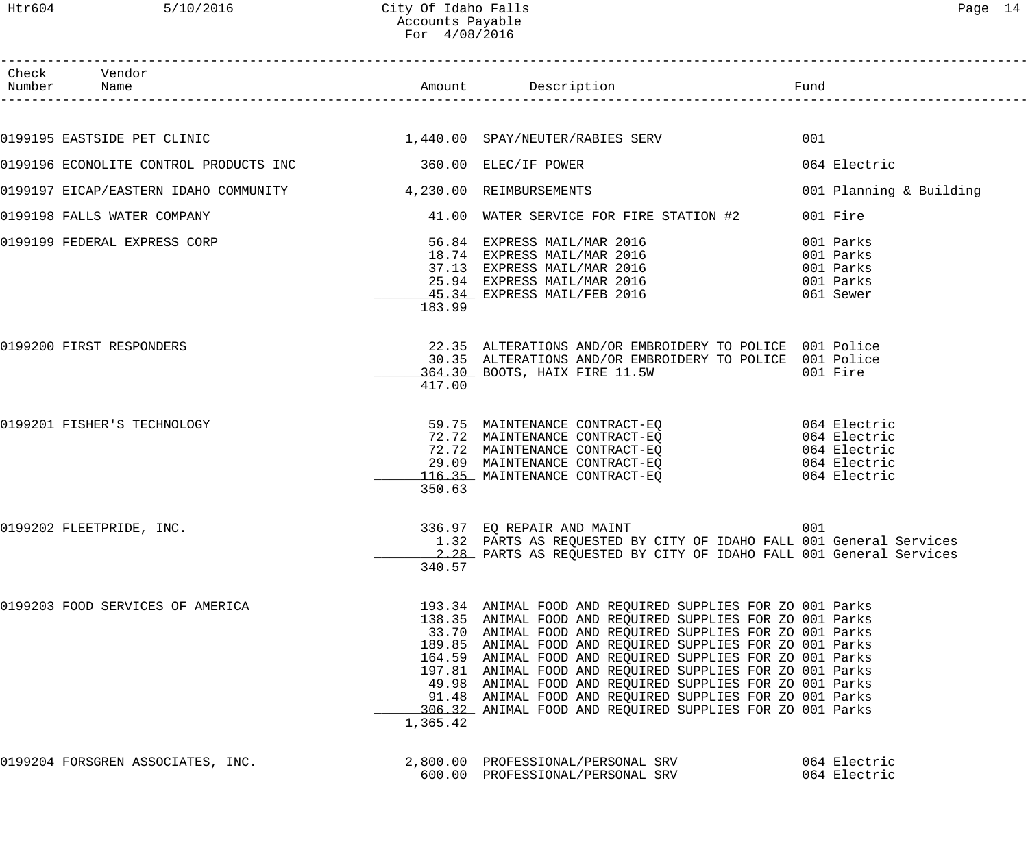| Check Number | Vendor Name | Amount | Description | Fund |
|---|---|---|---|---|
| 0199195 | EASTSIDE PET CLINIC | 1,440.00 | SPAY/NEUTER/RABIES SERV | 001 |
| 0199196 | ECONOLITE CONTROL PRODUCTS INC | 360.00 | ELEC/IF POWER | 064 Electric |
| 0199197 | EICAP/EASTERN IDAHO COMMUNITY | 4,230.00 | REIMBURSEMENTS | 001 Planning & Building |
| 0199198 | FALLS WATER COMPANY | 41.00 | WATER SERVICE FOR FIRE STATION #2 | 001 Fire |
| 0199199 | FEDERAL EXPRESS CORP | 56.84 | EXPRESS MAIL/MAR 2016 | 001 Parks |
| | | 18.74 | EXPRESS MAIL/MAR 2016 | 001 Parks |
| | | 37.13 | EXPRESS MAIL/MAR 2016 | 001 Parks |
| | | 25.94 | EXPRESS MAIL/MAR 2016 | 001 Parks |
| | | 45.34 | EXPRESS MAIL/FEB 2016 | 061 Sewer |
| | | 183.99 | | |
| 0199200 | FIRST RESPONDERS | 22.35 | ALTERATIONS AND/OR EMBROIDERY TO POLICE | 001 Police |
| | | 30.35 | ALTERATIONS AND/OR EMBROIDERY TO POLICE | 001 Police |
| | | 364.30 | BOOTS, HAIX FIRE 11.5W | 001 Fire |
| | | 417.00 | | |
| 0199201 | FISHER'S TECHNOLOGY | 59.75 | MAINTENANCE CONTRACT-EQ | 064 Electric |
| | | 72.72 | MAINTENANCE CONTRACT-EQ | 064 Electric |
| | | 72.72 | MAINTENANCE CONTRACT-EQ | 064 Electric |
| | | 29.09 | MAINTENANCE CONTRACT-EQ | 064 Electric |
| | | 116.35 | MAINTENANCE CONTRACT-EQ | 064 Electric |
| | | 350.63 | | |
| 0199202 | FLEETPRIDE, INC. | 336.97 | EQ REPAIR AND MAINT | 001 |
| | | 1.32 | PARTS AS REQUESTED BY CITY OF IDAHO FALL | 001 General Services |
| | | 2.28 | PARTS AS REQUESTED BY CITY OF IDAHO FALL | 001 General Services |
| | | 340.57 | | |
| 0199203 | FOOD SERVICES OF AMERICA | 193.34 | ANIMAL FOOD AND REQUIRED SUPPLIES FOR ZO | 001 Parks |
| | | 138.35 | ANIMAL FOOD AND REQUIRED SUPPLIES FOR ZO | 001 Parks |
| | | 33.70 | ANIMAL FOOD AND REQUIRED SUPPLIES FOR ZO | 001 Parks |
| | | 189.85 | ANIMAL FOOD AND REQUIRED SUPPLIES FOR ZO | 001 Parks |
| | | 164.59 | ANIMAL FOOD AND REQUIRED SUPPLIES FOR ZO | 001 Parks |
| | | 197.81 | ANIMAL FOOD AND REQUIRED SUPPLIES FOR ZO | 001 Parks |
| | | 49.98 | ANIMAL FOOD AND REQUIRED SUPPLIES FOR ZO | 001 Parks |
| | | 91.48 | ANIMAL FOOD AND REQUIRED SUPPLIES FOR ZO | 001 Parks |
| | | 306.32 | ANIMAL FOOD AND REQUIRED SUPPLIES FOR ZO | 001 Parks |
| | | 1,365.42 | | |
| 0199204 | FORSGREN ASSOCIATES, INC. | 2,800.00 | PROFESSIONAL/PERSONAL SRV | 064 Electric |
| | | 600.00 | PROFESSIONAL/PERSONAL SRV | 064 Electric |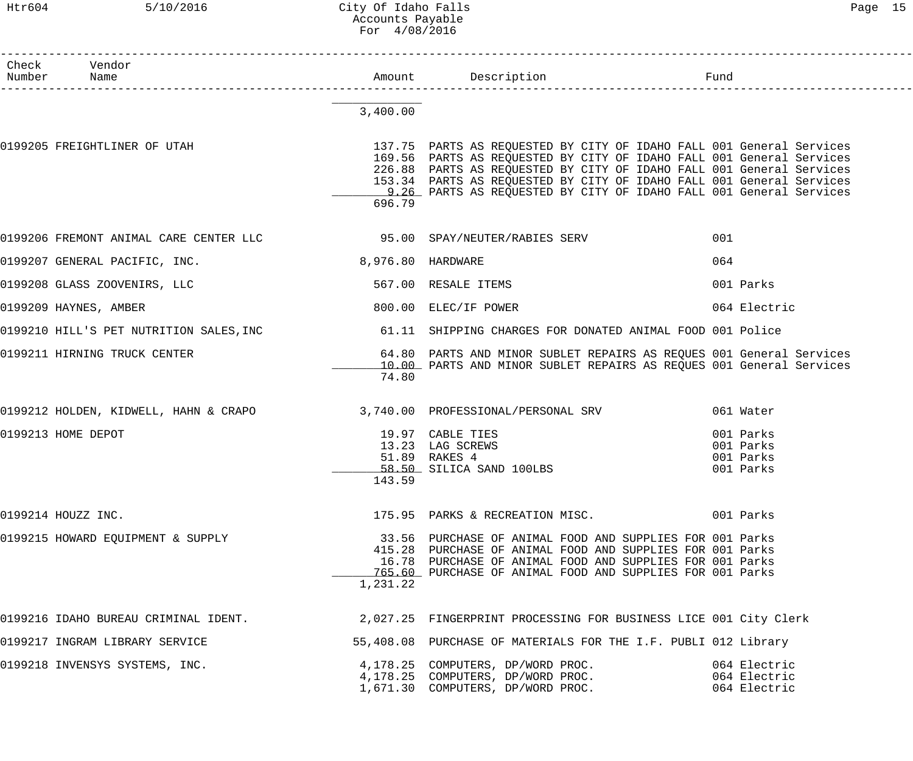# City Of Idaho Falls
## Accounts Payable
### For 4/08/2016

| Check Number | Vendor Name | Amount | Description | Fund |
|---|---|---|---|---|
| | | 3,400.00 | | |
| 0199205 | FREIGHTLINER OF UTAH | 137.75 | PARTS AS REQUESTED BY CITY OF IDAHO FALL | 001 General Services |
| | | 169.56 | PARTS AS REQUESTED BY CITY OF IDAHO FALL | 001 General Services |
| | | 226.88 | PARTS AS REQUESTED BY CITY OF IDAHO FALL | 001 General Services |
| | | 153.34 | PARTS AS REQUESTED BY CITY OF IDAHO FALL | 001 General Services |
| | | 9.26 | PARTS AS REQUESTED BY CITY OF IDAHO FALL | 001 General Services |
| | | 696.79 | | |
| 0199206 | FREMONT ANIMAL CARE CENTER LLC | 95.00 | SPAY/NEUTER/RABIES SERV | 001 |
| 0199207 | GENERAL PACIFIC, INC. | 8,976.80 | HARDWARE | 064 |
| 0199208 | GLASS ZOOVENIRS, LLC | 567.00 | RESALE ITEMS | 001 Parks |
| 0199209 | HAYNES, AMBER | 800.00 | ELEC/IF POWER | 064 Electric |
| 0199210 | HILL'S PET NUTRITION SALES,INC | 61.11 | SHIPPING CHARGES FOR DONATED ANIMAL FOOD | 001 Police |
| 0199211 | HIRNING TRUCK CENTER | 64.80 | PARTS AND MINOR SUBLET REPAIRS AS REQUES | 001 General Services |
| | | 10.00 | PARTS AND MINOR SUBLET REPAIRS AS REQUES | 001 General Services |
| | | 74.80 | | |
| 0199212 | HOLDEN, KIDWELL, HAHN & CRAPO | 3,740.00 | PROFESSIONAL/PERSONAL SRV | 061 Water |
| 0199213 | HOME DEPOT | 19.97 | CABLE TIES | 001 Parks |
| | | 13.23 | LAG SCREWS | 001 Parks |
| | | 51.89 | RAKES 4 | 001 Parks |
| | | 58.50 | SILICA SAND 100LBS | 001 Parks |
| | | 143.59 | | |
| 0199214 | HOUZZ INC. | 175.95 | PARKS & RECREATION MISC. | 001 Parks |
| 0199215 | HOWARD EQUIPMENT & SUPPLY | 33.56 | PURCHASE OF ANIMAL FOOD AND SUPPLIES FOR | 001 Parks |
| | | 415.28 | PURCHASE OF ANIMAL FOOD AND SUPPLIES FOR | 001 Parks |
| | | 16.78 | PURCHASE OF ANIMAL FOOD AND SUPPLIES FOR | 001 Parks |
| | | 765.60 | PURCHASE OF ANIMAL FOOD AND SUPPLIES FOR | 001 Parks |
| | | 1,231.22 | | |
| 0199216 | IDAHO BUREAU CRIMINAL IDENT. | 2,027.25 | FINGERPRINT PROCESSING FOR BUSINESS LICE | 001 City Clerk |
| 0199217 | INGRAM LIBRARY SERVICE | 55,408.08 | PURCHASE OF MATERIALS FOR THE I.F. PUBLI | 012 Library |
| 0199218 | INVENSYS SYSTEMS, INC. | 4,178.25 | COMPUTERS, DP/WORD PROC. | 064 Electric |
| | | 4,178.25 | COMPUTERS, DP/WORD PROC. | 064 Electric |
| | | 1,671.30 | COMPUTERS, DP/WORD PROC. | 064 Electric |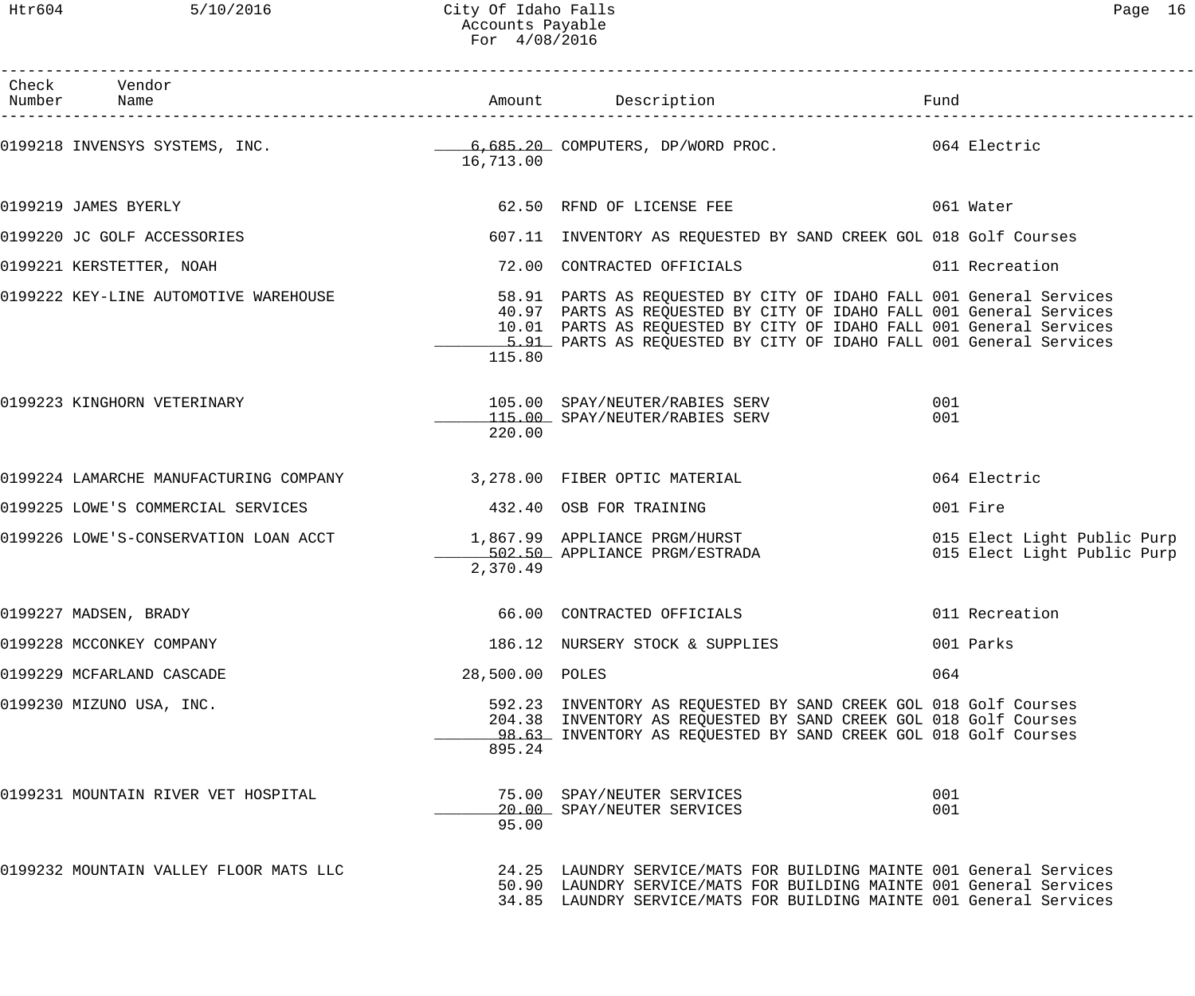| Check Number | Vendor Name | Amount | Description | Fund |
|---|---|---|---|---|
| 0199218 | INVENSYS SYSTEMS, INC. | 6,685.20 | COMPUTERS, DP/WORD PROC. | 064 Electric |
| | | 16,713.00 | | |
| 0199219 | JAMES BYERLY | 62.50 | RFND OF LICENSE FEE | 061 Water |
| 0199220 | JC GOLF ACCESSORIES | 607.11 | INVENTORY AS REQUESTED BY SAND CREEK GOL | 018 Golf Courses |
| 0199221 | KERSTETTER, NOAH | 72.00 | CONTRACTED OFFICIALS | 011 Recreation |
| 0199222 | KEY-LINE AUTOMOTIVE WAREHOUSE | 58.91 | PARTS AS REQUESTED BY CITY OF IDAHO FALL | 001 General Services |
| | | 40.97 | PARTS AS REQUESTED BY CITY OF IDAHO FALL | 001 General Services |
| | | 10.01 | PARTS AS REQUESTED BY CITY OF IDAHO FALL | 001 General Services |
| | | 5.91 | PARTS AS REQUESTED BY CITY OF IDAHO FALL | 001 General Services |
| | | 115.80 | | |
| 0199223 | KINGHORN VETERINARY | 105.00 | SPAY/NEUTER/RABIES SERV | 001 |
| | | 115.00 | SPAY/NEUTER/RABIES SERV | 001 |
| | | 220.00 | | |
| 0199224 | LAMARCHE MANUFACTURING COMPANY | 3,278.00 | FIBER OPTIC MATERIAL | 064 Electric |
| 0199225 | LOWE'S COMMERCIAL SERVICES | 432.40 | OSB FOR TRAINING | 001 Fire |
| 0199226 | LOWE'S-CONSERVATION LOAN ACCT | 1,867.99 | APPLIANCE PRGM/HURST | 015 Elect Light Public Purp |
| | | 502.50 | APPLIANCE PRGM/ESTRADA | 015 Elect Light Public Purp |
| | | 2,370.49 | | |
| 0199227 | MADSEN, BRADY | 66.00 | CONTRACTED OFFICIALS | 011 Recreation |
| 0199228 | MCCONKEY COMPANY | 186.12 | NURSERY STOCK & SUPPLIES | 001 Parks |
| 0199229 | MCFARLAND CASCADE | 28,500.00 | POLES | 064 |
| 0199230 | MIZUNO USA, INC. | 592.23 | INVENTORY AS REQUESTED BY SAND CREEK GOL | 018 Golf Courses |
| | | 204.38 | INVENTORY AS REQUESTED BY SAND CREEK GOL | 018 Golf Courses |
| | | 98.63 | INVENTORY AS REQUESTED BY SAND CREEK GOL | 018 Golf Courses |
| | | 895.24 | | |
| 0199231 | MOUNTAIN RIVER VET HOSPITAL | 75.00 | SPAY/NEUTER SERVICES | 001 |
| | | 20.00 | SPAY/NEUTER SERVICES | 001 |
| | | 95.00 | | |
| 0199232 | MOUNTAIN VALLEY FLOOR MATS LLC | 24.25 | LAUNDRY SERVICE/MATS FOR BUILDING MAINTE | 001 General Services |
| | | 50.90 | LAUNDRY SERVICE/MATS FOR BUILDING MAINTE | 001 General Services |
| | | 34.85 | LAUNDRY SERVICE/MATS FOR BUILDING MAINTE | 001 General Services |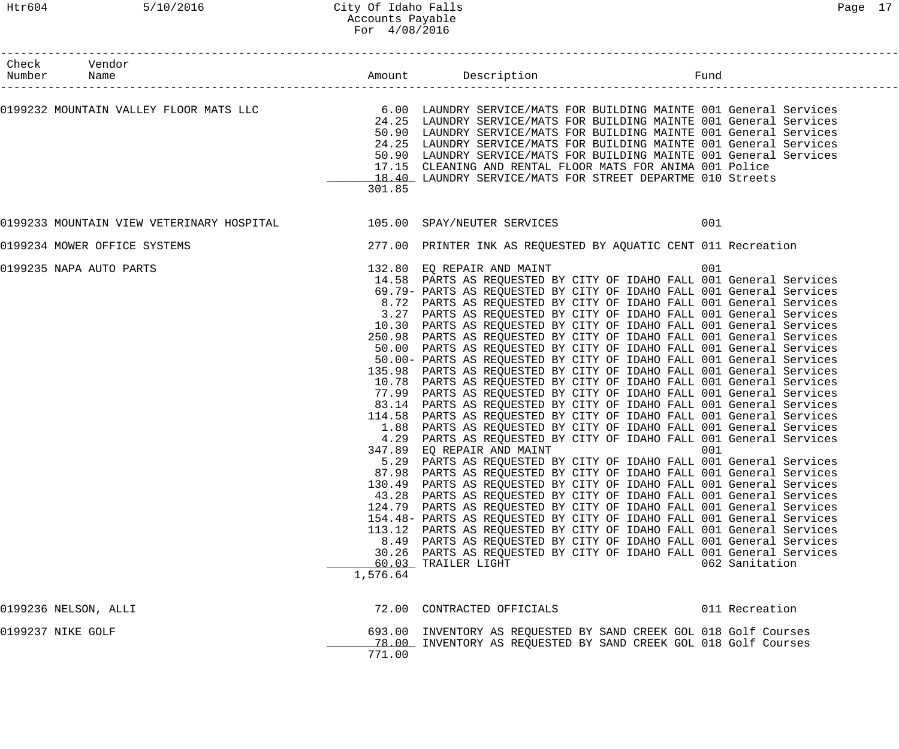City Of Idaho Falls
Accounts Payable
For 4/08/2016

| Check Number | Vendor Name | Amount | Description | Fund |
|---|---|---|---|---|
| 0199232 | MOUNTAIN VALLEY FLOOR MATS LLC | 6.00 | LAUNDRY SERVICE/MATS FOR BUILDING MAINTE | 001 General Services |
| | | 24.25 | LAUNDRY SERVICE/MATS FOR BUILDING MAINTE | 001 General Services |
| | | 50.90 | LAUNDRY SERVICE/MATS FOR BUILDING MAINTE | 001 General Services |
| | | 24.25 | LAUNDRY SERVICE/MATS FOR BUILDING MAINTE | 001 General Services |
| | | 50.90 | LAUNDRY SERVICE/MATS FOR BUILDING MAINTE | 001 General Services |
| | | 17.15 | CLEANING AND RENTAL FLOOR MATS FOR ANIMA | 001 Police |
| | | 18.40 | LAUNDRY SERVICE/MATS FOR STREET DEPARTME | 010 Streets |
| | | 301.85 | | |
| 0199233 | MOUNTAIN VIEW VETERINARY HOSPITAL | 105.00 | SPAY/NEUTER SERVICES | 001 |
| 0199234 | MOWER OFFICE SYSTEMS | 277.00 | PRINTER INK AS REQUESTED BY AQUATIC CENT | 011 Recreation |
| 0199235 | NAPA AUTO PARTS | 132.80 | EQ REPAIR AND MAINT | 001 |
| | | 14.58 | PARTS AS REQUESTED BY CITY OF IDAHO FALL | 001 General Services |
| | | 69.79- | PARTS AS REQUESTED BY CITY OF IDAHO FALL | 001 General Services |
| | | 8.72 | PARTS AS REQUESTED BY CITY OF IDAHO FALL | 001 General Services |
| | | 3.27 | PARTS AS REQUESTED BY CITY OF IDAHO FALL | 001 General Services |
| | | 10.30 | PARTS AS REQUESTED BY CITY OF IDAHO FALL | 001 General Services |
| | | 250.98 | PARTS AS REQUESTED BY CITY OF IDAHO FALL | 001 General Services |
| | | 50.00 | PARTS AS REQUESTED BY CITY OF IDAHO FALL | 001 General Services |
| | | 50.00- | PARTS AS REQUESTED BY CITY OF IDAHO FALL | 001 General Services |
| | | 135.98 | PARTS AS REQUESTED BY CITY OF IDAHO FALL | 001 General Services |
| | | 10.78 | PARTS AS REQUESTED BY CITY OF IDAHO FALL | 001 General Services |
| | | 77.99 | PARTS AS REQUESTED BY CITY OF IDAHO FALL | 001 General Services |
| | | 83.14 | PARTS AS REQUESTED BY CITY OF IDAHO FALL | 001 General Services |
| | | 114.58 | PARTS AS REQUESTED BY CITY OF IDAHO FALL | 001 General Services |
| | | 1.88 | PARTS AS REQUESTED BY CITY OF IDAHO FALL | 001 General Services |
| | | 4.29 | PARTS AS REQUESTED BY CITY OF IDAHO FALL | 001 General Services |
| | | 347.89 | EQ REPAIR AND MAINT | 001 |
| | | 5.29 | PARTS AS REQUESTED BY CITY OF IDAHO FALL | 001 General Services |
| | | 87.98 | PARTS AS REQUESTED BY CITY OF IDAHO FALL | 001 General Services |
| | | 130.49 | PARTS AS REQUESTED BY CITY OF IDAHO FALL | 001 General Services |
| | | 43.28 | PARTS AS REQUESTED BY CITY OF IDAHO FALL | 001 General Services |
| | | 124.79 | PARTS AS REQUESTED BY CITY OF IDAHO FALL | 001 General Services |
| | | 154.48- | PARTS AS REQUESTED BY CITY OF IDAHO FALL | 001 General Services |
| | | 113.12 | PARTS AS REQUESTED BY CITY OF IDAHO FALL | 001 General Services |
| | | 8.49 | PARTS AS REQUESTED BY CITY OF IDAHO FALL | 001 General Services |
| | | 30.26 | PARTS AS REQUESTED BY CITY OF IDAHO FALL | 001 General Services |
| | | 60.03 | TRAILER LIGHT | 062 Sanitation |
| | | 1,576.64 | | |
| 0199236 | NELSON, ALLI | 72.00 | CONTRACTED OFFICIALS | 011 Recreation |
| 0199237 | NIKE GOLF | 693.00 | INVENTORY AS REQUESTED BY SAND CREEK GOL | 018 Golf Courses |
| | | 78.00 | INVENTORY AS REQUESTED BY SAND CREEK GOL | 018 Golf Courses |
| | | 771.00 | | |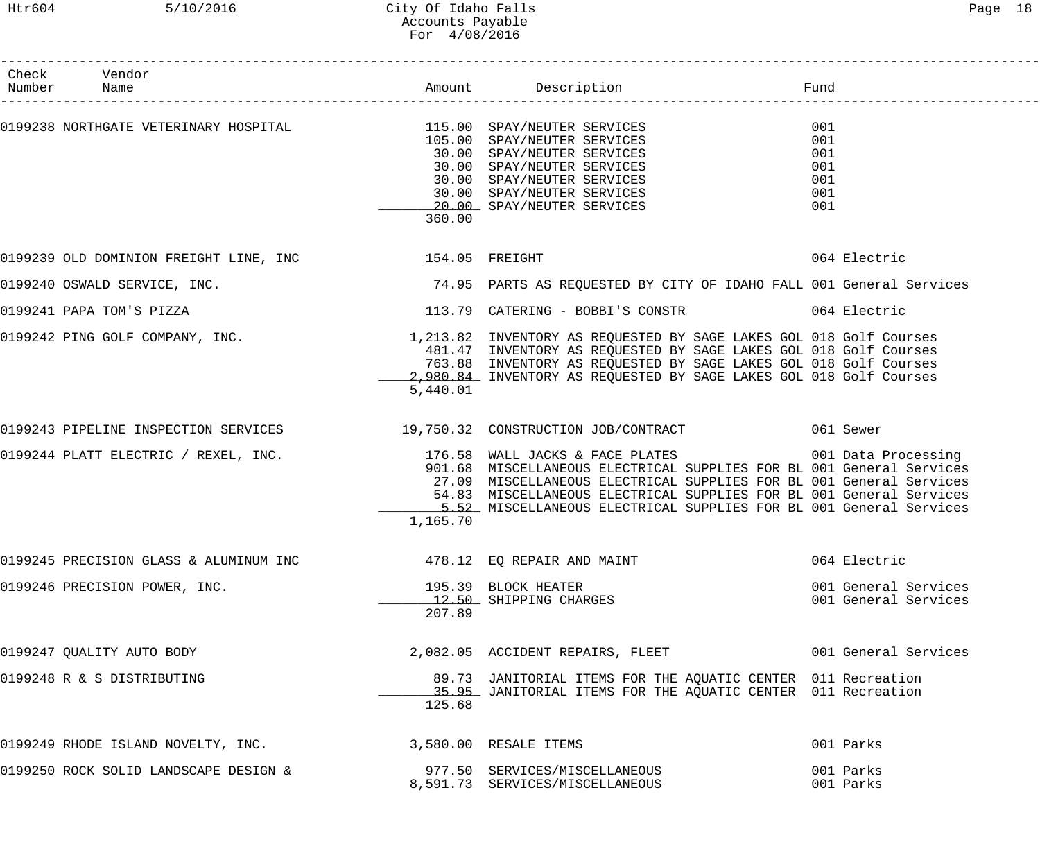# City Of Idaho Falls
## Accounts Payable
### For 4/08/2016

| Check Number | Vendor Name | Amount | Description | Fund |
|---|---|---|---|---|
| 0199238 | NORTHGATE VETERINARY HOSPITAL | 115.00 | SPAY/NEUTER SERVICES | 001 |
| | | 105.00 | SPAY/NEUTER SERVICES | 001 |
| | | 30.00 | SPAY/NEUTER SERVICES | 001 |
| | | 30.00 | SPAY/NEUTER SERVICES | 001 |
| | | 30.00 | SPAY/NEUTER SERVICES | 001 |
| | | 30.00 | SPAY/NEUTER SERVICES | 001 |
| | | 20.00 | SPAY/NEUTER SERVICES | 001 |
| | | 360.00 | | |
| 0199239 | OLD DOMINION FREIGHT LINE, INC | 154.05 | FREIGHT | 064 Electric |
| 0199240 | OSWALD SERVICE, INC. | 74.95 | PARTS AS REQUESTED BY CITY OF IDAHO FALL | 001 General Services |
| 0199241 | PAPA TOM'S PIZZA | 113.79 | CATERING - BOBBI'S CONSTR | 064 Electric |
| 0199242 | PING GOLF COMPANY, INC. | 1,213.82 | INVENTORY AS REQUESTED BY SAGE LAKES GOL | 018 Golf Courses |
| | | 481.47 | INVENTORY AS REQUESTED BY SAGE LAKES GOL | 018 Golf Courses |
| | | 763.88 | INVENTORY AS REQUESTED BY SAGE LAKES GOL | 018 Golf Courses |
| | | 2,980.84 | INVENTORY AS REQUESTED BY SAGE LAKES GOL | 018 Golf Courses |
| | | 5,440.01 | | |
| 0199243 | PIPELINE INSPECTION SERVICES | 19,750.32 | CONSTRUCTION JOB/CONTRACT | 061 Sewer |
| 0199244 | PLATT ELECTRIC / REXEL, INC. | 176.58 | WALL JACKS & FACE PLATES | 001 Data Processing |
| | | 901.68 | MISCELLANEOUS ELECTRICAL SUPPLIES FOR BL | 001 General Services |
| | | 27.09 | MISCELLANEOUS ELECTRICAL SUPPLIES FOR BL | 001 General Services |
| | | 54.83 | MISCELLANEOUS ELECTRICAL SUPPLIES FOR BL | 001 General Services |
| | | 5.52 | MISCELLANEOUS ELECTRICAL SUPPLIES FOR BL | 001 General Services |
| | | 1,165.70 | | |
| 0199245 | PRECISION GLASS & ALUMINUM INC | 478.12 | EQ REPAIR AND MAINT | 064 Electric |
| 0199246 | PRECISION POWER, INC. | 195.39 | BLOCK HEATER | 001 General Services |
| | | 12.50 | SHIPPING CHARGES | 001 General Services |
| | | 207.89 | | |
| 0199247 | QUALITY AUTO BODY | 2,082.05 | ACCIDENT REPAIRS, FLEET | 001 General Services |
| 0199248 | R & S DISTRIBUTING | 89.73 | JANITORIAL ITEMS FOR THE AQUATIC CENTER | 011 Recreation |
| | | 35.95 | JANITORIAL ITEMS FOR THE AQUATIC CENTER | 011 Recreation |
| | | 125.68 | | |
| 0199249 | RHODE ISLAND NOVELTY, INC. | 3,580.00 | RESALE ITEMS | 001 Parks |
| 0199250 | ROCK SOLID LANDSCAPE DESIGN & | 977.50 | SERVICES/MISCELLANEOUS | 001 Parks |
| | | 8,591.73 | SERVICES/MISCELLANEOUS | 001 Parks |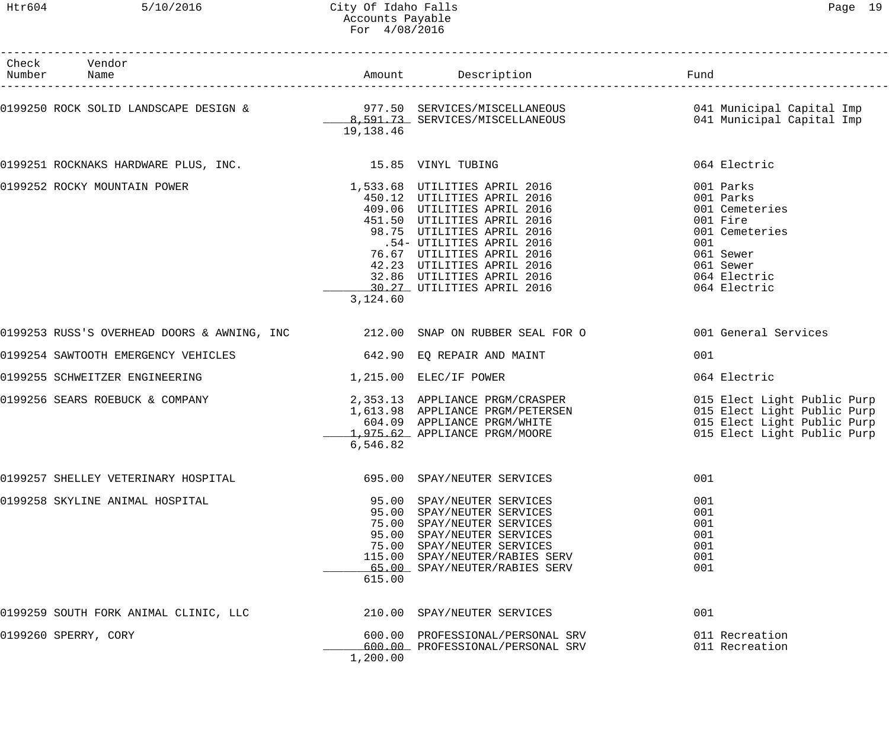| Check Number | Vendor Name | Amount | Description | Fund |
|---|---|---|---|---|
| 0199250 | ROCK SOLID LANDSCAPE DESIGN & | 977.50 | SERVICES/MISCELLANEOUS | 041 Municipal Capital Imp |
| | | 8,591.73 | SERVICES/MISCELLANEOUS | 041 Municipal Capital Imp |
| | | 19,138.46 | | |
| 0199251 | ROCKNAKS HARDWARE PLUS, INC. | 15.85 | VINYL TUBING | 064 Electric |
| 0199252 | ROCKY MOUNTAIN POWER | 1,533.68 | UTILITIES APRIL 2016 | 001 Parks |
| | | 450.12 | UTILITIES APRIL 2016 | 001 Parks |
| | | 409.06 | UTILITIES APRIL 2016 | 001 Cemeteries |
| | | 451.50 | UTILITIES APRIL 2016 | 001 Fire |
| | | 98.75 | UTILITIES APRIL 2016 | 001 Cemeteries |
| | | .54- | UTILITIES APRIL 2016 | 001 |
| | | 76.67 | UTILITIES APRIL 2016 | 061 Sewer |
| | | 42.23 | UTILITIES APRIL 2016 | 061 Sewer |
| | | 32.86 | UTILITIES APRIL 2016 | 064 Electric |
| | | 30.27 | UTILITIES APRIL 2016 | 064 Electric |
| | | 3,124.60 | | |
| 0199253 | RUSS'S OVERHEAD DOORS & AWNING, INC | 212.00 | SNAP ON RUBBER SEAL FOR O | 001 General Services |
| 0199254 | SAWTOOTH EMERGENCY VEHICLES | 642.90 | EQ REPAIR AND MAINT | 001 |
| 0199255 | SCHWEITZER ENGINEERING | 1,215.00 | ELEC/IF POWER | 064 Electric |
| 0199256 | SEARS ROEBUCK & COMPANY | 2,353.13 | APPLIANCE PRGM/CRASPER | 015 Elect Light Public Purp |
| | | 1,613.98 | APPLIANCE PRGM/PETERSEN | 015 Elect Light Public Purp |
| | | 604.09 | APPLIANCE PRGM/WHITE | 015 Elect Light Public Purp |
| | | 1,975.62 | APPLIANCE PRGM/MOORE | 015 Elect Light Public Purp |
| | | 6,546.82 | | |
| 0199257 | SHELLEY VETERINARY HOSPITAL | 695.00 | SPAY/NEUTER SERVICES | 001 |
| 0199258 | SKYLINE ANIMAL HOSPITAL | 95.00 | SPAY/NEUTER SERVICES | 001 |
| | | 95.00 | SPAY/NEUTER SERVICES | 001 |
| | | 75.00 | SPAY/NEUTER SERVICES | 001 |
| | | 95.00 | SPAY/NEUTER SERVICES | 001 |
| | | 75.00 | SPAY/NEUTER SERVICES | 001 |
| | | 115.00 | SPAY/NEUTER/RABIES SERV | 001 |
| | | 65.00 | SPAY/NEUTER/RABIES SERV | 001 |
| | | 615.00 | | |
| 0199259 | SOUTH FORK ANIMAL CLINIC, LLC | 210.00 | SPAY/NEUTER SERVICES | 001 |
| 0199260 | SPERRY, CORY | 600.00 | PROFESSIONAL/PERSONAL SRV | 011 Recreation |
| | | 600.00 | PROFESSIONAL/PERSONAL SRV | 011 Recreation |
| | | 1,200.00 | | |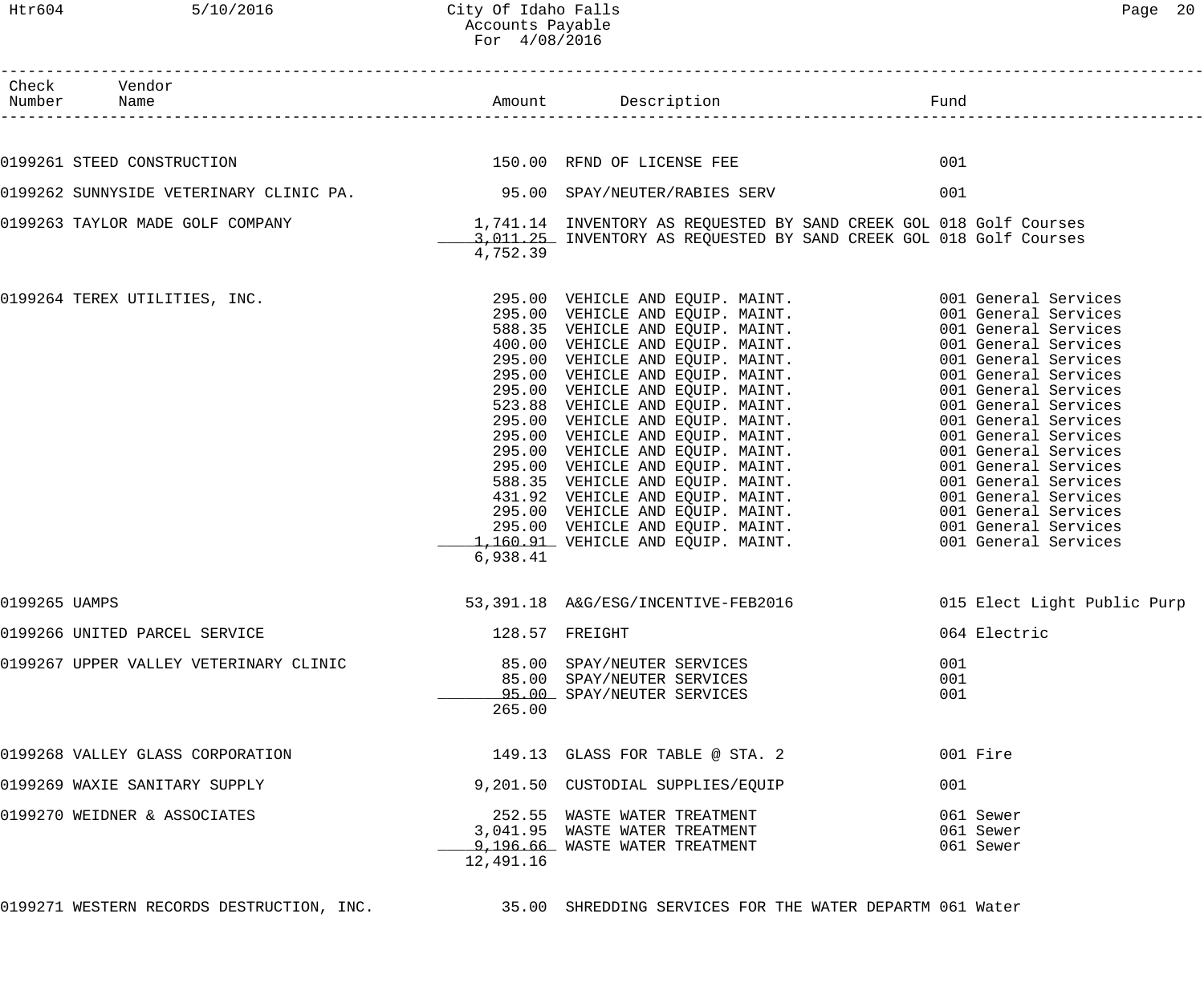# City Of Idaho Falls
## Accounts Payable
### For 4/08/2016

| Check Number | Vendor Name | Amount | Description | Fund |
|---|---|---|---|---|
| 0199261 | STEED CONSTRUCTION | 150.00 | RFND OF LICENSE FEE | 001 |
| 0199262 | SUNNYSIDE VETERINARY CLINIC PA. | 95.00 | SPAY/NEUTER/RABIES SERV | 001 |
| 0199263 | TAYLOR MADE GOLF COMPANY | 1,741.14 | INVENTORY AS REQUESTED BY SAND CREEK GOL | 018 Golf Courses |
| | | 3,011.25 | INVENTORY AS REQUESTED BY SAND CREEK GOL | 018 Golf Courses |
| | | 4,752.39 | | |
| 0199264 | TEREX UTILITIES, INC. | 295.00 | VEHICLE AND EQUIP. MAINT. | 001 General Services |
| | | 295.00 | VEHICLE AND EQUIP. MAINT. | 001 General Services |
| | | 588.35 | VEHICLE AND EQUIP. MAINT. | 001 General Services |
| | | 400.00 | VEHICLE AND EQUIP. MAINT. | 001 General Services |
| | | 295.00 | VEHICLE AND EQUIP. MAINT. | 001 General Services |
| | | 295.00 | VEHICLE AND EQUIP. MAINT. | 001 General Services |
| | | 295.00 | VEHICLE AND EQUIP. MAINT. | 001 General Services |
| | | 523.88 | VEHICLE AND EQUIP. MAINT. | 001 General Services |
| | | 295.00 | VEHICLE AND EQUIP. MAINT. | 001 General Services |
| | | 295.00 | VEHICLE AND EQUIP. MAINT. | 001 General Services |
| | | 295.00 | VEHICLE AND EQUIP. MAINT. | 001 General Services |
| | | 295.00 | VEHICLE AND EQUIP. MAINT. | 001 General Services |
| | | 588.35 | VEHICLE AND EQUIP. MAINT. | 001 General Services |
| | | 431.92 | VEHICLE AND EQUIP. MAINT. | 001 General Services |
| | | 295.00 | VEHICLE AND EQUIP. MAINT. | 001 General Services |
| | | 295.00 | VEHICLE AND EQUIP. MAINT. | 001 General Services |
| | | 1,160.91 | VEHICLE AND EQUIP. MAINT. | 001 General Services |
| | | 6,938.41 | | |
| 0199265 | UAMPS | 53,391.18 | A&G/ESG/INCENTIVE-FEB2016 | 015 Elect Light Public Purp |
| 0199266 | UNITED PARCEL SERVICE | 128.57 | FREIGHT | 064 Electric |
| 0199267 | UPPER VALLEY VETERINARY CLINIC | 85.00 | SPAY/NEUTER SERVICES | 001 |
| | | 85.00 | SPAY/NEUTER SERVICES | 001 |
| | | 95.00 | SPAY/NEUTER SERVICES | 001 |
| | | 265.00 | | |
| 0199268 | VALLEY GLASS CORPORATION | 149.13 | GLASS FOR TABLE @ STA. 2 | 001 Fire |
| 0199269 | WAXIE SANITARY SUPPLY | 9,201.50 | CUSTODIAL SUPPLIES/EQUIP | 001 |
| 0199270 | WEIDNER & ASSOCIATES | 252.55 | WASTE WATER TREATMENT | 061 Sewer |
| | | 3,041.95 | WASTE WATER TREATMENT | 061 Sewer |
| | | 9,196.66 | WASTE WATER TREATMENT | 061 Sewer |
| | | 12,491.16 | | |
| 0199271 | WESTERN RECORDS DESTRUCTION, INC. | 35.00 | SHREDDING SERVICES FOR THE WATER DEPARTM | 061 Water |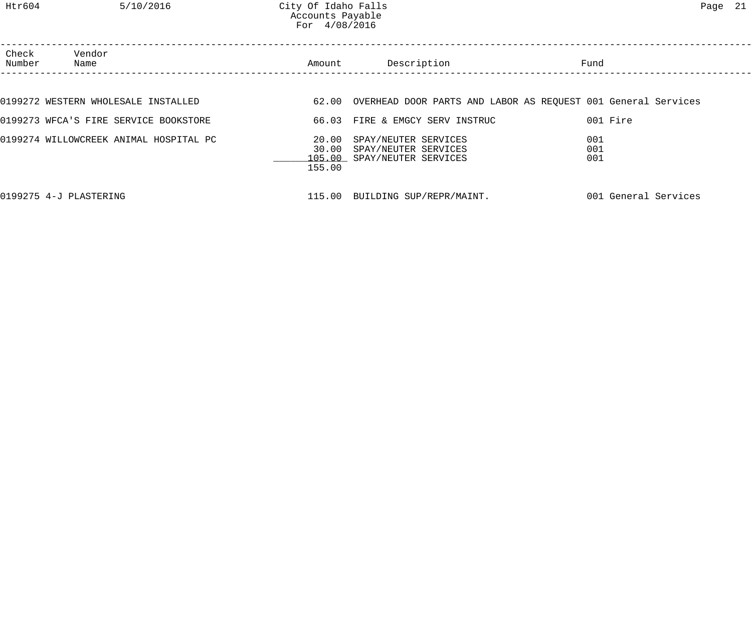| Check Number | Vendor Name | Amount | Description | Fund |
| --- | --- | --- | --- | --- |
| 0199272 | WESTERN WHOLESALE INSTALLED | 62.00 | OVERHEAD DOOR PARTS AND LABOR AS REQUEST | 001 General Services |
| 0199273 | WFCA'S FIRE SERVICE BOOKSTORE | 66.03 | FIRE & EMGCY SERV INSTRUC | 001 Fire |
| 0199274 | WILLOWCREEK ANIMAL HOSPITAL PC | 20.00 | SPAY/NEUTER SERVICES | 001 |
| | | 30.00 | SPAY/NEUTER SERVICES | 001 |
| | | 105.00 | SPAY/NEUTER SERVICES | 001 |
| | | 155.00 | | |
| 0199275 | 4-J PLASTERING | 115.00 | BUILDING SUP/REPR/MAINT. | 001 General Services |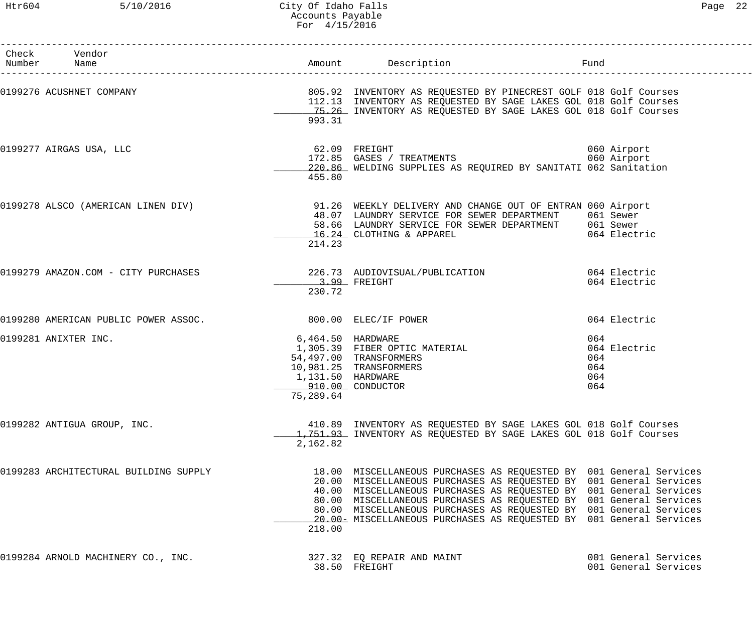City Of Idaho Falls
Accounts Payable
For 4/15/2016

| Check Number | Vendor Name | Amount | Description | Fund |
|---|---|---|---|---|
| 0199276 | ACUSHNET COMPANY | 805.92 | INVENTORY AS REQUESTED BY PINECREST GOLF | 018 Golf Courses |
| | | 112.13 | INVENTORY AS REQUESTED BY SAGE LAKES GOL | 018 Golf Courses |
| | | 75.26 | INVENTORY AS REQUESTED BY SAGE LAKES GOL | 018 Golf Courses |
| | | 993.31 | | |
| 0199277 | AIRGAS USA, LLC | 62.09 | FREIGHT | 060 Airport |
| | | 172.85 | GASES / TREATMENTS | 060 Airport |
| | | 220.86 | WELDING SUPPLIES AS REQUIRED BY SANITATI | 062 Sanitation |
| | | 455.80 | | |
| 0199278 | ALSCO (AMERICAN LINEN DIV) | 91.26 | WEEKLY DELIVERY AND CHANGE OUT OF ENTRAN | 060 Airport |
| | | 48.07 | LAUNDRY SERVICE FOR SEWER DEPARTMENT | 061 Sewer |
| | | 58.66 | LAUNDRY SERVICE FOR SEWER DEPARTMENT | 061 Sewer |
| | | 16.24 | CLOTHING & APPAREL | 064 Electric |
| | | 214.23 | | |
| 0199279 | AMAZON.COM - CITY PURCHASES | 226.73 | AUDIOVISUAL/PUBLICATION | 064 Electric |
| | | 3.99 | FREIGHT | 064 Electric |
| | | 230.72 | | |
| 0199280 | AMERICAN PUBLIC POWER ASSOC. | 800.00 | ELEC/IF POWER | 064 Electric |
| 0199281 | ANIXTER INC. | 6,464.50 | HARDWARE | 064 |
| | | 1,305.39 | FIBER OPTIC MATERIAL | 064 Electric |
| | | 54,497.00 | TRANSFORMERS | 064 |
| | | 10,981.25 | TRANSFORMERS | 064 |
| | | 1,131.50 | HARDWARE | 064 |
| | | 910.00 | CONDUCTOR | 064 |
| | | 75,289.64 | | |
| 0199282 | ANTIGUA GROUP, INC. | 410.89 | INVENTORY AS REQUESTED BY SAGE LAKES GOL | 018 Golf Courses |
| | | 1,751.93 | INVENTORY AS REQUESTED BY SAGE LAKES GOL | 018 Golf Courses |
| | | 2,162.82 | | |
| 0199283 | ARCHITECTURAL BUILDING SUPPLY | 18.00 | MISCELLANEOUS PURCHASES AS REQUESTED BY | 001 General Services |
| | | 20.00 | MISCELLANEOUS PURCHASES AS REQUESTED BY | 001 General Services |
| | | 40.00 | MISCELLANEOUS PURCHASES AS REQUESTED BY | 001 General Services |
| | | 80.00 | MISCELLANEOUS PURCHASES AS REQUESTED BY | 001 General Services |
| | | 80.00 | MISCELLANEOUS PURCHASES AS REQUESTED BY | 001 General Services |
| | | 20.00- | MISCELLANEOUS PURCHASES AS REQUESTED BY | 001 General Services |
| | | 218.00 | | |
| 0199284 | ARNOLD MACHINERY CO., INC. | 327.32 | EQ REPAIR AND MAINT | 001 General Services |
| | | 38.50 | FREIGHT | 001 General Services |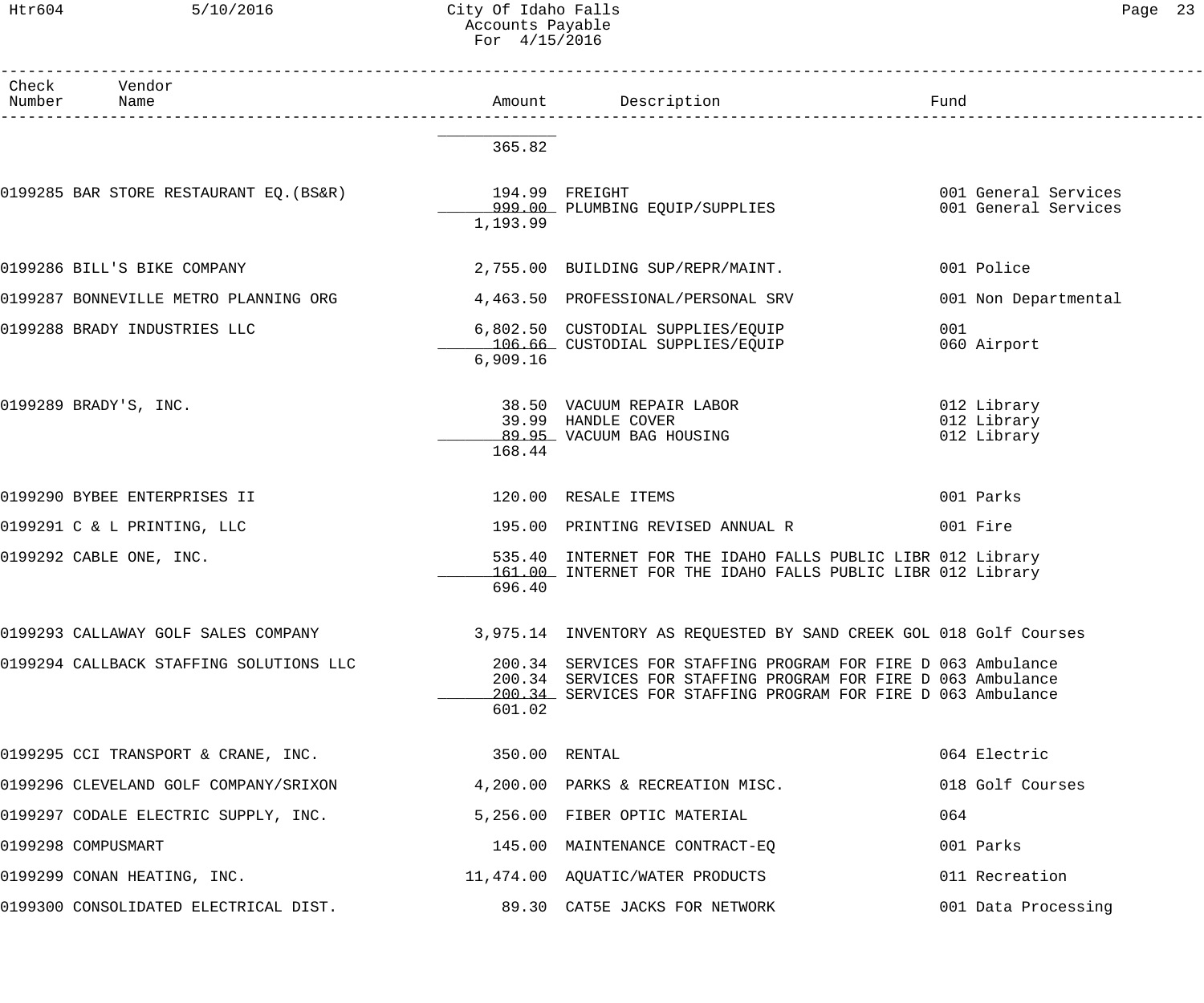| Check Number | Vendor Name | Amount | Description | Fund |
|---|---|---|---|---|
| | | 365.82 | | |
| 0199285 | BAR STORE RESTAURANT EQ.(BS&R) | 194.99 | FREIGHT | 001 General Services |
| | | 999.00 | PLUMBING EQUIP/SUPPLIES | 001 General Services |
| | | 1,193.99 | | |
| 0199286 | BILL'S BIKE COMPANY | 2,755.00 | BUILDING SUP/REPR/MAINT. | 001 Police |
| 0199287 | BONNEVILLE METRO PLANNING ORG | 4,463.50 | PROFESSIONAL/PERSONAL SRV | 001 Non Departmental |
| 0199288 | BRADY INDUSTRIES LLC | 6,802.50 | CUSTODIAL SUPPLIES/EQUIP | 001 |
| | | 106.66 | CUSTODIAL SUPPLIES/EQUIP | 060 Airport |
| | | 6,909.16 | | |
| 0199289 | BRADY'S, INC. | 38.50 | VACUUM REPAIR LABOR | 012 Library |
| | | 39.99 | HANDLE COVER | 012 Library |
| | | 89.95 | VACUUM BAG HOUSING | 012 Library |
| | | 168.44 | | |
| 0199290 | BYBEE ENTERPRISES II | 120.00 | RESALE ITEMS | 001 Parks |
| 0199291 | C & L PRINTING, LLC | 195.00 | PRINTING REVISED ANNUAL R | 001 Fire |
| 0199292 | CABLE ONE, INC. | 535.40 | INTERNET FOR THE IDAHO FALLS PUBLIC LIBR | 012 Library |
| | | 161.00 | INTERNET FOR THE IDAHO FALLS PUBLIC LIBR | 012 Library |
| | | 696.40 | | |
| 0199293 | CALLAWAY GOLF SALES COMPANY | 3,975.14 | INVENTORY AS REQUESTED BY SAND CREEK GOL | 018 Golf Courses |
| 0199294 | CALLBACK STAFFING SOLUTIONS LLC | 200.34 | SERVICES FOR STAFFING PROGRAM FOR FIRE D | 063 Ambulance |
| | | 200.34 | SERVICES FOR STAFFING PROGRAM FOR FIRE D | 063 Ambulance |
| | | 200.34 | SERVICES FOR STAFFING PROGRAM FOR FIRE D | 063 Ambulance |
| | | 601.02 | | |
| 0199295 | CCI TRANSPORT & CRANE, INC. | 350.00 | RENTAL | 064 Electric |
| 0199296 | CLEVELAND GOLF COMPANY/SRIXON | 4,200.00 | PARKS & RECREATION MISC. | 018 Golf Courses |
| 0199297 | CODALE ELECTRIC SUPPLY, INC. | 5,256.00 | FIBER OPTIC MATERIAL | 064 |
| 0199298 | COMPUSMART | 145.00 | MAINTENANCE CONTRACT-EQ | 001 Parks |
| 0199299 | CONAN HEATING, INC. | 11,474.00 | AQUATIC/WATER PRODUCTS | 011 Recreation |
| 0199300 | CONSOLIDATED ELECTRICAL DIST. | 89.30 | CAT5E JACKS FOR NETWORK | 001 Data Processing |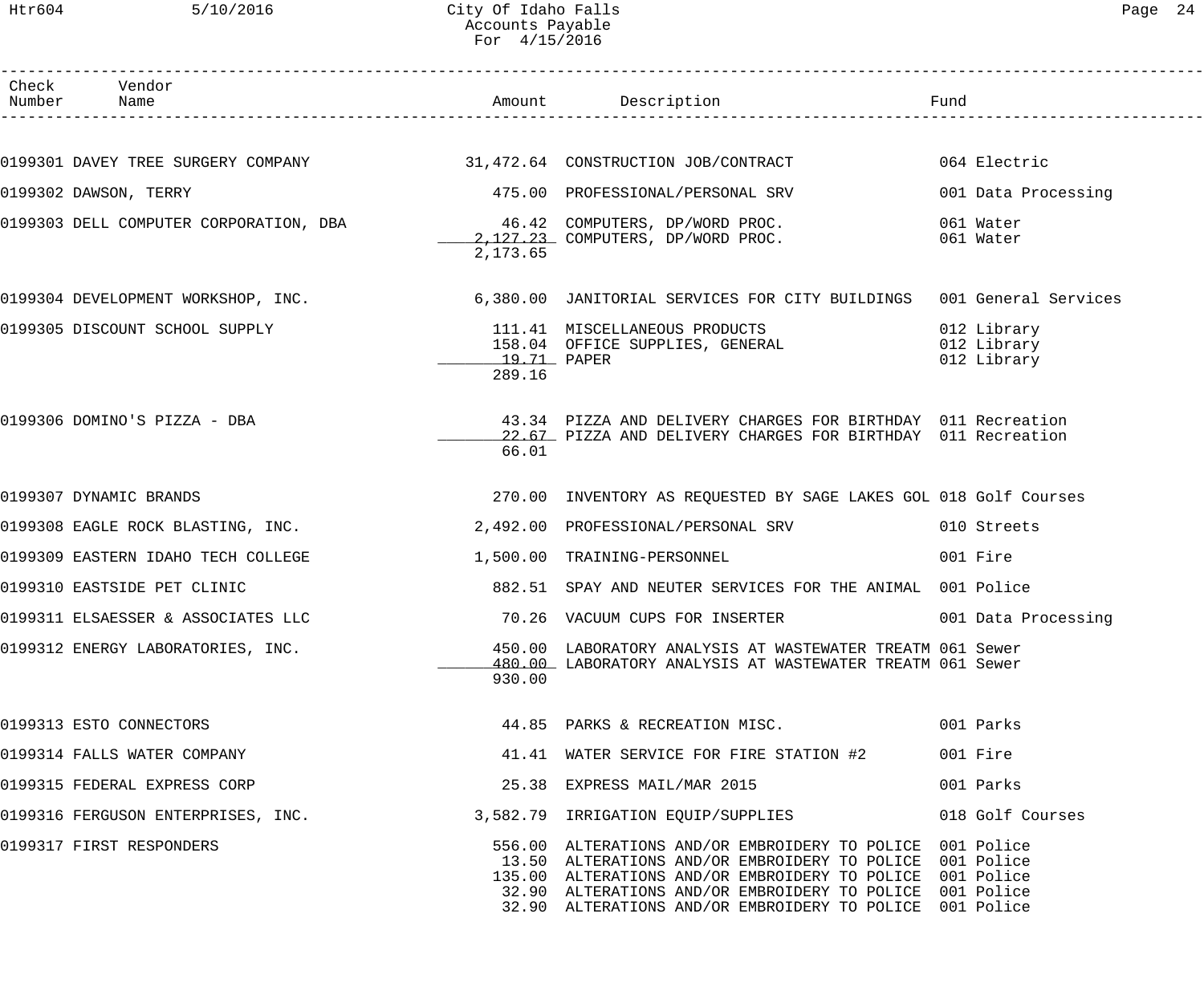City Of Idaho Falls
Accounts Payable
For 4/15/2016

| Check Number | Vendor Name | Amount | Description | Fund |
|---|---|---|---|---|
| 0199301 | DAVEY TREE SURGERY COMPANY | 31,472.64 | CONSTRUCTION JOB/CONTRACT | 064 Electric |
| 0199302 | DAWSON, TERRY | 475.00 | PROFESSIONAL/PERSONAL SRV | 001 Data Processing |
| 0199303 | DELL COMPUTER CORPORATION, DBA | 46.42 | COMPUTERS, DP/WORD PROC. | 061 Water |
| | | 2,127.23 | COMPUTERS, DP/WORD PROC. | 061 Water |
| | | 2,173.65 | | |
| 0199304 | DEVELOPMENT WORKSHOP, INC. | 6,380.00 | JANITORIAL SERVICES FOR CITY BUILDINGS | 001 General Services |
| 0199305 | DISCOUNT SCHOOL SUPPLY | 111.41 | MISCELLANEOUS PRODUCTS | 012 Library |
| | | 158.04 | OFFICE SUPPLIES, GENERAL | 012 Library |
| | | 19.71 | PAPER | 012 Library |
| | | 289.16 | | |
| 0199306 | DOMINO'S PIZZA - DBA | 43.34 | PIZZA AND DELIVERY CHARGES FOR BIRTHDAY | 011 Recreation |
| | | 22.67 | PIZZA AND DELIVERY CHARGES FOR BIRTHDAY | 011 Recreation |
| | | 66.01 | | |
| 0199307 | DYNAMIC BRANDS | 270.00 | INVENTORY AS REQUESTED BY SAGE LAKES GOL | 018 Golf Courses |
| 0199308 | EAGLE ROCK BLASTING, INC. | 2,492.00 | PROFESSIONAL/PERSONAL SRV | 010 Streets |
| 0199309 | EASTERN IDAHO TECH COLLEGE | 1,500.00 | TRAINING-PERSONNEL | 001 Fire |
| 0199310 | EASTSIDE PET CLINIC | 882.51 | SPAY AND NEUTER SERVICES FOR THE ANIMAL | 001 Police |
| 0199311 | ELSAESSER & ASSOCIATES LLC | 70.26 | VACUUM CUPS FOR INSERTER | 001 Data Processing |
| 0199312 | ENERGY LABORATORIES, INC. | 450.00 | LABORATORY ANALYSIS AT WASTEWATER TREATM | 061 Sewer |
| | | 480.00 | LABORATORY ANALYSIS AT WASTEWATER TREATM | 061 Sewer |
| | | 930.00 | | |
| 0199313 | ESTO CONNECTORS | 44.85 | PARKS & RECREATION MISC. | 001 Parks |
| 0199314 | FALLS WATER COMPANY | 41.41 | WATER SERVICE FOR FIRE STATION #2 | 001 Fire |
| 0199315 | FEDERAL EXPRESS CORP | 25.38 | EXPRESS MAIL/MAR 2015 | 001 Parks |
| 0199316 | FERGUSON ENTERPRISES, INC. | 3,582.79 | IRRIGATION EQUIP/SUPPLIES | 018 Golf Courses |
| 0199317 | FIRST RESPONDERS | 556.00 | ALTERATIONS AND/OR EMBROIDERY TO POLICE | 001 Police |
| | | 13.50 | ALTERATIONS AND/OR EMBROIDERY TO POLICE | 001 Police |
| | | 135.00 | ALTERATIONS AND/OR EMBROIDERY TO POLICE | 001 Police |
| | | 32.90 | ALTERATIONS AND/OR EMBROIDERY TO POLICE | 001 Police |
| | | 32.90 | ALTERATIONS AND/OR EMBROIDERY TO POLICE | 001 Police |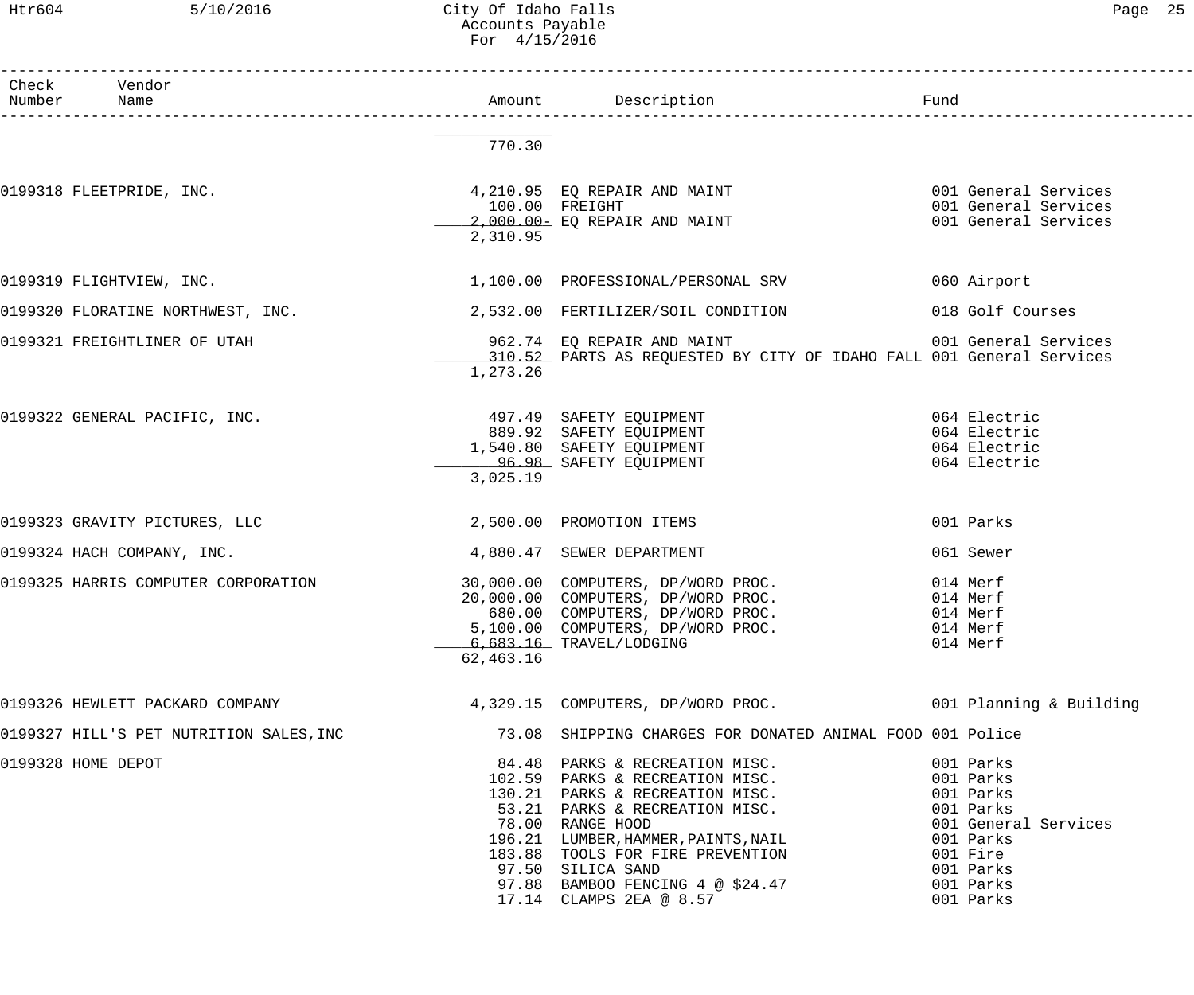# City Of Idaho Falls
## Accounts Payable
### For 4/15/2016

| Check Number | Vendor Name | Amount | Description | Fund |
|---|---|---|---|---|
| | | 770.30 | | |
| 0199318 | FLEETPRIDE, INC. | 4,210.95 | EQ REPAIR AND MAINT | 001 General Services |
| | | 100.00 | FREIGHT | 001 General Services |
| | | 2,000.00- | EQ REPAIR AND MAINT | 001 General Services |
| | | 2,310.95 | | |
| 0199319 | FLIGHTVIEW, INC. | 1,100.00 | PROFESSIONAL/PERSONAL SRV | 060 Airport |
| 0199320 | FLORATINE NORTHWEST, INC. | 2,532.00 | FERTILIZER/SOIL CONDITION | 018 Golf Courses |
| 0199321 | FREIGHTLINER OF UTAH | 962.74 | EQ REPAIR AND MAINT | 001 General Services |
| | | 310.52 | PARTS AS REQUESTED BY CITY OF IDAHO FALL | 001 General Services |
| | | 1,273.26 | | |
| 0199322 | GENERAL PACIFIC, INC. | 497.49 | SAFETY EQUIPMENT | 064 Electric |
| | | 889.92 | SAFETY EQUIPMENT | 064 Electric |
| | | 1,540.80 | SAFETY EQUIPMENT | 064 Electric |
| | | 96.98 | SAFETY EQUIPMENT | 064 Electric |
| | | 3,025.19 | | |
| 0199323 | GRAVITY PICTURES, LLC | 2,500.00 | PROMOTION ITEMS | 001 Parks |
| 0199324 | HACH COMPANY, INC. | 4,880.47 | SEWER DEPARTMENT | 061 Sewer |
| 0199325 | HARRIS COMPUTER CORPORATION | 30,000.00 | COMPUTERS, DP/WORD PROC. | 014 Merf |
| | | 20,000.00 | COMPUTERS, DP/WORD PROC. | 014 Merf |
| | | 680.00 | COMPUTERS, DP/WORD PROC. | 014 Merf |
| | | 5,100.00 | COMPUTERS, DP/WORD PROC. | 014 Merf |
| | | 6,683.16 | TRAVEL/LODGING | 014 Merf |
| | | 62,463.16 | | |
| 0199326 | HEWLETT PACKARD COMPANY | 4,329.15 | COMPUTERS, DP/WORD PROC. | 001 Planning & Building |
| 0199327 | HILL'S PET NUTRITION SALES,INC | 73.08 | SHIPPING CHARGES FOR DONATED ANIMAL FOOD | 001 Police |
| 0199328 | HOME DEPOT | 84.48 | PARKS & RECREATION MISC. | 001 Parks |
| | | 102.59 | PARKS & RECREATION MISC. | 001 Parks |
| | | 130.21 | PARKS & RECREATION MISC. | 001 Parks |
| | | 53.21 | PARKS & RECREATION MISC. | 001 Parks |
| | | 78.00 | RANGE HOOD | 001 General Services |
| | | 196.21 | LUMBER,HAMMER,PAINTS,NAIL | 001 Parks |
| | | 183.88 | TOOLS FOR FIRE PREVENTION | 001 Fire |
| | | 97.50 | SILICA SAND | 001 Parks |
| | | 97.88 | BAMBOO FENCING 4 @ $24.47 | 001 Parks |
| | | 17.14 | CLAMPS 2EA @ 8.57 | 001 Parks |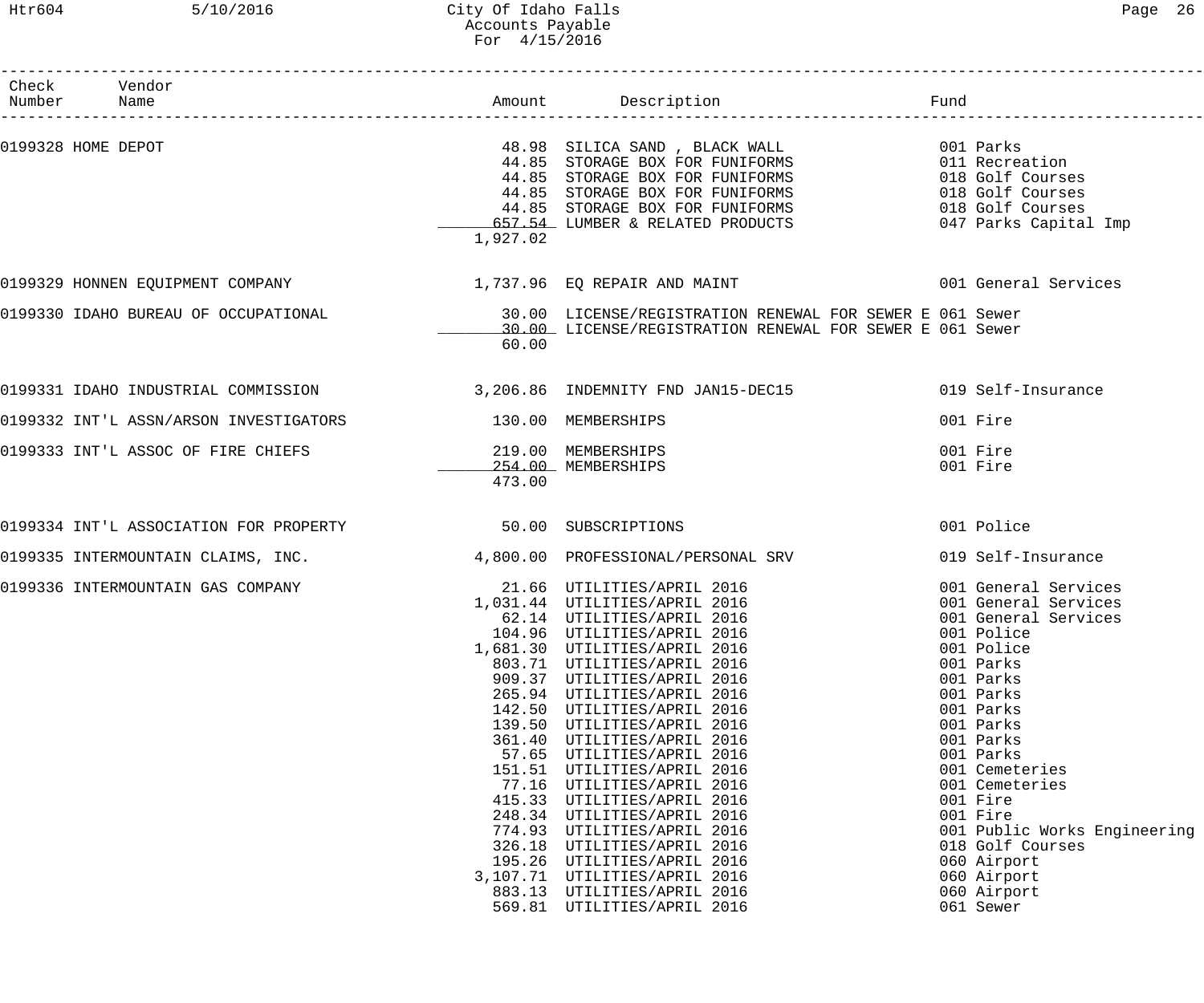| Check Number | Vendor Name | Amount | Description | Fund |
|---|---|---|---|---|
| 0199328 | HOME DEPOT | 48.98 | SILICA SAND , BLACK WALL | 001 Parks |
| | | 44.85 | STORAGE BOX FOR FUNIFORMS | 011 Recreation |
| | | 44.85 | STORAGE BOX FOR FUNIFORMS | 018 Golf Courses |
| | | 44.85 | STORAGE BOX FOR FUNIFORMS | 018 Golf Courses |
| | | 44.85 | STORAGE BOX FOR FUNIFORMS | 018 Golf Courses |
| | | 657.54 | LUMBER & RELATED PRODUCTS | 047 Parks Capital Imp |
| | | 1,927.02 | | |
| 0199329 | HONNEN EQUIPMENT COMPANY | 1,737.96 | EQ REPAIR AND MAINT | 001 General Services |
| 0199330 | IDAHO BUREAU OF OCCUPATIONAL | 30.00 | LICENSE/REGISTRATION RENEWAL FOR SEWER E | 061 Sewer |
| | | 30.00 | LICENSE/REGISTRATION RENEWAL FOR SEWER E | 061 Sewer |
| | | 60.00 | | |
| 0199331 | IDAHO INDUSTRIAL COMMISSION | 3,206.86 | INDEMNITY FND JAN15-DEC15 | 019 Self-Insurance |
| 0199332 | INT'L ASSN/ARSON INVESTIGATORS | 130.00 | MEMBERSHIPS | 001 Fire |
| 0199333 | INT'L ASSOC OF FIRE CHIEFS | 219.00 | MEMBERSHIPS | 001 Fire |
| | | 254.00 | MEMBERSHIPS | 001 Fire |
| | | 473.00 | | |
| 0199334 | INT'L ASSOCIATION FOR PROPERTY | 50.00 | SUBSCRIPTIONS | 001 Police |
| 0199335 | INTERMOUNTAIN CLAIMS, INC. | 4,800.00 | PROFESSIONAL/PERSONAL SRV | 019 Self-Insurance |
| 0199336 | INTERMOUNTAIN GAS COMPANY | 21.66 | UTILITIES/APRIL 2016 | 001 General Services |
| | | 1,031.44 | UTILITIES/APRIL 2016 | 001 General Services |
| | | 62.14 | UTILITIES/APRIL 2016 | 001 General Services |
| | | 104.96 | UTILITIES/APRIL 2016 | 001 Police |
| | | 1,681.30 | UTILITIES/APRIL 2016 | 001 Police |
| | | 803.71 | UTILITIES/APRIL 2016 | 001 Parks |
| | | 909.37 | UTILITIES/APRIL 2016 | 001 Parks |
| | | 265.94 | UTILITIES/APRIL 2016 | 001 Parks |
| | | 142.50 | UTILITIES/APRIL 2016 | 001 Parks |
| | | 139.50 | UTILITIES/APRIL 2016 | 001 Parks |
| | | 361.40 | UTILITIES/APRIL 2016 | 001 Parks |
| | | 57.65 | UTILITIES/APRIL 2016 | 001 Parks |
| | | 151.51 | UTILITIES/APRIL 2016 | 001 Cemeteries |
| | | 77.16 | UTILITIES/APRIL 2016 | 001 Cemeteries |
| | | 415.33 | UTILITIES/APRIL 2016 | 001 Fire |
| | | 248.34 | UTILITIES/APRIL 2016 | 001 Fire |
| | | 774.93 | UTILITIES/APRIL 2016 | 001 Public Works Engineering |
| | | 326.18 | UTILITIES/APRIL 2016 | 018 Golf Courses |
| | | 195.26 | UTILITIES/APRIL 2016 | 060 Airport |
| | | 3,107.71 | UTILITIES/APRIL 2016 | 060 Airport |
| | | 883.13 | UTILITIES/APRIL 2016 | 060 Airport |
| | | 569.81 | UTILITIES/APRIL 2016 | 061 Sewer |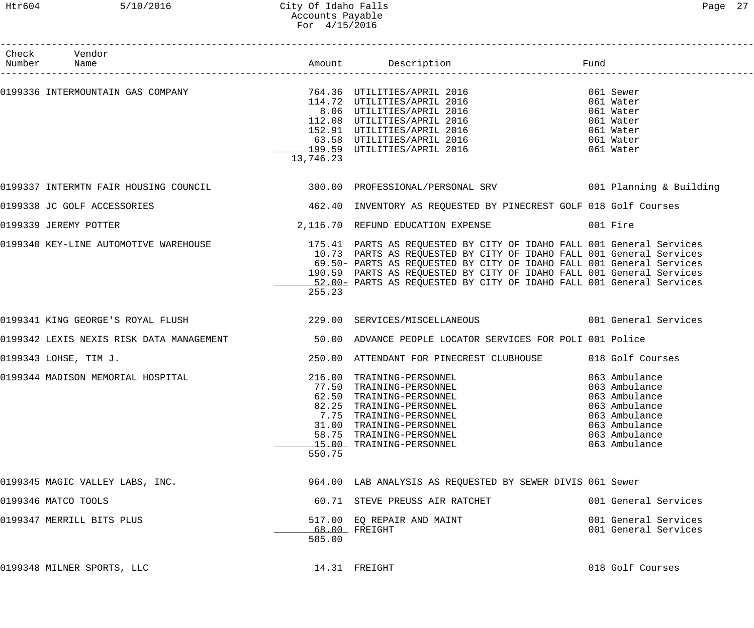| Check Number | Vendor Name | Amount | Description | Fund |
|---|---|---|---|---|
| 0199336 | INTERMOUNTAIN GAS COMPANY | 764.36 | UTILITIES/APRIL 2016 | 061 Sewer |
| | | 114.72 | UTILITIES/APRIL 2016 | 061 Water |
| | | 8.06 | UTILITIES/APRIL 2016 | 061 Water |
| | | 112.08 | UTILITIES/APRIL 2016 | 061 Water |
| | | 152.91 | UTILITIES/APRIL 2016 | 061 Water |
| | | 63.58 | UTILITIES/APRIL 2016 | 061 Water |
| | | 199.59 | UTILITIES/APRIL 2016 | 061 Water |
| | | 13,746.23 | | |
| 0199337 | INTERMTN FAIR HOUSING COUNCIL | 300.00 | PROFESSIONAL/PERSONAL SRV | 001 Planning & Building |
| 0199338 | JC GOLF ACCESSORIES | 462.40 | INVENTORY AS REQUESTED BY PINECREST GOLF | 018 Golf Courses |
| 0199339 | JEREMY POTTER | 2,116.70 | REFUND EDUCATION EXPENSE | 001 Fire |
| 0199340 | KEY-LINE AUTOMOTIVE WAREHOUSE | 175.41 | PARTS AS REQUESTED BY CITY OF IDAHO FALL | 001 General Services |
| | | 10.73 | PARTS AS REQUESTED BY CITY OF IDAHO FALL | 001 General Services |
| | | 69.50- | PARTS AS REQUESTED BY CITY OF IDAHO FALL | 001 General Services |
| | | 190.59 | PARTS AS REQUESTED BY CITY OF IDAHO FALL | 001 General Services |
| | | 52.00- | PARTS AS REQUESTED BY CITY OF IDAHO FALL | 001 General Services |
| | | 255.23 | | |
| 0199341 | KING GEORGE'S ROYAL FLUSH | 229.00 | SERVICES/MISCELLANEOUS | 001 General Services |
| 0199342 | LEXIS NEXIS RISK DATA MANAGEMENT | 50.00 | ADVANCE PEOPLE LOCATOR SERVICES FOR POLI | 001 Police |
| 0199343 | LOHSE, TIM J. | 250.00 | ATTENDANT FOR PINECREST CLUBHOUSE | 018 Golf Courses |
| 0199344 | MADISON MEMORIAL HOSPITAL | 216.00 | TRAINING-PERSONNEL | 063 Ambulance |
| | | 77.50 | TRAINING-PERSONNEL | 063 Ambulance |
| | | 62.50 | TRAINING-PERSONNEL | 063 Ambulance |
| | | 82.25 | TRAINING-PERSONNEL | 063 Ambulance |
| | | 7.75 | TRAINING-PERSONNEL | 063 Ambulance |
| | | 31.00 | TRAINING-PERSONNEL | 063 Ambulance |
| | | 58.75 | TRAINING-PERSONNEL | 063 Ambulance |
| | | 15.00 | TRAINING-PERSONNEL | 063 Ambulance |
| | | 550.75 | | |
| 0199345 | MAGIC VALLEY LABS, INC. | 964.00 | LAB ANALYSIS AS REQUESTED BY SEWER DIVIS | 061 Sewer |
| 0199346 | MATCO TOOLS | 60.71 | STEVE PREUSS AIR RATCHET | 001 General Services |
| 0199347 | MERRILL BITS PLUS | 517.00 | EQ REPAIR AND MAINT | 001 General Services |
| | | 68.00 | FREIGHT | 001 General Services |
| | | 585.00 | | |
| 0199348 | MILNER SPORTS, LLC | 14.31 | FREIGHT | 018 Golf Courses |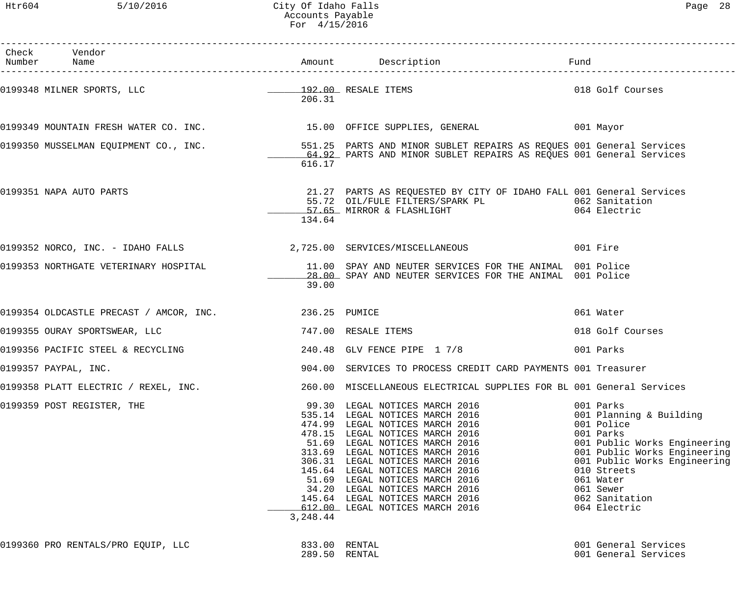City Of Idaho Falls
Accounts Payable
For 4/15/2016

| Check Number | Vendor Name | Amount | Description | Fund |
|---|---|---|---|---|
| 0199348 | MILNER SPORTS, LLC | 192.00 | RESALE ITEMS | 018 Golf Courses |
| | | 206.31 | | |
| 0199349 | MOUNTAIN FRESH WATER CO. INC. | 15.00 | OFFICE SUPPLIES, GENERAL | 001 Mayor |
| 0199350 | MUSSELMAN EQUIPMENT CO., INC. | 551.25 | PARTS AND MINOR SUBLET REPAIRS AS REQUES | 001 General Services |
| | | 64.92 | PARTS AND MINOR SUBLET REPAIRS AS REQUES | 001 General Services |
| | | 616.17 | | |
| 0199351 | NAPA AUTO PARTS | 21.27 | PARTS AS REQUESTED BY CITY OF IDAHO FALL | 001 General Services |
| | | 55.72 | OIL/FULE FILTERS/SPARK PL | 062 Sanitation |
| | | 57.65 | MIRROR & FLASHLIGHT | 064 Electric |
| | | 134.64 | | |
| 0199352 | NORCO, INC. - IDAHO FALLS | 2,725.00 | SERVICES/MISCELLANEOUS | 001 Fire |
| 0199353 | NORTHGATE VETERINARY HOSPITAL | 11.00 | SPAY AND NEUTER SERVICES FOR THE ANIMAL | 001 Police |
| | | 28.00 | SPAY AND NEUTER SERVICES FOR THE ANIMAL | 001 Police |
| | | 39.00 | | |
| 0199354 | OLDCASTLE PRECAST / AMCOR, INC. | 236.25 | PUMICE | 061 Water |
| 0199355 | OURAY SPORTSWEAR, LLC | 747.00 | RESALE ITEMS | 018 Golf Courses |
| 0199356 | PACIFIC STEEL & RECYCLING | 240.48 | GLV FENCE PIPE 1 7/8 | 001 Parks |
| 0199357 | PAYPAL, INC. | 904.00 | SERVICES TO PROCESS CREDIT CARD PAYMENTS | 001 Treasurer |
| 0199358 | PLATT ELECTRIC / REXEL, INC. | 260.00 | MISCELLANEOUS ELECTRICAL SUPPLIES FOR BL | 001 General Services |
| 0199359 | POST REGISTER, THE | 99.30 | LEGAL NOTICES MARCH 2016 | 001 Parks |
| | | 535.14 | LEGAL NOTICES MARCH 2016 | 001 Planning & Building |
| | | 474.99 | LEGAL NOTICES MARCH 2016 | 001 Police |
| | | 478.15 | LEGAL NOTICES MARCH 2016 | 001 Parks |
| | | 51.69 | LEGAL NOTICES MARCH 2016 | 001 Public Works Engineering |
| | | 313.69 | LEGAL NOTICES MARCH 2016 | 001 Public Works Engineering |
| | | 306.31 | LEGAL NOTICES MARCH 2016 | 001 Public Works Engineering |
| | | 145.64 | LEGAL NOTICES MARCH 2016 | 010 Streets |
| | | 51.69 | LEGAL NOTICES MARCH 2016 | 061 Water |
| | | 34.20 | LEGAL NOTICES MARCH 2016 | 061 Sewer |
| | | 145.64 | LEGAL NOTICES MARCH 2016 | 062 Sanitation |
| | | 612.00 | LEGAL NOTICES MARCH 2016 | 064 Electric |
| | | 3,248.44 | | |
| 0199360 | PRO RENTALS/PRO EQUIP, LLC | 833.00 | RENTAL | 001 General Services |
| | | 289.50 | RENTAL | 001 General Services |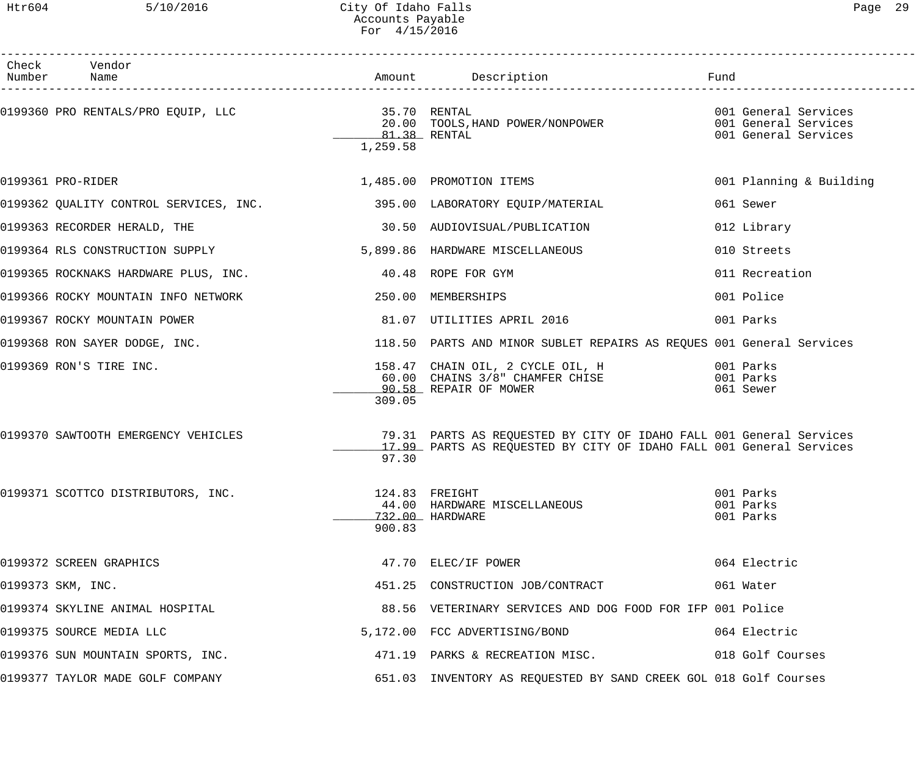# City Of Idaho Falls
## Accounts Payable
### For 4/15/2016

| Check Number | Vendor Name | Amount | Description | Fund |
|---|---|---|---|---|
| 0199360 | PRO RENTALS/PRO EQUIP, LLC | 35.70 | RENTAL | 001 General Services |
| | | 20.00 | TOOLS,HAND POWER/NONPOWER | 001 General Services |
| | | 81.38 | RENTAL | 001 General Services |
| | | 1,259.58 | | |
| 0199361 | PRO-RIDER | 1,485.00 | PROMOTION ITEMS | 001 Planning & Building |
| 0199362 | QUALITY CONTROL SERVICES, INC. | 395.00 | LABORATORY EQUIP/MATERIAL | 061 Sewer |
| 0199363 | RECORDER HERALD, THE | 30.50 | AUDIOVISUAL/PUBLICATION | 012 Library |
| 0199364 | RLS CONSTRUCTION SUPPLY | 5,899.86 | HARDWARE MISCELLANEOUS | 010 Streets |
| 0199365 | ROCKNAKS HARDWARE PLUS, INC. | 40.48 | ROPE FOR GYM | 011 Recreation |
| 0199366 | ROCKY MOUNTAIN INFO NETWORK | 250.00 | MEMBERSHIPS | 001 Police |
| 0199367 | ROCKY MOUNTAIN POWER | 81.07 | UTILITIES APRIL 2016 | 001 Parks |
| 0199368 | RON SAYER DODGE, INC. | 118.50 | PARTS AND MINOR SUBLET REPAIRS AS REQUES | 001 General Services |
| 0199369 | RON'S TIRE INC. | 158.47 | CHAIN OIL, 2 CYCLE OIL, H | 001 Parks |
| | | 60.00 | CHAINS 3/8" CHAMFER CHISE | 001 Parks |
| | | 90.58 | REPAIR OF MOWER | 061 Sewer |
| | | 309.05 | | |
| 0199370 | SAWTOOTH EMERGENCY VEHICLES | 79.31 | PARTS AS REQUESTED BY CITY OF IDAHO FALL | 001 General Services |
| | | 17.99 | PARTS AS REQUESTED BY CITY OF IDAHO FALL | 001 General Services |
| | | 97.30 | | |
| 0199371 | SCOTTCO DISTRIBUTORS, INC. | 124.83 | FREIGHT | 001 Parks |
| | | 44.00 | HARDWARE MISCELLANEOUS | 001 Parks |
| | | 732.00 | HARDWARE | 001 Parks |
| | | 900.83 | | |
| 0199372 | SCREEN GRAPHICS | 47.70 | ELEC/IF POWER | 064 Electric |
| 0199373 | SKM, INC. | 451.25 | CONSTRUCTION JOB/CONTRACT | 061 Water |
| 0199374 | SKYLINE ANIMAL HOSPITAL | 88.56 | VETERINARY SERVICES AND DOG FOOD FOR IFP | 001 Police |
| 0199375 | SOURCE MEDIA LLC | 5,172.00 | FCC ADVERTISING/BOND | 064 Electric |
| 0199376 | SUN MOUNTAIN SPORTS, INC. | 471.19 | PARKS & RECREATION MISC. | 018 Golf Courses |
| 0199377 | TAYLOR MADE GOLF COMPANY | 651.03 | INVENTORY AS REQUESTED BY SAND CREEK GOL | 018 Golf Courses |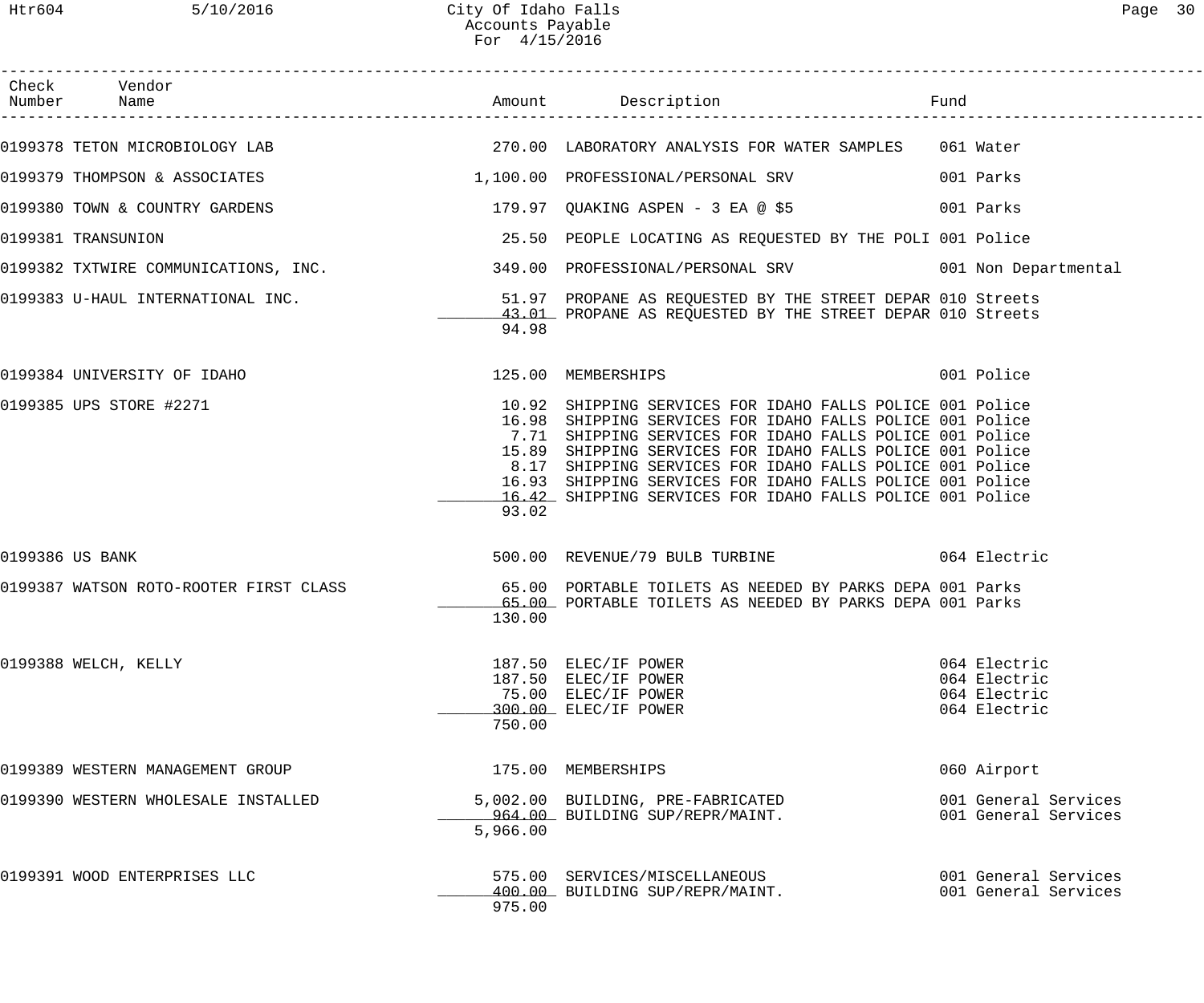| Check Number | Vendor Name | Amount | Description | Fund |
|---|---|---|---|---|
| 0199378 | TETON MICROBIOLOGY LAB | 270.00 | LABORATORY ANALYSIS FOR WATER SAMPLES | 061 Water |
| 0199379 | THOMPSON & ASSOCIATES | 1,100.00 | PROFESSIONAL/PERSONAL SRV | 001 Parks |
| 0199380 | TOWN & COUNTRY GARDENS | 179.97 | QUAKING ASPEN - 3 EA @ $5 | 001 Parks |
| 0199381 | TRANSUNION | 25.50 | PEOPLE LOCATING AS REQUESTED BY THE POLI | 001 Police |
| 0199382 | TXTWIRE COMMUNICATIONS, INC. | 349.00 | PROFESSIONAL/PERSONAL SRV | 001 Non Departmental |
| 0199383 | U-HAUL INTERNATIONAL INC. | 51.97 | PROPANE AS REQUESTED BY THE STREET DEPAR | 010 Streets |
| | | 43.01 | PROPANE AS REQUESTED BY THE STREET DEPAR | 010 Streets |
| | | 94.98 | | |
| 0199384 | UNIVERSITY OF IDAHO | 125.00 | MEMBERSHIPS | 001 Police |
| 0199385 | UPS STORE #2271 | 10.92 | SHIPPING SERVICES FOR IDAHO FALLS POLICE | 001 Police |
| | | 16.98 | SHIPPING SERVICES FOR IDAHO FALLS POLICE | 001 Police |
| | | 7.71 | SHIPPING SERVICES FOR IDAHO FALLS POLICE | 001 Police |
| | | 15.89 | SHIPPING SERVICES FOR IDAHO FALLS POLICE | 001 Police |
| | | 8.17 | SHIPPING SERVICES FOR IDAHO FALLS POLICE | 001 Police |
| | | 16.93 | SHIPPING SERVICES FOR IDAHO FALLS POLICE | 001 Police |
| | | 16.42 | SHIPPING SERVICES FOR IDAHO FALLS POLICE | 001 Police |
| | | 93.02 | | |
| 0199386 | US BANK | 500.00 | REVENUE/79 BULB TURBINE | 064 Electric |
| 0199387 | WATSON ROTO-ROOTER FIRST CLASS | 65.00 | PORTABLE TOILETS AS NEEDED BY PARKS DEPA | 001 Parks |
| | | 65.00 | PORTABLE TOILETS AS NEEDED BY PARKS DEPA | 001 Parks |
| | | 130.00 | | |
| 0199388 | WELCH, KELLY | 187.50 | ELEC/IF POWER | 064 Electric |
| | | 187.50 | ELEC/IF POWER | 064 Electric |
| | | 75.00 | ELEC/IF POWER | 064 Electric |
| | | 300.00 | ELEC/IF POWER | 064 Electric |
| | | 750.00 | | |
| 0199389 | WESTERN MANAGEMENT GROUP | 175.00 | MEMBERSHIPS | 060 Airport |
| 0199390 | WESTERN WHOLESALE INSTALLED | 5,002.00 | BUILDING, PRE-FABRICATED | 001 General Services |
| | | 964.00 | BUILDING SUP/REPR/MAINT. | 001 General Services |
| | | 5,966.00 | | |
| 0199391 | WOOD ENTERPRISES LLC | 575.00 | SERVICES/MISCELLANEOUS | 001 General Services |
| | | 400.00 | BUILDING SUP/REPR/MAINT. | 001 General Services |
| | | 975.00 | | |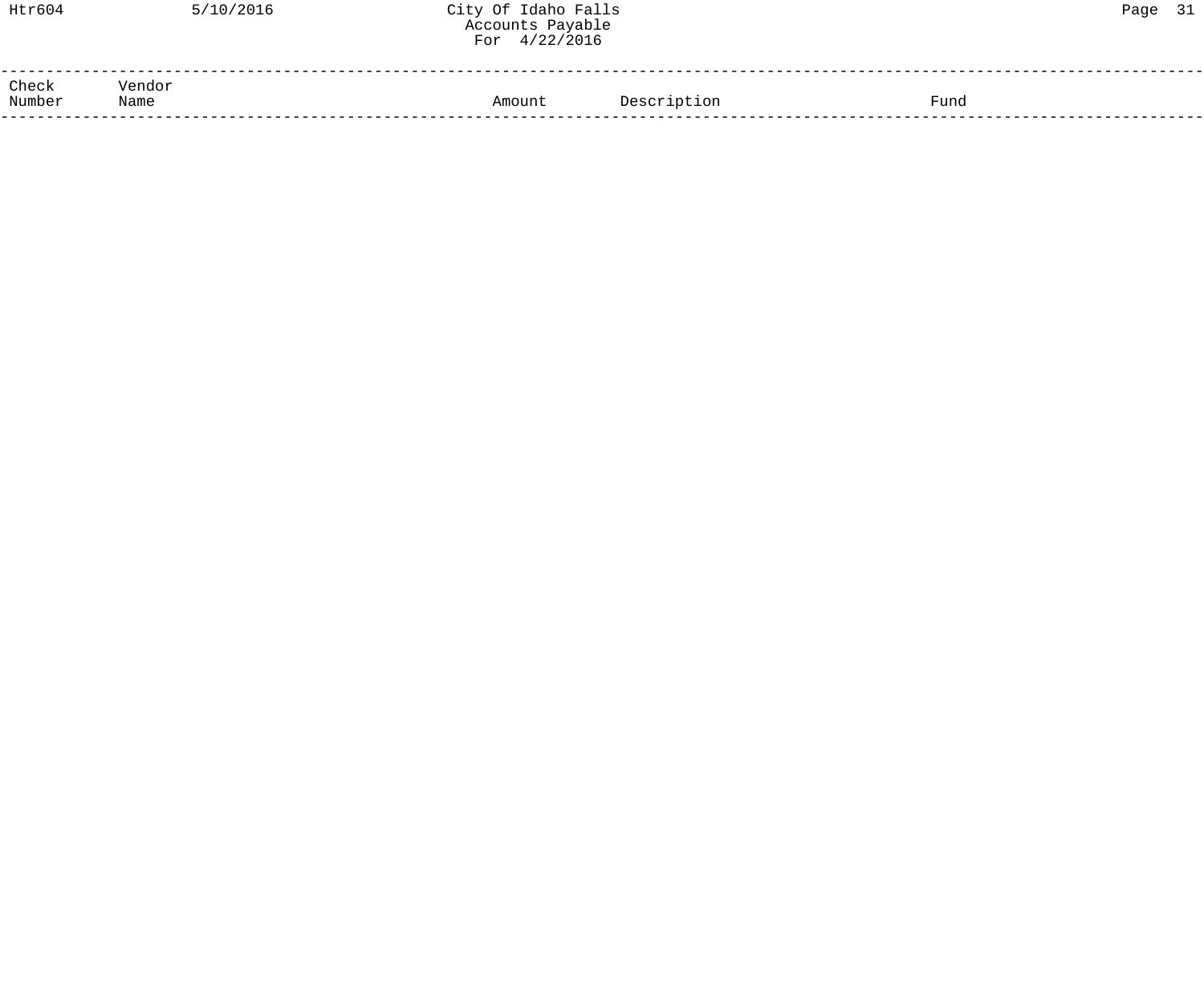| Check Number | Vendor Name | Amount | Description | Fund |
|---|---|---|---|---|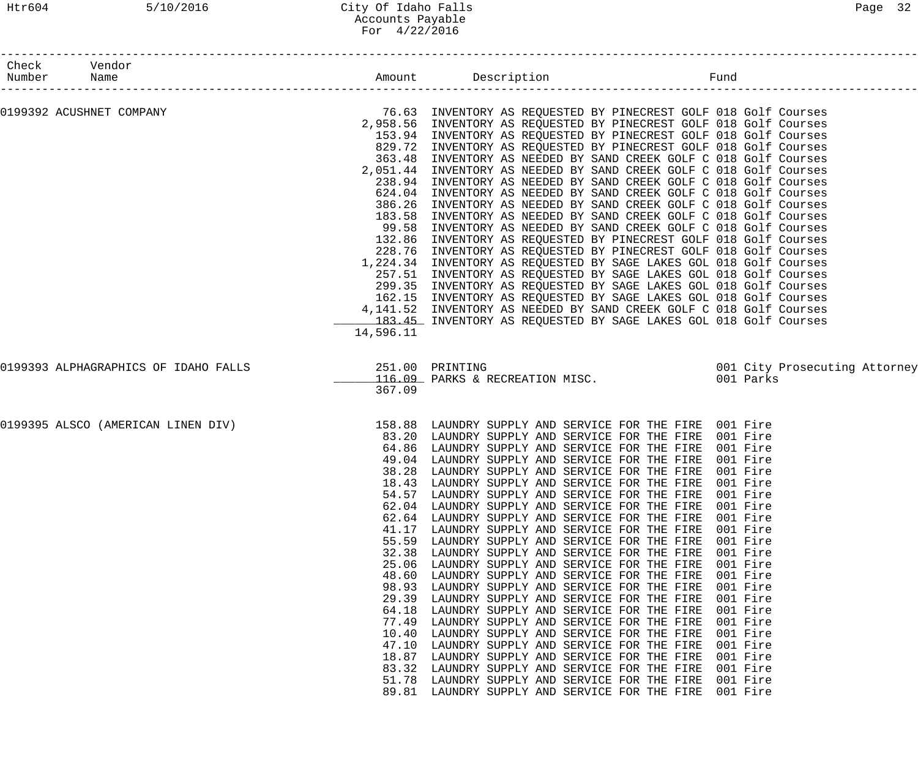City Of Idaho Falls
Accounts Payable
For 4/22/2016

| Check Number | Vendor Name | Amount | Description | Fund |
|---|---|---|---|---|
| 0199392 | ACUSHNET COMPANY | 76.63 | INVENTORY AS REQUESTED BY PINECREST GOLF | 018 Golf Courses |
| | | 2,958.56 | INVENTORY AS REQUESTED BY PINECREST GOLF | 018 Golf Courses |
| | | 153.94 | INVENTORY AS REQUESTED BY PINECREST GOLF | 018 Golf Courses |
| | | 829.72 | INVENTORY AS REQUESTED BY PINECREST GOLF | 018 Golf Courses |
| | | 363.48 | INVENTORY AS NEEDED BY SAND CREEK GOLF C | 018 Golf Courses |
| | | 2,051.44 | INVENTORY AS NEEDED BY SAND CREEK GOLF C | 018 Golf Courses |
| | | 238.94 | INVENTORY AS NEEDED BY SAND CREEK GOLF C | 018 Golf Courses |
| | | 624.04 | INVENTORY AS NEEDED BY SAND CREEK GOLF C | 018 Golf Courses |
| | | 386.26 | INVENTORY AS NEEDED BY SAND CREEK GOLF C | 018 Golf Courses |
| | | 183.58 | INVENTORY AS NEEDED BY SAND CREEK GOLF C | 018 Golf Courses |
| | | 99.58 | INVENTORY AS NEEDED BY SAND CREEK GOLF C | 018 Golf Courses |
| | | 132.86 | INVENTORY AS REQUESTED BY PINECREST GOLF | 018 Golf Courses |
| | | 228.76 | INVENTORY AS REQUESTED BY PINECREST GOLF | 018 Golf Courses |
| | | 1,224.34 | INVENTORY AS REQUESTED BY SAGE LAKES GOL | 018 Golf Courses |
| | | 257.51 | INVENTORY AS REQUESTED BY SAGE LAKES GOL | 018 Golf Courses |
| | | 299.35 | INVENTORY AS REQUESTED BY SAGE LAKES GOL | 018 Golf Courses |
| | | 162.15 | INVENTORY AS REQUESTED BY SAGE LAKES GOL | 018 Golf Courses |
| | | 4,141.52 | INVENTORY AS NEEDED BY SAND CREEK GOLF C | 018 Golf Courses |
| | | 183.45 | INVENTORY AS REQUESTED BY SAGE LAKES GOL | 018 Golf Courses |
| | | 14,596.11 | | |
| 0199393 | ALPHAGRAPHICS OF IDAHO FALLS | 251.00 | PRINTING | 001 City Prosecuting Attorney |
| | | 116.09 | PARKS & RECREATION MISC. | 001 Parks |
| | | 367.09 | | |
| 0199395 | ALSCO (AMERICAN LINEN DIV) | 158.88 | LAUNDRY SUPPLY AND SERVICE FOR THE FIRE | 001 Fire |
| | | 83.20 | LAUNDRY SUPPLY AND SERVICE FOR THE FIRE | 001 Fire |
| | | 64.86 | LAUNDRY SUPPLY AND SERVICE FOR THE FIRE | 001 Fire |
| | | 49.04 | LAUNDRY SUPPLY AND SERVICE FOR THE FIRE | 001 Fire |
| | | 38.28 | LAUNDRY SUPPLY AND SERVICE FOR THE FIRE | 001 Fire |
| | | 18.43 | LAUNDRY SUPPLY AND SERVICE FOR THE FIRE | 001 Fire |
| | | 54.57 | LAUNDRY SUPPLY AND SERVICE FOR THE FIRE | 001 Fire |
| | | 62.04 | LAUNDRY SUPPLY AND SERVICE FOR THE FIRE | 001 Fire |
| | | 62.64 | LAUNDRY SUPPLY AND SERVICE FOR THE FIRE | 001 Fire |
| | | 41.17 | LAUNDRY SUPPLY AND SERVICE FOR THE FIRE | 001 Fire |
| | | 55.59 | LAUNDRY SUPPLY AND SERVICE FOR THE FIRE | 001 Fire |
| | | 32.38 | LAUNDRY SUPPLY AND SERVICE FOR THE FIRE | 001 Fire |
| | | 25.06 | LAUNDRY SUPPLY AND SERVICE FOR THE FIRE | 001 Fire |
| | | 48.60 | LAUNDRY SUPPLY AND SERVICE FOR THE FIRE | 001 Fire |
| | | 98.93 | LAUNDRY SUPPLY AND SERVICE FOR THE FIRE | 001 Fire |
| | | 29.39 | LAUNDRY SUPPLY AND SERVICE FOR THE FIRE | 001 Fire |
| | | 64.18 | LAUNDRY SUPPLY AND SERVICE FOR THE FIRE | 001 Fire |
| | | 77.49 | LAUNDRY SUPPLY AND SERVICE FOR THE FIRE | 001 Fire |
| | | 10.40 | LAUNDRY SUPPLY AND SERVICE FOR THE FIRE | 001 Fire |
| | | 47.10 | LAUNDRY SUPPLY AND SERVICE FOR THE FIRE | 001 Fire |
| | | 18.87 | LAUNDRY SUPPLY AND SERVICE FOR THE FIRE | 001 Fire |
| | | 83.32 | LAUNDRY SUPPLY AND SERVICE FOR THE FIRE | 001 Fire |
| | | 51.78 | LAUNDRY SUPPLY AND SERVICE FOR THE FIRE | 001 Fire |
| | | 89.81 | LAUNDRY SUPPLY AND SERVICE FOR THE FIRE | 001 Fire |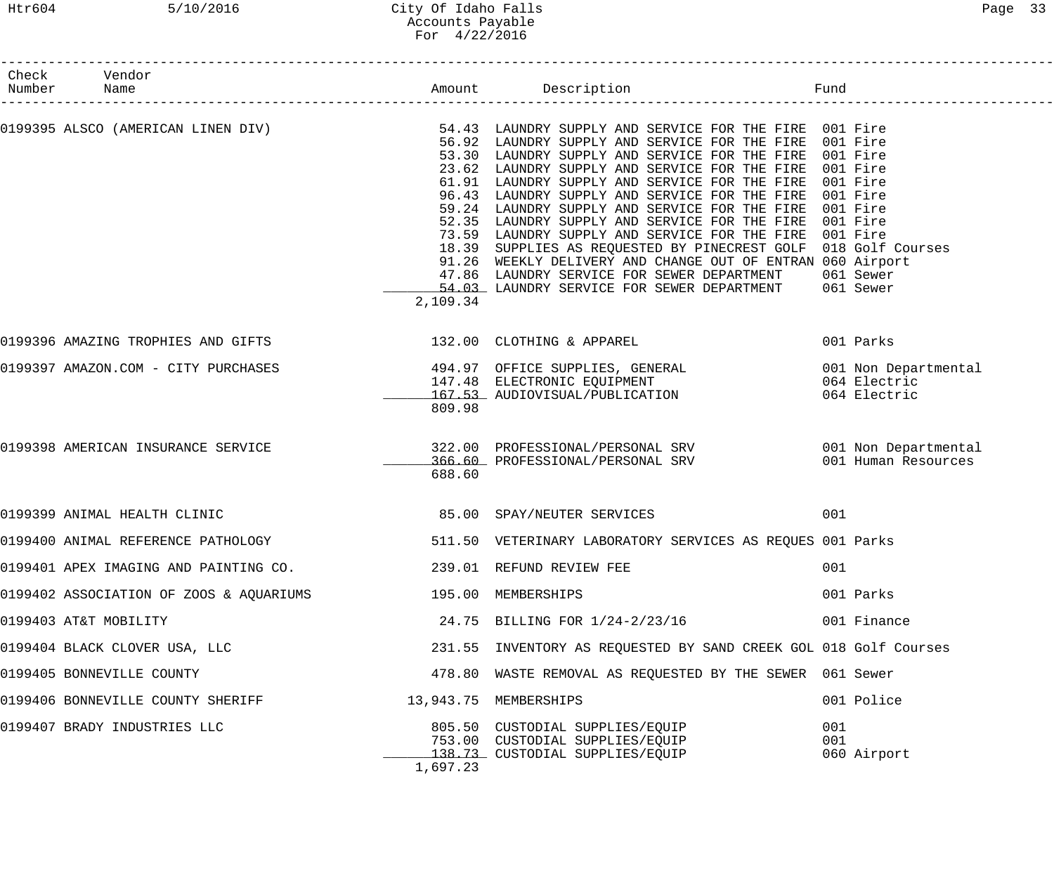# City Of Idaho Falls
## Accounts Payable
### For 4/22/2016

| Check Number | Vendor Name | Amount | Description | Fund |
|---|---|---|---|---|
| 0199395 | ALSCO (AMERICAN LINEN DIV) | 54.43 | LAUNDRY SUPPLY AND SERVICE FOR THE FIRE | 001 Fire |
| | | 56.92 | LAUNDRY SUPPLY AND SERVICE FOR THE FIRE | 001 Fire |
| | | 53.30 | LAUNDRY SUPPLY AND SERVICE FOR THE FIRE | 001 Fire |
| | | 23.62 | LAUNDRY SUPPLY AND SERVICE FOR THE FIRE | 001 Fire |
| | | 61.91 | LAUNDRY SUPPLY AND SERVICE FOR THE FIRE | 001 Fire |
| | | 96.43 | LAUNDRY SUPPLY AND SERVICE FOR THE FIRE | 001 Fire |
| | | 59.24 | LAUNDRY SUPPLY AND SERVICE FOR THE FIRE | 001 Fire |
| | | 52.35 | LAUNDRY SUPPLY AND SERVICE FOR THE FIRE | 001 Fire |
| | | 73.59 | LAUNDRY SUPPLY AND SERVICE FOR THE FIRE | 001 Fire |
| | | 18.39 | SUPPLIES AS REQUESTED BY PINECREST GOLF | 018 Golf Courses |
| | | 91.26 | WEEKLY DELIVERY AND CHANGE OUT OF ENTRAN | 060 Airport |
| | | 47.86 | LAUNDRY SERVICE FOR SEWER DEPARTMENT | 061 Sewer |
| | | 54.03 | LAUNDRY SERVICE FOR SEWER DEPARTMENT | 061 Sewer |
| | | 2,109.34 | | |
| 0199396 | AMAZING TROPHIES AND GIFTS | 132.00 | CLOTHING & APPAREL | 001 Parks |
| 0199397 | AMAZON.COM - CITY PURCHASES | 494.97 | OFFICE SUPPLIES, GENERAL | 001 Non Departmental |
| | | 147.48 | ELECTRONIC EQUIPMENT | 064 Electric |
| | | 167.53 | AUDIOVISUAL/PUBLICATION | 064 Electric |
| | | 809.98 | | |
| 0199398 | AMERICAN INSURANCE SERVICE | 322.00 | PROFESSIONAL/PERSONAL SRV | 001 Non Departmental |
| | | 366.60 | PROFESSIONAL/PERSONAL SRV | 001 Human Resources |
| | | 688.60 | | |
| 0199399 | ANIMAL HEALTH CLINIC | 85.00 | SPAY/NEUTER SERVICES | 001 |
| 0199400 | ANIMAL REFERENCE PATHOLOGY | 511.50 | VETERINARY LABORATORY SERVICES AS REQUES | 001 Parks |
| 0199401 | APEX IMAGING AND PAINTING CO. | 239.01 | REFUND REVIEW FEE | 001 |
| 0199402 | ASSOCIATION OF ZOOS & AQUARIUMS | 195.00 | MEMBERSHIPS | 001 Parks |
| 0199403 | AT&T MOBILITY | 24.75 | BILLING FOR 1/24-2/23/16 | 001 Finance |
| 0199404 | BLACK CLOVER USA, LLC | 231.55 | INVENTORY AS REQUESTED BY SAND CREEK GOL | 018 Golf Courses |
| 0199405 | BONNEVILLE COUNTY | 478.80 | WASTE REMOVAL AS REQUESTED BY THE SEWER | 061 Sewer |
| 0199406 | BONNEVILLE COUNTY SHERIFF | 13,943.75 | MEMBERSHIPS | 001 Police |
| 0199407 | BRADY INDUSTRIES LLC | 805.50 | CUSTODIAL SUPPLIES/EQUIP | 001 |
| | | 753.00 | CUSTODIAL SUPPLIES/EQUIP | 001 |
| | | 138.73 | CUSTODIAL SUPPLIES/EQUIP | 060 Airport |
| | | 1,697.23 | | |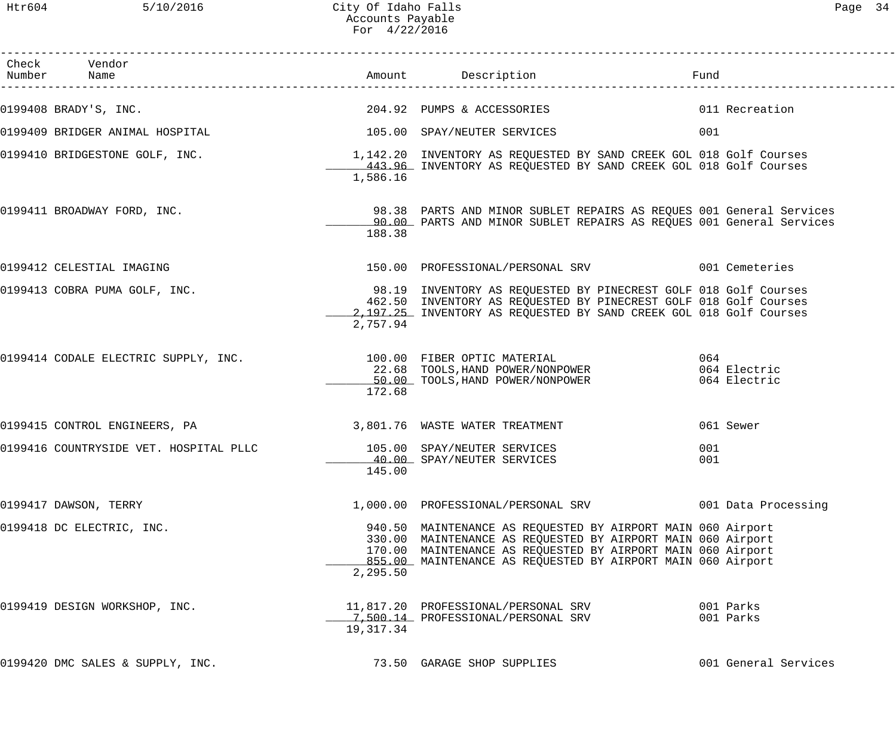City Of Idaho Falls
Accounts Payable
For 4/22/2016

| Check Number | Vendor Name | Amount | Description | Fund |
|---|---|---|---|---|
| 0199408 | BRADY'S, INC. | 204.92 | PUMPS & ACCESSORIES | 011 Recreation |
| 0199409 | BRIDGER ANIMAL HOSPITAL | 105.00 | SPAY/NEUTER SERVICES | 001 |
| 0199410 | BRIDGESTONE GOLF, INC. | 1,142.20 | INVENTORY AS REQUESTED BY SAND CREEK GOL | 018 Golf Courses |
| | | 443.96 | INVENTORY AS REQUESTED BY SAND CREEK GOL | 018 Golf Courses |
| | | 1,586.16 | | |
| 0199411 | BROADWAY FORD, INC. | 98.38 | PARTS AND MINOR SUBLET REPAIRS AS REQUES | 001 General Services |
| | | 90.00 | PARTS AND MINOR SUBLET REPAIRS AS REQUES | 001 General Services |
| | | 188.38 | | |
| 0199412 | CELESTIAL IMAGING | 150.00 | PROFESSIONAL/PERSONAL SRV | 001 Cemeteries |
| 0199413 | COBRA PUMA GOLF, INC. | 98.19 | INVENTORY AS REQUESTED BY PINECREST GOLF | 018 Golf Courses |
| | | 462.50 | INVENTORY AS REQUESTED BY PINECREST GOLF | 018 Golf Courses |
| | | 2,197.25 | INVENTORY AS REQUESTED BY SAND CREEK GOL | 018 Golf Courses |
| | | 2,757.94 | | |
| 0199414 | CODALE ELECTRIC SUPPLY, INC. | 100.00 | FIBER OPTIC MATERIAL | 064 |
| | | 22.68 | TOOLS,HAND POWER/NONPOWER | 064 Electric |
| | | 50.00 | TOOLS,HAND POWER/NONPOWER | 064 Electric |
| | | 172.68 | | |
| 0199415 | CONTROL ENGINEERS, PA | 3,801.76 | WASTE WATER TREATMENT | 061 Sewer |
| 0199416 | COUNTRYSIDE VET. HOSPITAL PLLC | 105.00 | SPAY/NEUTER SERVICES | 001 |
| | | 40.00 | SPAY/NEUTER SERVICES | 001 |
| | | 145.00 | | |
| 0199417 | DAWSON, TERRY | 1,000.00 | PROFESSIONAL/PERSONAL SRV | 001 Data Processing |
| 0199418 | DC ELECTRIC, INC. | 940.50 | MAINTENANCE AS REQUESTED BY AIRPORT MAIN | 060 Airport |
| | | 330.00 | MAINTENANCE AS REQUESTED BY AIRPORT MAIN | 060 Airport |
| | | 170.00 | MAINTENANCE AS REQUESTED BY AIRPORT MAIN | 060 Airport |
| | | 855.00 | MAINTENANCE AS REQUESTED BY AIRPORT MAIN | 060 Airport |
| | | 2,295.50 | | |
| 0199419 | DESIGN WORKSHOP, INC. | 11,817.20 | PROFESSIONAL/PERSONAL SRV | 001 Parks |
| | | 7,500.14 | PROFESSIONAL/PERSONAL SRV | 001 Parks |
| | | 19,317.34 | | |
| 0199420 | DMC SALES & SUPPLY, INC. | 73.50 | GARAGE SHOP SUPPLIES | 001 General Services |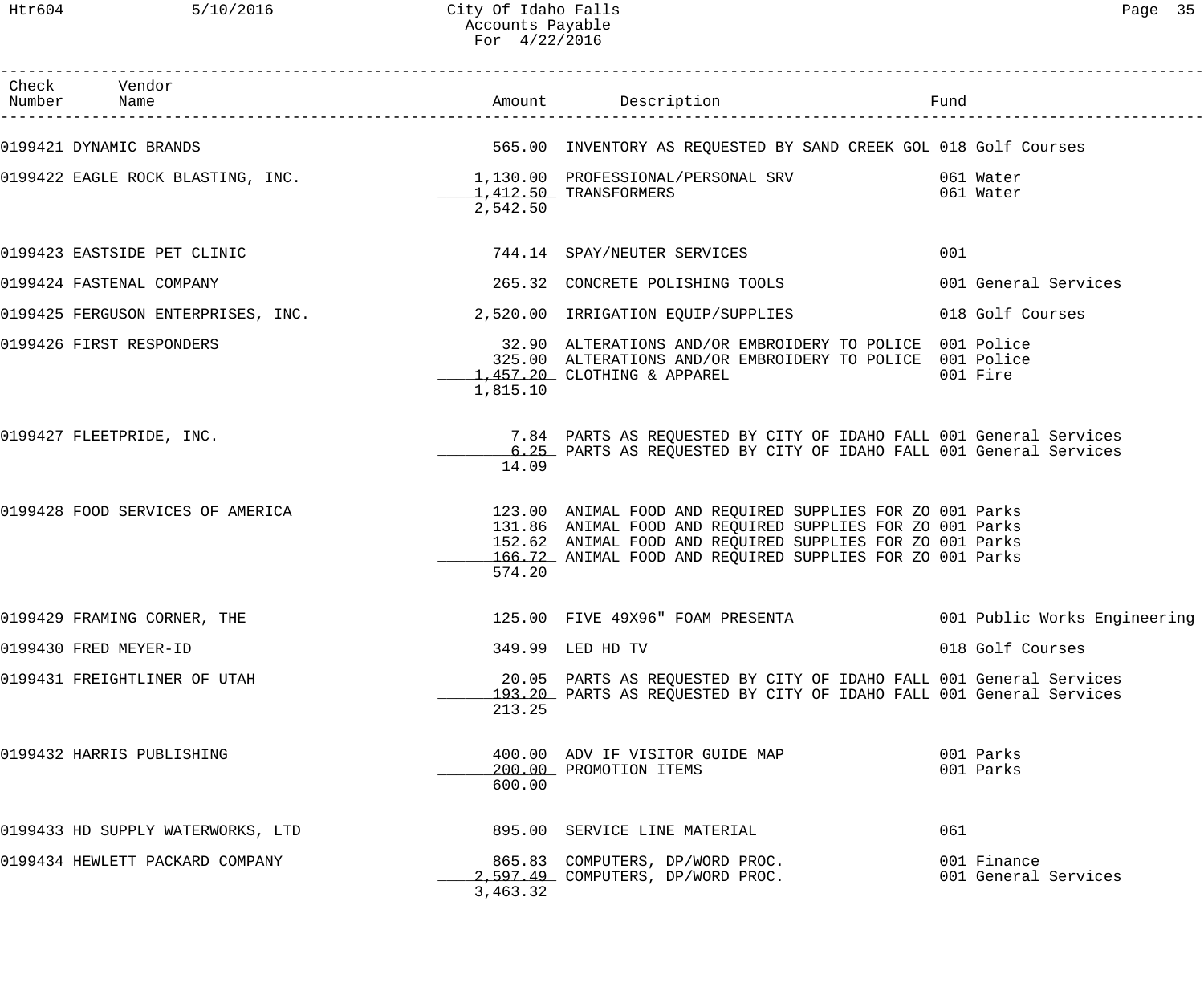City Of Idaho Falls
Accounts Payable
For 4/22/2016

| Check Number | Vendor Name | Amount | Description | Fund |
|---|---|---|---|---|
| 0199421 | DYNAMIC BRANDS | 565.00 | INVENTORY AS REQUESTED BY SAND CREEK GOL | 018 Golf Courses |
| 0199422 | EAGLE ROCK BLASTING, INC. | 1,130.00 | PROFESSIONAL/PERSONAL SRV | 061 Water |
| | | 1,412.50 | TRANSFORMERS | 061 Water |
| | | 2,542.50 | | |
| 0199423 | EASTSIDE PET CLINIC | 744.14 | SPAY/NEUTER SERVICES | 001 |
| 0199424 | FASTENAL COMPANY | 265.32 | CONCRETE POLISHING TOOLS | 001 General Services |
| 0199425 | FERGUSON ENTERPRISES, INC. | 2,520.00 | IRRIGATION EQUIP/SUPPLIES | 018 Golf Courses |
| 0199426 | FIRST RESPONDERS | 32.90 | ALTERATIONS AND/OR EMBROIDERY TO POLICE | 001 Police |
| | | 325.00 | ALTERATIONS AND/OR EMBROIDERY TO POLICE | 001 Police |
| | | 1,457.20 | CLOTHING & APPAREL | 001 Fire |
| | | 1,815.10 | | |
| 0199427 | FLEETPRIDE, INC. | 7.84 | PARTS AS REQUESTED BY CITY OF IDAHO FALL | 001 General Services |
| | | 6.25 | PARTS AS REQUESTED BY CITY OF IDAHO FALL | 001 General Services |
| | | 14.09 | | |
| 0199428 | FOOD SERVICES OF AMERICA | 123.00 | ANIMAL FOOD AND REQUIRED SUPPLIES FOR ZO | 001 Parks |
| | | 131.86 | ANIMAL FOOD AND REQUIRED SUPPLIES FOR ZO | 001 Parks |
| | | 152.62 | ANIMAL FOOD AND REQUIRED SUPPLIES FOR ZO | 001 Parks |
| | | 166.72 | ANIMAL FOOD AND REQUIRED SUPPLIES FOR ZO | 001 Parks |
| | | 574.20 | | |
| 0199429 | FRAMING CORNER, THE | 125.00 | FIVE 49X96" FOAM PRESENTA | 001 Public Works Engineering |
| 0199430 | FRED MEYER-ID | 349.99 | LED HD TV | 018 Golf Courses |
| 0199431 | FREIGHTLINER OF UTAH | 20.05 | PARTS AS REQUESTED BY CITY OF IDAHO FALL | 001 General Services |
| | | 193.20 | PARTS AS REQUESTED BY CITY OF IDAHO FALL | 001 General Services |
| | | 213.25 | | |
| 0199432 | HARRIS PUBLISHING | 400.00 | ADV IF VISITOR GUIDE MAP | 001 Parks |
| | | 200.00 | PROMOTION ITEMS | 001 Parks |
| | | 600.00 | | |
| 0199433 | HD SUPPLY WATERWORKS, LTD | 895.00 | SERVICE LINE MATERIAL | 061 |
| 0199434 | HEWLETT PACKARD COMPANY | 865.83 | COMPUTERS, DP/WORD PROC. | 001 Finance |
| | | 2,597.49 | COMPUTERS, DP/WORD PROC. | 001 General Services |
| | | 3,463.32 | | |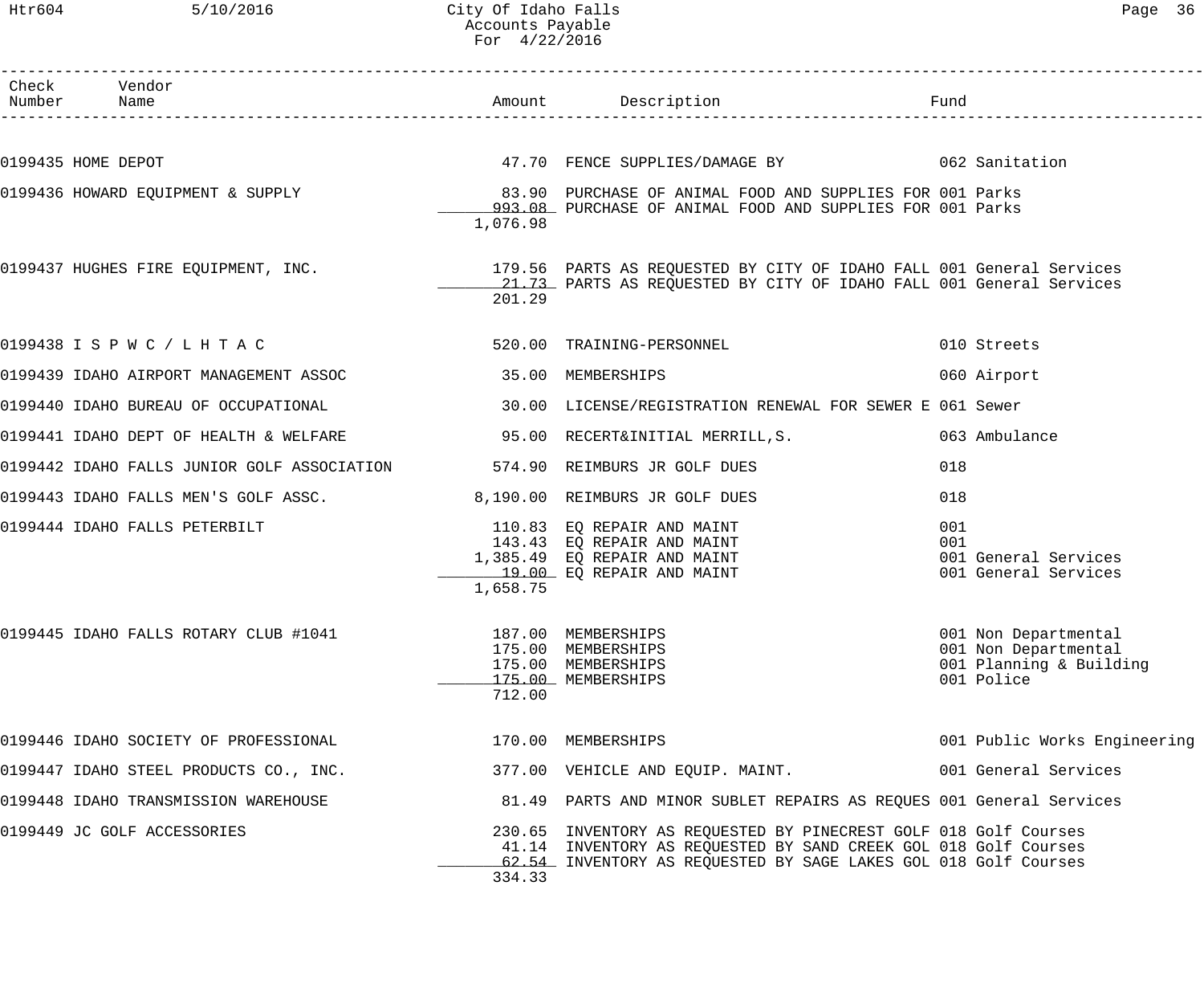City Of Idaho Falls
Accounts Payable
For 4/22/2016

| Check Number | Vendor Name | Amount | Description | Fund |
|---|---|---|---|---|
| 0199435 | HOME DEPOT | 47.70 | FENCE SUPPLIES/DAMAGE BY | 062 Sanitation |
| 0199436 | HOWARD EQUIPMENT & SUPPLY | 83.90 | PURCHASE OF ANIMAL FOOD AND SUPPLIES FOR | 001 Parks |
| | | 993.08 | PURCHASE OF ANIMAL FOOD AND SUPPLIES FOR | 001 Parks |
| | | 1,076.98 | | |
| 0199437 | HUGHES FIRE EQUIPMENT, INC. | 179.56 | PARTS AS REQUESTED BY CITY OF IDAHO FALL | 001 General Services |
| | | 21.73 | PARTS AS REQUESTED BY CITY OF IDAHO FALL | 001 General Services |
| | | 201.29 | | |
| 0199438 | I S P W C / L H T A C | 520.00 | TRAINING-PERSONNEL | 010 Streets |
| 0199439 | IDAHO AIRPORT MANAGEMENT ASSOC | 35.00 | MEMBERSHIPS | 060 Airport |
| 0199440 | IDAHO BUREAU OF OCCUPATIONAL | 30.00 | LICENSE/REGISTRATION RENEWAL FOR SEWER E | 061 Sewer |
| 0199441 | IDAHO DEPT OF HEALTH & WELFARE | 95.00 | RECERT&INITIAL MERRILL,S. | 063 Ambulance |
| 0199442 | IDAHO FALLS JUNIOR GOLF ASSOCIATION | 574.90 | REIMBURS JR GOLF DUES | 018 |
| 0199443 | IDAHO FALLS MEN'S GOLF ASSC. | 8,190.00 | REIMBURS JR GOLF DUES | 018 |
| 0199444 | IDAHO FALLS PETERBILT | 110.83 | EQ REPAIR AND MAINT | 001 |
| | | 143.43 | EQ REPAIR AND MAINT | 001 |
| | | 1,385.49 | EQ REPAIR AND MAINT | 001 General Services |
| | | 19.00 | EQ REPAIR AND MAINT | 001 General Services |
| | | 1,658.75 | | |
| 0199445 | IDAHO FALLS ROTARY CLUB #1041 | 187.00 | MEMBERSHIPS | 001 Non Departmental |
| | | 175.00 | MEMBERSHIPS | 001 Non Departmental |
| | | 175.00 | MEMBERSHIPS | 001 Planning & Building |
| | | 175.00 | MEMBERSHIPS | 001 Police |
| | | 712.00 | | |
| 0199446 | IDAHO SOCIETY OF PROFESSIONAL | 170.00 | MEMBERSHIPS | 001 Public Works Engineering |
| 0199447 | IDAHO STEEL PRODUCTS CO., INC. | 377.00 | VEHICLE AND EQUIP. MAINT. | 001 General Services |
| 0199448 | IDAHO TRANSMISSION WAREHOUSE | 81.49 | PARTS AND MINOR SUBLET REPAIRS AS REQUES | 001 General Services |
| 0199449 | JC GOLF ACCESSORIES | 230.65 | INVENTORY AS REQUESTED BY PINECREST GOLF | 018 Golf Courses |
| | | 41.14 | INVENTORY AS REQUESTED BY SAND CREEK GOL | 018 Golf Courses |
| | | 62.54 | INVENTORY AS REQUESTED BY SAGE LAKES GOL | 018 Golf Courses |
| | | 334.33 | | |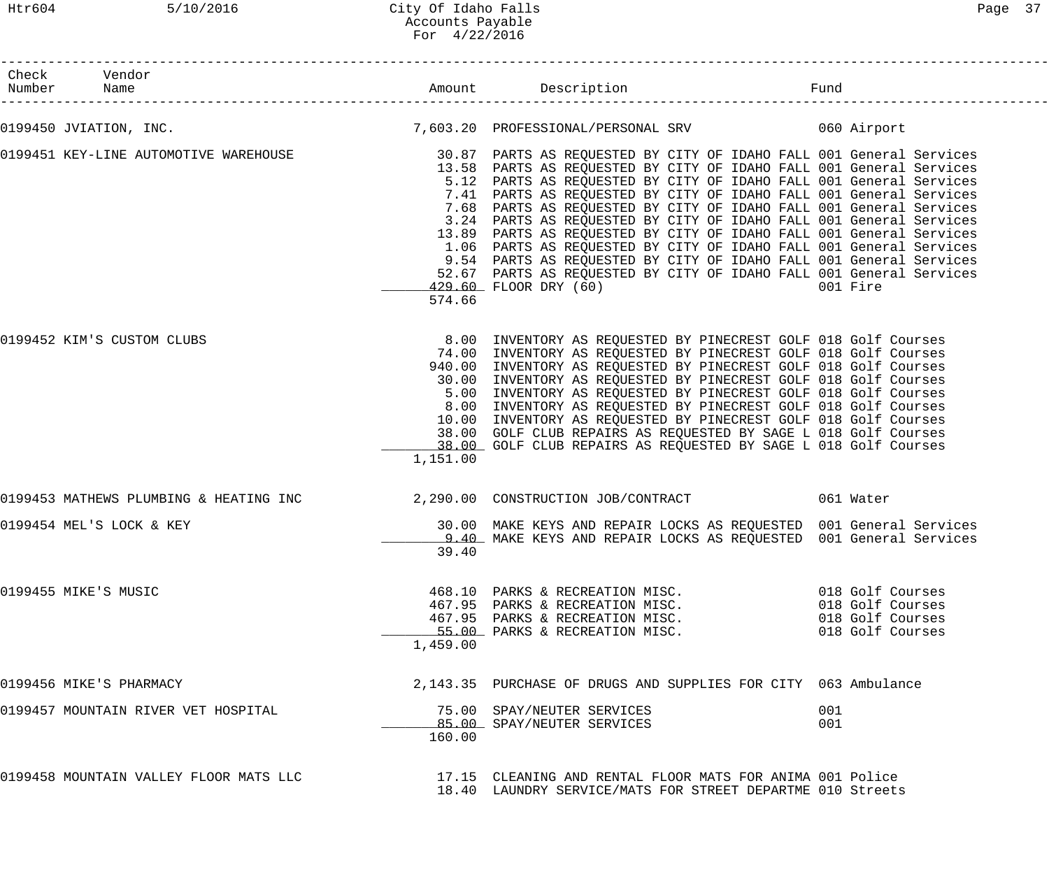# City Of Idaho Falls
## Accounts Payable
### For 4/22/2016

| Check Number | Vendor Name | Amount | Description | Fund |
|---|---|---|---|---|
| 0199450 | JVIATION, INC. | 7,603.20 | PROFESSIONAL/PERSONAL SRV | 060 Airport |
| 0199451 | KEY-LINE AUTOMOTIVE WAREHOUSE | 30.87 | PARTS AS REQUESTED BY CITY OF IDAHO FALL | 001 General Services |
| | | 13.58 | PARTS AS REQUESTED BY CITY OF IDAHO FALL | 001 General Services |
| | | 5.12 | PARTS AS REQUESTED BY CITY OF IDAHO FALL | 001 General Services |
| | | 7.41 | PARTS AS REQUESTED BY CITY OF IDAHO FALL | 001 General Services |
| | | 7.68 | PARTS AS REQUESTED BY CITY OF IDAHO FALL | 001 General Services |
| | | 3.24 | PARTS AS REQUESTED BY CITY OF IDAHO FALL | 001 General Services |
| | | 13.89 | PARTS AS REQUESTED BY CITY OF IDAHO FALL | 001 General Services |
| | | 1.06 | PARTS AS REQUESTED BY CITY OF IDAHO FALL | 001 General Services |
| | | 9.54 | PARTS AS REQUESTED BY CITY OF IDAHO FALL | 001 General Services |
| | | 52.67 | PARTS AS REQUESTED BY CITY OF IDAHO FALL | 001 General Services |
| | | 429.60 | FLOOR DRY (60) | 001 Fire |
| | | 574.66 | | |
| 0199452 | KIM'S CUSTOM CLUBS | 8.00 | INVENTORY AS REQUESTED BY PINECREST GOLF | 018 Golf Courses |
| | | 74.00 | INVENTORY AS REQUESTED BY PINECREST GOLF | 018 Golf Courses |
| | | 940.00 | INVENTORY AS REQUESTED BY PINECREST GOLF | 018 Golf Courses |
| | | 30.00 | INVENTORY AS REQUESTED BY PINECREST GOLF | 018 Golf Courses |
| | | 5.00 | INVENTORY AS REQUESTED BY PINECREST GOLF | 018 Golf Courses |
| | | 8.00 | INVENTORY AS REQUESTED BY PINECREST GOLF | 018 Golf Courses |
| | | 10.00 | INVENTORY AS REQUESTED BY PINECREST GOLF | 018 Golf Courses |
| | | 38.00 | GOLF CLUB REPAIRS AS REQUESTED BY SAGE L | 018 Golf Courses |
| | | 38.00 | GOLF CLUB REPAIRS AS REQUESTED BY SAGE L | 018 Golf Courses |
| | | 1,151.00 | | |
| 0199453 | MATHEWS PLUMBING & HEATING INC | 2,290.00 | CONSTRUCTION JOB/CONTRACT | 061 Water |
| 0199454 | MEL'S LOCK & KEY | 30.00 | MAKE KEYS AND REPAIR LOCKS AS REQUESTED | 001 General Services |
| | | 9.40 | MAKE KEYS AND REPAIR LOCKS AS REQUESTED | 001 General Services |
| | | 39.40 | | |
| 0199455 | MIKE'S MUSIC | 468.10 | PARKS & RECREATION MISC. | 018 Golf Courses |
| | | 467.95 | PARKS & RECREATION MISC. | 018 Golf Courses |
| | | 467.95 | PARKS & RECREATION MISC. | 018 Golf Courses |
| | | 55.00 | PARKS & RECREATION MISC. | 018 Golf Courses |
| | | 1,459.00 | | |
| 0199456 | MIKE'S PHARMACY | 2,143.35 | PURCHASE OF DRUGS AND SUPPLIES FOR CITY | 063 Ambulance |
| 0199457 | MOUNTAIN RIVER VET HOSPITAL | 75.00 | SPAY/NEUTER SERVICES | 001 |
| | | 85.00 | SPAY/NEUTER SERVICES | 001 |
| | | 160.00 | | |
| 0199458 | MOUNTAIN VALLEY FLOOR MATS LLC | 17.15 | CLEANING AND RENTAL FLOOR MATS FOR ANIMA | 001 Police |
| | | 18.40 | LAUNDRY SERVICE/MATS FOR STREET DEPARTME | 010 Streets |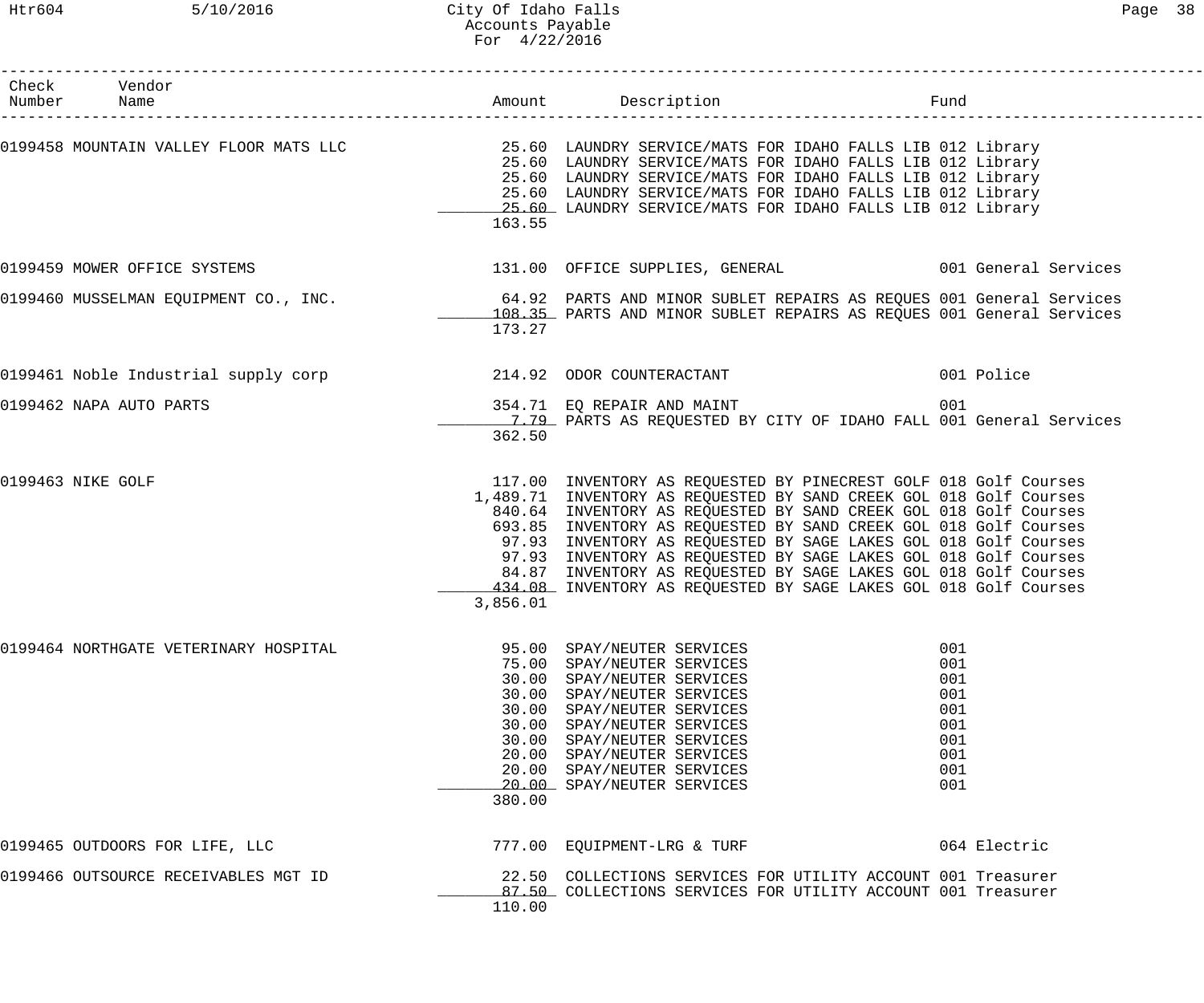| Check Number | Vendor Name | Amount | Description | Fund |
|---|---|---|---|---|
| 0199458 | MOUNTAIN VALLEY FLOOR MATS LLC | 25.60 | LAUNDRY SERVICE/MATS FOR IDAHO FALLS LIB | 012 Library |
| | | 25.60 | LAUNDRY SERVICE/MATS FOR IDAHO FALLS LIB | 012 Library |
| | | 25.60 | LAUNDRY SERVICE/MATS FOR IDAHO FALLS LIB | 012 Library |
| | | 25.60 | LAUNDRY SERVICE/MATS FOR IDAHO FALLS LIB | 012 Library |
| | | 25.60 | LAUNDRY SERVICE/MATS FOR IDAHO FALLS LIB | 012 Library |
| | | 163.55 | | |
| 0199459 | MOWER OFFICE SYSTEMS | 131.00 | OFFICE SUPPLIES, GENERAL | 001 General Services |
| 0199460 | MUSSELMAN EQUIPMENT CO., INC. | 64.92 | PARTS AND MINOR SUBLET REPAIRS AS REQUES | 001 General Services |
| | | 108.35 | PARTS AND MINOR SUBLET REPAIRS AS REQUES | 001 General Services |
| | | 173.27 | | |
| 0199461 | Noble Industrial supply corp | 214.92 | ODOR COUNTERACTANT | 001 Police |
| 0199462 | NAPA AUTO PARTS | 354.71 | EQ REPAIR AND MAINT | 001 |
| | | 7.79 | PARTS AS REQUESTED BY CITY OF IDAHO FALL | 001 General Services |
| | | 362.50 | | |
| 0199463 | NIKE GOLF | 117.00 | INVENTORY AS REQUESTED BY PINECREST GOLF | 018 Golf Courses |
| | | 1,489.71 | INVENTORY AS REQUESTED BY SAND CREEK GOL | 018 Golf Courses |
| | | 840.64 | INVENTORY AS REQUESTED BY SAND CREEK GOL | 018 Golf Courses |
| | | 693.85 | INVENTORY AS REQUESTED BY SAND CREEK GOL | 018 Golf Courses |
| | | 97.93 | INVENTORY AS REQUESTED BY SAGE LAKES GOL | 018 Golf Courses |
| | | 97.93 | INVENTORY AS REQUESTED BY SAGE LAKES GOL | 018 Golf Courses |
| | | 84.87 | INVENTORY AS REQUESTED BY SAGE LAKES GOL | 018 Golf Courses |
| | | 434.08 | INVENTORY AS REQUESTED BY SAGE LAKES GOL | 018 Golf Courses |
| | | 3,856.01 | | |
| 0199464 | NORTHGATE VETERINARY HOSPITAL | 95.00 | SPAY/NEUTER SERVICES | 001 |
| | | 75.00 | SPAY/NEUTER SERVICES | 001 |
| | | 30.00 | SPAY/NEUTER SERVICES | 001 |
| | | 30.00 | SPAY/NEUTER SERVICES | 001 |
| | | 30.00 | SPAY/NEUTER SERVICES | 001 |
| | | 30.00 | SPAY/NEUTER SERVICES | 001 |
| | | 30.00 | SPAY/NEUTER SERVICES | 001 |
| | | 20.00 | SPAY/NEUTER SERVICES | 001 |
| | | 20.00 | SPAY/NEUTER SERVICES | 001 |
| | | 20.00 | SPAY/NEUTER SERVICES | 001 |
| | | 380.00 | | |
| 0199465 | OUTDOORS FOR LIFE, LLC | 777.00 | EQUIPMENT-LRG & TURF | 064 Electric |
| 0199466 | OUTSOURCE RECEIVABLES MGT ID | 22.50 | COLLECTIONS SERVICES FOR UTILITY ACCOUNT | 001 Treasurer |
| | | 87.50 | COLLECTIONS SERVICES FOR UTILITY ACCOUNT | 001 Treasurer |
| | | 110.00 | | |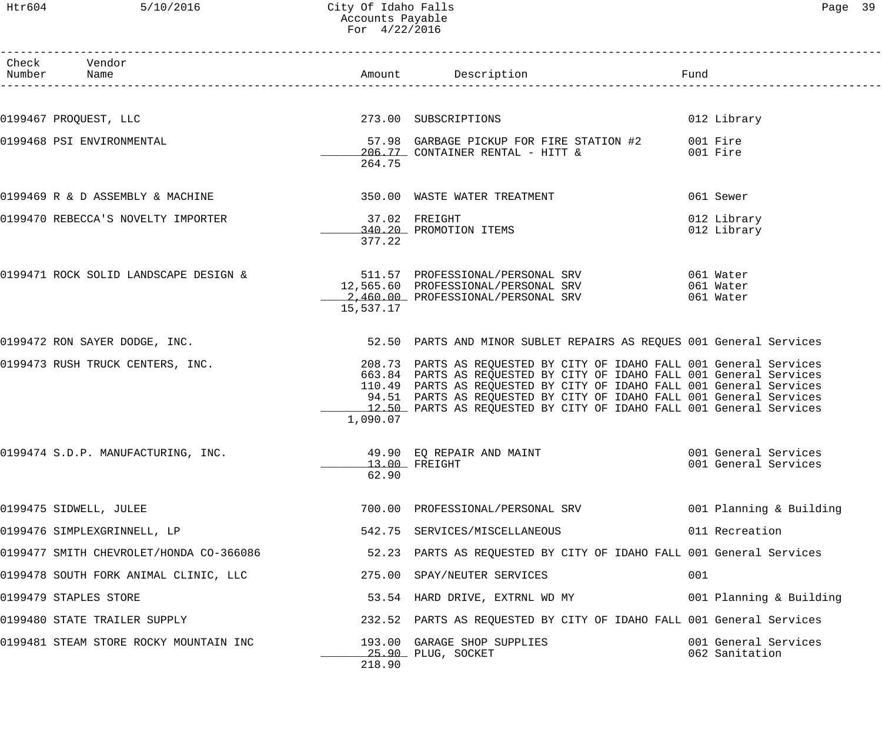| Check Number | Vendor Name | Amount | Description | Fund |
| --- | --- | --- | --- | --- |
| 0199467 | PROQUEST, LLC | 273.00 | SUBSCRIPTIONS | 012 Library |
| 0199468 | PSI ENVIRONMENTAL | 57.98 | GARBAGE PICKUP FOR FIRE STATION #2 | 001 Fire |
| | | 206.77 | CONTAINER RENTAL - HITT & | 001 Fire |
| | | 264.75 | | |
| 0199469 | R & D ASSEMBLY & MACHINE | 350.00 | WASTE WATER TREATMENT | 061 Sewer |
| 0199470 | REBECCA'S NOVELTY IMPORTER | 37.02 | FREIGHT | 012 Library |
| | | 340.20 | PROMOTION ITEMS | 012 Library |
| | | 377.22 | | |
| 0199471 | ROCK SOLID LANDSCAPE DESIGN & | 511.57 | PROFESSIONAL/PERSONAL SRV | 061 Water |
| | | 12,565.60 | PROFESSIONAL/PERSONAL SRV | 061 Water |
| | | 2,460.00 | PROFESSIONAL/PERSONAL SRV | 061 Water |
| | | 15,537.17 | | |
| 0199472 | RON SAYER DODGE, INC. | 52.50 | PARTS AND MINOR SUBLET REPAIRS AS REQUES | 001 General Services |
| 0199473 | RUSH TRUCK CENTERS, INC. | 208.73 | PARTS AS REQUESTED BY CITY OF IDAHO FALL | 001 General Services |
| | | 663.84 | PARTS AS REQUESTED BY CITY OF IDAHO FALL | 001 General Services |
| | | 110.49 | PARTS AS REQUESTED BY CITY OF IDAHO FALL | 001 General Services |
| | | 94.51 | PARTS AS REQUESTED BY CITY OF IDAHO FALL | 001 General Services |
| | | 12.50 | PARTS AS REQUESTED BY CITY OF IDAHO FALL | 001 General Services |
| | | 1,090.07 | | |
| 0199474 | S.D.P. MANUFACTURING, INC. | 49.90 | EQ REPAIR AND MAINT | 001 General Services |
| | | 13.00 | FREIGHT | 001 General Services |
| | | 62.90 | | |
| 0199475 | SIDWELL, JULEE | 700.00 | PROFESSIONAL/PERSONAL SRV | 001 Planning & Building |
| 0199476 | SIMPLEXGRINNELL, LP | 542.75 | SERVICES/MISCELLANEOUS | 011 Recreation |
| 0199477 | SMITH CHEVROLET/HONDA CO-366086 | 52.23 | PARTS AS REQUESTED BY CITY OF IDAHO FALL | 001 General Services |
| 0199478 | SOUTH FORK ANIMAL CLINIC, LLC | 275.00 | SPAY/NEUTER SERVICES | 001 |
| 0199479 | STAPLES STORE | 53.54 | HARD DRIVE, EXTRNL WD MY | 001 Planning & Building |
| 0199480 | STATE TRAILER SUPPLY | 232.52 | PARTS AS REQUESTED BY CITY OF IDAHO FALL | 001 General Services |
| 0199481 | STEAM STORE ROCKY MOUNTAIN INC | 193.00 | GARAGE SHOP SUPPLIES | 001 General Services |
| | | 25.90 | PLUG, SOCKET | 062 Sanitation |
| | | 218.90 | | |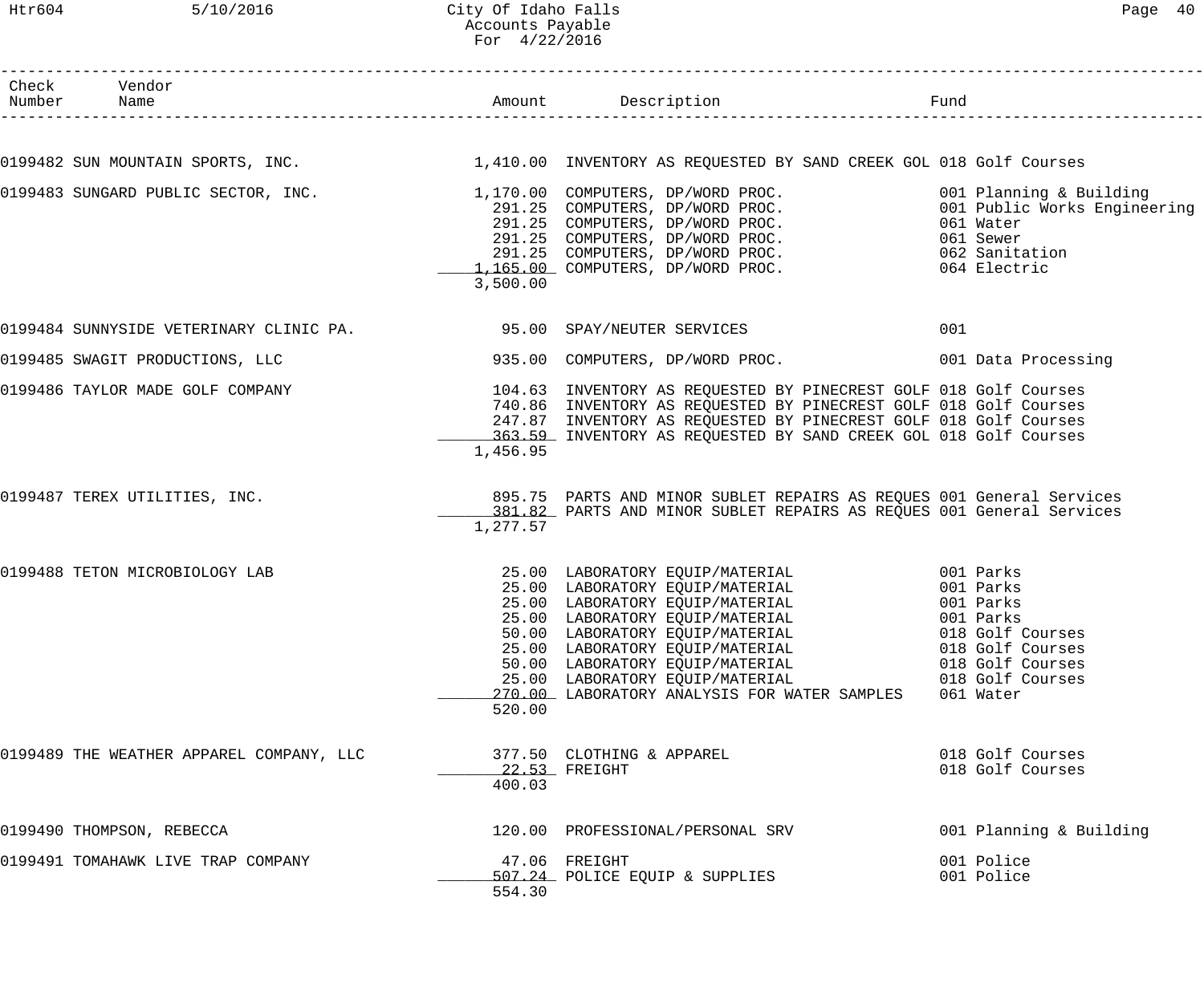| Check Number | Vendor Name | Amount | Description | Fund |
|---|---|---|---|---|
| 0199482 | SUN MOUNTAIN SPORTS, INC. | 1,410.00 | INVENTORY AS REQUESTED BY SAND CREEK GOL | 018 Golf Courses |
| 0199483 | SUNGARD PUBLIC SECTOR, INC. | 1,170.00 | COMPUTERS, DP/WORD PROC. | 001 Planning & Building |
| | | 291.25 | COMPUTERS, DP/WORD PROC. | 001 Public Works Engineering |
| | | 291.25 | COMPUTERS, DP/WORD PROC. | 061 Water |
| | | 291.25 | COMPUTERS, DP/WORD PROC. | 061 Sewer |
| | | 291.25 | COMPUTERS, DP/WORD PROC. | 062 Sanitation |
| | | 1,165.00 | COMPUTERS, DP/WORD PROC. | 064 Electric |
| | | 3,500.00 | | |
| 0199484 | SUNNYSIDE VETERINARY CLINIC PA. | 95.00 | SPAY/NEUTER SERVICES | 001 |
| 0199485 | SWAGIT PRODUCTIONS, LLC | 935.00 | COMPUTERS, DP/WORD PROC. | 001 Data Processing |
| 0199486 | TAYLOR MADE GOLF COMPANY | 104.63 | INVENTORY AS REQUESTED BY PINECREST GOLF | 018 Golf Courses |
| | | 740.86 | INVENTORY AS REQUESTED BY PINECREST GOLF | 018 Golf Courses |
| | | 247.87 | INVENTORY AS REQUESTED BY PINECREST GOLF | 018 Golf Courses |
| | | 363.59 | INVENTORY AS REQUESTED BY SAND CREEK GOL | 018 Golf Courses |
| | | 1,456.95 | | |
| 0199487 | TEREX UTILITIES, INC. | 895.75 | PARTS AND MINOR SUBLET REPAIRS AS REQUES | 001 General Services |
| | | 381.82 | PARTS AND MINOR SUBLET REPAIRS AS REQUES | 001 General Services |
| | | 1,277.57 | | |
| 0199488 | TETON MICROBIOLOGY LAB | 25.00 | LABORATORY EQUIP/MATERIAL | 001 Parks |
| | | 25.00 | LABORATORY EQUIP/MATERIAL | 001 Parks |
| | | 25.00 | LABORATORY EQUIP/MATERIAL | 001 Parks |
| | | 25.00 | LABORATORY EQUIP/MATERIAL | 001 Parks |
| | | 50.00 | LABORATORY EQUIP/MATERIAL | 018 Golf Courses |
| | | 25.00 | LABORATORY EQUIP/MATERIAL | 018 Golf Courses |
| | | 50.00 | LABORATORY EQUIP/MATERIAL | 018 Golf Courses |
| | | 25.00 | LABORATORY EQUIP/MATERIAL | 018 Golf Courses |
| | | 270.00 | LABORATORY ANALYSIS FOR WATER SAMPLES | 061 Water |
| | | 520.00 | | |
| 0199489 | THE WEATHER APPAREL COMPANY, LLC | 377.50 | CLOTHING & APPAREL | 018 Golf Courses |
| | | 22.53 | FREIGHT | 018 Golf Courses |
| | | 400.03 | | |
| 0199490 | THOMPSON, REBECCA | 120.00 | PROFESSIONAL/PERSONAL SRV | 001 Planning & Building |
| 0199491 | TOMAHAWK LIVE TRAP COMPANY | 47.06 | FREIGHT | 001 Police |
| | | 507.24 | POLICE EQUIP & SUPPLIES | 001 Police |
| | | 554.30 | | |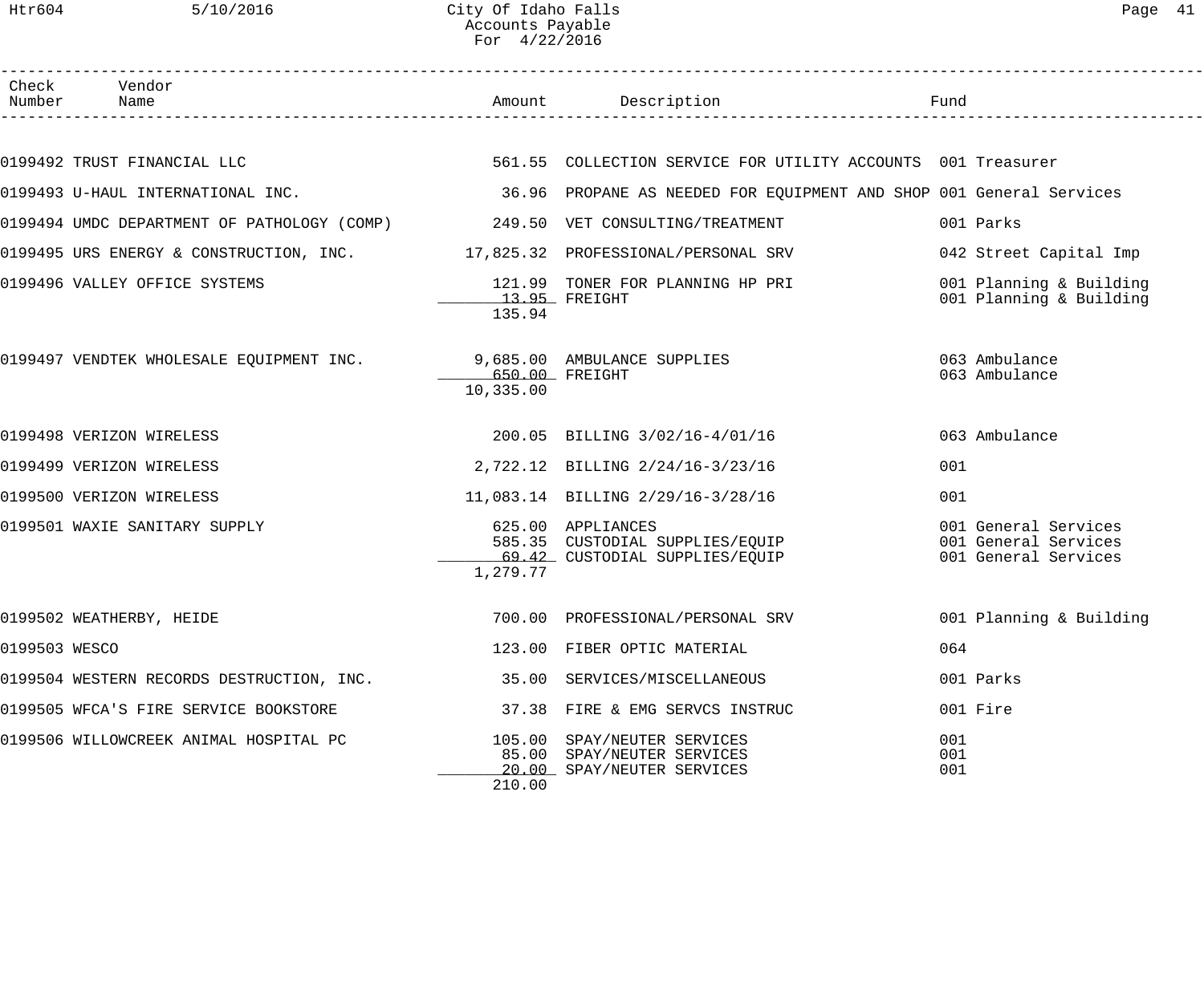| Check Number | Vendor Name | Amount | Description | Fund |
|---|---|---|---|---|
| 0199492 | TRUST FINANCIAL LLC | 561.55 | COLLECTION SERVICE FOR UTILITY ACCOUNTS | 001 Treasurer |
| 0199493 | U-HAUL INTERNATIONAL INC. | 36.96 | PROPANE AS NEEDED FOR EQUIPMENT AND SHOP | 001 General Services |
| 0199494 | UMDC DEPARTMENT OF PATHOLOGY (COMP) | 249.50 | VET CONSULTING/TREATMENT | 001 Parks |
| 0199495 | URS ENERGY & CONSTRUCTION, INC. | 17,825.32 | PROFESSIONAL/PERSONAL SRV | 042 Street Capital Imp |
| 0199496 | VALLEY OFFICE SYSTEMS | 121.99 | TONER FOR PLANNING HP PRI | 001 Planning & Building |
| | | 13.95 | FREIGHT | 001 Planning & Building |
| | | 135.94 | | |
| 0199497 | VENDTEK WHOLESALE EQUIPMENT INC. | 9,685.00 | AMBULANCE SUPPLIES | 063 Ambulance |
| | | 650.00 | FREIGHT | 063 Ambulance |
| | | 10,335.00 | | |
| 0199498 | VERIZON WIRELESS | 200.05 | BILLING 3/02/16-4/01/16 | 063 Ambulance |
| 0199499 | VERIZON WIRELESS | 2,722.12 | BILLING 2/24/16-3/23/16 | 001 |
| 0199500 | VERIZON WIRELESS | 11,083.14 | BILLING 2/29/16-3/28/16 | 001 |
| 0199501 | WAXIE SANITARY SUPPLY | 625.00 | APPLIANCES | 001 General Services |
| | | 585.35 | CUSTODIAL SUPPLIES/EQUIP | 001 General Services |
| | | 69.42 | CUSTODIAL SUPPLIES/EQUIP | 001 General Services |
| | | 1,279.77 | | |
| 0199502 | WEATHERBY, HEIDE | 700.00 | PROFESSIONAL/PERSONAL SRV | 001 Planning & Building |
| 0199503 | WESCO | 123.00 | FIBER OPTIC MATERIAL | 064 |
| 0199504 | WESTERN RECORDS DESTRUCTION, INC. | 35.00 | SERVICES/MISCELLANEOUS | 001 Parks |
| 0199505 | WFCA'S FIRE SERVICE BOOKSTORE | 37.38 | FIRE & EMG SERVCS INSTRUC | 001 Fire |
| 0199506 | WILLOWCREEK ANIMAL HOSPITAL PC | 105.00 | SPAY/NEUTER SERVICES | 001 |
| | | 85.00 | SPAY/NEUTER SERVICES | 001 |
| | | 20.00 | SPAY/NEUTER SERVICES | 001 |
| | | 210.00 | | |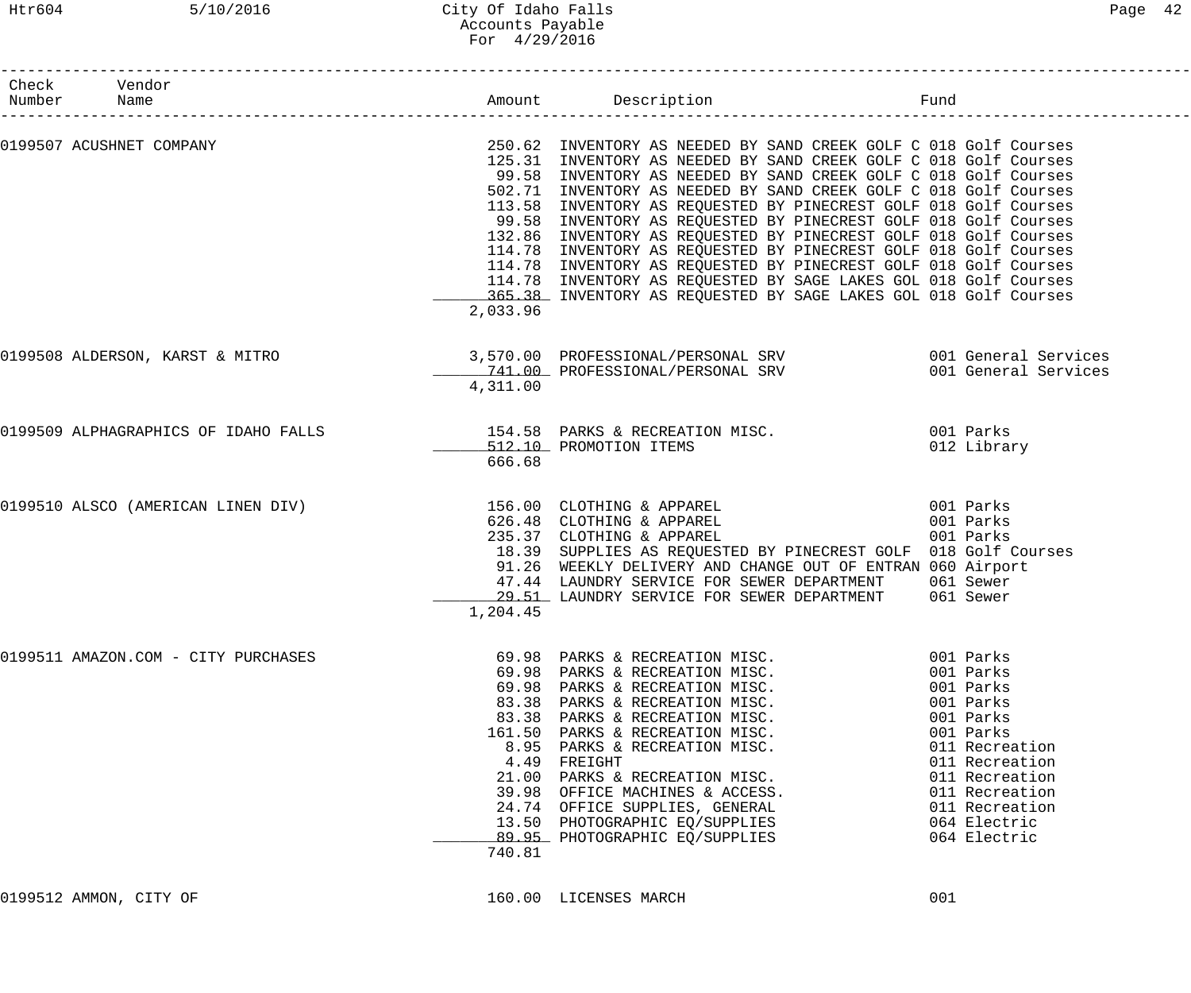# City Of Idaho Falls

Accounts Payable
For 4/29/2016

| Check Number | Vendor Name | Amount | Description | Fund |
|---|---|---|---|---|
| 0199507 | ACUSHNET COMPANY | 250.62 | INVENTORY AS NEEDED BY SAND CREEK GOLF C | 018 Golf Courses |
| | | 125.31 | INVENTORY AS NEEDED BY SAND CREEK GOLF C | 018 Golf Courses |
| | | 99.58 | INVENTORY AS NEEDED BY SAND CREEK GOLF C | 018 Golf Courses |
| | | 502.71 | INVENTORY AS NEEDED BY SAND CREEK GOLF C | 018 Golf Courses |
| | | 113.58 | INVENTORY AS REQUESTED BY PINECREST GOLF | 018 Golf Courses |
| | | 99.58 | INVENTORY AS REQUESTED BY PINECREST GOLF | 018 Golf Courses |
| | | 132.86 | INVENTORY AS REQUESTED BY PINECREST GOLF | 018 Golf Courses |
| | | 114.78 | INVENTORY AS REQUESTED BY PINECREST GOLF | 018 Golf Courses |
| | | 114.78 | INVENTORY AS REQUESTED BY PINECREST GOLF | 018 Golf Courses |
| | | 114.78 | INVENTORY AS REQUESTED BY SAGE LAKES GOL | 018 Golf Courses |
| | | 365.38 | INVENTORY AS REQUESTED BY SAGE LAKES GOL | 018 Golf Courses |
| | | 2,033.96 | | |
| 0199508 | ALDERSON, KARST & MITRO | 3,570.00 | PROFESSIONAL/PERSONAL SRV | 001 General Services |
| | | 741.00 | PROFESSIONAL/PERSONAL SRV | 001 General Services |
| | | 4,311.00 | | |
| 0199509 | ALPHAGRAPHICS OF IDAHO FALLS | 154.58 | PARKS & RECREATION MISC. | 001 Parks |
| | | 512.10 | PROMOTION ITEMS | 012 Library |
| | | 666.68 | | |
| 0199510 | ALSCO (AMERICAN LINEN DIV) | 156.00 | CLOTHING & APPAREL | 001 Parks |
| | | 626.48 | CLOTHING & APPAREL | 001 Parks |
| | | 235.37 | CLOTHING & APPAREL | 001 Parks |
| | | 18.39 | SUPPLIES AS REQUESTED BY PINECREST GOLF | 018 Golf Courses |
| | | 91.26 | WEEKLY DELIVERY AND CHANGE OUT OF ENTRAN | 060 Airport |
| | | 47.44 | LAUNDRY SERVICE FOR SEWER DEPARTMENT | 061 Sewer |
| | | 29.51 | LAUNDRY SERVICE FOR SEWER DEPARTMENT | 061 Sewer |
| | | 1,204.45 | | |
| 0199511 | AMAZON.COM - CITY PURCHASES | 69.98 | PARKS & RECREATION MISC. | 001 Parks |
| | | 69.98 | PARKS & RECREATION MISC. | 001 Parks |
| | | 69.98 | PARKS & RECREATION MISC. | 001 Parks |
| | | 83.38 | PARKS & RECREATION MISC. | 001 Parks |
| | | 83.38 | PARKS & RECREATION MISC. | 001 Parks |
| | | 161.50 | PARKS & RECREATION MISC. | 001 Parks |
| | | 8.95 | PARKS & RECREATION MISC. | 011 Recreation |
| | | 4.49 | FREIGHT | 011 Recreation |
| | | 21.00 | PARKS & RECREATION MISC. | 011 Recreation |
| | | 39.98 | OFFICE MACHINES & ACCESS. | 011 Recreation |
| | | 24.74 | OFFICE SUPPLIES, GENERAL | 011 Recreation |
| | | 13.50 | PHOTOGRAPHIC EQ/SUPPLIES | 064 Electric |
| | | 89.95 | PHOTOGRAPHIC EQ/SUPPLIES | 064 Electric |
| | | 740.81 | | |
| 0199512 | AMMON, CITY OF | 160.00 | LICENSES MARCH | 001 |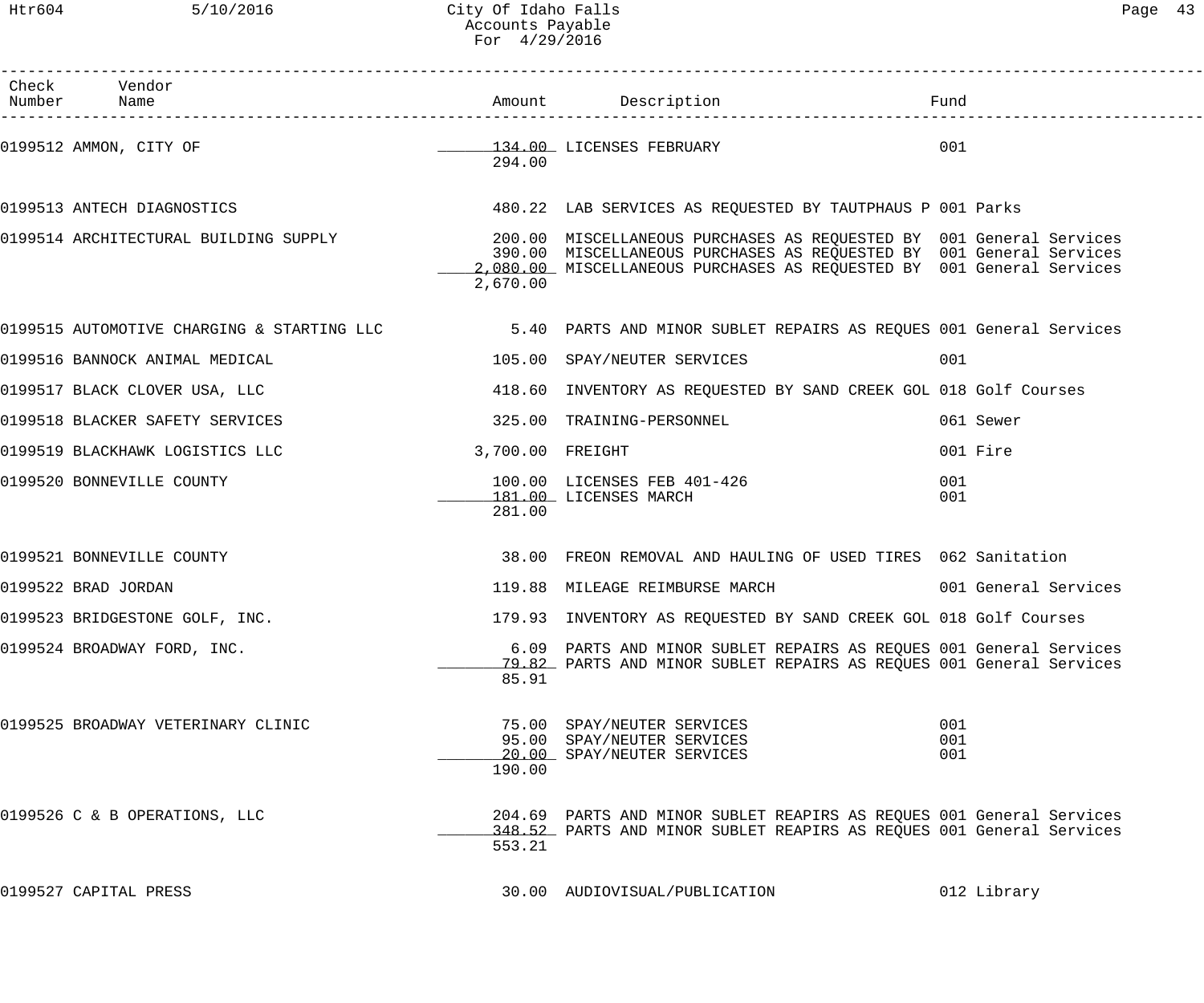City Of Idaho Falls
Accounts Payable
For 4/29/2016

| Check Number | Vendor Name | Amount | Description | Fund |
|---|---|---|---|---|
| 0199512 | AMMON, CITY OF | 134.00 | LICENSES FEBRUARY | 001 |
| | | 294.00 | | |
| 0199513 | ANTECH DIAGNOSTICS | 480.22 | LAB SERVICES AS REQUESTED BY TAUTPHAUS P | 001 Parks |
| 0199514 | ARCHITECTURAL BUILDING SUPPLY | 200.00 | MISCELLANEOUS PURCHASES AS REQUESTED BY | 001 General Services |
| | | 390.00 | MISCELLANEOUS PURCHASES AS REQUESTED BY | 001 General Services |
| | | 2,080.00 | MISCELLANEOUS PURCHASES AS REQUESTED BY | 001 General Services |
| | | 2,670.00 | | |
| 0199515 | AUTOMOTIVE CHARGING & STARTING LLC | 5.40 | PARTS AND MINOR SUBLET REPAIRS AS REQUES | 001 General Services |
| 0199516 | BANNOCK ANIMAL MEDICAL | 105.00 | SPAY/NEUTER SERVICES | 001 |
| 0199517 | BLACK CLOVER USA, LLC | 418.60 | INVENTORY AS REQUESTED BY SAND CREEK GOL | 018 Golf Courses |
| 0199518 | BLACKER SAFETY SERVICES | 325.00 | TRAINING-PERSONNEL | 061 Sewer |
| 0199519 | BLACKHAWK LOGISTICS LLC | 3,700.00 | FREIGHT | 001 Fire |
| 0199520 | BONNEVILLE COUNTY | 100.00 | LICENSES FEB 401-426 | 001 |
| | | 181.00 | LICENSES MARCH | 001 |
| | | 281.00 | | |
| 0199521 | BONNEVILLE COUNTY | 38.00 | FREON REMOVAL AND HAULING OF USED TIRES | 062 Sanitation |
| 0199522 | BRAD JORDAN | 119.88 | MILEAGE REIMBURSE MARCH | 001 General Services |
| 0199523 | BRIDGESTONE GOLF, INC. | 179.93 | INVENTORY AS REQUESTED BY SAND CREEK GOL | 018 Golf Courses |
| 0199524 | BROADWAY FORD, INC. | 6.09 | PARTS AND MINOR SUBLET REPAIRS AS REQUES | 001 General Services |
| | | 79.82 | PARTS AND MINOR SUBLET REPAIRS AS REQUES | 001 General Services |
| | | 85.91 | | |
| 0199525 | BROADWAY VETERINARY CLINIC | 75.00 | SPAY/NEUTER SERVICES | 001 |
| | | 95.00 | SPAY/NEUTER SERVICES | 001 |
| | | 20.00 | SPAY/NEUTER SERVICES | 001 |
| | | 190.00 | | |
| 0199526 | C & B OPERATIONS, LLC | 204.69 | PARTS AND MINOR SUBLET REAPIRS AS REQUES | 001 General Services |
| | | 348.52 | PARTS AND MINOR SUBLET REAPIRS AS REQUES | 001 General Services |
| | | 553.21 | | |
| 0199527 | CAPITAL PRESS | 30.00 | AUDIOVISUAL/PUBLICATION | 012 Library |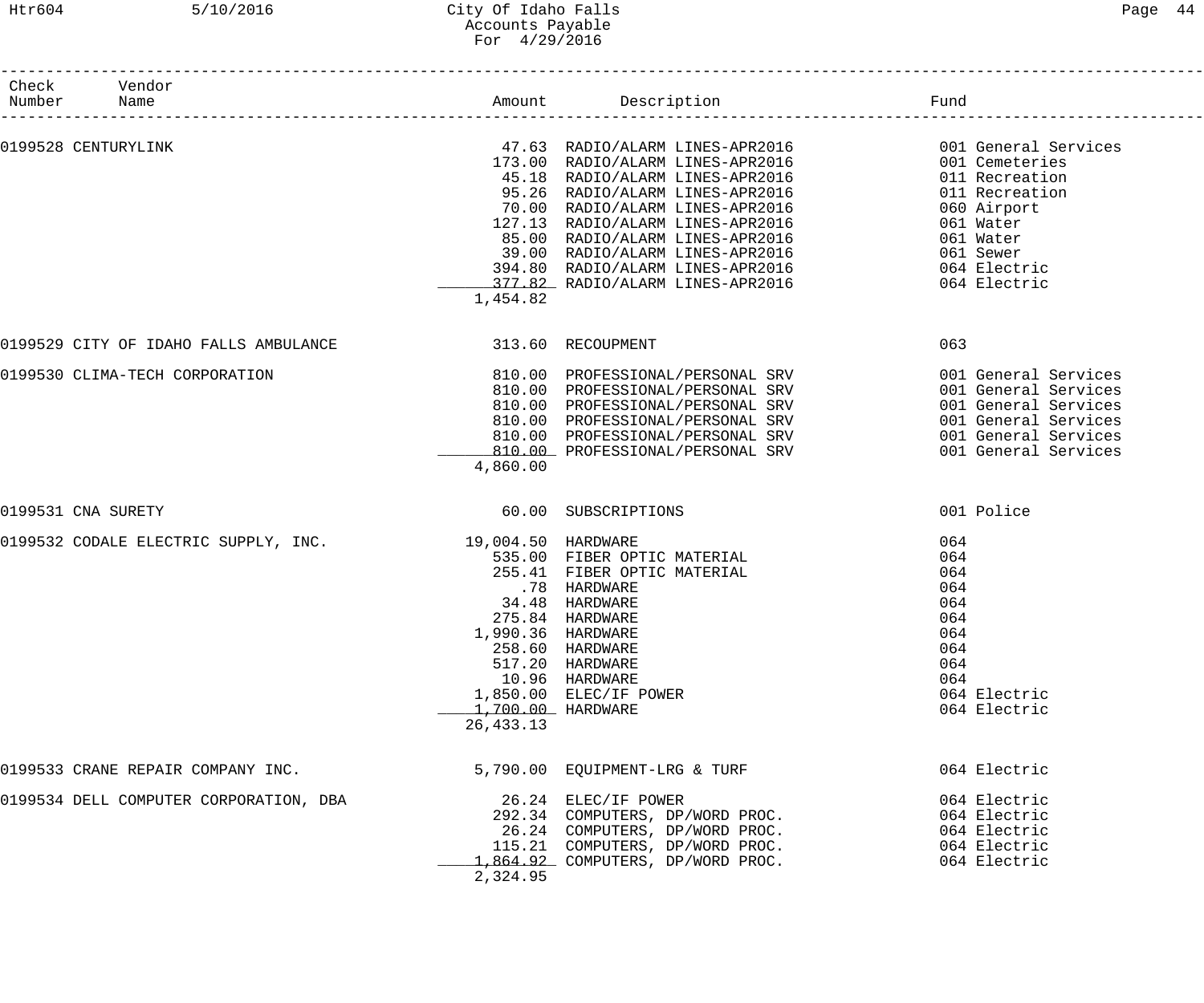City Of Idaho Falls
Accounts Payable
For 4/29/2016

| Check Number | Vendor Name | Amount | Description | Fund |
|---|---|---|---|---|
| 0199528 | CENTURYLINK | 47.63 | RADIO/ALARM LINES-APR2016 | 001 General Services |
| | | 173.00 | RADIO/ALARM LINES-APR2016 | 001 Cemeteries |
| | | 45.18 | RADIO/ALARM LINES-APR2016 | 011 Recreation |
| | | 95.26 | RADIO/ALARM LINES-APR2016 | 011 Recreation |
| | | 70.00 | RADIO/ALARM LINES-APR2016 | 060 Airport |
| | | 127.13 | RADIO/ALARM LINES-APR2016 | 061 Water |
| | | 85.00 | RADIO/ALARM LINES-APR2016 | 061 Water |
| | | 39.00 | RADIO/ALARM LINES-APR2016 | 061 Sewer |
| | | 394.80 | RADIO/ALARM LINES-APR2016 | 064 Electric |
| | | 377.82 | RADIO/ALARM LINES-APR2016 | 064 Electric |
| | | 1,454.82 | | |
| 0199529 | CITY OF IDAHO FALLS AMBULANCE | 313.60 | RECOUPMENT | 063 |
| 0199530 | CLIMA-TECH CORPORATION | 810.00 | PROFESSIONAL/PERSONAL SRV | 001 General Services |
| | | 810.00 | PROFESSIONAL/PERSONAL SRV | 001 General Services |
| | | 810.00 | PROFESSIONAL/PERSONAL SRV | 001 General Services |
| | | 810.00 | PROFESSIONAL/PERSONAL SRV | 001 General Services |
| | | 810.00 | PROFESSIONAL/PERSONAL SRV | 001 General Services |
| | | 810.00 | PROFESSIONAL/PERSONAL SRV | 001 General Services |
| | | 4,860.00 | | |
| 0199531 | CNA SURETY | 60.00 | SUBSCRIPTIONS | 001 Police |
| 0199532 | CODALE ELECTRIC SUPPLY, INC. | 19,004.50 | HARDWARE | 064 |
| | | 535.00 | FIBER OPTIC MATERIAL | 064 |
| | | 255.41 | FIBER OPTIC MATERIAL | 064 |
| | | .78 | HARDWARE | 064 |
| | | 34.48 | HARDWARE | 064 |
| | | 275.84 | HARDWARE | 064 |
| | | 1,990.36 | HARDWARE | 064 |
| | | 258.60 | HARDWARE | 064 |
| | | 517.20 | HARDWARE | 064 |
| | | 10.96 | HARDWARE | 064 |
| | | 1,850.00 | ELEC/IF POWER | 064 Electric |
| | | 1,700.00 | HARDWARE | 064 Electric |
| | | 26,433.13 | | |
| 0199533 | CRANE REPAIR COMPANY INC. | 5,790.00 | EQUIPMENT-LRG & TURF | 064 Electric |
| 0199534 | DELL COMPUTER CORPORATION, DBA | 26.24 | ELEC/IF POWER | 064 Electric |
| | | 292.34 | COMPUTERS, DP/WORD PROC. | 064 Electric |
| | | 26.24 | COMPUTERS, DP/WORD PROC. | 064 Electric |
| | | 115.21 | COMPUTERS, DP/WORD PROC. | 064 Electric |
| | | 1,864.92 | COMPUTERS, DP/WORD PROC. | 064 Electric |
| | | 2,324.95 | | |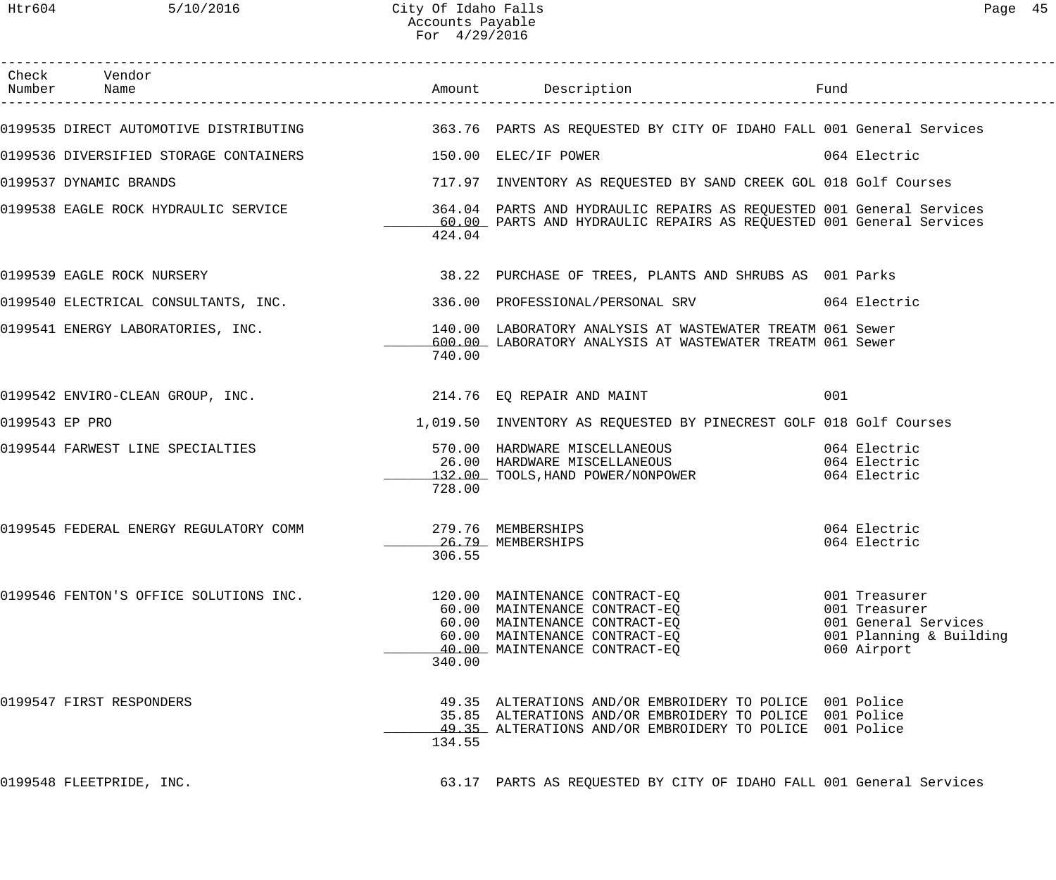# City Of Idaho Falls
## Accounts Payable
### For 4/29/2016

| Check Number | Vendor Name | Amount | Description | Fund |
|---|---|---|---|---|
| 0199535 | DIRECT AUTOMOTIVE DISTRIBUTING | 363.76 | PARTS AS REQUESTED BY CITY OF IDAHO FALL | 001 General Services |
| 0199536 | DIVERSIFIED STORAGE CONTAINERS | 150.00 | ELEC/IF POWER | 064 Electric |
| 0199537 | DYNAMIC BRANDS | 717.97 | INVENTORY AS REQUESTED BY SAND CREEK GOL | 018 Golf Courses |
| 0199538 | EAGLE ROCK HYDRAULIC SERVICE | 364.04 | PARTS AND HYDRAULIC REPAIRS AS REQUESTED | 001 General Services |
| | | 60.00 | PARTS AND HYDRAULIC REPAIRS AS REQUESTED | 001 General Services |
| | | 424.04 | | |
| 0199539 | EAGLE ROCK NURSERY | 38.22 | PURCHASE OF TREES, PLANTS AND SHRUBS AS | 001 Parks |
| 0199540 | ELECTRICAL CONSULTANTS, INC. | 336.00 | PROFESSIONAL/PERSONAL SRV | 064 Electric |
| 0199541 | ENERGY LABORATORIES, INC. | 140.00 | LABORATORY ANALYSIS AT WASTEWATER TREATM | 061 Sewer |
| | | 600.00 | LABORATORY ANALYSIS AT WASTEWATER TREATM | 061 Sewer |
| | | 740.00 | | |
| 0199542 | ENVIRO-CLEAN GROUP, INC. | 214.76 | EQ REPAIR AND MAINT | 001 |
| 0199543 | EP PRO | 1,019.50 | INVENTORY AS REQUESTED BY PINECREST GOLF | 018 Golf Courses |
| 0199544 | FARWEST LINE SPECIALTIES | 570.00 | HARDWARE MISCELLANEOUS | 064 Electric |
| | | 26.00 | HARDWARE MISCELLANEOUS | 064 Electric |
| | | 132.00 | TOOLS,HAND POWER/NONPOWER | 064 Electric |
| | | 728.00 | | |
| 0199545 | FEDERAL ENERGY REGULATORY COMM | 279.76 | MEMBERSHIPS | 064 Electric |
| | | 26.79 | MEMBERSHIPS | 064 Electric |
| | | 306.55 | | |
| 0199546 | FENTON'S OFFICE SOLUTIONS INC. | 120.00 | MAINTENANCE CONTRACT-EQ | 001 Treasurer |
| | | 60.00 | MAINTENANCE CONTRACT-EQ | 001 Treasurer |
| | | 60.00 | MAINTENANCE CONTRACT-EQ | 001 General Services |
| | | 60.00 | MAINTENANCE CONTRACT-EQ | 001 Planning & Building |
| | | 40.00 | MAINTENANCE CONTRACT-EQ | 060 Airport |
| | | 340.00 | | |
| 0199547 | FIRST RESPONDERS | 49.35 | ALTERATIONS AND/OR EMBROIDERY TO POLICE | 001 Police |
| | | 35.85 | ALTERATIONS AND/OR EMBROIDERY TO POLICE | 001 Police |
| | | 49.35 | ALTERATIONS AND/OR EMBROIDERY TO POLICE | 001 Police |
| | | 134.55 | | |
| 0199548 | FLEETPRIDE, INC. | 63.17 | PARTS AS REQUESTED BY CITY OF IDAHO FALL | 001 General Services |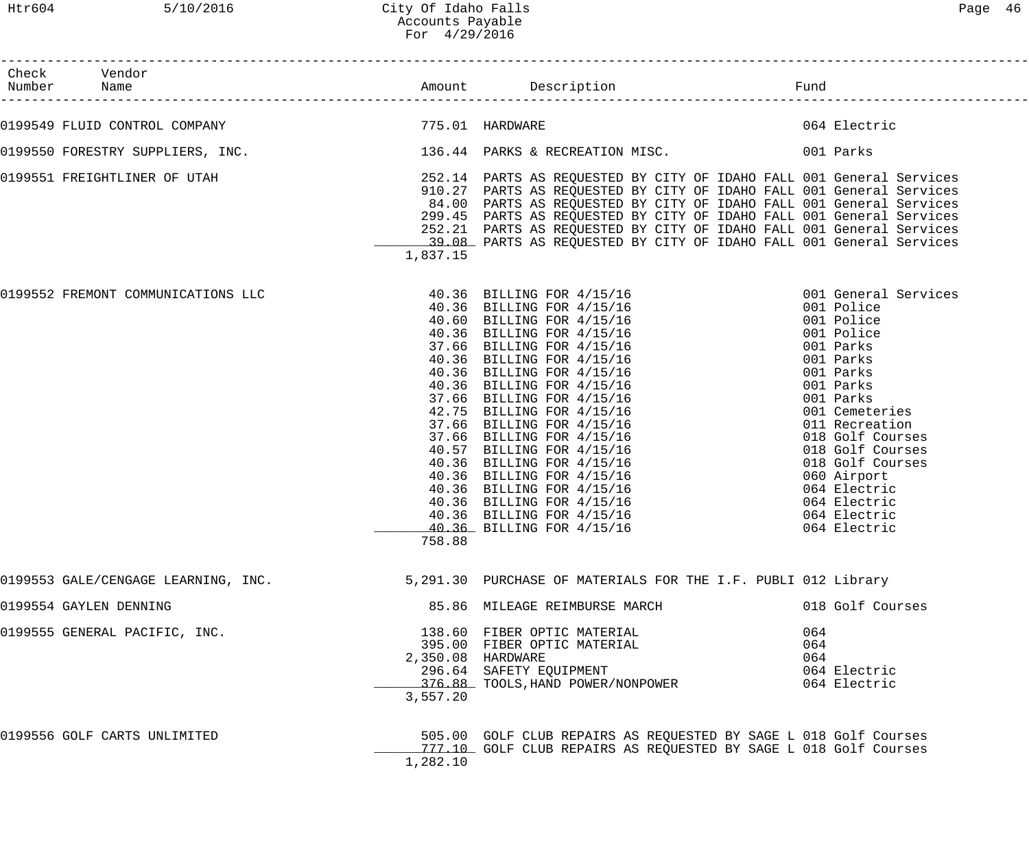| Check Number | Vendor Name | Amount | Description | Fund |
|---|---|---|---|---|
| 0199549 | FLUID CONTROL COMPANY | 775.01 | HARDWARE | 064 Electric |
| 0199550 | FORESTRY SUPPLIERS, INC. | 136.44 | PARKS & RECREATION MISC. | 001 Parks |
| 0199551 | FREIGHTLINER OF UTAH | 252.14 | PARTS AS REQUESTED BY CITY OF IDAHO FALL | 001 General Services |
| | | 910.27 | PARTS AS REQUESTED BY CITY OF IDAHO FALL | 001 General Services |
| | | 84.00 | PARTS AS REQUESTED BY CITY OF IDAHO FALL | 001 General Services |
| | | 299.45 | PARTS AS REQUESTED BY CITY OF IDAHO FALL | 001 General Services |
| | | 252.21 | PARTS AS REQUESTED BY CITY OF IDAHO FALL | 001 General Services |
| | | 39.08 | PARTS AS REQUESTED BY CITY OF IDAHO FALL | 001 General Services |
| | | 1,837.15 | | |
| 0199552 | FREMONT COMMUNICATIONS LLC | 40.36 | BILLING FOR 4/15/16 | 001 General Services |
| | | 40.36 | BILLING FOR 4/15/16 | 001 Police |
| | | 40.60 | BILLING FOR 4/15/16 | 001 Police |
| | | 40.36 | BILLING FOR 4/15/16 | 001 Police |
| | | 37.66 | BILLING FOR 4/15/16 | 001 Parks |
| | | 40.36 | BILLING FOR 4/15/16 | 001 Parks |
| | | 40.36 | BILLING FOR 4/15/16 | 001 Parks |
| | | 40.36 | BILLING FOR 4/15/16 | 001 Parks |
| | | 37.66 | BILLING FOR 4/15/16 | 001 Parks |
| | | 42.75 | BILLING FOR 4/15/16 | 001 Cemeteries |
| | | 37.66 | BILLING FOR 4/15/16 | 011 Recreation |
| | | 37.66 | BILLING FOR 4/15/16 | 018 Golf Courses |
| | | 40.57 | BILLING FOR 4/15/16 | 018 Golf Courses |
| | | 40.36 | BILLING FOR 4/15/16 | 018 Golf Courses |
| | | 40.36 | BILLING FOR 4/15/16 | 060 Airport |
| | | 40.36 | BILLING FOR 4/15/16 | 064 Electric |
| | | 40.36 | BILLING FOR 4/15/16 | 064 Electric |
| | | 40.36 | BILLING FOR 4/15/16 | 064 Electric |
| | | 40.36 | BILLING FOR 4/15/16 | 064 Electric |
| | | 758.88 | | |
| 0199553 | GALE/CENGAGE LEARNING, INC. | 5,291.30 | PURCHASE OF MATERIALS FOR THE I.F. PUBLI | 012 Library |
| 0199554 | GAYLEN DENNING | 85.86 | MILEAGE REIMBURSE MARCH | 018 Golf Courses |
| 0199555 | GENERAL PACIFIC, INC. | 138.60 | FIBER OPTIC MATERIAL | 064 |
| | | 395.00 | FIBER OPTIC MATERIAL | 064 |
| | | 2,350.08 | HARDWARE | 064 |
| | | 296.64 | SAFETY EQUIPMENT | 064 Electric |
| | | 376.88 | TOOLS,HAND POWER/NONPOWER | 064 Electric |
| | | 3,557.20 | | |
| 0199556 | GOLF CARTS UNLIMITED | 505.00 | GOLF CLUB REPAIRS AS REQUESTED BY SAGE L | 018 Golf Courses |
| | | 777.10 | GOLF CLUB REPAIRS AS REQUESTED BY SAGE L | 018 Golf Courses |
| | | 1,282.10 | | |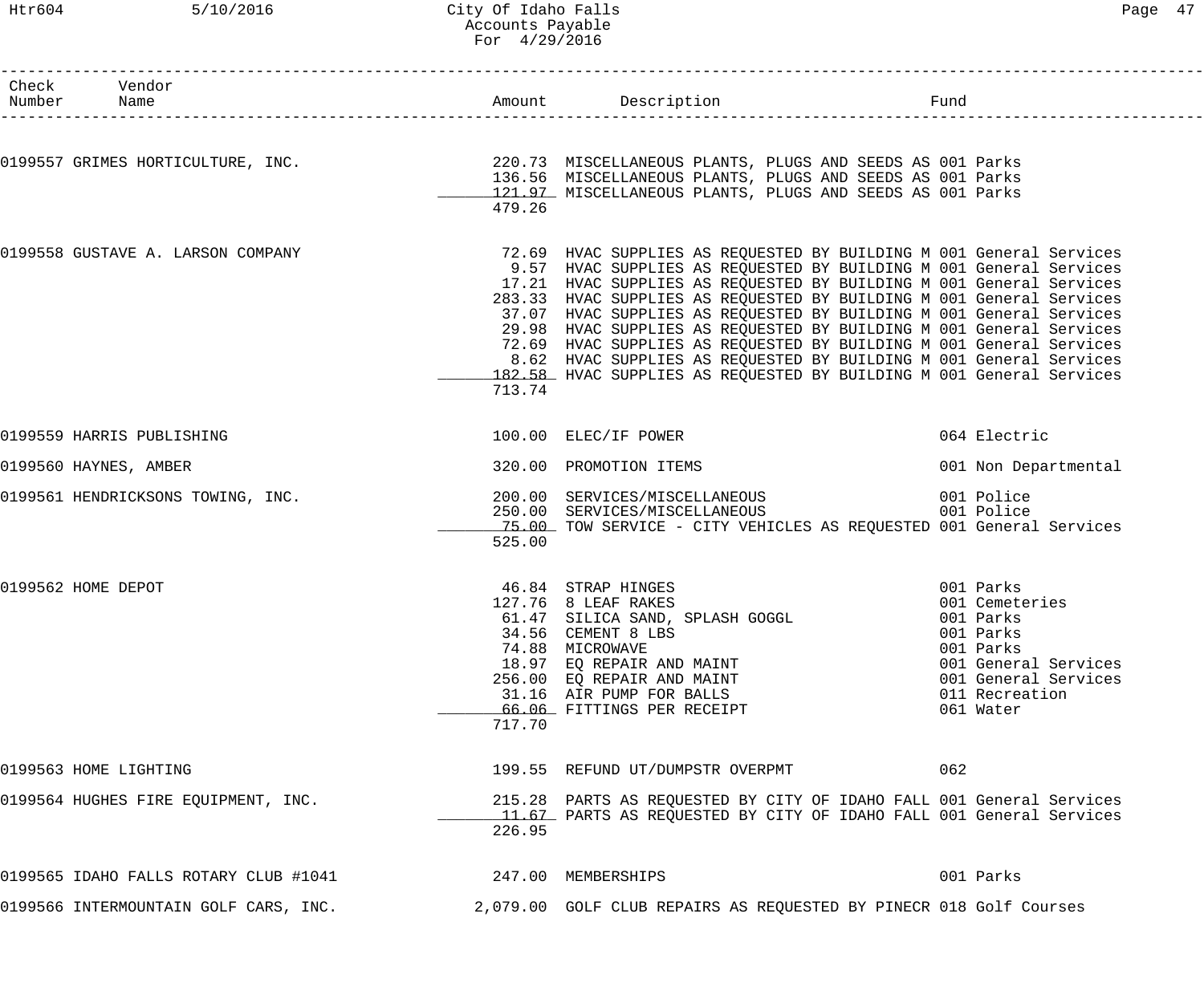| Check Number | Vendor Name | Amount | Description | Fund |
|---|---|---|---|---|
| 0199557 | GRIMES HORTICULTURE, INC. | 220.73 | MISCELLANEOUS PLANTS, PLUGS AND SEEDS AS | 001 Parks |
| | | 136.56 | MISCELLANEOUS PLANTS, PLUGS AND SEEDS AS | 001 Parks |
| | | 121.97 | MISCELLANEOUS PLANTS, PLUGS AND SEEDS AS | 001 Parks |
| | | 479.26 | | |
| 0199558 | GUSTAVE A. LARSON COMPANY | 72.69 | HVAC SUPPLIES AS REQUESTED BY BUILDING M | 001 General Services |
| | | 9.57 | HVAC SUPPLIES AS REQUESTED BY BUILDING M | 001 General Services |
| | | 17.21 | HVAC SUPPLIES AS REQUESTED BY BUILDING M | 001 General Services |
| | | 283.33 | HVAC SUPPLIES AS REQUESTED BY BUILDING M | 001 General Services |
| | | 37.07 | HVAC SUPPLIES AS REQUESTED BY BUILDING M | 001 General Services |
| | | 29.98 | HVAC SUPPLIES AS REQUESTED BY BUILDING M | 001 General Services |
| | | 72.69 | HVAC SUPPLIES AS REQUESTED BY BUILDING M | 001 General Services |
| | | 8.62 | HVAC SUPPLIES AS REQUESTED BY BUILDING M | 001 General Services |
| | | 182.58 | HVAC SUPPLIES AS REQUESTED BY BUILDING M | 001 General Services |
| | | 713.74 | | |
| 0199559 | HARRIS PUBLISHING | 100.00 | ELEC/IF POWER | 064 Electric |
| 0199560 | HAYNES, AMBER | 320.00 | PROMOTION ITEMS | 001 Non Departmental |
| 0199561 | HENDRICKSONS TOWING, INC. | 200.00 | SERVICES/MISCELLANEOUS | 001 Police |
| | | 250.00 | SERVICES/MISCELLANEOUS | 001 Police |
| | | 75.00 | TOW SERVICE - CITY VEHICLES AS REQUESTED | 001 General Services |
| | | 525.00 | | |
| 0199562 | HOME DEPOT | 46.84 | STRAP HINGES | 001 Parks |
| | | 127.76 | 8 LEAF RAKES | 001 Cemeteries |
| | | 61.47 | SILICA SAND, SPLASH GOGGL | 001 Parks |
| | | 34.56 | CEMENT 8 LBS | 001 Parks |
| | | 74.88 | MICROWAVE | 001 Parks |
| | | 18.97 | EQ REPAIR AND MAINT | 001 General Services |
| | | 256.00 | EQ REPAIR AND MAINT | 001 General Services |
| | | 31.16 | AIR PUMP FOR BALLS | 011 Recreation |
| | | 66.06 | FITTINGS PER RECEIPT | 061 Water |
| | | 717.70 | | |
| 0199563 | HOME LIGHTING | 199.55 | REFUND UT/DUMPSTR OVERPMT | 062 |
| 0199564 | HUGHES FIRE EQUIPMENT, INC. | 215.28 | PARTS AS REQUESTED BY CITY OF IDAHO FALL | 001 General Services |
| | | 11.67 | PARTS AS REQUESTED BY CITY OF IDAHO FALL | 001 General Services |
| | | 226.95 | | |
| 0199565 | IDAHO FALLS ROTARY CLUB #1041 | 247.00 | MEMBERSHIPS | 001 Parks |
| 0199566 | INTERMOUNTAIN GOLF CARS, INC. | 2,079.00 | GOLF CLUB REPAIRS AS REQUESTED BY PINECR | 018 Golf Courses |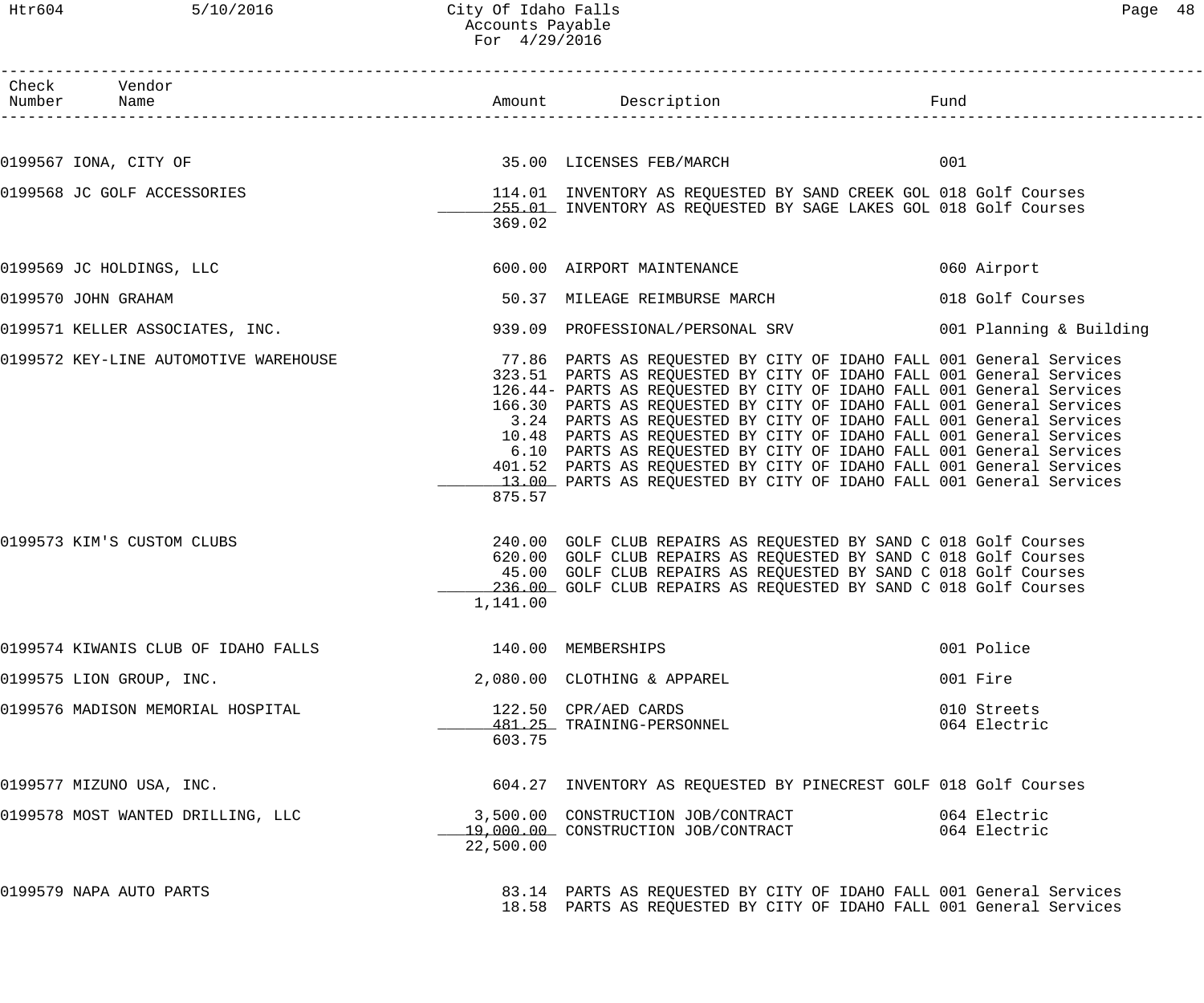# City Of Idaho Falls
## Accounts Payable
### For 4/29/2016

| Check Number | Vendor Name | Amount | Description | Fund |
|---|---|---|---|---|
| 0199567 | IONA, CITY OF | 35.00 | LICENSES FEB/MARCH | 001 |
| 0199568 | JC GOLF ACCESSORIES | 114.01 | INVENTORY AS REQUESTED BY SAND CREEK GOL | 018 Golf Courses |
| | | 255.01 | INVENTORY AS REQUESTED BY SAGE LAKES GOL | 018 Golf Courses |
| | | 369.02 | | |
| 0199569 | JC HOLDINGS, LLC | 600.00 | AIRPORT MAINTENANCE | 060 Airport |
| 0199570 | JOHN GRAHAM | 50.37 | MILEAGE REIMBURSE MARCH | 018 Golf Courses |
| 0199571 | KELLER ASSOCIATES, INC. | 939.09 | PROFESSIONAL/PERSONAL SRV | 001 Planning & Building |
| 0199572 | KEY-LINE AUTOMOTIVE WAREHOUSE | 77.86 | PARTS AS REQUESTED BY CITY OF IDAHO FALL | 001 General Services |
| | | 323.51 | PARTS AS REQUESTED BY CITY OF IDAHO FALL | 001 General Services |
| | | 126.44- | PARTS AS REQUESTED BY CITY OF IDAHO FALL | 001 General Services |
| | | 166.30 | PARTS AS REQUESTED BY CITY OF IDAHO FALL | 001 General Services |
| | | 3.24 | PARTS AS REQUESTED BY CITY OF IDAHO FALL | 001 General Services |
| | | 10.48 | PARTS AS REQUESTED BY CITY OF IDAHO FALL | 001 General Services |
| | | 6.10 | PARTS AS REQUESTED BY CITY OF IDAHO FALL | 001 General Services |
| | | 401.52 | PARTS AS REQUESTED BY CITY OF IDAHO FALL | 001 General Services |
| | | 13.00 | PARTS AS REQUESTED BY CITY OF IDAHO FALL | 001 General Services |
| | | 875.57 | | |
| 0199573 | KIM'S CUSTOM CLUBS | 240.00 | GOLF CLUB REPAIRS AS REQUESTED BY SAND C | 018 Golf Courses |
| | | 620.00 | GOLF CLUB REPAIRS AS REQUESTED BY SAND C | 018 Golf Courses |
| | | 45.00 | GOLF CLUB REPAIRS AS REQUESTED BY SAND C | 018 Golf Courses |
| | | 236.00 | GOLF CLUB REPAIRS AS REQUESTED BY SAND C | 018 Golf Courses |
| | | 1,141.00 | | |
| 0199574 | KIWANIS CLUB OF IDAHO FALLS | 140.00 | MEMBERSHIPS | 001 Police |
| 0199575 | LION GROUP, INC. | 2,080.00 | CLOTHING & APPAREL | 001 Fire |
| 0199576 | MADISON MEMORIAL HOSPITAL | 122.50 | CPR/AED CARDS | 010 Streets |
| | | 481.25 | TRAINING-PERSONNEL | 064 Electric |
| | | 603.75 | | |
| 0199577 | MIZUNO USA, INC. | 604.27 | INVENTORY AS REQUESTED BY PINECREST GOLF | 018 Golf Courses |
| 0199578 | MOST WANTED DRILLING, LLC | 3,500.00 | CONSTRUCTION JOB/CONTRACT | 064 Electric |
| | | 19,000.00 | CONSTRUCTION JOB/CONTRACT | 064 Electric |
| | | 22,500.00 | | |
| 0199579 | NAPA AUTO PARTS | 83.14 | PARTS AS REQUESTED BY CITY OF IDAHO FALL | 001 General Services |
| | | 18.58 | PARTS AS REQUESTED BY CITY OF IDAHO FALL | 001 General Services |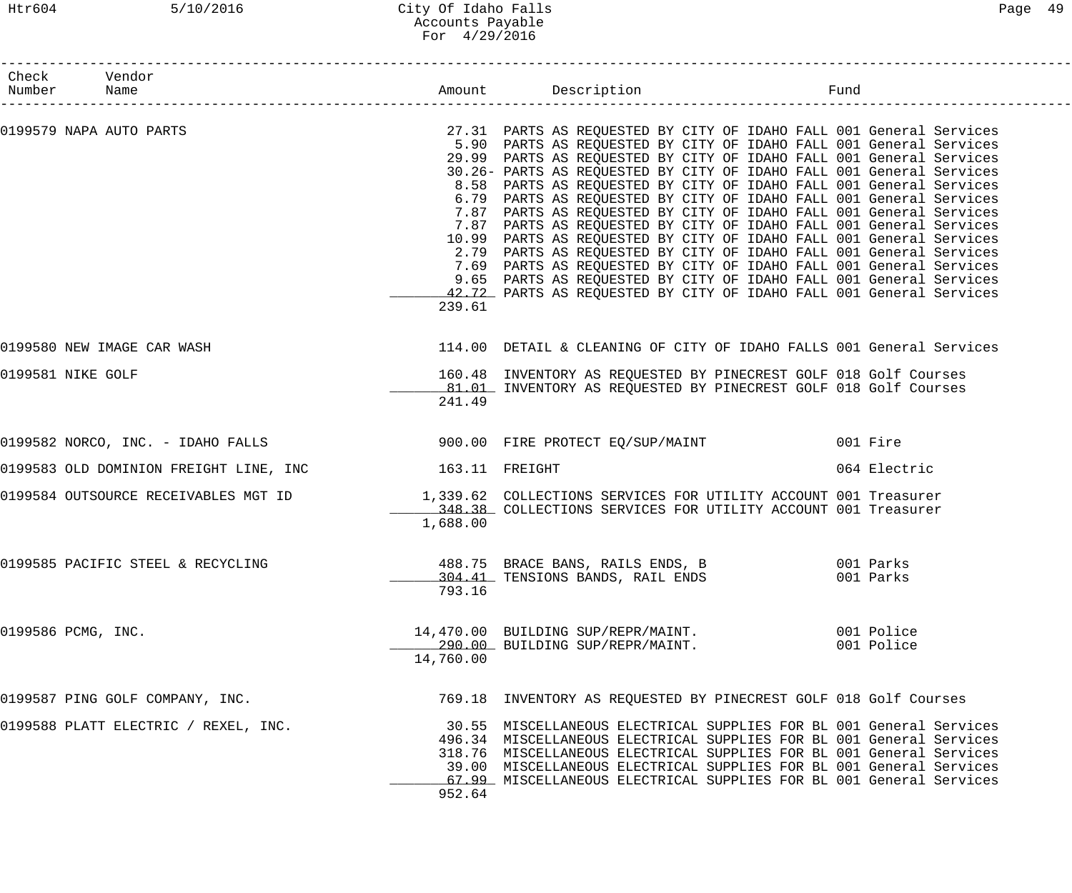# City Of Idaho Falls
## Accounts Payable
### For 4/29/2016

| Check Number | Vendor Name | Amount | Description | Fund |
|---|---|---|---|---|
| 0199579 | NAPA AUTO PARTS | 27.31 | PARTS AS REQUESTED BY CITY OF IDAHO FALL | 001 General Services |
| | | 5.90 | PARTS AS REQUESTED BY CITY OF IDAHO FALL | 001 General Services |
| | | 29.99 | PARTS AS REQUESTED BY CITY OF IDAHO FALL | 001 General Services |
| | | 30.26- | PARTS AS REQUESTED BY CITY OF IDAHO FALL | 001 General Services |
| | | 8.58 | PARTS AS REQUESTED BY CITY OF IDAHO FALL | 001 General Services |
| | | 6.79 | PARTS AS REQUESTED BY CITY OF IDAHO FALL | 001 General Services |
| | | 7.87 | PARTS AS REQUESTED BY CITY OF IDAHO FALL | 001 General Services |
| | | 7.87 | PARTS AS REQUESTED BY CITY OF IDAHO FALL | 001 General Services |
| | | 10.99 | PARTS AS REQUESTED BY CITY OF IDAHO FALL | 001 General Services |
| | | 2.79 | PARTS AS REQUESTED BY CITY OF IDAHO FALL | 001 General Services |
| | | 7.69 | PARTS AS REQUESTED BY CITY OF IDAHO FALL | 001 General Services |
| | | 9.65 | PARTS AS REQUESTED BY CITY OF IDAHO FALL | 001 General Services |
| | | 42.72 | PARTS AS REQUESTED BY CITY OF IDAHO FALL | 001 General Services |
| | | 239.61 | | |
| 0199580 | NEW IMAGE CAR WASH | 114.00 | DETAIL & CLEANING OF CITY OF IDAHO FALLS | 001 General Services |
| 0199581 | NIKE GOLF | 160.48 | INVENTORY AS REQUESTED BY PINECREST GOLF | 018 Golf Courses |
| | | 81.01 | INVENTORY AS REQUESTED BY PINECREST GOLF | 018 Golf Courses |
| | | 241.49 | | |
| 0199582 | NORCO, INC. - IDAHO FALLS | 900.00 | FIRE PROTECT EQ/SUP/MAINT | 001 Fire |
| 0199583 | OLD DOMINION FREIGHT LINE, INC | 163.11 | FREIGHT | 064 Electric |
| 0199584 | OUTSOURCE RECEIVABLES MGT ID | 1,339.62 | COLLECTIONS SERVICES FOR UTILITY ACCOUNT | 001 Treasurer |
| | | 348.38 | COLLECTIONS SERVICES FOR UTILITY ACCOUNT | 001 Treasurer |
| | | 1,688.00 | | |
| 0199585 | PACIFIC STEEL & RECYCLING | 488.75 | BRACE BANS, RAILS ENDS, B | 001 Parks |
| | | 304.41 | TENSIONS BANDS, RAIL ENDS | 001 Parks |
| | | 793.16 | | |
| 0199586 | PCMG, INC. | 14,470.00 | BUILDING SUP/REPR/MAINT. | 001 Police |
| | | 290.00 | BUILDING SUP/REPR/MAINT. | 001 Police |
| | | 14,760.00 | | |
| 0199587 | PING GOLF COMPANY, INC. | 769.18 | INVENTORY AS REQUESTED BY PINECREST GOLF | 018 Golf Courses |
| 0199588 | PLATT ELECTRIC / REXEL, INC. | 30.55 | MISCELLANEOUS ELECTRICAL SUPPLIES FOR BL | 001 General Services |
| | | 496.34 | MISCELLANEOUS ELECTRICAL SUPPLIES FOR BL | 001 General Services |
| | | 318.76 | MISCELLANEOUS ELECTRICAL SUPPLIES FOR BL | 001 General Services |
| | | 39.00 | MISCELLANEOUS ELECTRICAL SUPPLIES FOR BL | 001 General Services |
| | | 67.99 | MISCELLANEOUS ELECTRICAL SUPPLIES FOR BL | 001 General Services |
| | | 952.64 | | |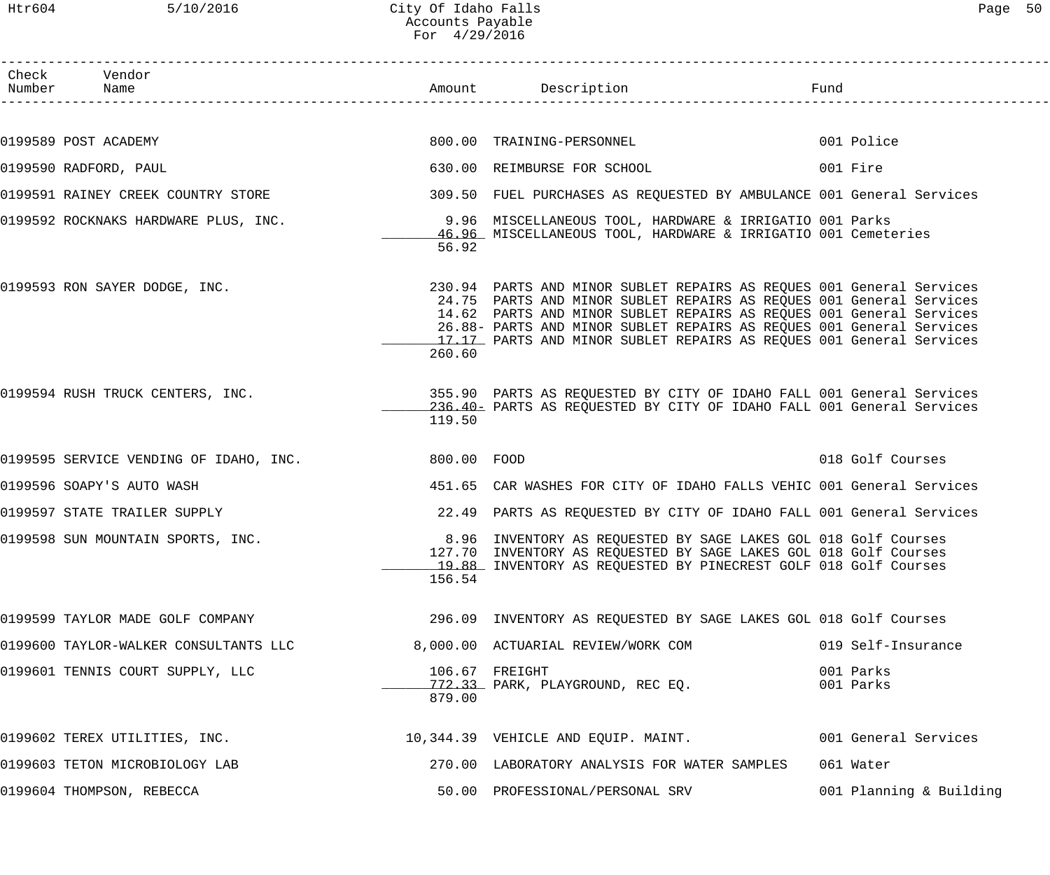# City Of Idaho Falls
## Accounts Payable
### For 4/29/2016

| Check Number | Vendor Name | Amount | Description | Fund |
|---|---|---|---|---|
| 0199589 | POST ACADEMY | 800.00 | TRAINING-PERSONNEL | 001 Police |
| 0199590 | RADFORD, PAUL | 630.00 | REIMBURSE FOR SCHOOL | 001 Fire |
| 0199591 | RAINEY CREEK COUNTRY STORE | 309.50 | FUEL PURCHASES AS REQUESTED BY AMBULANCE | 001 General Services |
| 0199592 | ROCKNAKS HARDWARE PLUS, INC. | 9.96 | MISCELLANEOUS TOOL, HARDWARE & IRRIGATIO | 001 Parks |
| | | 46.96 | MISCELLANEOUS TOOL, HARDWARE & IRRIGATIO | 001 Cemeteries |
| | | 56.92 | | |
| 0199593 | RON SAYER DODGE, INC. | 230.94 | PARTS AND MINOR SUBLET REPAIRS AS REQUES | 001 General Services |
| | | 24.75 | PARTS AND MINOR SUBLET REPAIRS AS REQUES | 001 General Services |
| | | 14.62 | PARTS AND MINOR SUBLET REPAIRS AS REQUES | 001 General Services |
| | | 26.88- | PARTS AND MINOR SUBLET REPAIRS AS REQUES | 001 General Services |
| | | 17.17 | PARTS AND MINOR SUBLET REPAIRS AS REQUES | 001 General Services |
| | | 260.60 | | |
| 0199594 | RUSH TRUCK CENTERS, INC. | 355.90 | PARTS AS REQUESTED BY CITY OF IDAHO FALL | 001 General Services |
| | | 236.40- | PARTS AS REQUESTED BY CITY OF IDAHO FALL | 001 General Services |
| | | 119.50 | | |
| 0199595 | SERVICE VENDING OF IDAHO, INC. | 800.00 | FOOD | 018 Golf Courses |
| 0199596 | SOAPY'S AUTO WASH | 451.65 | CAR WASHES FOR CITY OF IDAHO FALLS VEHIC | 001 General Services |
| 0199597 | STATE TRAILER SUPPLY | 22.49 | PARTS AS REQUESTED BY CITY OF IDAHO FALL | 001 General Services |
| 0199598 | SUN MOUNTAIN SPORTS, INC. | 8.96 | INVENTORY AS REQUESTED BY SAGE LAKES GOL | 018 Golf Courses |
| | | 127.70 | INVENTORY AS REQUESTED BY SAGE LAKES GOL | 018 Golf Courses |
| | | 19.88 | INVENTORY AS REQUESTED BY PINECREST GOLF | 018 Golf Courses |
| | | 156.54 | | |
| 0199599 | TAYLOR MADE GOLF COMPANY | 296.09 | INVENTORY AS REQUESTED BY SAGE LAKES GOL | 018 Golf Courses |
| 0199600 | TAYLOR-WALKER CONSULTANTS LLC | 8,000.00 | ACTUARIAL REVIEW/WORK COM | 019 Self-Insurance |
| 0199601 | TENNIS COURT SUPPLY, LLC | 106.67 | FREIGHT | 001 Parks |
| | | 772.33 | PARK, PLAYGROUND, REC EQ. | 001 Parks |
| | | 879.00 | | |
| 0199602 | TEREX UTILITIES, INC. | 10,344.39 | VEHICLE AND EQUIP. MAINT. | 001 General Services |
| 0199603 | TETON MICROBIOLOGY LAB | 270.00 | LABORATORY ANALYSIS FOR WATER SAMPLES | 061 Water |
| 0199604 | THOMPSON, REBECCA | 50.00 | PROFESSIONAL/PERSONAL SRV | 001 Planning & Building |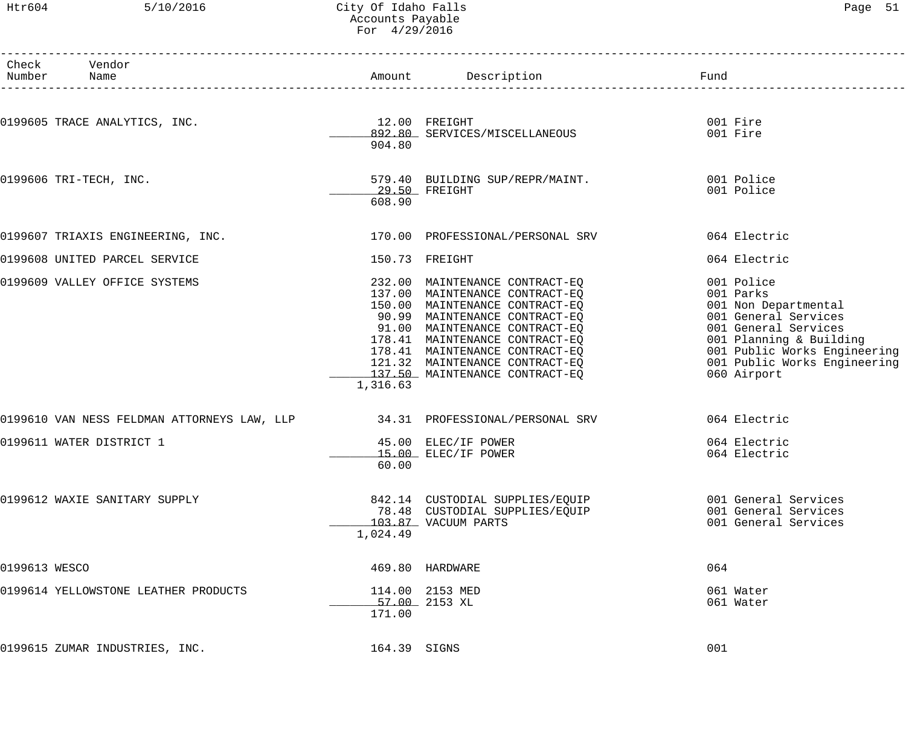City Of Idaho Falls
Accounts Payable
For 4/29/2016

| Check Number | Vendor Name | Amount | Description | Fund |
|---|---|---|---|---|
| 0199605 | TRACE ANALYTICS, INC. | 12.00 | FREIGHT | 001 Fire |
| | | 892.80 | SERVICES/MISCELLANEOUS | 001 Fire |
| | | 904.80 | | |
| 0199606 | TRI-TECH, INC. | 579.40 | BUILDING SUP/REPR/MAINT. | 001 Police |
| | | 29.50 | FREIGHT | 001 Police |
| | | 608.90 | | |
| 0199607 | TRIAXIS ENGINEERING, INC. | 170.00 | PROFESSIONAL/PERSONAL SRV | 064 Electric |
| 0199608 | UNITED PARCEL SERVICE | 150.73 | FREIGHT | 064 Electric |
| 0199609 | VALLEY OFFICE SYSTEMS | 232.00 | MAINTENANCE CONTRACT-EQ | 001 Police |
| | | 137.00 | MAINTENANCE CONTRACT-EQ | 001 Parks |
| | | 150.00 | MAINTENANCE CONTRACT-EQ | 001 Non Departmental |
| | | 90.99 | MAINTENANCE CONTRACT-EQ | 001 General Services |
| | | 91.00 | MAINTENANCE CONTRACT-EQ | 001 General Services |
| | | 178.41 | MAINTENANCE CONTRACT-EQ | 001 Planning & Building |
| | | 178.41 | MAINTENANCE CONTRACT-EQ | 001 Public Works Engineering |
| | | 121.32 | MAINTENANCE CONTRACT-EQ | 001 Public Works Engineering |
| | | 137.50 | MAINTENANCE CONTRACT-EQ | 060 Airport |
| | | 1,316.63 | | |
| 0199610 | VAN NESS FELDMAN ATTORNEYS LAW, LLP | 34.31 | PROFESSIONAL/PERSONAL SRV | 064 Electric |
| 0199611 | WATER DISTRICT 1 | 45.00 | ELEC/IF POWER | 064 Electric |
| | | 15.00 | ELEC/IF POWER | 064 Electric |
| | | 60.00 | | |
| 0199612 | WAXIE SANITARY SUPPLY | 842.14 | CUSTODIAL SUPPLIES/EQUIP | 001 General Services |
| | | 78.48 | CUSTODIAL SUPPLIES/EQUIP | 001 General Services |
| | | 103.87 | VACUUM PARTS | 001 General Services |
| | | 1,024.49 | | |
| 0199613 | WESCO | 469.80 | HARDWARE | 064 |
| 0199614 | YELLOWSTONE LEATHER PRODUCTS | 114.00 | 2153 MED | 061 Water |
| | | 57.00 | 2153 XL | 061 Water |
| | | 171.00 | | |
| 0199615 | ZUMAR INDUSTRIES, INC. | 164.39 | SIGNS | 001 |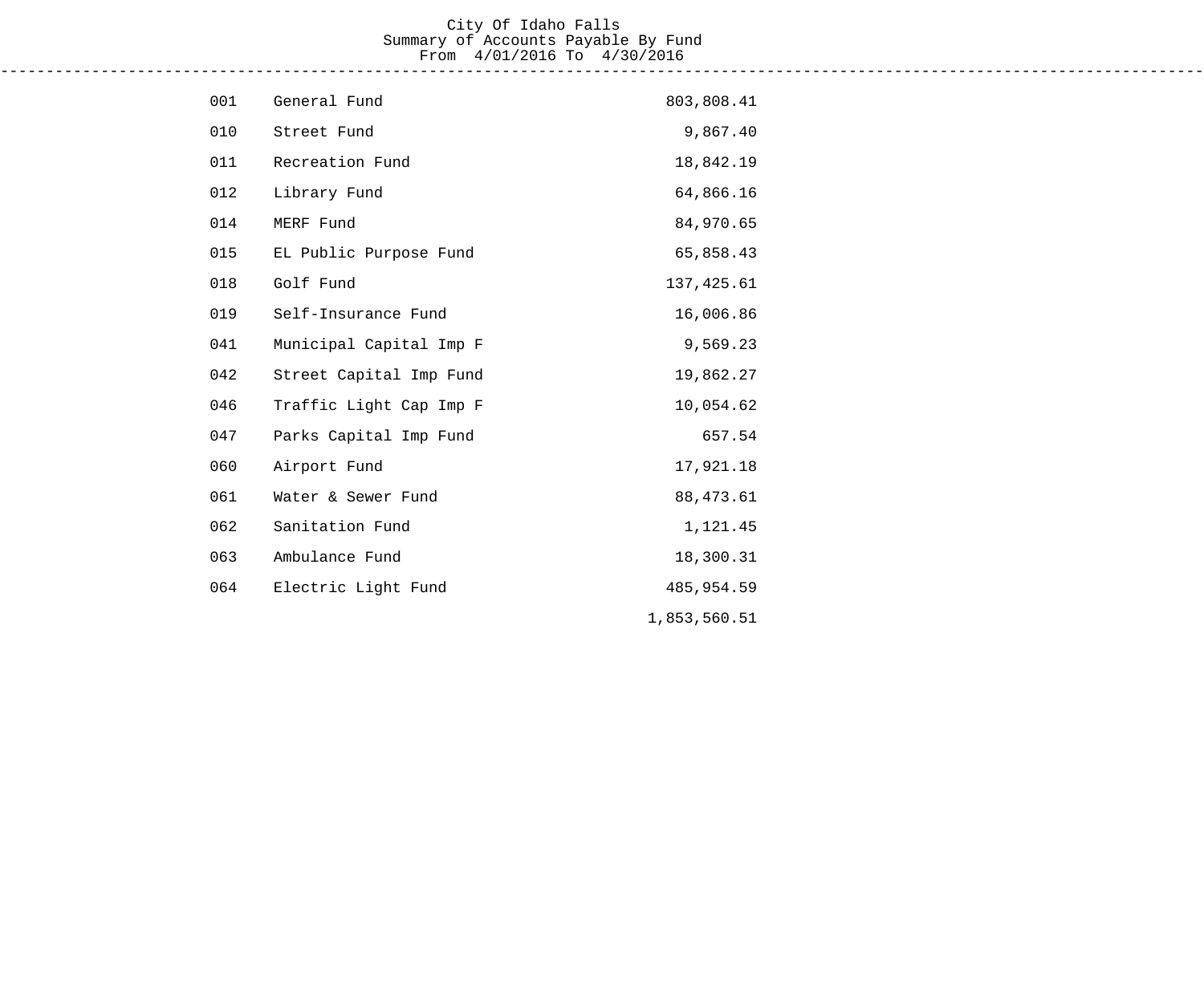City Of Idaho Falls
Summary of Accounts Payable By Fund
From 4/01/2016 To 4/30/2016

---

| Fund | Name | Amount |
|---|---|---|
| 001 | General Fund | 803,808.41 |
| 010 | Street Fund | 9,867.40 |
| 011 | Recreation Fund | 18,842.19 |
| 012 | Library Fund | 64,866.16 |
| 014 | MERF Fund | 84,970.65 |
| 015 | EL Public Purpose Fund | 65,858.43 |
| 018 | Golf Fund | 137,425.61 |
| 019 | Self-Insurance Fund | 16,006.86 |
| 041 | Municipal Capital Imp F | 9,569.23 |
| 042 | Street Capital Imp Fund | 19,862.27 |
| 046 | Traffic Light Cap Imp F | 10,054.62 |
| 047 | Parks Capital Imp Fund | 657.54 |
| 060 | Airport Fund | 17,921.18 |
| 061 | Water & Sewer Fund | 88,473.61 |
| 062 | Sanitation Fund | 1,121.45 |
| 063 | Ambulance Fund | 18,300.31 |
| 064 | Electric Light Fund | 485,954.59 |
| | | 1,853,560.51 |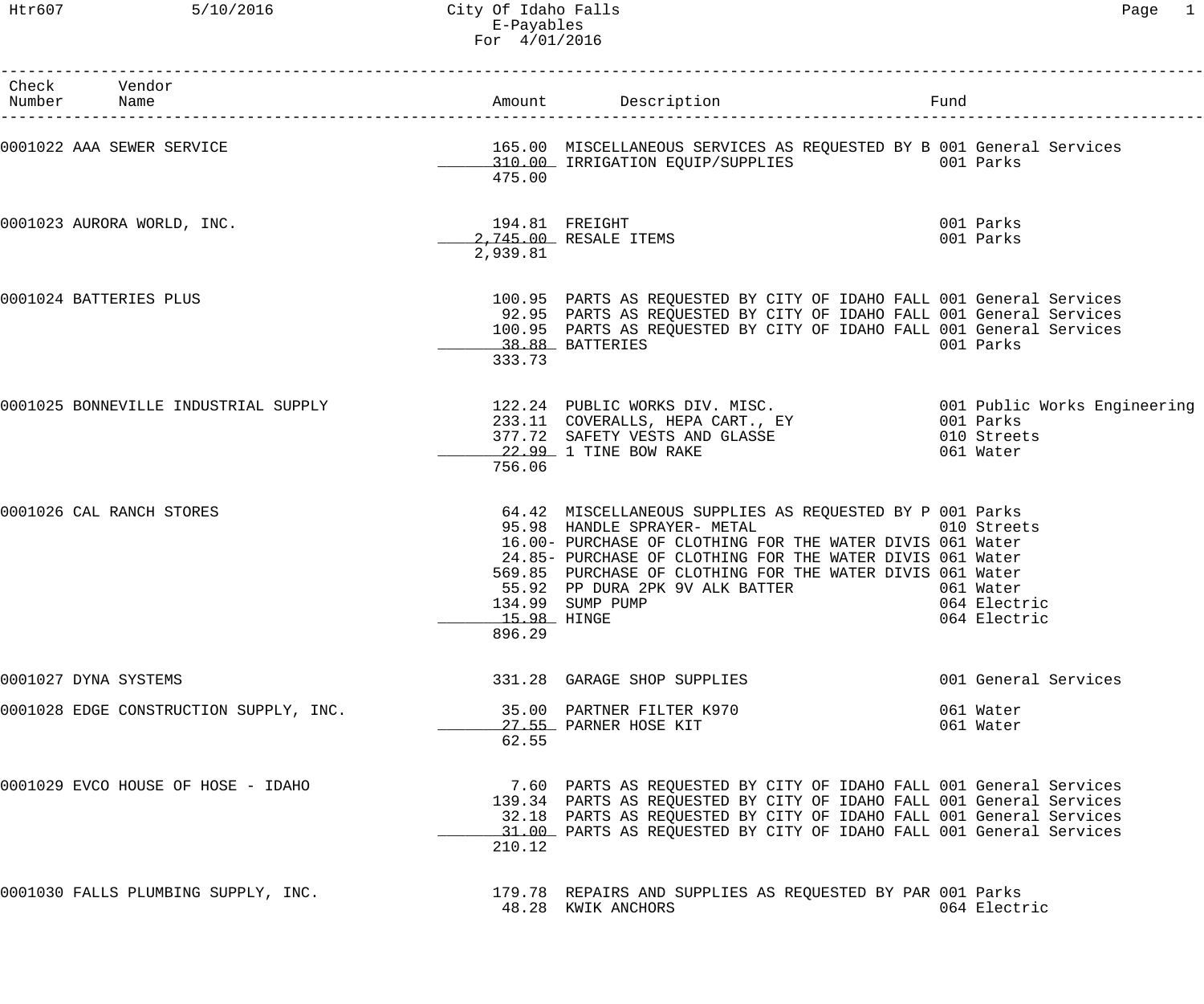# City Of Idaho Falls
## E-Payables
### For 4/01/2016

| Check Number | Vendor Name | Amount | Description | Fund |
|---|---|---|---|---|
| 0001022 | AAA SEWER SERVICE | 165.00 | MISCELLANEOUS SERVICES AS REQUESTED BY B | 001 General Services |
| | | 310.00 | IRRIGATION EQUIP/SUPPLIES | 001 Parks |
| | | 475.00 | | |
| 0001023 | AURORA WORLD, INC. | 194.81 | FREIGHT | 001 Parks |
| | | 2,745.00 | RESALE ITEMS | 001 Parks |
| | | 2,939.81 | | |
| 0001024 | BATTERIES PLUS | 100.95 | PARTS AS REQUESTED BY CITY OF IDAHO FALL | 001 General Services |
| | | 92.95 | PARTS AS REQUESTED BY CITY OF IDAHO FALL | 001 General Services |
| | | 100.95 | PARTS AS REQUESTED BY CITY OF IDAHO FALL | 001 General Services |
| | | 38.88 | BATTERIES | 001 Parks |
| | | 333.73 | | |
| 0001025 | BONNEVILLE INDUSTRIAL SUPPLY | 122.24 | PUBLIC WORKS DIV. MISC. | 001 Public Works Engineering |
| | | 233.11 | COVERALLS, HEPA CART., EY | 001 Parks |
| | | 377.72 | SAFETY VESTS AND GLASSE | 010 Streets |
| | | 22.99 | 1 TINE BOW RAKE | 061 Water |
| | | 756.06 | | |
| 0001026 | CAL RANCH STORES | 64.42 | MISCELLANEOUS SUPPLIES AS REQUESTED BY P | 001 Parks |
| | | 95.98 | HANDLE SPRAYER- METAL | 010 Streets |
| | | 16.00- | PURCHASE OF CLOTHING FOR THE WATER DIVIS | 061 Water |
| | | 24.85- | PURCHASE OF CLOTHING FOR THE WATER DIVIS | 061 Water |
| | | 569.85 | PURCHASE OF CLOTHING FOR THE WATER DIVIS | 061 Water |
| | | 55.92 | PP DURA 2PK 9V ALK BATTER | 061 Water |
| | | 134.99 | SUMP PUMP | 064 Electric |
| | | 15.98 | HINGE | 064 Electric |
| | | 896.29 | | |
| 0001027 | DYNA SYSTEMS | 331.28 | GARAGE SHOP SUPPLIES | 001 General Services |
| 0001028 | EDGE CONSTRUCTION SUPPLY, INC. | 35.00 | PARTNER FILTER K970 | 061 Water |
| | | 27.55 | PARNER HOSE KIT | 061 Water |
| | | 62.55 | | |
| 0001029 | EVCO HOUSE OF HOSE - IDAHO | 7.60 | PARTS AS REQUESTED BY CITY OF IDAHO FALL | 001 General Services |
| | | 139.34 | PARTS AS REQUESTED BY CITY OF IDAHO FALL | 001 General Services |
| | | 32.18 | PARTS AS REQUESTED BY CITY OF IDAHO FALL | 001 General Services |
| | | 31.00 | PARTS AS REQUESTED BY CITY OF IDAHO FALL | 001 General Services |
| | | 210.12 | | |
| 0001030 | FALLS PLUMBING SUPPLY, INC. | 179.78 | REPAIRS AND SUPPLIES AS REQUESTED BY PAR | 001 Parks |
| | | 48.28 | KWIK ANCHORS | 064 Electric |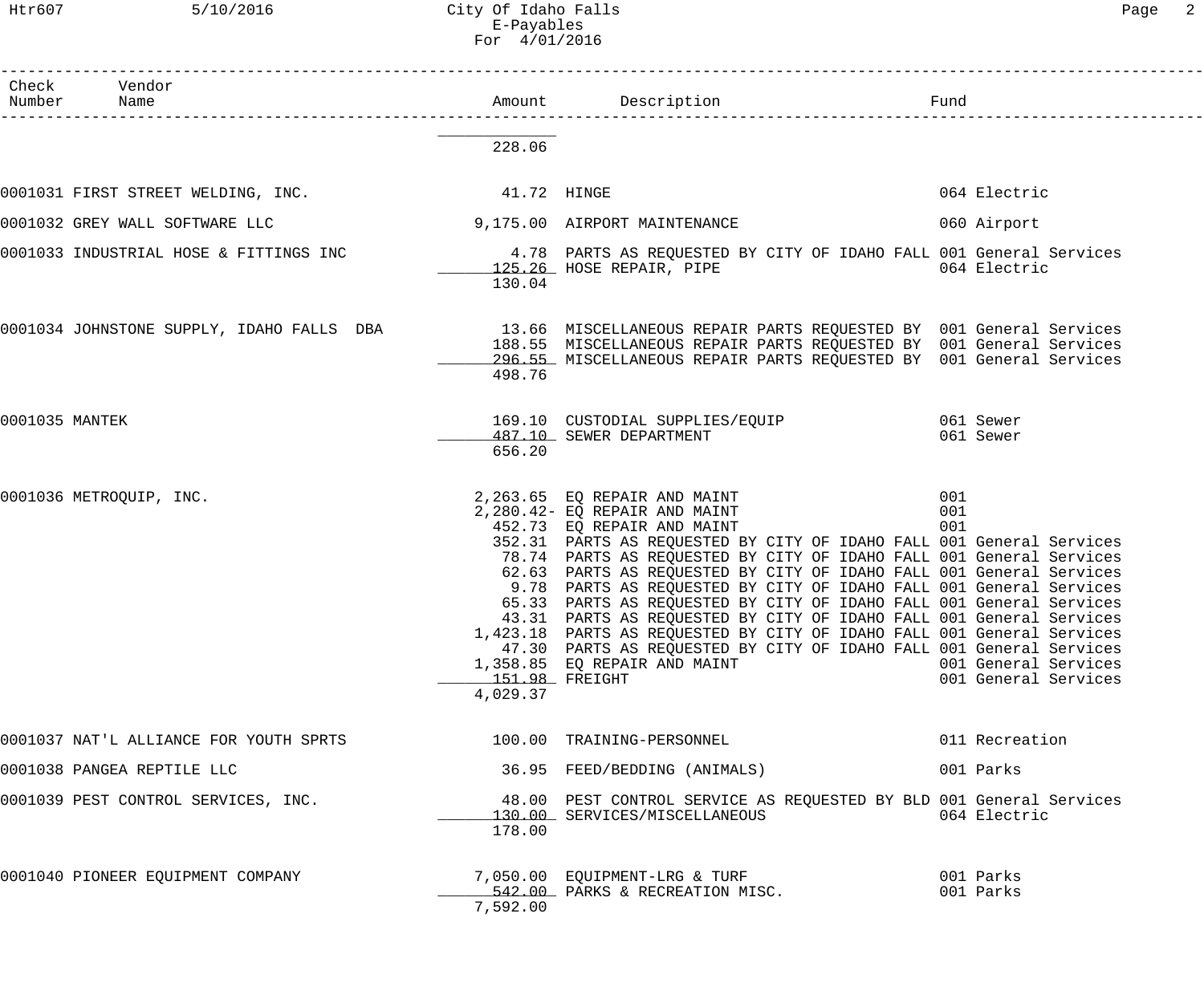City Of Idaho Falls
E-Payables
For 4/01/2016

| Check Number | Vendor Name | Amount | Description | Fund |
|---|---|---|---|---|
| | | 228.06 | | |
| 0001031 | FIRST STREET WELDING, INC. | 41.72 | HINGE | 064 Electric |
| 0001032 | GREY WALL SOFTWARE LLC | 9,175.00 | AIRPORT MAINTENANCE | 060 Airport |
| 0001033 | INDUSTRIAL HOSE & FITTINGS INC | 4.78 | PARTS AS REQUESTED BY CITY OF IDAHO FALL | 001 General Services |
| | | 125.26 | HOSE REPAIR, PIPE | 064 Electric |
| | | 130.04 | | |
| 0001034 | JOHNSTONE SUPPLY, IDAHO FALLS DBA | 13.66 | MISCELLANEOUS REPAIR PARTS REQUESTED BY | 001 General Services |
| | | 188.55 | MISCELLANEOUS REPAIR PARTS REQUESTED BY | 001 General Services |
| | | 296.55 | MISCELLANEOUS REPAIR PARTS REQUESTED BY | 001 General Services |
| | | 498.76 | | |
| 0001035 | MANTEK | 169.10 | CUSTODIAL SUPPLIES/EQUIP | 061 Sewer |
| | | 487.10 | SEWER DEPARTMENT | 061 Sewer |
| | | 656.20 | | |
| 0001036 | METROQUIP, INC. | 2,263.65 | EQ REPAIR AND MAINT | 001 |
| | | 2,280.42- | EQ REPAIR AND MAINT | 001 |
| | | 452.73 | EQ REPAIR AND MAINT | 001 |
| | | 352.31 | PARTS AS REQUESTED BY CITY OF IDAHO FALL | 001 General Services |
| | | 78.74 | PARTS AS REQUESTED BY CITY OF IDAHO FALL | 001 General Services |
| | | 62.63 | PARTS AS REQUESTED BY CITY OF IDAHO FALL | 001 General Services |
| | | 9.78 | PARTS AS REQUESTED BY CITY OF IDAHO FALL | 001 General Services |
| | | 65.33 | PARTS AS REQUESTED BY CITY OF IDAHO FALL | 001 General Services |
| | | 43.31 | PARTS AS REQUESTED BY CITY OF IDAHO FALL | 001 General Services |
| | | 1,423.18 | PARTS AS REQUESTED BY CITY OF IDAHO FALL | 001 General Services |
| | | 47.30 | PARTS AS REQUESTED BY CITY OF IDAHO FALL | 001 General Services |
| | | 1,358.85 | EQ REPAIR AND MAINT | 001 General Services |
| | | 151.98 | FREIGHT | 001 General Services |
| | | 4,029.37 | | |
| 0001037 | NAT'L ALLIANCE FOR YOUTH SPRTS | 100.00 | TRAINING-PERSONNEL | 011 Recreation |
| 0001038 | PANGEA REPTILE LLC | 36.95 | FEED/BEDDING (ANIMALS) | 001 Parks |
| 0001039 | PEST CONTROL SERVICES, INC. | 48.00 | PEST CONTROL SERVICE AS REQUESTED BY BLD | 001 General Services |
| | | 130.00 | SERVICES/MISCELLANEOUS | 064 Electric |
| | | 178.00 | | |
| 0001040 | PIONEER EQUIPMENT COMPANY | 7,050.00 | EQUIPMENT-LRG & TURF | 001 Parks |
| | | 542.00 | PARKS & RECREATION MISC. | 001 Parks |
| | | 7,592.00 | | |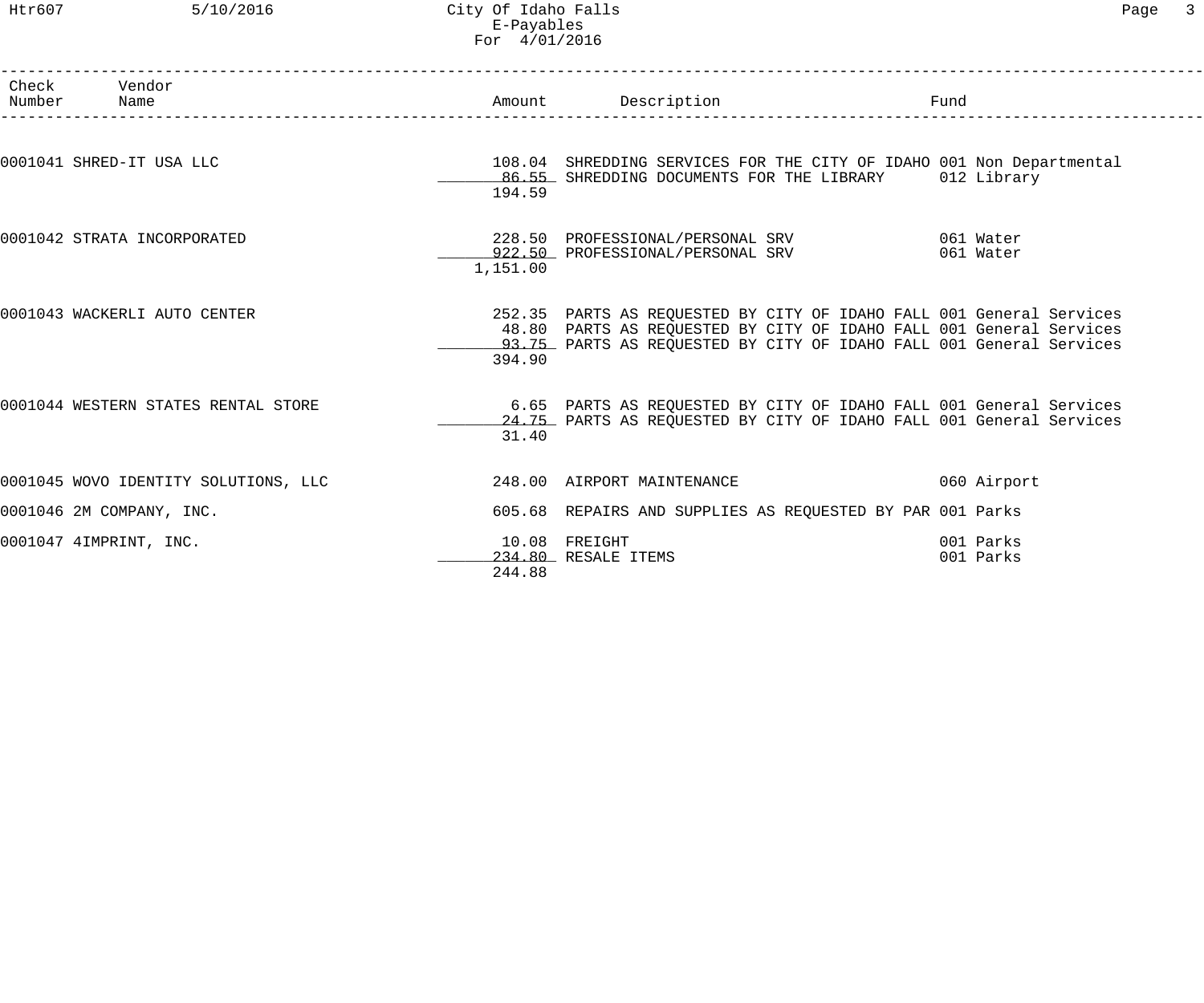# City Of Idaho Falls
## E-Payables
### For 4/01/2016

| Check Number | Vendor Name | Amount | Description | Fund |
|---|---|---|---|---|
| 0001041 | SHRED-IT USA LLC | 108.04 | SHREDDING SERVICES FOR THE CITY OF IDAHO | 001 Non Departmental |
| | | 86.55 | SHREDDING DOCUMENTS FOR THE LIBRARY | 012 Library |
| | | 194.59 | | |
| 0001042 | STRATA INCORPORATED | 228.50 | PROFESSIONAL/PERSONAL SRV | 061 Water |
| | | 922.50 | PROFESSIONAL/PERSONAL SRV | 061 Water |
| | | 1,151.00 | | |
| 0001043 | WACKERLI AUTO CENTER | 252.35 | PARTS AS REQUESTED BY CITY OF IDAHO FALL | 001 General Services |
| | | 48.80 | PARTS AS REQUESTED BY CITY OF IDAHO FALL | 001 General Services |
| | | 93.75 | PARTS AS REQUESTED BY CITY OF IDAHO FALL | 001 General Services |
| | | 394.90 | | |
| 0001044 | WESTERN STATES RENTAL STORE | 6.65 | PARTS AS REQUESTED BY CITY OF IDAHO FALL | 001 General Services |
| | | 24.75 | PARTS AS REQUESTED BY CITY OF IDAHO FALL | 001 General Services |
| | | 31.40 | | |
| 0001045 | WOVO IDENTITY SOLUTIONS, LLC | 248.00 | AIRPORT MAINTENANCE | 060 Airport |
| 0001046 | 2M COMPANY, INC. | 605.68 | REPAIRS AND SUPPLIES AS REQUESTED BY PAR | 001 Parks |
| 0001047 | 4IMPRINT, INC. | 10.08 | FREIGHT | 001 Parks |
| | | 234.80 | RESALE ITEMS | 001 Parks |
| | | 244.88 | | |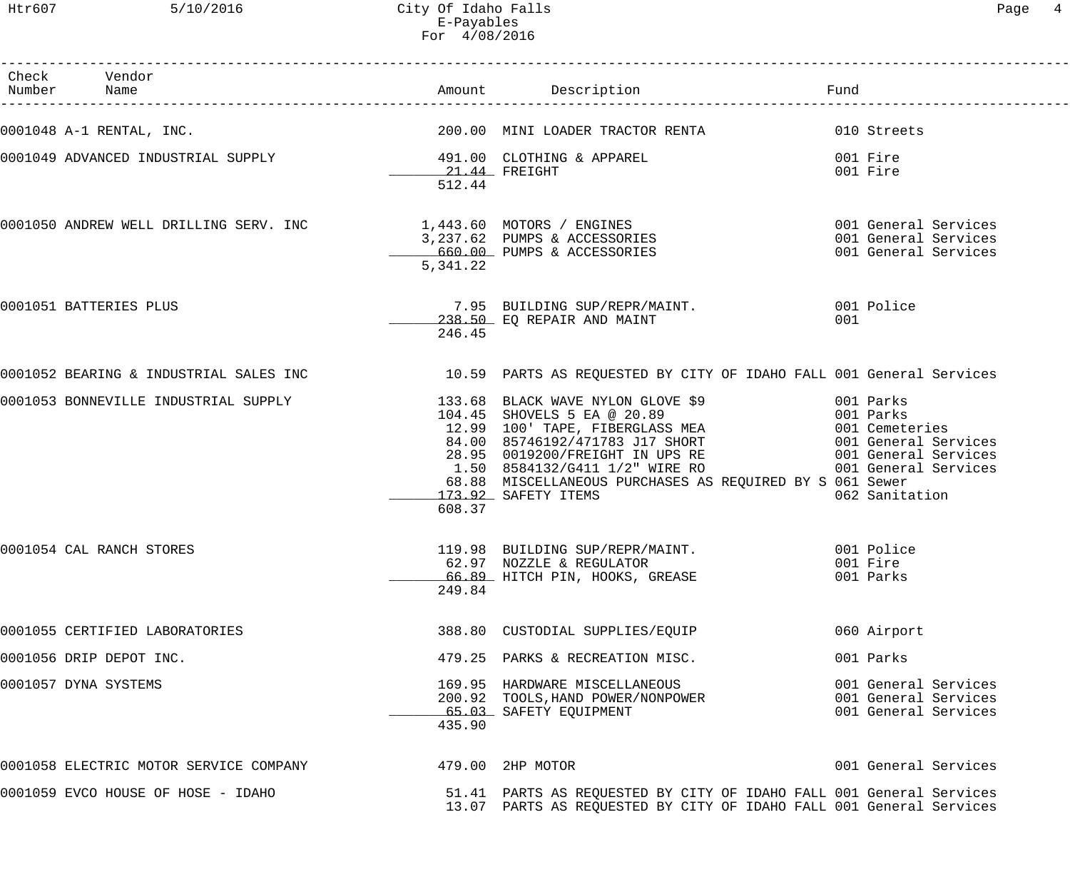City Of Idaho Falls
E-Payables
For 4/08/2016

| Check Number | Vendor Name | Amount | Description | Fund |
|---|---|---|---|---|
| 0001048 | A-1 RENTAL, INC. | 200.00 | MINI LOADER TRACTOR RENTA | 010 Streets |
| 0001049 | ADVANCED INDUSTRIAL SUPPLY | 491.00 | CLOTHING & APPAREL | 001 Fire |
| | | 21.44 | FREIGHT | 001 Fire |
| | | 512.44 | | |
| 0001050 | ANDREW WELL DRILLING SERV. INC | 1,443.60 | MOTORS / ENGINES | 001 General Services |
| | | 3,237.62 | PUMPS & ACCESSORIES | 001 General Services |
| | | 660.00 | PUMPS & ACCESSORIES | 001 General Services |
| | | 5,341.22 | | |
| 0001051 | BATTERIES PLUS | 7.95 | BUILDING SUP/REPR/MAINT. | 001 Police |
| | | 238.50 | EQ REPAIR AND MAINT | 001 |
| | | 246.45 | | |
| 0001052 | BEARING & INDUSTRIAL SALES INC | 10.59 | PARTS AS REQUESTED BY CITY OF IDAHO FALL | 001 General Services |
| 0001053 | BONNEVILLE INDUSTRIAL SUPPLY | 133.68 | BLACK WAVE NYLON GLOVE $9 | 001 Parks |
| | | 104.45 | SHOVELS 5 EA @ 20.89 | 001 Parks |
| | | 12.99 | 100' TAPE, FIBERGLASS MEA | 001 Cemeteries |
| | | 84.00 | 85746192/471783 J17 SHORT | 001 General Services |
| | | 28.95 | 0019200/FREIGHT IN UPS RE | 001 General Services |
| | | 1.50 | 8584132/G411 1/2" WIRE RO | 001 General Services |
| | | 68.88 | MISCELLANEOUS PURCHASES AS REQUIRED BY S | 061 Sewer |
| | | 173.92 | SAFETY ITEMS | 062 Sanitation |
| | | 608.37 | | |
| 0001054 | CAL RANCH STORES | 119.98 | BUILDING SUP/REPR/MAINT. | 001 Police |
| | | 62.97 | NOZZLE & REGULATOR | 001 Fire |
| | | 66.89 | HITCH PIN, HOOKS, GREASE | 001 Parks |
| | | 249.84 | | |
| 0001055 | CERTIFIED LABORATORIES | 388.80 | CUSTODIAL SUPPLIES/EQUIP | 060 Airport |
| 0001056 | DRIP DEPOT INC. | 479.25 | PARKS & RECREATION MISC. | 001 Parks |
| 0001057 | DYNA SYSTEMS | 169.95 | HARDWARE MISCELLANEOUS | 001 General Services |
| | | 200.92 | TOOLS,HAND POWER/NONPOWER | 001 General Services |
| | | 65.03 | SAFETY EQUIPMENT | 001 General Services |
| | | 435.90 | | |
| 0001058 | ELECTRIC MOTOR SERVICE COMPANY | 479.00 | 2HP MOTOR | 001 General Services |
| 0001059 | EVCO HOUSE OF HOSE - IDAHO | 51.41 | PARTS AS REQUESTED BY CITY OF IDAHO FALL | 001 General Services |
| | | 13.07 | PARTS AS REQUESTED BY CITY OF IDAHO FALL | 001 General Services |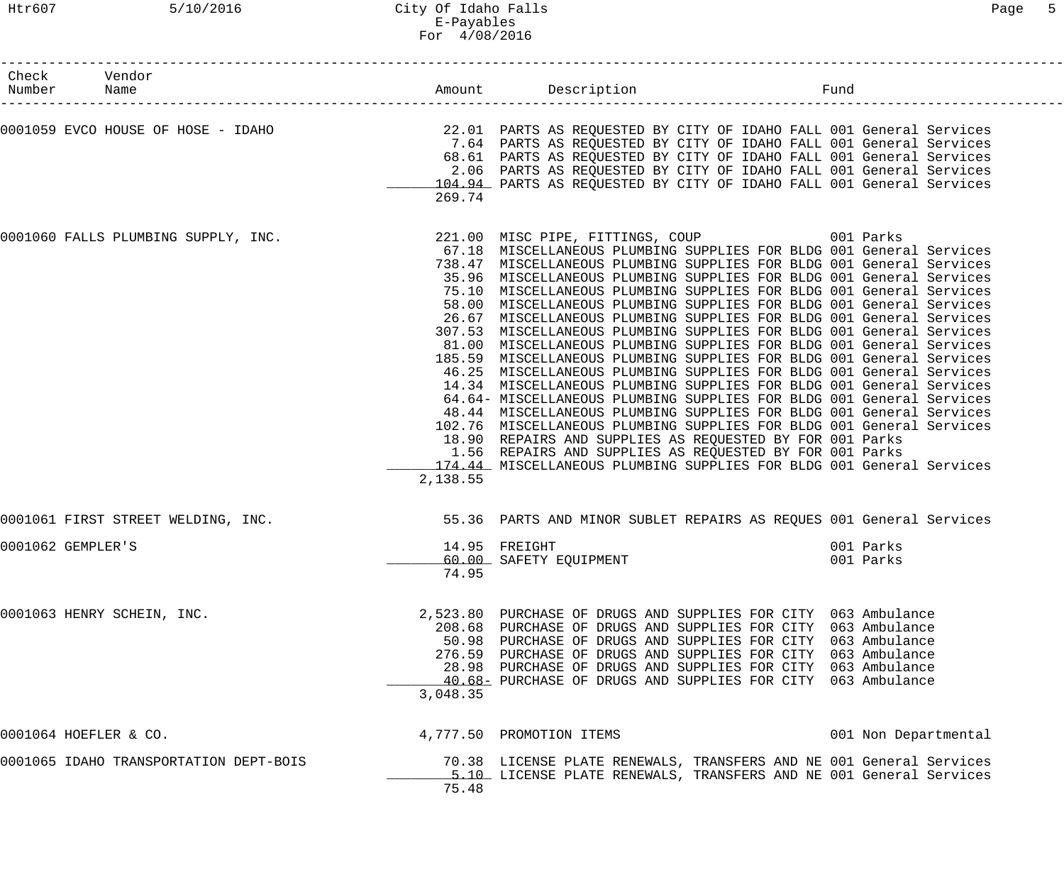| Check Number | Vendor Name | Amount | Description | Fund |
|---|---|---|---|---|
| 0001059 | EVCO HOUSE OF HOSE - IDAHO | 22.01 | PARTS AS REQUESTED BY CITY OF IDAHO FALL | 001 General Services |
| | | 7.64 | PARTS AS REQUESTED BY CITY OF IDAHO FALL | 001 General Services |
| | | 68.61 | PARTS AS REQUESTED BY CITY OF IDAHO FALL | 001 General Services |
| | | 2.06 | PARTS AS REQUESTED BY CITY OF IDAHO FALL | 001 General Services |
| | | 104.94 | PARTS AS REQUESTED BY CITY OF IDAHO FALL | 001 General Services |
| | | 269.74 | | |
| 0001060 | FALLS PLUMBING SUPPLY, INC. | 221.00 | MISC PIPE, FITTINGS, COUP | 001 Parks |
| | | 67.18 | MISCELLANEOUS PLUMBING SUPPLIES FOR BLDG | 001 General Services |
| | | 738.47 | MISCELLANEOUS PLUMBING SUPPLIES FOR BLDG | 001 General Services |
| | | 35.96 | MISCELLANEOUS PLUMBING SUPPLIES FOR BLDG | 001 General Services |
| | | 75.10 | MISCELLANEOUS PLUMBING SUPPLIES FOR BLDG | 001 General Services |
| | | 58.00 | MISCELLANEOUS PLUMBING SUPPLIES FOR BLDG | 001 General Services |
| | | 26.67 | MISCELLANEOUS PLUMBING SUPPLIES FOR BLDG | 001 General Services |
| | | 307.53 | MISCELLANEOUS PLUMBING SUPPLIES FOR BLDG | 001 General Services |
| | | 81.00 | MISCELLANEOUS PLUMBING SUPPLIES FOR BLDG | 001 General Services |
| | | 185.59 | MISCELLANEOUS PLUMBING SUPPLIES FOR BLDG | 001 General Services |
| | | 46.25 | MISCELLANEOUS PLUMBING SUPPLIES FOR BLDG | 001 General Services |
| | | 14.34 | MISCELLANEOUS PLUMBING SUPPLIES FOR BLDG | 001 General Services |
| | | 64.64- | MISCELLANEOUS PLUMBING SUPPLIES FOR BLDG | 001 General Services |
| | | 48.44 | MISCELLANEOUS PLUMBING SUPPLIES FOR BLDG | 001 General Services |
| | | 102.76 | MISCELLANEOUS PLUMBING SUPPLIES FOR BLDG | 001 General Services |
| | | 18.90 | REPAIRS AND SUPPLIES AS REQUESTED BY FOR | 001 Parks |
| | | 1.56 | REPAIRS AND SUPPLIES AS REQUESTED BY FOR | 001 Parks |
| | | 174.44 | MISCELLANEOUS PLUMBING SUPPLIES FOR BLDG | 001 General Services |
| | | 2,138.55 | | |
| 0001061 | FIRST STREET WELDING, INC. | 55.36 | PARTS AND MINOR SUBLET REPAIRS AS REQUES | 001 General Services |
| 0001062 | GEMPLER'S | 14.95 | FREIGHT | 001 Parks |
| | | 60.00 | SAFETY EQUIPMENT | 001 Parks |
| | | 74.95 | | |
| 0001063 | HENRY SCHEIN, INC. | 2,523.80 | PURCHASE OF DRUGS AND SUPPLIES FOR CITY | 063 Ambulance |
| | | 208.68 | PURCHASE OF DRUGS AND SUPPLIES FOR CITY | 063 Ambulance |
| | | 50.98 | PURCHASE OF DRUGS AND SUPPLIES FOR CITY | 063 Ambulance |
| | | 276.59 | PURCHASE OF DRUGS AND SUPPLIES FOR CITY | 063 Ambulance |
| | | 28.98 | PURCHASE OF DRUGS AND SUPPLIES FOR CITY | 063 Ambulance |
| | | 40.68- | PURCHASE OF DRUGS AND SUPPLIES FOR CITY | 063 Ambulance |
| | | 3,048.35 | | |
| 0001064 | HOEFLER & CO. | 4,777.50 | PROMOTION ITEMS | 001 Non Departmental |
| 0001065 | IDAHO TRANSPORTATION DEPT-BOIS | 70.38 | LICENSE PLATE RENEWALS, TRANSFERS AND NE | 001 General Services |
| | | 5.10 | LICENSE PLATE RENEWALS, TRANSFERS AND NE | 001 General Services |
| | | 75.48 | | |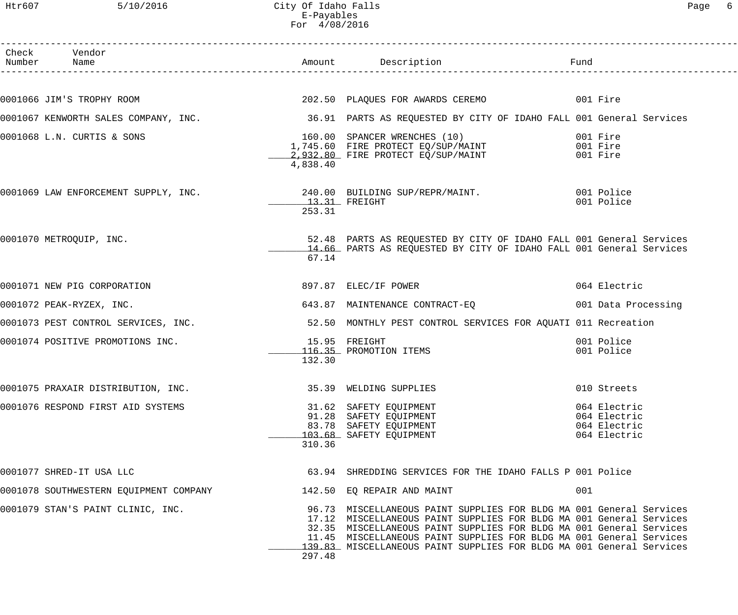City Of Idaho Falls
E-Payables
For 4/08/2016

| Check Number | Vendor Name | Amount | Description | Fund |
|---|---|---|---|---|
| 0001066 | JIM'S TROPHY ROOM | 202.50 | PLAQUES FOR AWARDS CEREMO | 001 Fire |
| 0001067 | KENWORTH SALES COMPANY, INC. | 36.91 | PARTS AS REQUESTED BY CITY OF IDAHO FALL | 001 General Services |
| 0001068 | L.N. CURTIS & SONS | 160.00 | SPANCER WRENCHES (10) | 001 Fire |
| | | 1,745.60 | FIRE PROTECT EQ/SUP/MAINT | 001 Fire |
| | | 2,932.80 | FIRE PROTECT EQ/SUP/MAINT | 001 Fire |
| | | 4,838.40 | | |
| 0001069 | LAW ENFORCEMENT SUPPLY, INC. | 240.00 | BUILDING SUP/REPR/MAINT. | 001 Police |
| | | 13.31 | FREIGHT | 001 Police |
| | | 253.31 | | |
| 0001070 | METROQUIP, INC. | 52.48 | PARTS AS REQUESTED BY CITY OF IDAHO FALL | 001 General Services |
| | | 14.66 | PARTS AS REQUESTED BY CITY OF IDAHO FALL | 001 General Services |
| | | 67.14 | | |
| 0001071 | NEW PIG CORPORATION | 897.87 | ELEC/IF POWER | 064 Electric |
| 0001072 | PEAK-RYZEX, INC. | 643.87 | MAINTENANCE CONTRACT-EQ | 001 Data Processing |
| 0001073 | PEST CONTROL SERVICES, INC. | 52.50 | MONTHLY PEST CONTROL SERVICES FOR AQUATI | 011 Recreation |
| 0001074 | POSITIVE PROMOTIONS INC. | 15.95 | FREIGHT | 001 Police |
| | | 116.35 | PROMOTION ITEMS | 001 Police |
| | | 132.30 | | |
| 0001075 | PRAXAIR DISTRIBUTION, INC. | 35.39 | WELDING SUPPLIES | 010 Streets |
| 0001076 | RESPOND FIRST AID SYSTEMS | 31.62 | SAFETY EQUIPMENT | 064 Electric |
| | | 91.28 | SAFETY EQUIPMENT | 064 Electric |
| | | 83.78 | SAFETY EQUIPMENT | 064 Electric |
| | | 103.68 | SAFETY EQUIPMENT | 064 Electric |
| | | 310.36 | | |
| 0001077 | SHRED-IT USA LLC | 63.94 | SHREDDING SERVICES FOR THE IDAHO FALLS P | 001 Police |
| 0001078 | SOUTHWESTERN EQUIPMENT COMPANY | 142.50 | EQ REPAIR AND MAINT | 001 |
| 0001079 | STAN'S PAINT CLINIC, INC. | 96.73 | MISCELLANEOUS PAINT SUPPLIES FOR BLDG MA | 001 General Services |
| | | 17.12 | MISCELLANEOUS PAINT SUPPLIES FOR BLDG MA | 001 General Services |
| | | 32.35 | MISCELLANEOUS PAINT SUPPLIES FOR BLDG MA | 001 General Services |
| | | 11.45 | MISCELLANEOUS PAINT SUPPLIES FOR BLDG MA | 001 General Services |
| | | 139.83 | MISCELLANEOUS PAINT SUPPLIES FOR BLDG MA | 001 General Services |
| | | 297.48 | | |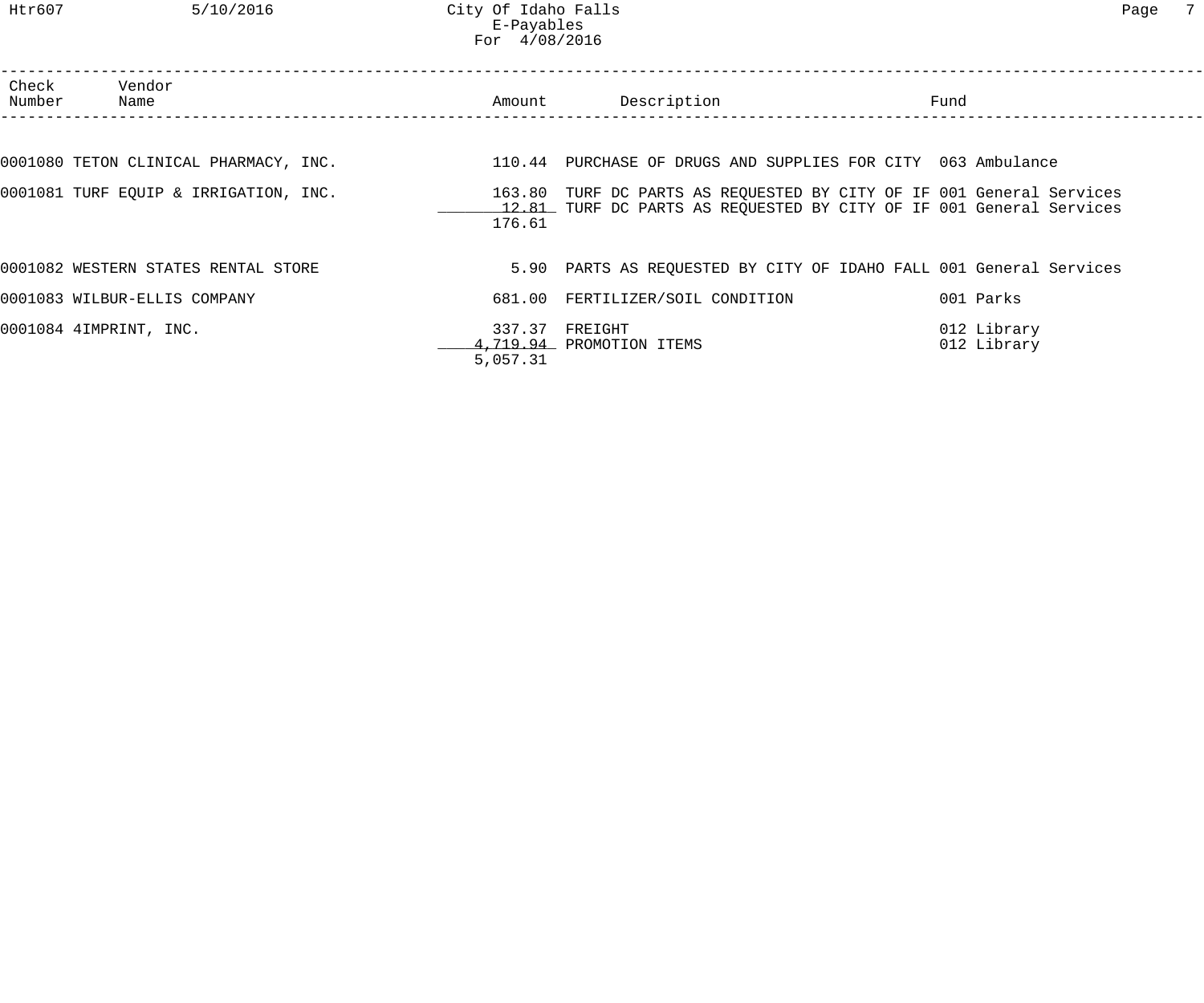City Of Idaho Falls
E-Payables
For 4/08/2016

| Check Number | Vendor Name | Amount | Description | Fund |
|---|---|---|---|---|
| 0001080 | TETON CLINICAL PHARMACY, INC. | 110.44 | PURCHASE OF DRUGS AND SUPPLIES FOR CITY | 063 Ambulance |
| 0001081 | TURF EQUIP & IRRIGATION, INC. | 163.80 | TURF DC PARTS AS REQUESTED BY CITY OF IF | 001 General Services |
| | | 12.81 | TURF DC PARTS AS REQUESTED BY CITY OF IF | 001 General Services |
| | | 176.61 | | |
| 0001082 | WESTERN STATES RENTAL STORE | 5.90 | PARTS AS REQUESTED BY CITY OF IDAHO FALL | 001 General Services |
| 0001083 | WILBUR-ELLIS COMPANY | 681.00 | FERTILIZER/SOIL CONDITION | 001 Parks |
| 0001084 | 4IMPRINT, INC. | 337.37 | FREIGHT | 012 Library |
| | | 4,719.94 | PROMOTION ITEMS | 012 Library |
| | | 5,057.31 | | |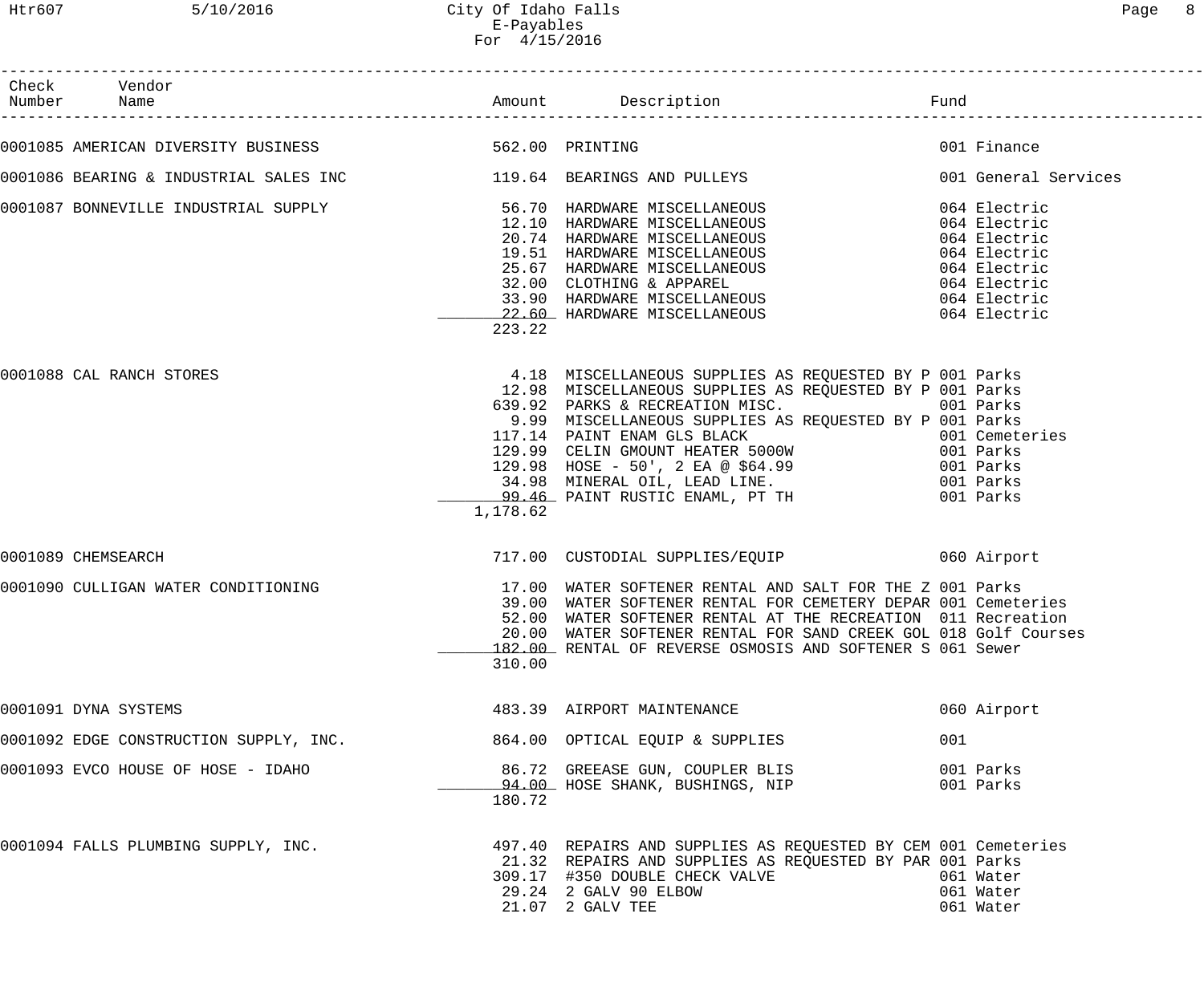# City Of Idaho Falls
## E-Payables
### For 4/15/2016

| Check Number | Vendor Name | Amount | Description | Fund |
|---|---|---|---|---|
| 0001085 | AMERICAN DIVERSITY BUSINESS | 562.00 | PRINTING | 001 Finance |
| 0001086 | BEARING & INDUSTRIAL SALES INC | 119.64 | BEARINGS AND PULLEYS | 001 General Services |
| 0001087 | BONNEVILLE INDUSTRIAL SUPPLY | 56.70 | HARDWARE MISCELLANEOUS | 064 Electric |
| | | 12.10 | HARDWARE MISCELLANEOUS | 064 Electric |
| | | 20.74 | HARDWARE MISCELLANEOUS | 064 Electric |
| | | 19.51 | HARDWARE MISCELLANEOUS | 064 Electric |
| | | 25.67 | HARDWARE MISCELLANEOUS | 064 Electric |
| | | 32.00 | CLOTHING & APPAREL | 064 Electric |
| | | 33.90 | HARDWARE MISCELLANEOUS | 064 Electric |
| | | 22.60 | HARDWARE MISCELLANEOUS | 064 Electric |
| | | 223.22 | | |
| 0001088 | CAL RANCH STORES | 4.18 | MISCELLANEOUS SUPPLIES AS REQUESTED BY P | 001 Parks |
| | | 12.98 | MISCELLANEOUS SUPPLIES AS REQUESTED BY P | 001 Parks |
| | | 639.92 | PARKS & RECREATION MISC. | 001 Parks |
| | | 9.99 | MISCELLANEOUS SUPPLIES AS REQUESTED BY P | 001 Parks |
| | | 117.14 | PAINT ENAM GLS BLACK | 001 Cemeteries |
| | | 129.99 | CELIN GMOUNT HEATER 5000W | 001 Parks |
| | | 129.98 | HOSE - 50', 2 EA @ $64.99 | 001 Parks |
| | | 34.98 | MINERAL OIL, LEAD LINE. | 001 Parks |
| | | 99.46 | PAINT RUSTIC ENAML, PT TH | 001 Parks |
| | | 1,178.62 | | |
| 0001089 | CHEMSEARCH | 717.00 | CUSTODIAL SUPPLIES/EQUIP | 060 Airport |
| 0001090 | CULLIGAN WATER CONDITIONING | 17.00 | WATER SOFTENER RENTAL AND SALT FOR THE Z | 001 Parks |
| | | 39.00 | WATER SOFTENER RENTAL FOR CEMETERY DEPAR | 001 Cemeteries |
| | | 52.00 | WATER SOFTENER RENTAL AT THE RECREATION | 011 Recreation |
| | | 20.00 | WATER SOFTENER RENTAL FOR SAND CREEK GOL | 018 Golf Courses |
| | | 182.00 | RENTAL OF REVERSE OSMOSIS AND SOFTENER S | 061 Sewer |
| | | 310.00 | | |
| 0001091 | DYNA SYSTEMS | 483.39 | AIRPORT MAINTENANCE | 060 Airport |
| 0001092 | EDGE CONSTRUCTION SUPPLY, INC. | 864.00 | OPTICAL EQUIP & SUPPLIES | 001 |
| 0001093 | EVCO HOUSE OF HOSE - IDAHO | 86.72 | GREEASE GUN, COUPLER BLIS | 001 Parks |
| | | 94.00 | HOSE SHANK, BUSHINGS, NIP | 001 Parks |
| | | 180.72 | | |
| 0001094 | FALLS PLUMBING SUPPLY, INC. | 497.40 | REPAIRS AND SUPPLIES AS REQUESTED BY CEM | 001 Cemeteries |
| | | 21.32 | REPAIRS AND SUPPLIES AS REQUESTED BY PAR | 001 Parks |
| | | 309.17 | #350 DOUBLE CHECK VALVE | 061 Water |
| | | 29.24 | 2 GALV 90 ELBOW | 061 Water |
| | | 21.07 | 2 GALV TEE | 061 Water |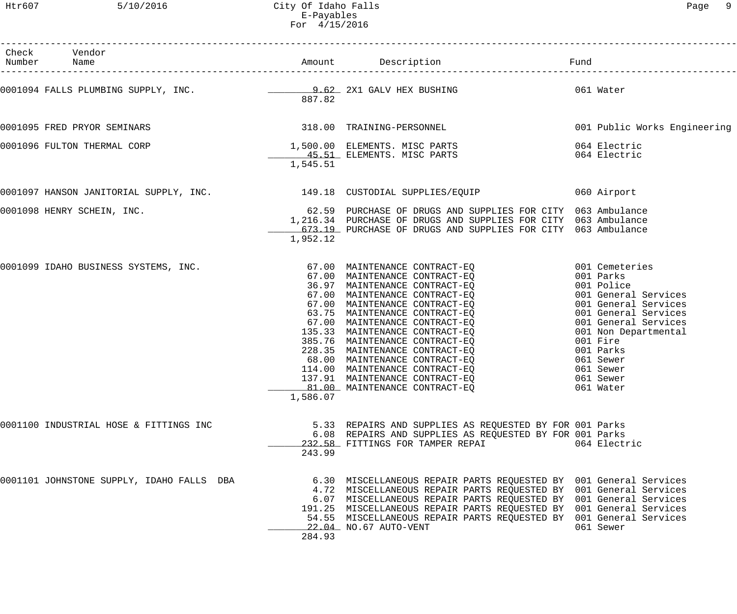City Of Idaho Falls
E-Payables
For 4/15/2016

| Check Number | Vendor Name | Amount | Description | Fund |
|---|---|---|---|---|
| 0001094 | FALLS PLUMBING SUPPLY, INC. | 9.62 | 2X1 GALV HEX BUSHING | 061 Water |
| | | 887.82 | | |
| 0001095 | FRED PRYOR SEMINARS | 318.00 | TRAINING-PERSONNEL | 001 Public Works Engineering |
| 0001096 | FULTON THERMAL CORP | 1,500.00 | ELEMENTS. MISC PARTS | 064 Electric |
| | | 45.51 | ELEMENTS. MISC PARTS | 064 Electric |
| | | 1,545.51 | | |
| 0001097 | HANSON JANITORIAL SUPPLY, INC. | 149.18 | CUSTODIAL SUPPLIES/EQUIP | 060 Airport |
| 0001098 | HENRY SCHEIN, INC. | 62.59 | PURCHASE OF DRUGS AND SUPPLIES FOR CITY | 063 Ambulance |
| | | 1,216.34 | PURCHASE OF DRUGS AND SUPPLIES FOR CITY | 063 Ambulance |
| | | 673.19 | PURCHASE OF DRUGS AND SUPPLIES FOR CITY | 063 Ambulance |
| | | 1,952.12 | | |
| 0001099 | IDAHO BUSINESS SYSTEMS, INC. | 67.00 | MAINTENANCE CONTRACT-EQ | 001 Cemeteries |
| | | 67.00 | MAINTENANCE CONTRACT-EQ | 001 Parks |
| | | 36.97 | MAINTENANCE CONTRACT-EQ | 001 Police |
| | | 67.00 | MAINTENANCE CONTRACT-EQ | 001 General Services |
| | | 67.00 | MAINTENANCE CONTRACT-EQ | 001 General Services |
| | | 63.75 | MAINTENANCE CONTRACT-EQ | 001 General Services |
| | | 67.00 | MAINTENANCE CONTRACT-EQ | 001 General Services |
| | | 135.33 | MAINTENANCE CONTRACT-EQ | 001 Non Departmental |
| | | 385.76 | MAINTENANCE CONTRACT-EQ | 001 Fire |
| | | 228.35 | MAINTENANCE CONTRACT-EQ | 001 Parks |
| | | 68.00 | MAINTENANCE CONTRACT-EQ | 061 Sewer |
| | | 114.00 | MAINTENANCE CONTRACT-EQ | 061 Sewer |
| | | 137.91 | MAINTENANCE CONTRACT-EQ | 061 Sewer |
| | | 81.00 | MAINTENANCE CONTRACT-EQ | 061 Water |
| | | 1,586.07 | | |
| 0001100 | INDUSTRIAL HOSE & FITTINGS INC | 5.33 | REPAIRS AND SUPPLIES AS REQUESTED BY FOR | 001 Parks |
| | | 6.08 | REPAIRS AND SUPPLIES AS REQUESTED BY FOR | 001 Parks |
| | | 232.58 | FITTINGS FOR TAMPER REPAI | 064 Electric |
| | | 243.99 | | |
| 0001101 | JOHNSTONE SUPPLY, IDAHO FALLS DBA | 6.30 | MISCELLANEOUS REPAIR PARTS REQUESTED BY | 001 General Services |
| | | 4.72 | MISCELLANEOUS REPAIR PARTS REQUESTED BY | 001 General Services |
| | | 6.07 | MISCELLANEOUS REPAIR PARTS REQUESTED BY | 001 General Services |
| | | 191.25 | MISCELLANEOUS REPAIR PARTS REQUESTED BY | 001 General Services |
| | | 54.55 | MISCELLANEOUS REPAIR PARTS REQUESTED BY | 001 General Services |
| | | 22.04 | NO.67 AUTO-VENT | 061 Sewer |
| | | 284.93 | | |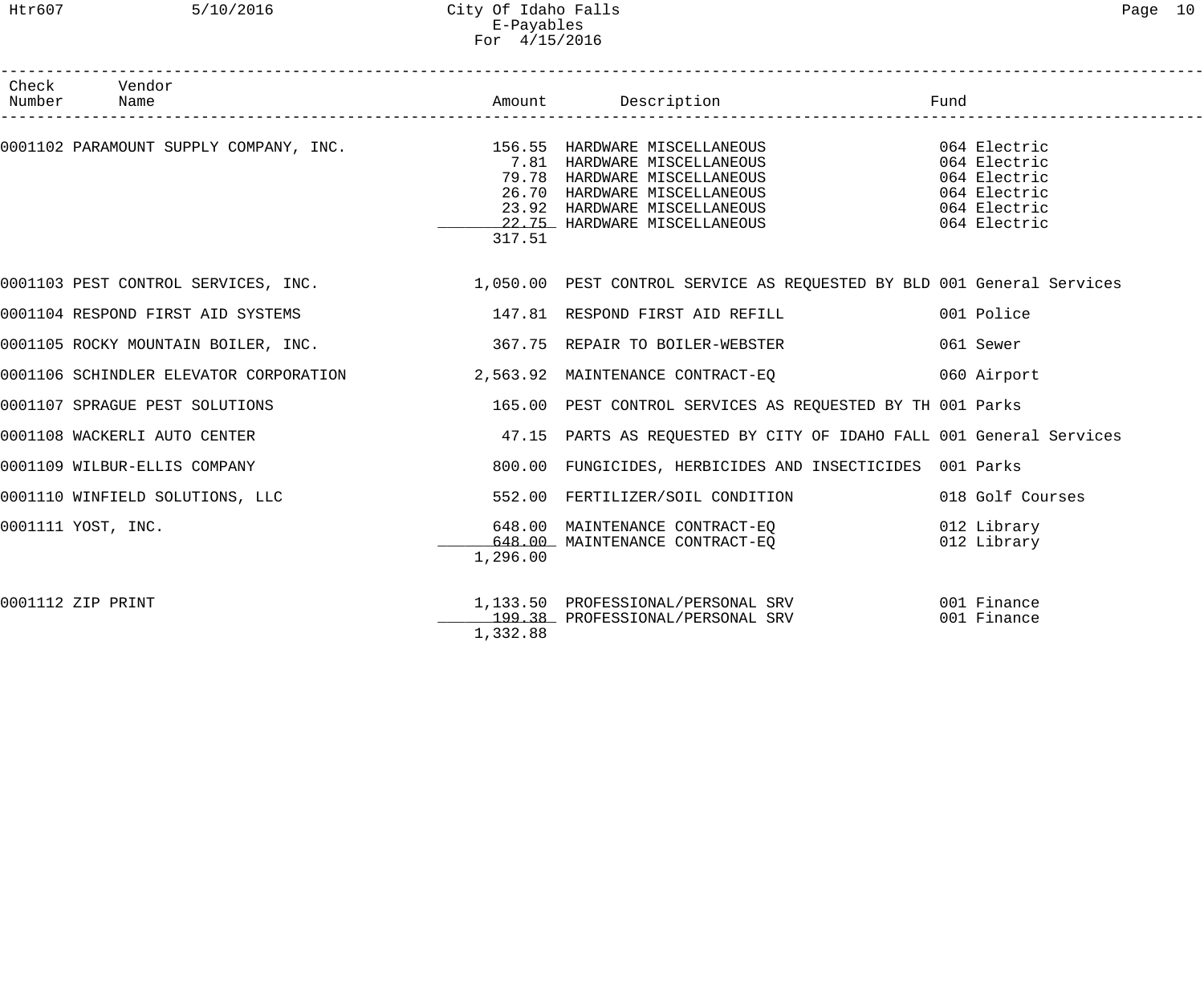| Check Number | Vendor Name | Amount | Description | Fund |
|---|---|---|---|---|
| 0001102 | PARAMOUNT SUPPLY COMPANY, INC. | 156.55 | HARDWARE MISCELLANEOUS | 064 Electric |
| | | 7.81 | HARDWARE MISCELLANEOUS | 064 Electric |
| | | 79.78 | HARDWARE MISCELLANEOUS | 064 Electric |
| | | 26.70 | HARDWARE MISCELLANEOUS | 064 Electric |
| | | 23.92 | HARDWARE MISCELLANEOUS | 064 Electric |
| | | 22.75 | HARDWARE MISCELLANEOUS | 064 Electric |
| | | 317.51 | | |
| 0001103 | PEST CONTROL SERVICES, INC. | 1,050.00 | PEST CONTROL SERVICE AS REQUESTED BY BLD | 001 General Services |
| 0001104 | RESPOND FIRST AID SYSTEMS | 147.81 | RESPOND FIRST AID REFILL | 001 Police |
| 0001105 | ROCKY MOUNTAIN BOILER, INC. | 367.75 | REPAIR TO BOILER-WEBSTER | 061 Sewer |
| 0001106 | SCHINDLER ELEVATOR CORPORATION | 2,563.92 | MAINTENANCE CONTRACT-EQ | 060 Airport |
| 0001107 | SPRAGUE PEST SOLUTIONS | 165.00 | PEST CONTROL SERVICES AS REQUESTED BY TH | 001 Parks |
| 0001108 | WACKERLI AUTO CENTER | 47.15 | PARTS AS REQUESTED BY CITY OF IDAHO FALL | 001 General Services |
| 0001109 | WILBUR-ELLIS COMPANY | 800.00 | FUNGICIDES, HERBICIDES AND INSECTICIDES | 001 Parks |
| 0001110 | WINFIELD SOLUTIONS, LLC | 552.00 | FERTILIZER/SOIL CONDITION | 018 Golf Courses |
| 0001111 | YOST, INC. | 648.00 | MAINTENANCE CONTRACT-EQ | 012 Library |
| | | 648.00 | MAINTENANCE CONTRACT-EQ | 012 Library |
| | | 1,296.00 | | |
| 0001112 | ZIP PRINT | 1,133.50 | PROFESSIONAL/PERSONAL SRV | 001 Finance |
| | | 199.38 | PROFESSIONAL/PERSONAL SRV | 001 Finance |
| | | 1,332.88 | | |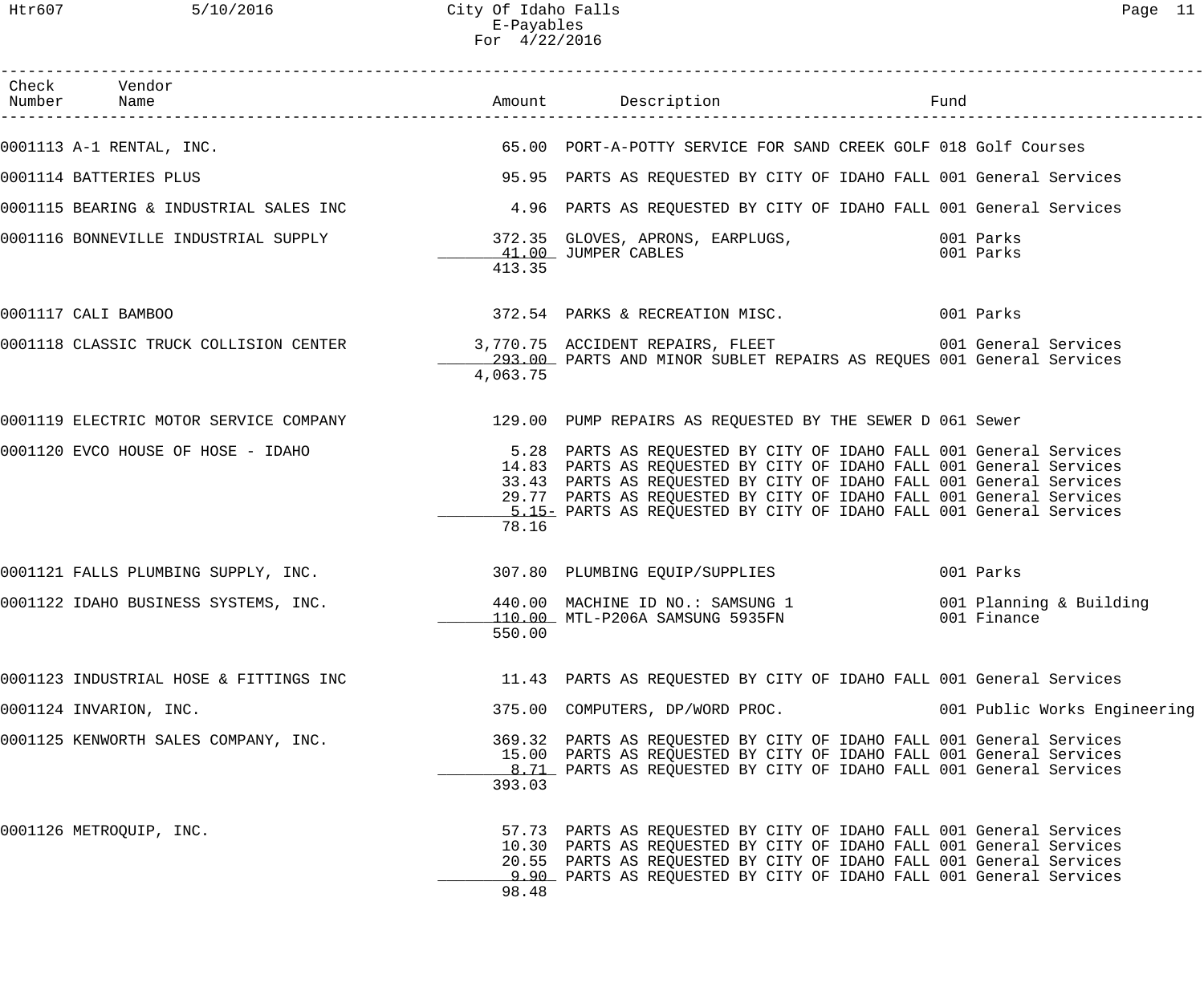City Of Idaho Falls
E-Payables
For 4/22/2016

| Check Number | Vendor Name | Amount | Description | Fund |
|---|---|---|---|---|
| 0001113 | A-1 RENTAL, INC. | 65.00 | PORT-A-POTTY SERVICE FOR SAND CREEK GOLF | 018 Golf Courses |
| 0001114 | BATTERIES PLUS | 95.95 | PARTS AS REQUESTED BY CITY OF IDAHO FALL | 001 General Services |
| 0001115 | BEARING & INDUSTRIAL SALES INC | 4.96 | PARTS AS REQUESTED BY CITY OF IDAHO FALL | 001 General Services |
| 0001116 | BONNEVILLE INDUSTRIAL SUPPLY | 372.35 | GLOVES, APRONS, EARPLUGS, | 001 Parks |
| | | 41.00 | JUMPER CABLES | 001 Parks |
| | | 413.35 | | |
| 0001117 | CALI BAMBOO | 372.54 | PARKS & RECREATION MISC. | 001 Parks |
| 0001118 | CLASSIC TRUCK COLLISION CENTER | 3,770.75 | ACCIDENT REPAIRS, FLEET | 001 General Services |
| | | 293.00 | PARTS AND MINOR SUBLET REPAIRS AS REQUES | 001 General Services |
| | | 4,063.75 | | |
| 0001119 | ELECTRIC MOTOR SERVICE COMPANY | 129.00 | PUMP REPAIRS AS REQUESTED BY THE SEWER D | 061 Sewer |
| 0001120 | EVCO HOUSE OF HOSE - IDAHO | 5.28 | PARTS AS REQUESTED BY CITY OF IDAHO FALL | 001 General Services |
| | | 14.83 | PARTS AS REQUESTED BY CITY OF IDAHO FALL | 001 General Services |
| | | 33.43 | PARTS AS REQUESTED BY CITY OF IDAHO FALL | 001 General Services |
| | | 29.77 | PARTS AS REQUESTED BY CITY OF IDAHO FALL | 001 General Services |
| | | 5.15- | PARTS AS REQUESTED BY CITY OF IDAHO FALL | 001 General Services |
| | | 78.16 | | |
| 0001121 | FALLS PLUMBING SUPPLY, INC. | 307.80 | PLUMBING EQUIP/SUPPLIES | 001 Parks |
| 0001122 | IDAHO BUSINESS SYSTEMS, INC. | 440.00 | MACHINE ID NO.: SAMSUNG 1 | 001 Planning & Building |
| | | 110.00 | MTL-P206A SAMSUNG 5935FN | 001 Finance |
| | | 550.00 | | |
| 0001123 | INDUSTRIAL HOSE & FITTINGS INC | 11.43 | PARTS AS REQUESTED BY CITY OF IDAHO FALL | 001 General Services |
| 0001124 | INVARION, INC. | 375.00 | COMPUTERS, DP/WORD PROC. | 001 Public Works Engineering |
| 0001125 | KENWORTH SALES COMPANY, INC. | 369.32 | PARTS AS REQUESTED BY CITY OF IDAHO FALL | 001 General Services |
| | | 15.00 | PARTS AS REQUESTED BY CITY OF IDAHO FALL | 001 General Services |
| | | 8.71 | PARTS AS REQUESTED BY CITY OF IDAHO FALL | 001 General Services |
| | | 393.03 | | |
| 0001126 | METROQUIP, INC. | 57.73 | PARTS AS REQUESTED BY CITY OF IDAHO FALL | 001 General Services |
| | | 10.30 | PARTS AS REQUESTED BY CITY OF IDAHO FALL | 001 General Services |
| | | 20.55 | PARTS AS REQUESTED BY CITY OF IDAHO FALL | 001 General Services |
| | | 9.90 | PARTS AS REQUESTED BY CITY OF IDAHO FALL | 001 General Services |
| | | 98.48 | | |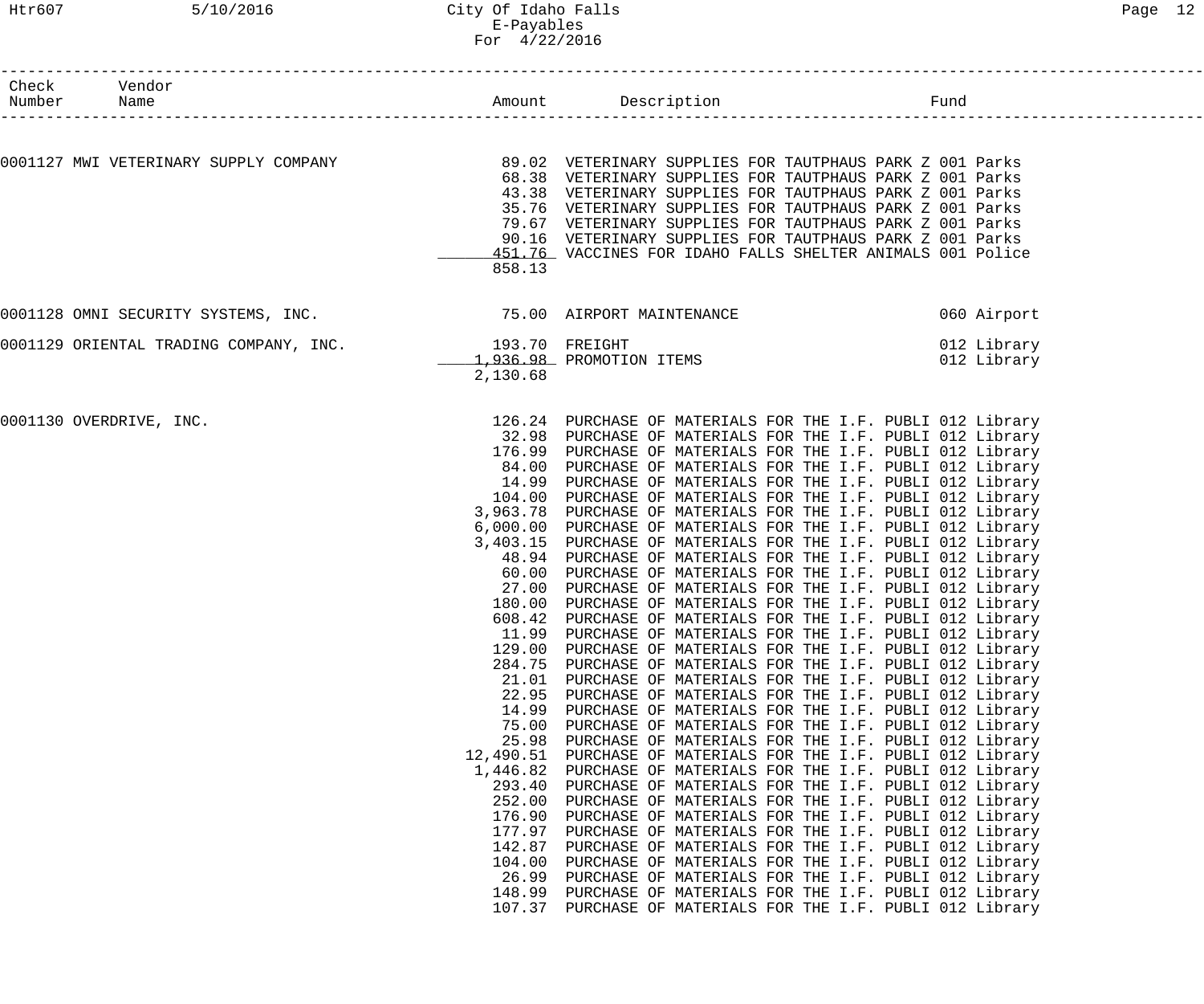| Check Number | Vendor Name | Amount | Description | Fund |
|---|---|---|---|---|
| 0001127 | MWI VETERINARY SUPPLY COMPANY | 89.02 | VETERINARY SUPPLIES FOR TAUTPHAUS PARK Z | 001 Parks |
| | | 68.38 | VETERINARY SUPPLIES FOR TAUTPHAUS PARK Z | 001 Parks |
| | | 43.38 | VETERINARY SUPPLIES FOR TAUTPHAUS PARK Z | 001 Parks |
| | | 35.76 | VETERINARY SUPPLIES FOR TAUTPHAUS PARK Z | 001 Parks |
| | | 79.67 | VETERINARY SUPPLIES FOR TAUTPHAUS PARK Z | 001 Parks |
| | | 90.16 | VETERINARY SUPPLIES FOR TAUTPHAUS PARK Z | 001 Parks |
| | | 451.76 | VACCINES FOR IDAHO FALLS SHELTER ANIMALS | 001 Police |
| | | 858.13 | | |
| 0001128 | OMNI SECURITY SYSTEMS, INC. | 75.00 | AIRPORT MAINTENANCE | 060 Airport |
| 0001129 | ORIENTAL TRADING COMPANY, INC. | 193.70 | FREIGHT | 012 Library |
| | | 1,936.98 | PROMOTION ITEMS | 012 Library |
| | | 2,130.68 | | |
| 0001130 | OVERDRIVE, INC. | 126.24 | PURCHASE OF MATERIALS FOR THE I.F. PUBLI | 012 Library |
| | | 32.98 | PURCHASE OF MATERIALS FOR THE I.F. PUBLI | 012 Library |
| | | 176.99 | PURCHASE OF MATERIALS FOR THE I.F. PUBLI | 012 Library |
| | | 84.00 | PURCHASE OF MATERIALS FOR THE I.F. PUBLI | 012 Library |
| | | 14.99 | PURCHASE OF MATERIALS FOR THE I.F. PUBLI | 012 Library |
| | | 104.00 | PURCHASE OF MATERIALS FOR THE I.F. PUBLI | 012 Library |
| | | 3,963.78 | PURCHASE OF MATERIALS FOR THE I.F. PUBLI | 012 Library |
| | | 6,000.00 | PURCHASE OF MATERIALS FOR THE I.F. PUBLI | 012 Library |
| | | 3,403.15 | PURCHASE OF MATERIALS FOR THE I.F. PUBLI | 012 Library |
| | | 48.94 | PURCHASE OF MATERIALS FOR THE I.F. PUBLI | 012 Library |
| | | 60.00 | PURCHASE OF MATERIALS FOR THE I.F. PUBLI | 012 Library |
| | | 27.00 | PURCHASE OF MATERIALS FOR THE I.F. PUBLI | 012 Library |
| | | 180.00 | PURCHASE OF MATERIALS FOR THE I.F. PUBLI | 012 Library |
| | | 608.42 | PURCHASE OF MATERIALS FOR THE I.F. PUBLI | 012 Library |
| | | 11.99 | PURCHASE OF MATERIALS FOR THE I.F. PUBLI | 012 Library |
| | | 129.00 | PURCHASE OF MATERIALS FOR THE I.F. PUBLI | 012 Library |
| | | 284.75 | PURCHASE OF MATERIALS FOR THE I.F. PUBLI | 012 Library |
| | | 21.01 | PURCHASE OF MATERIALS FOR THE I.F. PUBLI | 012 Library |
| | | 22.95 | PURCHASE OF MATERIALS FOR THE I.F. PUBLI | 012 Library |
| | | 14.99 | PURCHASE OF MATERIALS FOR THE I.F. PUBLI | 012 Library |
| | | 75.00 | PURCHASE OF MATERIALS FOR THE I.F. PUBLI | 012 Library |
| | | 25.98 | PURCHASE OF MATERIALS FOR THE I.F. PUBLI | 012 Library |
| | | 12,490.51 | PURCHASE OF MATERIALS FOR THE I.F. PUBLI | 012 Library |
| | | 1,446.82 | PURCHASE OF MATERIALS FOR THE I.F. PUBLI | 012 Library |
| | | 293.40 | PURCHASE OF MATERIALS FOR THE I.F. PUBLI | 012 Library |
| | | 252.00 | PURCHASE OF MATERIALS FOR THE I.F. PUBLI | 012 Library |
| | | 176.90 | PURCHASE OF MATERIALS FOR THE I.F. PUBLI | 012 Library |
| | | 177.97 | PURCHASE OF MATERIALS FOR THE I.F. PUBLI | 012 Library |
| | | 142.87 | PURCHASE OF MATERIALS FOR THE I.F. PUBLI | 012 Library |
| | | 104.00 | PURCHASE OF MATERIALS FOR THE I.F. PUBLI | 012 Library |
| | | 26.99 | PURCHASE OF MATERIALS FOR THE I.F. PUBLI | 012 Library |
| | | 148.99 | PURCHASE OF MATERIALS FOR THE I.F. PUBLI | 012 Library |
| | | 107.37 | PURCHASE OF MATERIALS FOR THE I.F. PUBLI | 012 Library |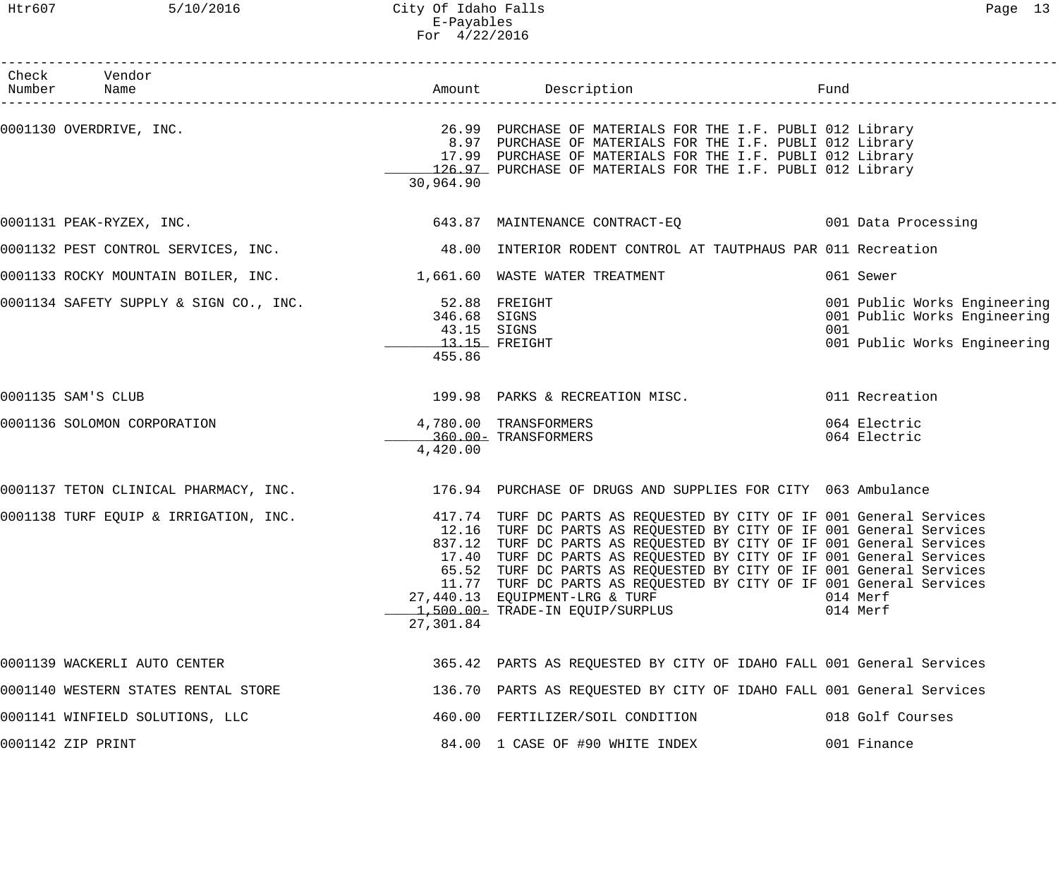| Check Number | Vendor Name | Amount | Description | Fund |
|---|---|---|---|---|
| 0001130 | OVERDRIVE, INC. | 26.99 | PURCHASE OF MATERIALS FOR THE I.F. PUBLI | 012 Library |
| | | 8.97 | PURCHASE OF MATERIALS FOR THE I.F. PUBLI | 012 Library |
| | | 17.99 | PURCHASE OF MATERIALS FOR THE I.F. PUBLI | 012 Library |
| | | 126.97 | PURCHASE OF MATERIALS FOR THE I.F. PUBLI | 012 Library |
| | | 30,964.90 | | |
| 0001131 | PEAK-RYZEX, INC. | 643.87 | MAINTENANCE CONTRACT-EQ | 001 Data Processing |
| 0001132 | PEST CONTROL SERVICES, INC. | 48.00 | INTERIOR RODENT CONTROL AT TAUTPHAUS PAR | 011 Recreation |
| 0001133 | ROCKY MOUNTAIN BOILER, INC. | 1,661.60 | WASTE WATER TREATMENT | 061 Sewer |
| 0001134 | SAFETY SUPPLY & SIGN CO., INC. | 52.88 | FREIGHT | 001 Public Works Engineering |
| | | 346.68 | SIGNS | 001 Public Works Engineering |
| | | 43.15 | SIGNS | 001 |
| | | 13.15 | FREIGHT | 001 Public Works Engineering |
| | | 455.86 | | |
| 0001135 | SAM'S CLUB | 199.98 | PARKS & RECREATION MISC. | 011 Recreation |
| 0001136 | SOLOMON CORPORATION | 4,780.00 | TRANSFORMERS | 064 Electric |
| | | 360.00- | TRANSFORMERS | 064 Electric |
| | | 4,420.00 | | |
| 0001137 | TETON CLINICAL PHARMACY, INC. | 176.94 | PURCHASE OF DRUGS AND SUPPLIES FOR CITY | 063 Ambulance |
| 0001138 | TURF EQUIP & IRRIGATION, INC. | 417.74 | TURF DC PARTS AS REQUESTED BY CITY OF IF | 001 General Services |
| | | 12.16 | TURF DC PARTS AS REQUESTED BY CITY OF IF | 001 General Services |
| | | 837.12 | TURF DC PARTS AS REQUESTED BY CITY OF IF | 001 General Services |
| | | 17.40 | TURF DC PARTS AS REQUESTED BY CITY OF IF | 001 General Services |
| | | 65.52 | TURF DC PARTS AS REQUESTED BY CITY OF IF | 001 General Services |
| | | 11.77 | TURF DC PARTS AS REQUESTED BY CITY OF IF | 001 General Services |
| | | 27,440.13 | EQUIPMENT-LRG & TURF | 014 Merf |
| | | 1,500.00- | TRADE-IN EQUIP/SURPLUS | 014 Merf |
| | | 27,301.84 | | |
| 0001139 | WACKERLI AUTO CENTER | 365.42 | PARTS AS REQUESTED BY CITY OF IDAHO FALL | 001 General Services |
| 0001140 | WESTERN STATES RENTAL STORE | 136.70 | PARTS AS REQUESTED BY CITY OF IDAHO FALL | 001 General Services |
| 0001141 | WINFIELD SOLUTIONS, LLC | 460.00 | FERTILIZER/SOIL CONDITION | 018 Golf Courses |
| 0001142 | ZIP PRINT | 84.00 | 1 CASE OF #90 WHITE INDEX | 001 Finance |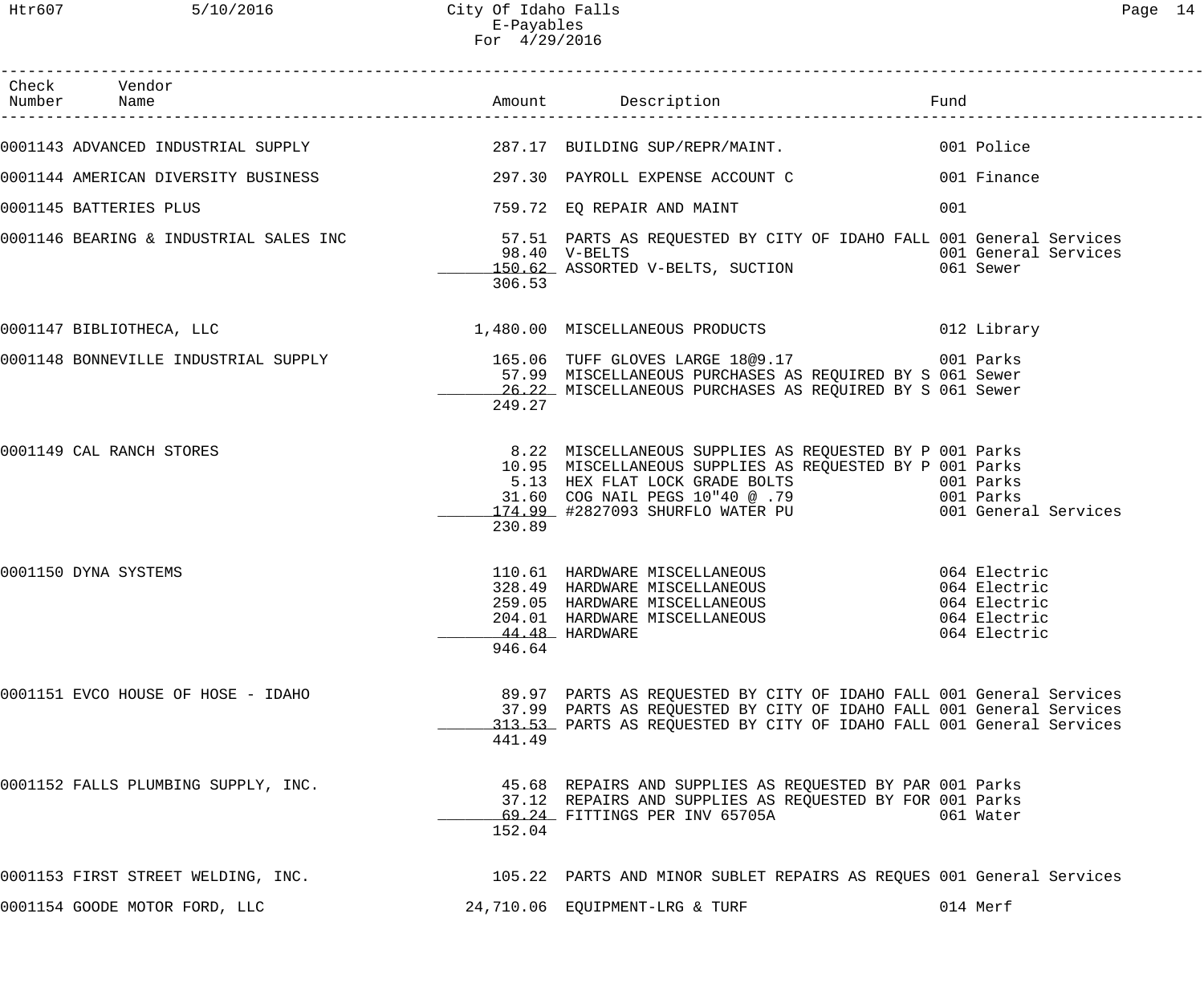# City Of Idaho Falls
## E-Payables
### For 4/29/2016

| Check Number | Vendor Name | Amount | Description | Fund |
|---|---|---|---|---|
| 0001143 | ADVANCED INDUSTRIAL SUPPLY | 287.17 | BUILDING SUP/REPR/MAINT. | 001 Police |
| 0001144 | AMERICAN DIVERSITY BUSINESS | 297.30 | PAYROLL EXPENSE ACCOUNT C | 001 Finance |
| 0001145 | BATTERIES PLUS | 759.72 | EQ REPAIR AND MAINT | 001 |
| 0001146 | BEARING & INDUSTRIAL SALES INC | 57.51 | PARTS AS REQUESTED BY CITY OF IDAHO FALL | 001 General Services |
| | | 98.40 | V-BELTS | 001 General Services |
| | | 150.62 | ASSORTED V-BELTS, SUCTION | 061 Sewer |
| | | 306.53 | | |
| 0001147 | BIBLIOTHECA, LLC | 1,480.00 | MISCELLANEOUS PRODUCTS | 012 Library |
| 0001148 | BONNEVILLE INDUSTRIAL SUPPLY | 165.06 | TUFF GLOVES LARGE 18@9.17 | 001 Parks |
| | | 57.99 | MISCELLANEOUS PURCHASES AS REQUIRED BY S | 061 Sewer |
| | | 26.22 | MISCELLANEOUS PURCHASES AS REQUIRED BY S | 061 Sewer |
| | | 249.27 | | |
| 0001149 | CAL RANCH STORES | 8.22 | MISCELLANEOUS SUPPLIES AS REQUESTED BY P | 001 Parks |
| | | 10.95 | MISCELLANEOUS SUPPLIES AS REQUESTED BY P | 001 Parks |
| | | 5.13 | HEX FLAT LOCK GRADE BOLTS | 001 Parks |
| | | 31.60 | COG NAIL PEGS 10"40 @ .79 | 001 Parks |
| | | 174.99 | #2827093 SHURFLO WATER PU | 001 General Services |
| | | 230.89 | | |
| 0001150 | DYNA SYSTEMS | 110.61 | HARDWARE MISCELLANEOUS | 064 Electric |
| | | 328.49 | HARDWARE MISCELLANEOUS | 064 Electric |
| | | 259.05 | HARDWARE MISCELLANEOUS | 064 Electric |
| | | 204.01 | HARDWARE MISCELLANEOUS | 064 Electric |
| | | 44.48 | HARDWARE | 064 Electric |
| | | 946.64 | | |
| 0001151 | EVCO HOUSE OF HOSE - IDAHO | 89.97 | PARTS AS REQUESTED BY CITY OF IDAHO FALL | 001 General Services |
| | | 37.99 | PARTS AS REQUESTED BY CITY OF IDAHO FALL | 001 General Services |
| | | 313.53 | PARTS AS REQUESTED BY CITY OF IDAHO FALL | 001 General Services |
| | | 441.49 | | |
| 0001152 | FALLS PLUMBING SUPPLY, INC. | 45.68 | REPAIRS AND SUPPLIES AS REQUESTED BY PAR | 001 Parks |
| | | 37.12 | REPAIRS AND SUPPLIES AS REQUESTED BY FOR | 001 Parks |
| | | 69.24 | FITTINGS PER INV 65705A | 061 Water |
| | | 152.04 | | |
| 0001153 | FIRST STREET WELDING, INC. | 105.22 | PARTS AND MINOR SUBLET REPAIRS AS REQUES | 001 General Services |
| 0001154 | GOODE MOTOR FORD, LLC | 24,710.06 | EQUIPMENT-LRG & TURF | 014 Merf |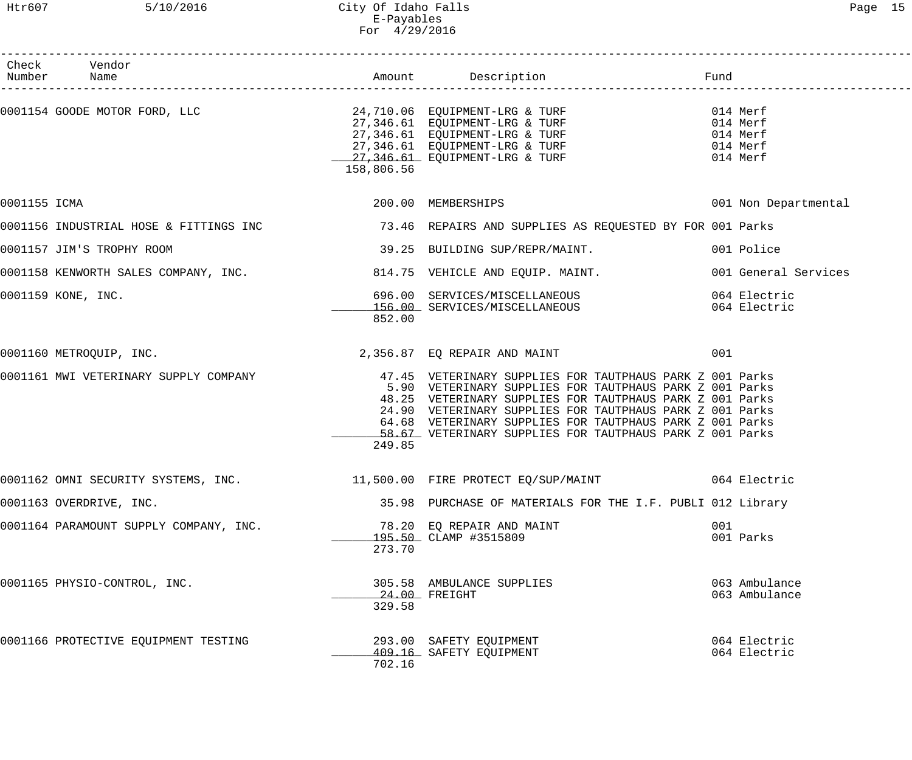| Check Number | Vendor Name | Amount | Description | Fund |
|---|---|---|---|---|
| 0001154 | GOODE MOTOR FORD, LLC | 24,710.06 | EQUIPMENT-LRG & TURF | 014 Merf |
| | | 27,346.61 | EQUIPMENT-LRG & TURF | 014 Merf |
| | | 27,346.61 | EQUIPMENT-LRG & TURF | 014 Merf |
| | | 27,346.61 | EQUIPMENT-LRG & TURF | 014 Merf |
| | | 27,346.61 | EQUIPMENT-LRG & TURF | 014 Merf |
| | | 158,806.56 | | |
| 0001155 | ICMA | 200.00 | MEMBERSHIPS | 001 Non Departmental |
| 0001156 | INDUSTRIAL HOSE & FITTINGS INC | 73.46 | REPAIRS AND SUPPLIES AS REQUESTED BY FOR | 001 Parks |
| 0001157 | JIM'S TROPHY ROOM | 39.25 | BUILDING SUP/REPR/MAINT. | 001 Police |
| 0001158 | KENWORTH SALES COMPANY, INC. | 814.75 | VEHICLE AND EQUIP. MAINT. | 001 General Services |
| 0001159 | KONE, INC. | 696.00 | SERVICES/MISCELLANEOUS | 064 Electric |
| | | 156.00 | SERVICES/MISCELLANEOUS | 064 Electric |
| | | 852.00 | | |
| 0001160 | METROQUIP, INC. | 2,356.87 | EQ REPAIR AND MAINT | 001 |
| 0001161 | MWI VETERINARY SUPPLY COMPANY | 47.45 | VETERINARY SUPPLIES FOR TAUTPHAUS PARK Z | 001 Parks |
| | | 5.90 | VETERINARY SUPPLIES FOR TAUTPHAUS PARK Z | 001 Parks |
| | | 48.25 | VETERINARY SUPPLIES FOR TAUTPHAUS PARK Z | 001 Parks |
| | | 24.90 | VETERINARY SUPPLIES FOR TAUTPHAUS PARK Z | 001 Parks |
| | | 64.68 | VETERINARY SUPPLIES FOR TAUTPHAUS PARK Z | 001 Parks |
| | | 58.67 | VETERINARY SUPPLIES FOR TAUTPHAUS PARK Z | 001 Parks |
| | | 249.85 | | |
| 0001162 | OMNI SECURITY SYSTEMS, INC. | 11,500.00 | FIRE PROTECT EQ/SUP/MAINT | 064 Electric |
| 0001163 | OVERDRIVE, INC. | 35.98 | PURCHASE OF MATERIALS FOR THE I.F. PUBLI | 012 Library |
| 0001164 | PARAMOUNT SUPPLY COMPANY, INC. | 78.20 | EQ REPAIR AND MAINT | 001 |
| | | 195.50 | CLAMP #3515809 | 001 Parks |
| | | 273.70 | | |
| 0001165 | PHYSIO-CONTROL, INC. | 305.58 | AMBULANCE SUPPLIES | 063 Ambulance |
| | | 24.00 | FREIGHT | 063 Ambulance |
| | | 329.58 | | |
| 0001166 | PROTECTIVE EQUIPMENT TESTING | 293.00 | SAFETY EQUIPMENT | 064 Electric |
| | | 409.16 | SAFETY EQUIPMENT | 064 Electric |
| | | 702.16 | | |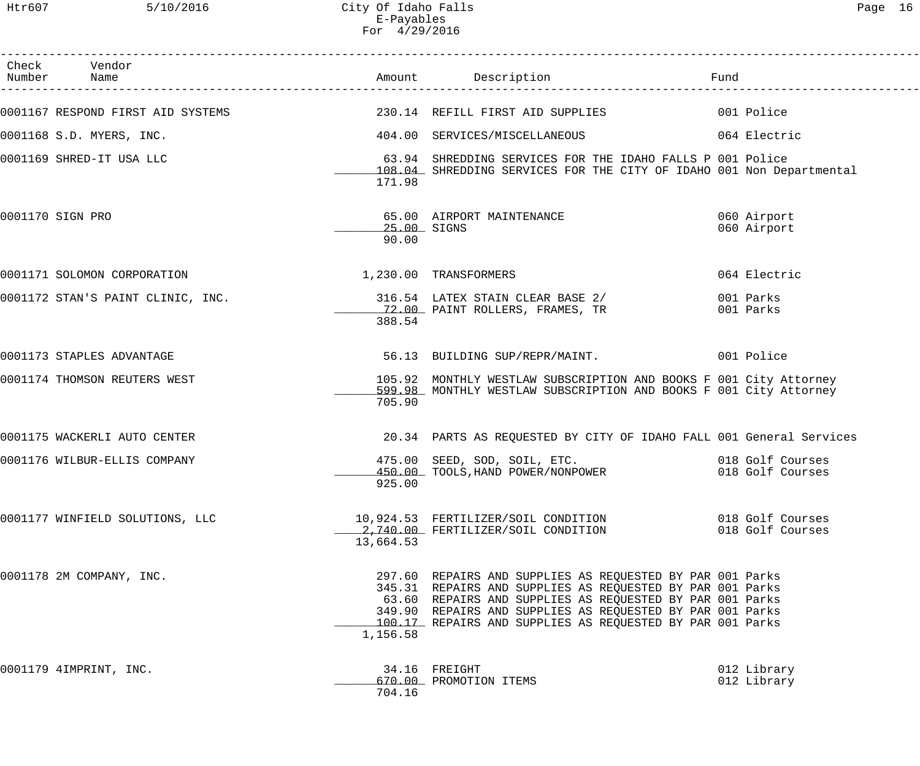| Check Number | Vendor Name | Amount | Description | Fund |
|---|---|---|---|---|
| 0001167 | RESPOND FIRST AID SYSTEMS | 230.14 | REFILL FIRST AID SUPPLIES | 001 Police |
| 0001168 | S.D. MYERS, INC. | 404.00 | SERVICES/MISCELLANEOUS | 064 Electric |
| 0001169 | SHRED-IT USA LLC | 63.94 | SHREDDING SERVICES FOR THE IDAHO FALLS P | 001 Police |
| | | 108.04 | SHREDDING SERVICES FOR THE CITY OF IDAHO | 001 Non Departmental |
| | | 171.98 | | |
| 0001170 | SIGN PRO | 65.00 | AIRPORT MAINTENANCE | 060 Airport |
| | | 25.00 | SIGNS | 060 Airport |
| | | 90.00 | | |
| 0001171 | SOLOMON CORPORATION | 1,230.00 | TRANSFORMERS | 064 Electric |
| 0001172 | STAN'S PAINT CLINIC, INC. | 316.54 | LATEX STAIN CLEAR BASE 2/ | 001 Parks |
| | | 72.00 | PAINT ROLLERS, FRAMES, TR | 001 Parks |
| | | 388.54 | | |
| 0001173 | STAPLES ADVANTAGE | 56.13 | BUILDING SUP/REPR/MAINT. | 001 Police |
| 0001174 | THOMSON REUTERS WEST | 105.92 | MONTHLY WESTLAW SUBSCRIPTION AND BOOKS F | 001 City Attorney |
| | | 599.98 | MONTHLY WESTLAW SUBSCRIPTION AND BOOKS F | 001 City Attorney |
| | | 705.90 | | |
| 0001175 | WACKERLI AUTO CENTER | 20.34 | PARTS AS REQUESTED BY CITY OF IDAHO FALL | 001 General Services |
| 0001176 | WILBUR-ELLIS COMPANY | 475.00 | SEED, SOD, SOIL, ETC. | 018 Golf Courses |
| | | 450.00 | TOOLS,HAND POWER/NONPOWER | 018 Golf Courses |
| | | 925.00 | | |
| 0001177 | WINFIELD SOLUTIONS, LLC | 10,924.53 | FERTILIZER/SOIL CONDITION | 018 Golf Courses |
| | | 2,740.00 | FERTILIZER/SOIL CONDITION | 018 Golf Courses |
| | | 13,664.53 | | |
| 0001178 | 2M COMPANY, INC. | 297.60 | REPAIRS AND SUPPLIES AS REQUESTED BY PAR | 001 Parks |
| | | 345.31 | REPAIRS AND SUPPLIES AS REQUESTED BY PAR | 001 Parks |
| | | 63.60 | REPAIRS AND SUPPLIES AS REQUESTED BY PAR | 001 Parks |
| | | 349.90 | REPAIRS AND SUPPLIES AS REQUESTED BY PAR | 001 Parks |
| | | 100.17 | REPAIRS AND SUPPLIES AS REQUESTED BY PAR | 001 Parks |
| | | 1,156.58 | | |
| 0001179 | 4IMPRINT, INC. | 34.16 | FREIGHT | 012 Library |
| | | 670.00 | PROMOTION ITEMS | 012 Library |
| | | 704.16 | | |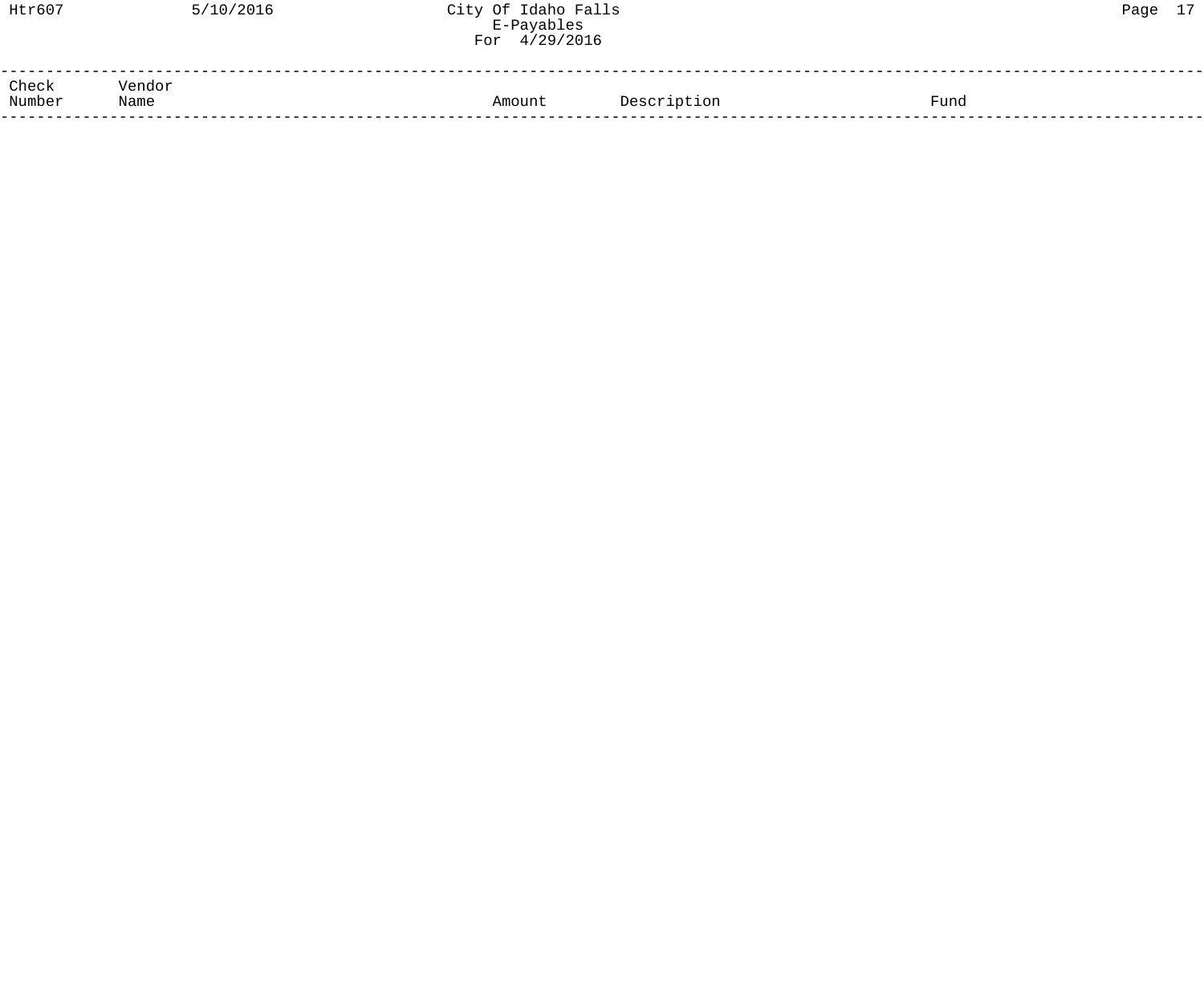| Check Number | Vendor Name | Amount | Description | Fund |
| --- | --- | --- | --- | --- |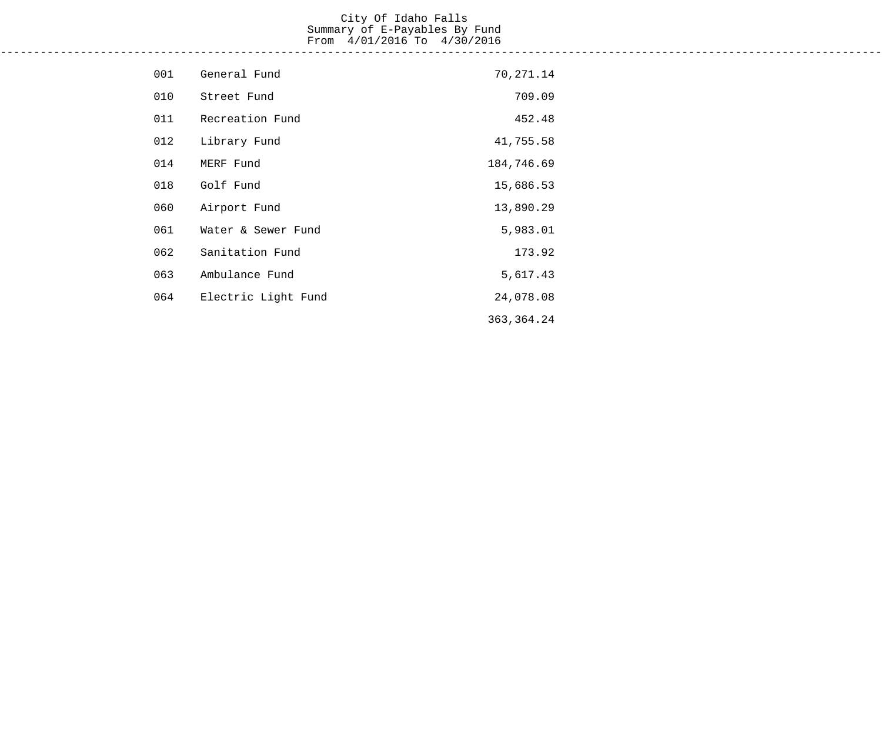City Of Idaho Falls
Summary of E-Payables By Fund
From 4/01/2016 To 4/30/2016

| | | |
|---|---|---|
| 001 | General Fund | 70,271.14 |
| 010 | Street Fund | 709.09 |
| 011 | Recreation Fund | 452.48 |
| 012 | Library Fund | 41,755.58 |
| 014 | MERF Fund | 184,746.69 |
| 018 | Golf Fund | 15,686.53 |
| 060 | Airport Fund | 13,890.29 |
| 061 | Water & Sewer Fund | 5,983.01 |
| 062 | Sanitation Fund | 173.92 |
| 063 | Ambulance Fund | 5,617.43 |
| 064 | Electric Light Fund | 24,078.08 |
| | | 363,364.24 |